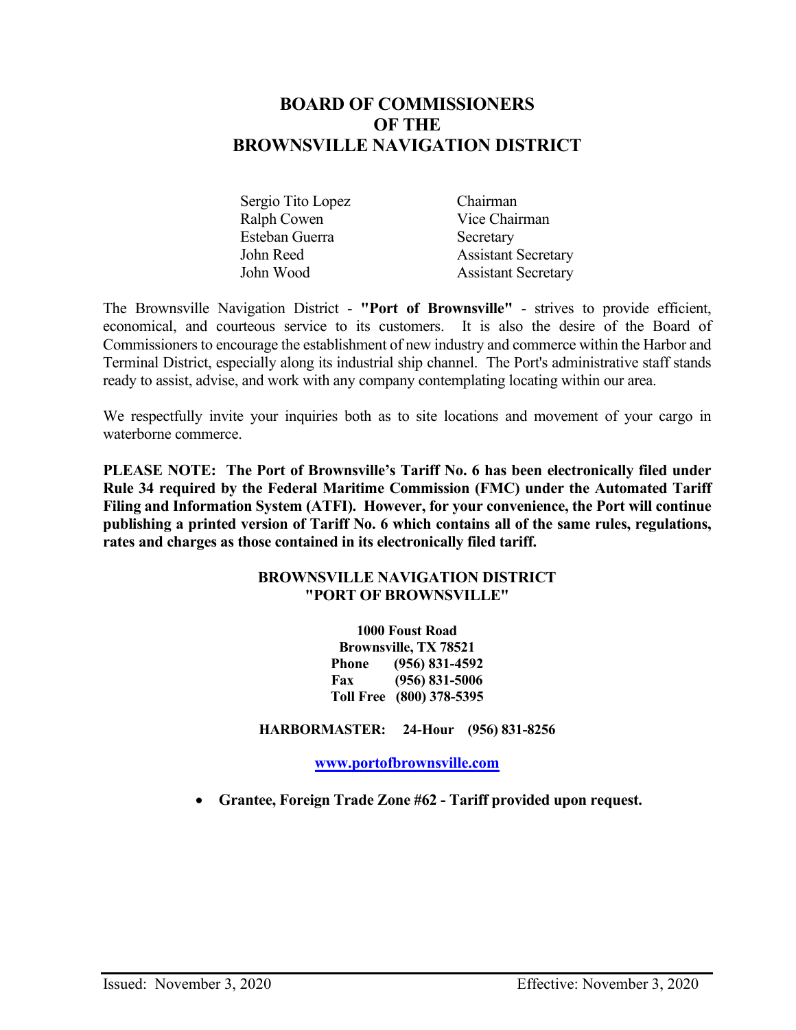# BOARD OF COMMISSIONERS OF THE BROWNSVILLE NAVIGATION DISTRICT

| | |
|---|---|
| Sergio Tito Lopez | Chairman |
| Ralph Cowen | Vice Chairman |
| Esteban Guerra | Secretary |
| John Reed | Assistant Secretary |
| John Wood | Assistant Secretary |

The Brownsville Navigation District - **"Port of Brownsville"** - strives to provide efficient, economical, and courteous service to its customers. It is also the desire of the Board of Commissioners to encourage the establishment of new industry and commerce within the Harbor and Terminal District, especially along its industrial ship channel. The Port's administrative staff stands ready to assist, advise, and work with any company contemplating locating within our area.

We respectfully invite your inquiries both as to site locations and movement of your cargo in waterborne commerce.

**PLEASE NOTE: The Port of Brownsville's Tariff No. 6 has been electronically filed under Rule 34 required by the Federal Maritime Commission (FMC) under the Automated Tariff Filing and Information System (ATFI). However, for your convenience, the Port will continue publishing a printed version of Tariff No. 6 which contains all of the same rules, regulations, rates and charges as those contained in its electronically filed tariff.**

**BROWNSVILLE NAVIGATION DISTRICT**
**"PORT OF BROWNSVILLE"**

**1000 Foust Road**
**Brownsville, TX 78521**
**Phone (956) 831-4592**
**Fax (956) 831-5006**
**Toll Free (800) 378-5395**

**HARBORMASTER: 24-Hour (956) 831-8256**

**www.portofbrownsville.com**

- **Grantee, Foreign Trade Zone #62 - Tariff provided upon request.**

Issued: November 3, 2020 Effective: November 3, 2020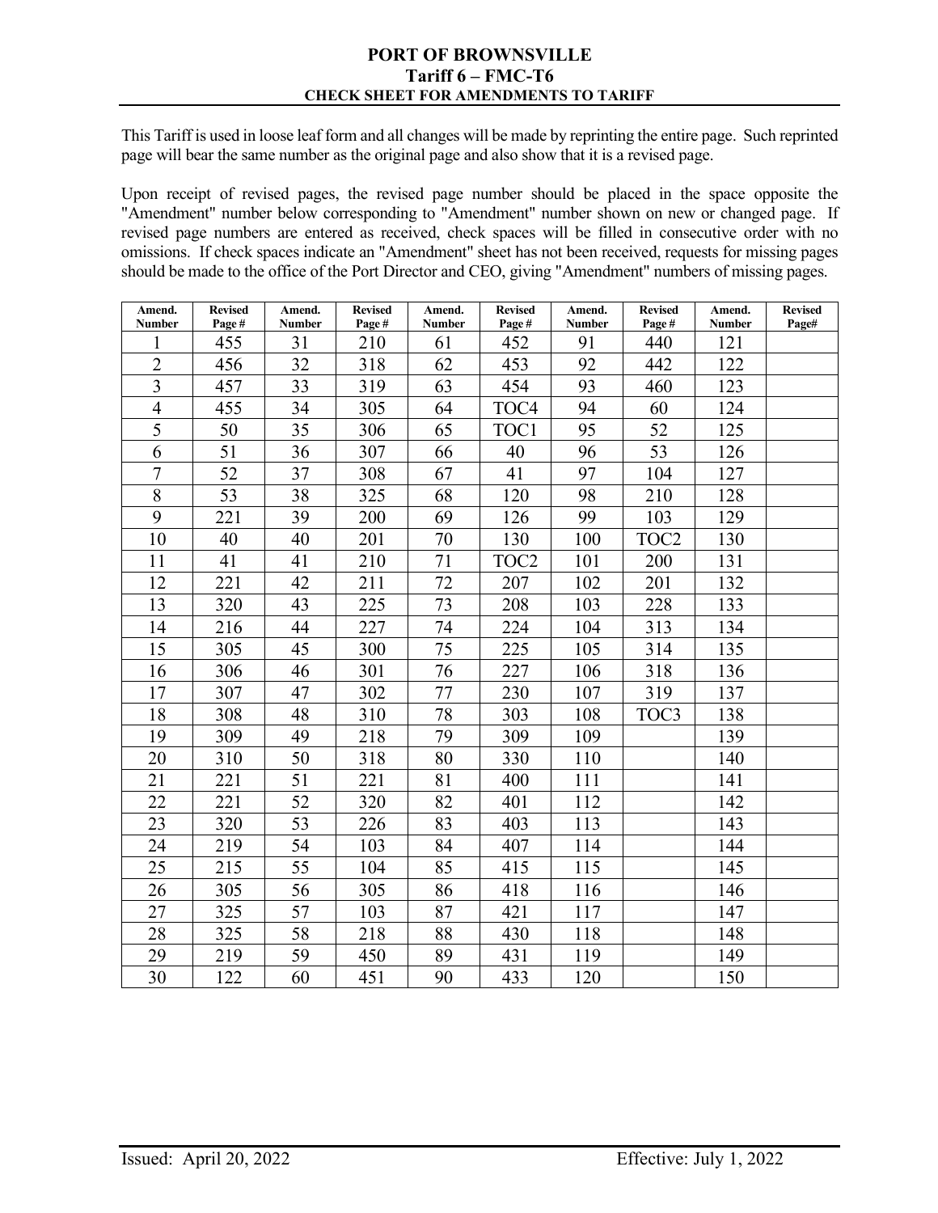**PORT OF BROWNSVILLE**
**Tariff 6 – FMC-T6**
**CHECK SHEET FOR AMENDMENTS TO TARIFF**

This Tariff is used in loose leaf form and all changes will be made by reprinting the entire page. Such reprinted page will bear the same number as the original page and also show that it is a revised page.

Upon receipt of revised pages, the revised page number should be placed in the space opposite the "Amendment" number below corresponding to "Amendment" number shown on new or changed page. If revised page numbers are entered as received, check spaces will be filled in consecutive order with no omissions. If check spaces indicate an "Amendment" sheet has not been received, requests for missing pages should be made to the office of the Port Director and CEO, giving "Amendment" numbers of missing pages.

| Amend. Number | Revised Page # | Amend. Number | Revised Page # | Amend. Number | Revised Page # | Amend. Number | Revised Page # | Amend. Number | Revised Page# |
|---|---|---|---|---|---|---|---|---|---|
| 1 | 455 | 31 | 210 | 61 | 452 | 91 | 440 | 121 | |
| 2 | 456 | 32 | 318 | 62 | 453 | 92 | 442 | 122 | |
| 3 | 457 | 33 | 319 | 63 | 454 | 93 | 460 | 123 | |
| 4 | 455 | 34 | 305 | 64 | TOC4 | 94 | 60 | 124 | |
| 5 | 50 | 35 | 306 | 65 | TOC1 | 95 | 52 | 125 | |
| 6 | 51 | 36 | 307 | 66 | 40 | 96 | 53 | 126 | |
| 7 | 52 | 37 | 308 | 67 | 41 | 97 | 104 | 127 | |
| 8 | 53 | 38 | 325 | 68 | 120 | 98 | 210 | 128 | |
| 9 | 221 | 39 | 200 | 69 | 126 | 99 | 103 | 129 | |
| 10 | 40 | 40 | 201 | 70 | 130 | 100 | TOC2 | 130 | |
| 11 | 41 | 41 | 210 | 71 | TOC2 | 101 | 200 | 131 | |
| 12 | 221 | 42 | 211 | 72 | 207 | 102 | 201 | 132 | |
| 13 | 320 | 43 | 225 | 73 | 208 | 103 | 228 | 133 | |
| 14 | 216 | 44 | 227 | 74 | 224 | 104 | 313 | 134 | |
| 15 | 305 | 45 | 300 | 75 | 225 | 105 | 314 | 135 | |
| 16 | 306 | 46 | 301 | 76 | 227 | 106 | 318 | 136 | |
| 17 | 307 | 47 | 302 | 77 | 230 | 107 | 319 | 137 | |
| 18 | 308 | 48 | 310 | 78 | 303 | 108 | TOC3 | 138 | |
| 19 | 309 | 49 | 218 | 79 | 309 | 109 | | 139 | |
| 20 | 310 | 50 | 318 | 80 | 330 | 110 | | 140 | |
| 21 | 221 | 51 | 221 | 81 | 400 | 111 | | 141 | |
| 22 | 221 | 52 | 320 | 82 | 401 | 112 | | 142 | |
| 23 | 320 | 53 | 226 | 83 | 403 | 113 | | 143 | |
| 24 | 219 | 54 | 103 | 84 | 407 | 114 | | 144 | |
| 25 | 215 | 55 | 104 | 85 | 415 | 115 | | 145 | |
| 26 | 305 | 56 | 305 | 86 | 418 | 116 | | 146 | |
| 27 | 325 | 57 | 103 | 87 | 421 | 117 | | 147 | |
| 28 | 325 | 58 | 218 | 88 | 430 | 118 | | 148 | |
| 29 | 219 | 59 | 450 | 89 | 431 | 119 | | 149 | |
| 30 | 122 | 60 | 451 | 90 | 433 | 120 | | 150 | |

Issued: April 20, 2022 Effective: July 1, 2022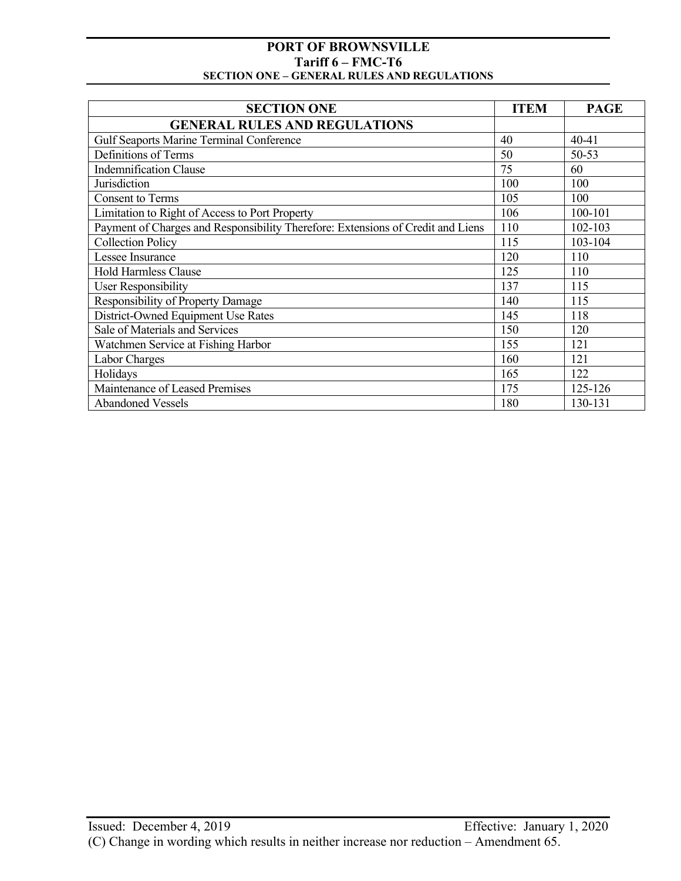| SECTION ONE | ITEM | PAGE |
|---|---|---|
| **GENERAL RULES AND REGULATIONS** | | |
| Gulf Seaports Marine Terminal Conference | 40 | 40-41 |
| Definitions of Terms | 50 | 50-53 |
| Indemnification Clause | 75 | 60 |
| Jurisdiction | 100 | 100 |
| Consent to Terms | 105 | 100 |
| Limitation to Right of Access to Port Property | 106 | 100-101 |
| Payment of Charges and Responsibility Therefore: Extensions of Credit and Liens | 110 | 102-103 |
| Collection Policy | 115 | 103-104 |
| Lessee Insurance | 120 | 110 |
| Hold Harmless Clause | 125 | 110 |
| User Responsibility | 137 | 115 |
| Responsibility of Property Damage | 140 | 115 |
| District-Owned Equipment Use Rates | 145 | 118 |
| Sale of Materials and Services | 150 | 120 |
| Watchmen Service at Fishing Harbor | 155 | 121 |
| Labor Charges | 160 | 121 |
| Holidays | 165 | 122 |
| Maintenance of Leased Premises | 175 | 125-126 |
| Abandoned Vessels | 180 | 130-131 |

Issued: December 4, 2019 Effective: January 1, 2020

(C) Change in wording which results in neither increase nor reduction – Amendment 65.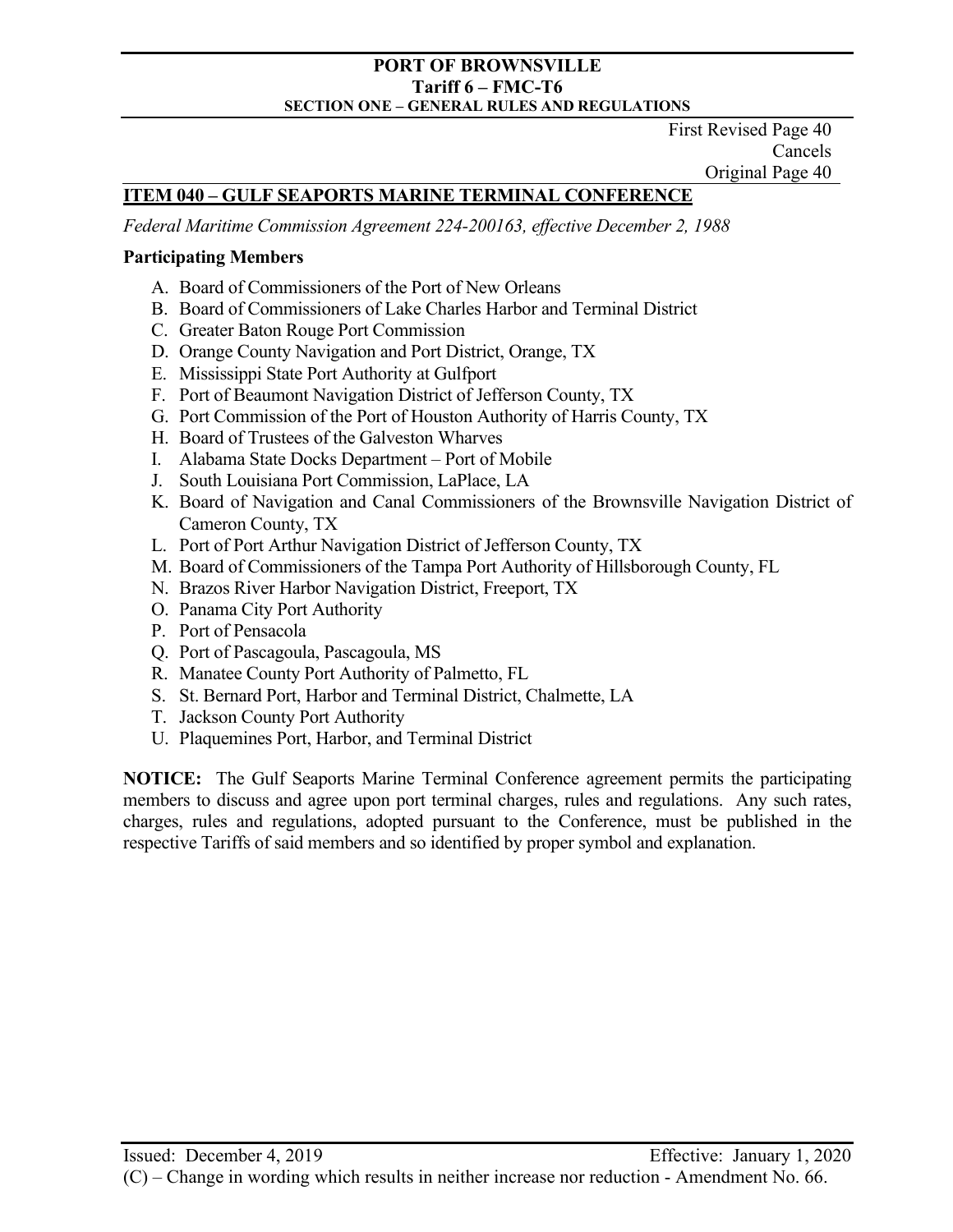First Revised Page 40
Cancels
Original Page 40

## ITEM 040 – GULF SEAPORTS MARINE TERMINAL CONFERENCE

*Federal Maritime Commission Agreement 224-200163, effective December 2, 1988*

**Participating Members**

A. Board of Commissioners of the Port of New Orleans
B. Board of Commissioners of Lake Charles Harbor and Terminal District
C. Greater Baton Rouge Port Commission
D. Orange County Navigation and Port District, Orange, TX
E. Mississippi State Port Authority at Gulfport
F. Port of Beaumont Navigation District of Jefferson County, TX
G. Port Commission of the Port of Houston Authority of Harris County, TX
H. Board of Trustees of the Galveston Wharves
I. Alabama State Docks Department – Port of Mobile
J. South Louisiana Port Commission, LaPlace, LA
K. Board of Navigation and Canal Commissioners of the Brownsville Navigation District of Cameron County, TX
L. Port of Port Arthur Navigation District of Jefferson County, TX
M. Board of Commissioners of the Tampa Port Authority of Hillsborough County, FL
N. Brazos River Harbor Navigation District, Freeport, TX
O. Panama City Port Authority
P. Port of Pensacola
Q. Port of Pascagoula, Pascagoula, MS
R. Manatee County Port Authority of Palmetto, FL
S. St. Bernard Port, Harbor and Terminal District, Chalmette, LA
T. Jackson County Port Authority
U. Plaquemines Port, Harbor, and Terminal District

**NOTICE:** The Gulf Seaports Marine Terminal Conference agreement permits the participating members to discuss and agree upon port terminal charges, rules and regulations. Any such rates, charges, rules and regulations, adopted pursuant to the Conference, must be published in the respective Tariffs of said members and so identified by proper symbol and explanation.

Issued: December 4, 2019 Effective: January 1, 2020

(C) – Change in wording which results in neither increase nor reduction - Amendment No. 66.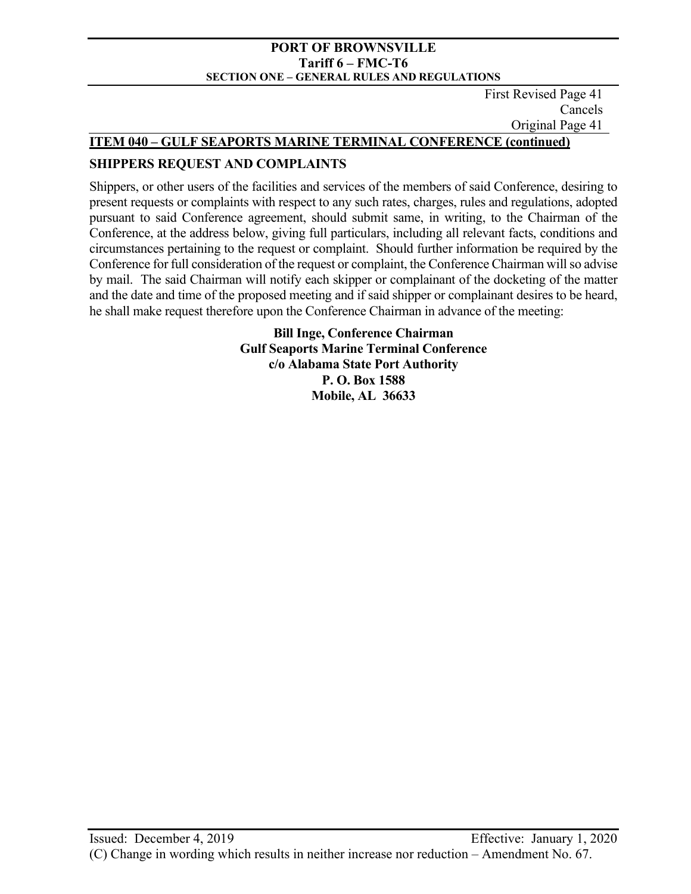First Revised Page 41
Cancels
Original Page 41

## ITEM 040 – GULF SEAPORTS MARINE TERMINAL CONFERENCE (continued)

### SHIPPERS REQUEST AND COMPLAINTS

Shippers, or other users of the facilities and services of the members of said Conference, desiring to present requests or complaints with respect to any such rates, charges, rules and regulations, adopted pursuant to said Conference agreement, should submit same, in writing, to the Chairman of the Conference, at the address below, giving full particulars, including all relevant facts, conditions and circumstances pertaining to the request or complaint. Should further information be required by the Conference for full consideration of the request or complaint, the Conference Chairman will so advise by mail. The said Chairman will notify each skipper or complainant of the docketing of the matter and the date and time of the proposed meeting and if said shipper or complainant desires to be heard, he shall make request therefore upon the Conference Chairman in advance of the meeting:

**Bill Inge, Conference Chairman**
**Gulf Seaports Marine Terminal Conference**
**c/o Alabama State Port Authority**
**P. O. Box 1588**
**Mobile, AL 36633**

Issued: December 4, 2019 Effective: January 1, 2020
(C) Change in wording which results in neither increase nor reduction – Amendment No. 67.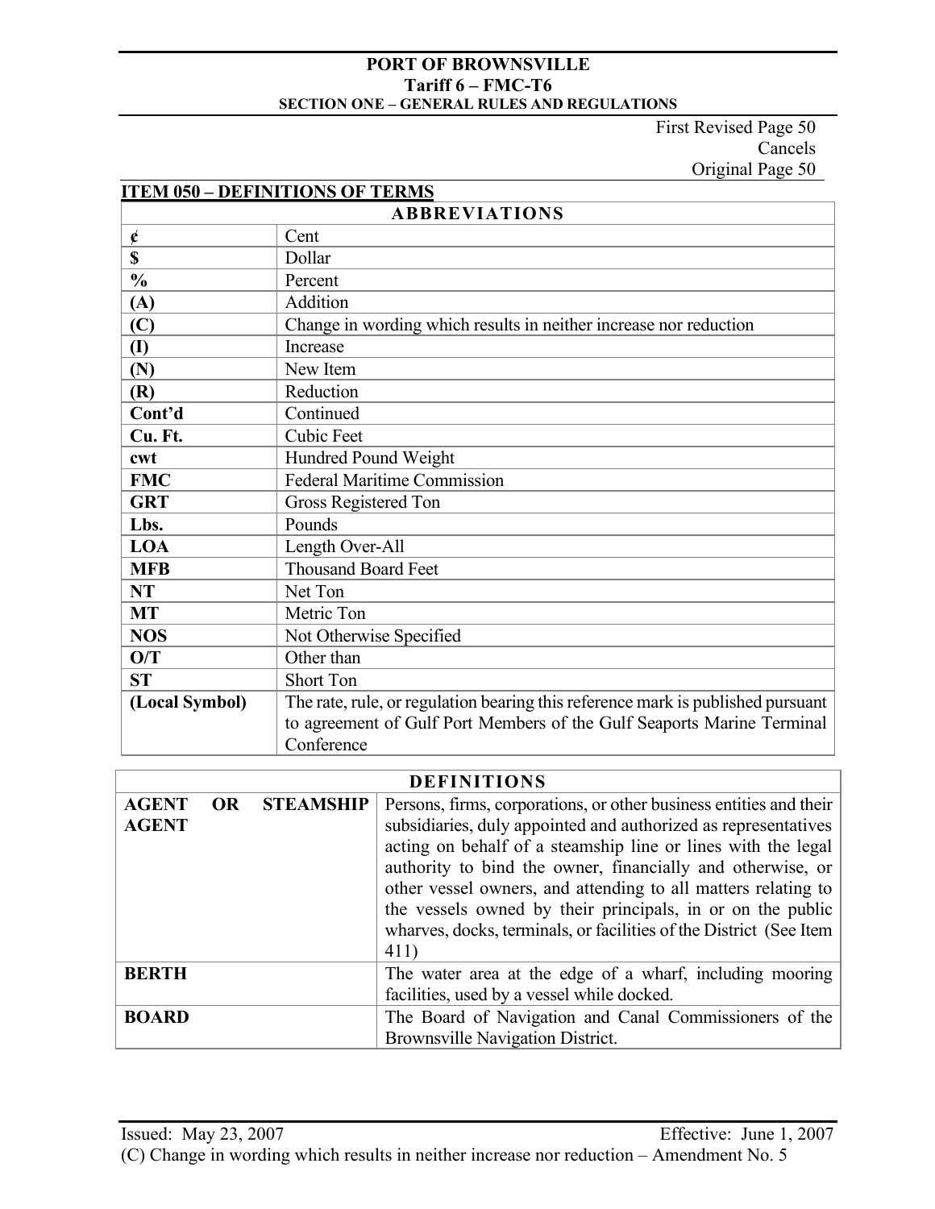PORT OF BROWNSVILLE
Tariff 6 – FMC-T6
SECTION ONE – GENERAL RULES AND REGULATIONS

First Revised Page 50
Cancels
Original Page 50

## ITEM 050 – DEFINITIONS OF TERMS

| ABBREVIATIONS | |
|---|---|
| **¢** | Cent |
| **$** | Dollar |
| **%** | Percent |
| **(A)** | Addition |
| **(C)** | Change in wording which results in neither increase nor reduction |
| **(I)** | Increase |
| **(N)** | New Item |
| **(R)** | Reduction |
| **Cont'd** | Continued |
| **Cu. Ft.** | Cubic Feet |
| **cwt** | Hundred Pound Weight |
| **FMC** | Federal Maritime Commission |
| **GRT** | Gross Registered Ton |
| **Lbs.** | Pounds |
| **LOA** | Length Over-All |
| **MFB** | Thousand Board Feet |
| **NT** | Net Ton |
| **MT** | Metric Ton |
| **NOS** | Not Otherwise Specified |
| **O/T** | Other than |
| **ST** | Short Ton |
| **(Local Symbol)** | The rate, rule, or regulation bearing this reference mark is published pursuant to agreement of Gulf Port Members of the Gulf Seaports Marine Terminal Conference |

| DEFINITIONS | |
|---|---|
| **AGENT OR STEAMSHIP AGENT** | Persons, firms, corporations, or other business entities and their subsidiaries, duly appointed and authorized as representatives acting on behalf of a steamship line or lines with the legal authority to bind the owner, financially and otherwise, or other vessel owners, and attending to all matters relating to the vessels owned by their principals, in or on the public wharves, docks, terminals, or facilities of the District (See Item 411) |
| **BERTH** | The water area at the edge of a wharf, including mooring facilities, used by a vessel while docked. |
| **BOARD** | The Board of Navigation and Canal Commissioners of the Brownsville Navigation District. |

Issued: May 23, 2007 Effective: June 1, 2007
(C) Change in wording which results in neither increase nor reduction – Amendment No. 5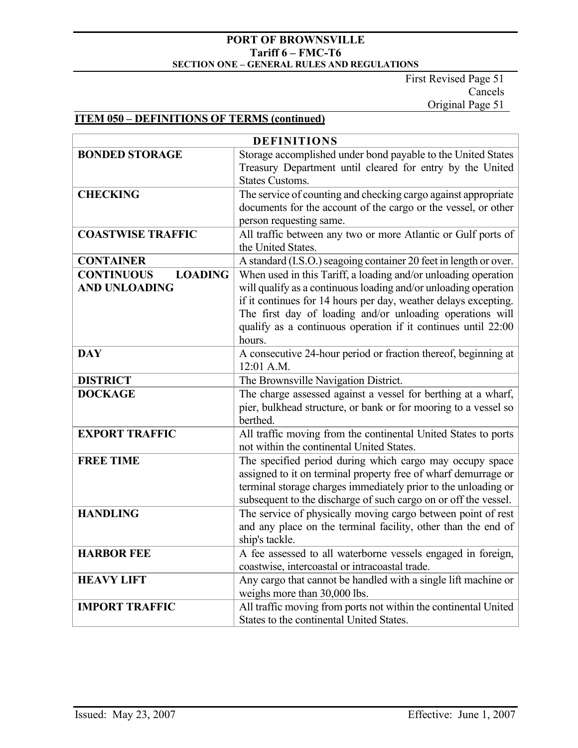First Revised Page 51
Cancels
Original Page 51

## ITEM 050 – DEFINITIONS OF TERMS (continued)

| DEFINITIONS | |
|---|---|
| **BONDED STORAGE** | Storage accomplished under bond payable to the United States Treasury Department until cleared for entry by the United States Customs. |
| **CHECKING** | The service of counting and checking cargo against appropriate documents for the account of the cargo or the vessel, or other person requesting same. |
| **COASTWISE TRAFFIC** | All traffic between any two or more Atlantic or Gulf ports of the United States. |
| **CONTAINER** | A standard (I.S.O.) seagoing container 20 feet in length or over. |
| **CONTINUOUS LOADING AND UNLOADING** | When used in this Tariff, a loading and/or unloading operation will qualify as a continuous loading and/or unloading operation if it continues for 14 hours per day, weather delays excepting. The first day of loading and/or unloading operations will qualify as a continuous operation if it continues until 22:00 hours. |
| **DAY** | A consecutive 24-hour period or fraction thereof, beginning at 12:01 A.M. |
| **DISTRICT** | The Brownsville Navigation District. |
| **DOCKAGE** | The charge assessed against a vessel for berthing at a wharf, pier, bulkhead structure, or bank or for mooring to a vessel so berthed. |
| **EXPORT TRAFFIC** | All traffic moving from the continental United States to ports not within the continental United States. |
| **FREE TIME** | The specified period during which cargo may occupy space assigned to it on terminal property free of wharf demurrage or terminal storage charges immediately prior to the unloading or subsequent to the discharge of such cargo on or off the vessel. |
| **HANDLING** | The service of physically moving cargo between point of rest and any place on the terminal facility, other than the end of ship's tackle. |
| **HARBOR FEE** | A fee assessed to all waterborne vessels engaged in foreign, coastwise, intercoastal or intracoastal trade. |
| **HEAVY LIFT** | Any cargo that cannot be handled with a single lift machine or weighs more than 30,000 lbs. |
| **IMPORT TRAFFIC** | All traffic moving from ports not within the continental United States to the continental United States. |

Issued: May 23, 2007 Effective: June 1, 2007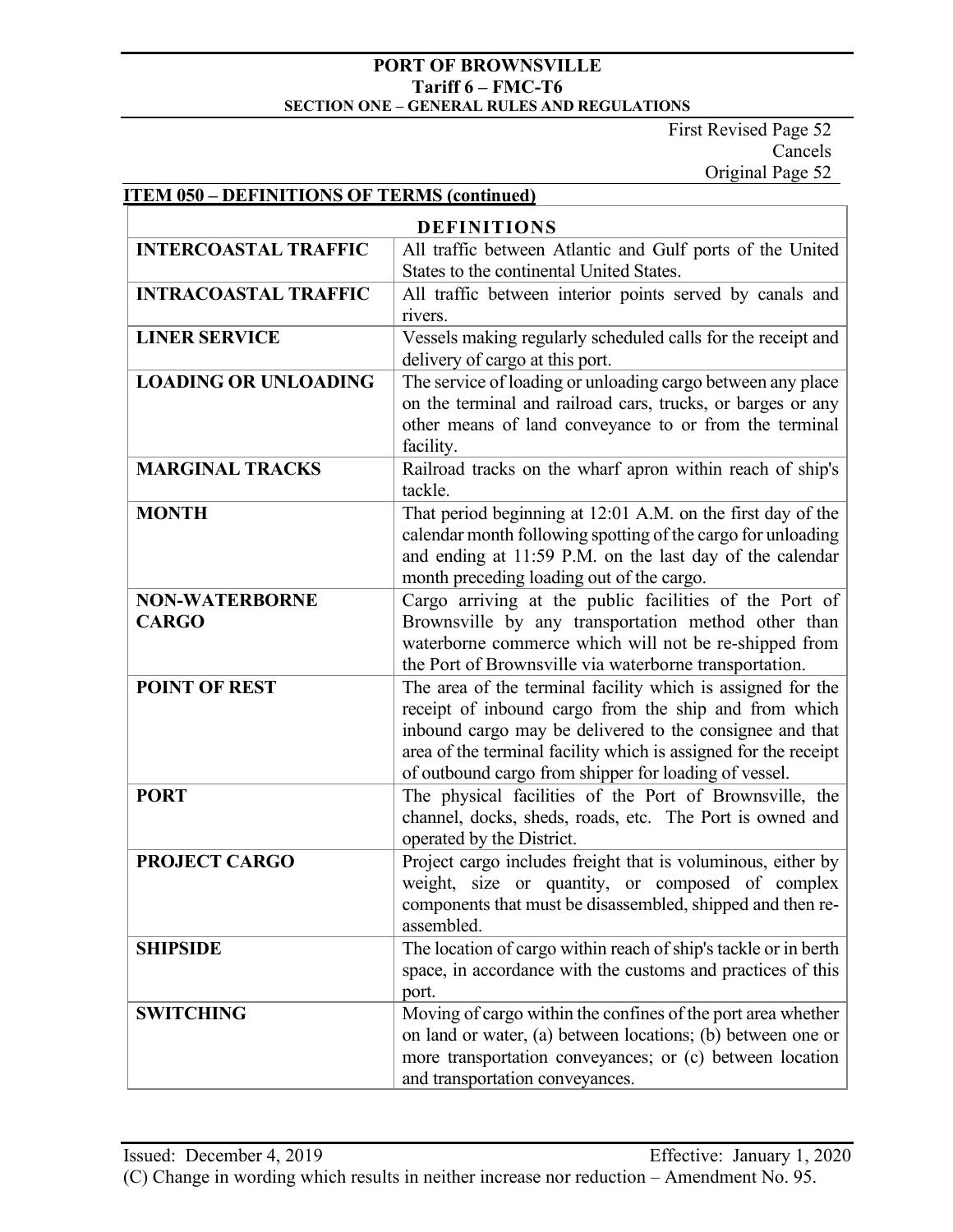First Revised Page 52
Cancels
Original Page 52

## ITEM 050 – DEFINITIONS OF TERMS (continued)

| DEFINITIONS | |
|---|---|
| **INTERCOASTAL TRAFFIC** | All traffic between Atlantic and Gulf ports of the United States to the continental United States. |
| **INTRACOASTAL TRAFFIC** | All traffic between interior points served by canals and rivers. |
| **LINER SERVICE** | Vessels making regularly scheduled calls for the receipt and delivery of cargo at this port. |
| **LOADING OR UNLOADING** | The service of loading or unloading cargo between any place on the terminal and railroad cars, trucks, or barges or any other means of land conveyance to or from the terminal facility. |
| **MARGINAL TRACKS** | Railroad tracks on the wharf apron within reach of ship's tackle. |
| **MONTH** | That period beginning at 12:01 A.M. on the first day of the calendar month following spotting of the cargo for unloading and ending at 11:59 P.M. on the last day of the calendar month preceding loading out of the cargo. |
| **NON-WATERBORNE CARGO** | Cargo arriving at the public facilities of the Port of Brownsville by any transportation method other than waterborne commerce which will not be re-shipped from the Port of Brownsville via waterborne transportation. |
| **POINT OF REST** | The area of the terminal facility which is assigned for the receipt of inbound cargo from the ship and from which inbound cargo may be delivered to the consignee and that area of the terminal facility which is assigned for the receipt of outbound cargo from shipper for loading of vessel. |
| **PORT** | The physical facilities of the Port of Brownsville, the channel, docks, sheds, roads, etc. The Port is owned and operated by the District. |
| **PROJECT CARGO** | Project cargo includes freight that is voluminous, either by weight, size or quantity, or composed of complex components that must be disassembled, shipped and then re-assembled. |
| **SHIPSIDE** | The location of cargo within reach of ship's tackle or in berth space, in accordance with the customs and practices of this port. |
| **SWITCHING** | Moving of cargo within the confines of the port area whether on land or water, (a) between locations; (b) between one or more transportation conveyances; or (c) between location and transportation conveyances. |

Issued: December 4, 2019 Effective: January 1, 2020

(C) Change in wording which results in neither increase nor reduction – Amendment No. 95.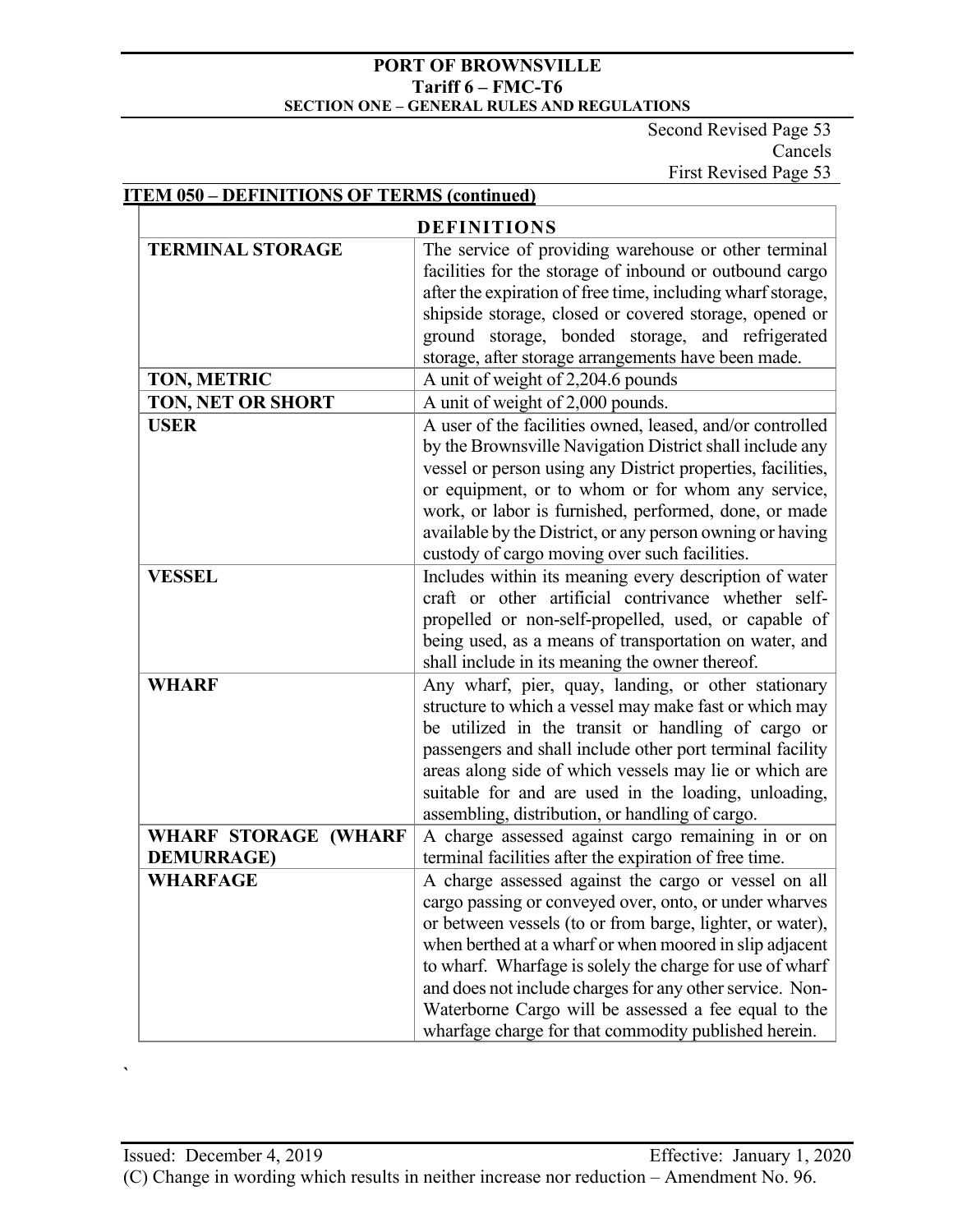Second Revised Page 53
Cancels
First Revised Page 53

## ITEM 050 – DEFINITIONS OF TERMS (continued)

| DEFINITIONS | |
|---|---|
| **TERMINAL STORAGE** | The service of providing warehouse or other terminal facilities for the storage of inbound or outbound cargo after the expiration of free time, including wharf storage, shipside storage, closed or covered storage, opened or ground storage, bonded storage, and refrigerated storage, after storage arrangements have been made. |
| **TON, METRIC** | A unit of weight of 2,204.6 pounds |
| **TON, NET OR SHORT** | A unit of weight of 2,000 pounds. |
| **USER** | A user of the facilities owned, leased, and/or controlled by the Brownsville Navigation District shall include any vessel or person using any District properties, facilities, or equipment, or to whom or for whom any service, work, or labor is furnished, performed, done, or made available by the District, or any person owning or having custody of cargo moving over such facilities. |
| **VESSEL** | Includes within its meaning every description of water craft or other artificial contrivance whether self-propelled or non-self-propelled, used, or capable of being used, as a means of transportation on water, and shall include in its meaning the owner thereof. |
| **WHARF** | Any wharf, pier, quay, landing, or other stationary structure to which a vessel may make fast or which may be utilized in the transit or handling of cargo or passengers and shall include other port terminal facility areas along side of which vessels may lie or which are suitable for and are used in the loading, unloading, assembling, distribution, or handling of cargo. |
| **WHARF STORAGE (WHARF DEMURRAGE)** | A charge assessed against cargo remaining in or on terminal facilities after the expiration of free time. |
| **WHARFAGE** | A charge assessed against the cargo or vessel on all cargo passing or conveyed over, onto, or under wharves or between vessels (to or from barge, lighter, or water), when berthed at a wharf or when moored in slip adjacent to wharf. Wharfage is solely the charge for use of wharf and does not include charges for any other service. Non-Waterborne Cargo will be assessed a fee equal to the wharfage charge for that commodity published herein. |

Issued: December 4, 2019 Effective: January 1, 2020

(C) Change in wording which results in neither increase nor reduction – Amendment No. 96.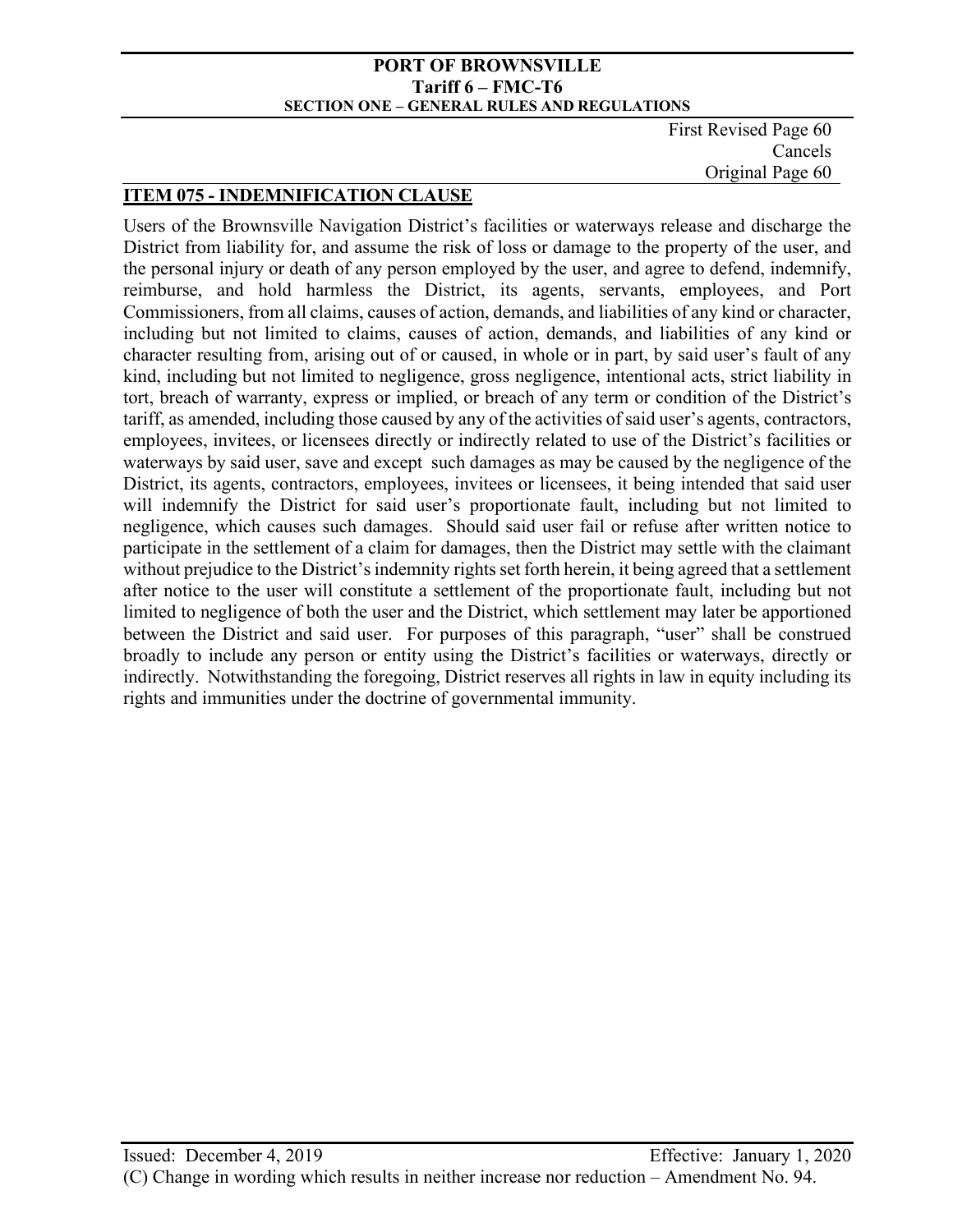First Revised Page 60
Cancels
Original Page 60

## ITEM 075 - INDEMNIFICATION CLAUSE

Users of the Brownsville Navigation District's facilities or waterways release and discharge the District from liability for, and assume the risk of loss or damage to the property of the user, and the personal injury or death of any person employed by the user, and agree to defend, indemnify, reimburse, and hold harmless the District, its agents, servants, employees, and Port Commissioners, from all claims, causes of action, demands, and liabilities of any kind or character, including but not limited to claims, causes of action, demands, and liabilities of any kind or character resulting from, arising out of or caused, in whole or in part, by said user's fault of any kind, including but not limited to negligence, gross negligence, intentional acts, strict liability in tort, breach of warranty, express or implied, or breach of any term or condition of the District's tariff, as amended, including those caused by any of the activities of said user's agents, contractors, employees, invitees, or licensees directly or indirectly related to use of the District's facilities or waterways by said user, save and except such damages as may be caused by the negligence of the District, its agents, contractors, employees, invitees or licensees, it being intended that said user will indemnify the District for said user's proportionate fault, including but not limited to negligence, which causes such damages. Should said user fail or refuse after written notice to participate in the settlement of a claim for damages, then the District may settle with the claimant without prejudice to the District's indemnity rights set forth herein, it being agreed that a settlement after notice to the user will constitute a settlement of the proportionate fault, including but not limited to negligence of both the user and the District, which settlement may later be apportioned between the District and said user. For purposes of this paragraph, "user" shall be construed broadly to include any person or entity using the District's facilities or waterways, directly or indirectly. Notwithstanding the foregoing, District reserves all rights in law in equity including its rights and immunities under the doctrine of governmental immunity.

Issued: December 4, 2019 Effective: January 1, 2020

(C) Change in wording which results in neither increase nor reduction – Amendment No. 94.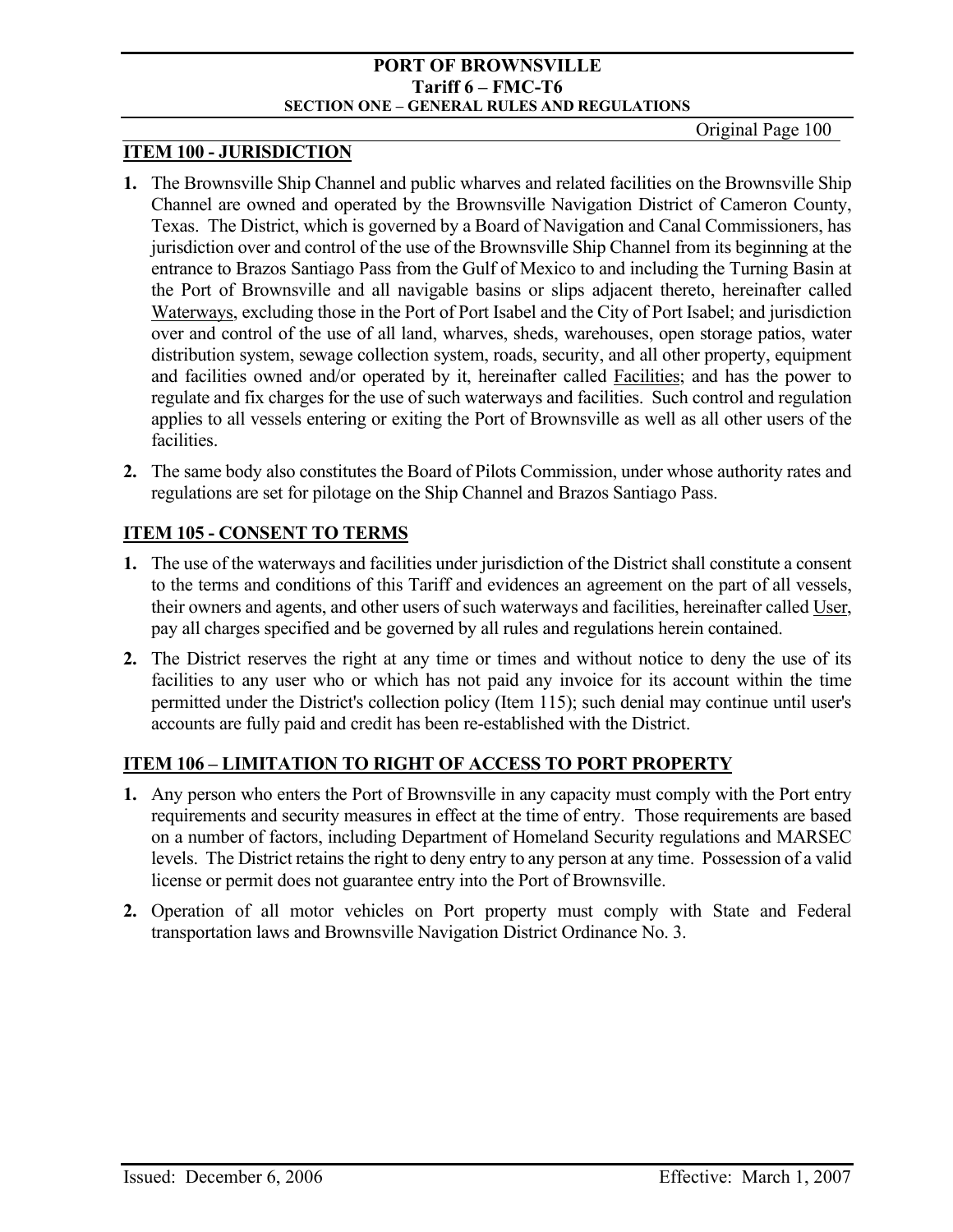## ITEM 100 - JURISDICTION

1. The Brownsville Ship Channel and public wharves and related facilities on the Brownsville Ship Channel are owned and operated by the Brownsville Navigation District of Cameron County, Texas. The District, which is governed by a Board of Navigation and Canal Commissioners, has jurisdiction over and control of the use of the Brownsville Ship Channel from its beginning at the entrance to Brazos Santiago Pass from the Gulf of Mexico to and including the Turning Basin at the Port of Brownsville and all navigable basins or slips adjacent thereto, hereinafter called Waterways, excluding those in the Port of Port Isabel and the City of Port Isabel; and jurisdiction over and control of the use of all land, wharves, sheds, warehouses, open storage patios, water distribution system, sewage collection system, roads, security, and all other property, equipment and facilities owned and/or operated by it, hereinafter called Facilities; and has the power to regulate and fix charges for the use of such waterways and facilities. Such control and regulation applies to all vessels entering or exiting the Port of Brownsville as well as all other users of the facilities.

2. The same body also constitutes the Board of Pilots Commission, under whose authority rates and regulations are set for pilotage on the Ship Channel and Brazos Santiago Pass.

## ITEM 105 - CONSENT TO TERMS

1. The use of the waterways and facilities under jurisdiction of the District shall constitute a consent to the terms and conditions of this Tariff and evidences an agreement on the part of all vessels, their owners and agents, and other users of such waterways and facilities, hereinafter called User, pay all charges specified and be governed by all rules and regulations herein contained.

2. The District reserves the right at any time or times and without notice to deny the use of its facilities to any user who or which has not paid any invoice for its account within the time permitted under the District's collection policy (Item 115); such denial may continue until user's accounts are fully paid and credit has been re-established with the District.

## ITEM 106 – LIMITATION TO RIGHT OF ACCESS TO PORT PROPERTY

1. Any person who enters the Port of Brownsville in any capacity must comply with the Port entry requirements and security measures in effect at the time of entry. Those requirements are based on a number of factors, including Department of Homeland Security regulations and MARSEC levels. The District retains the right to deny entry to any person at any time. Possession of a valid license or permit does not guarantee entry into the Port of Brownsville.

2. Operation of all motor vehicles on Port property must comply with State and Federal transportation laws and Brownsville Navigation District Ordinance No. 3.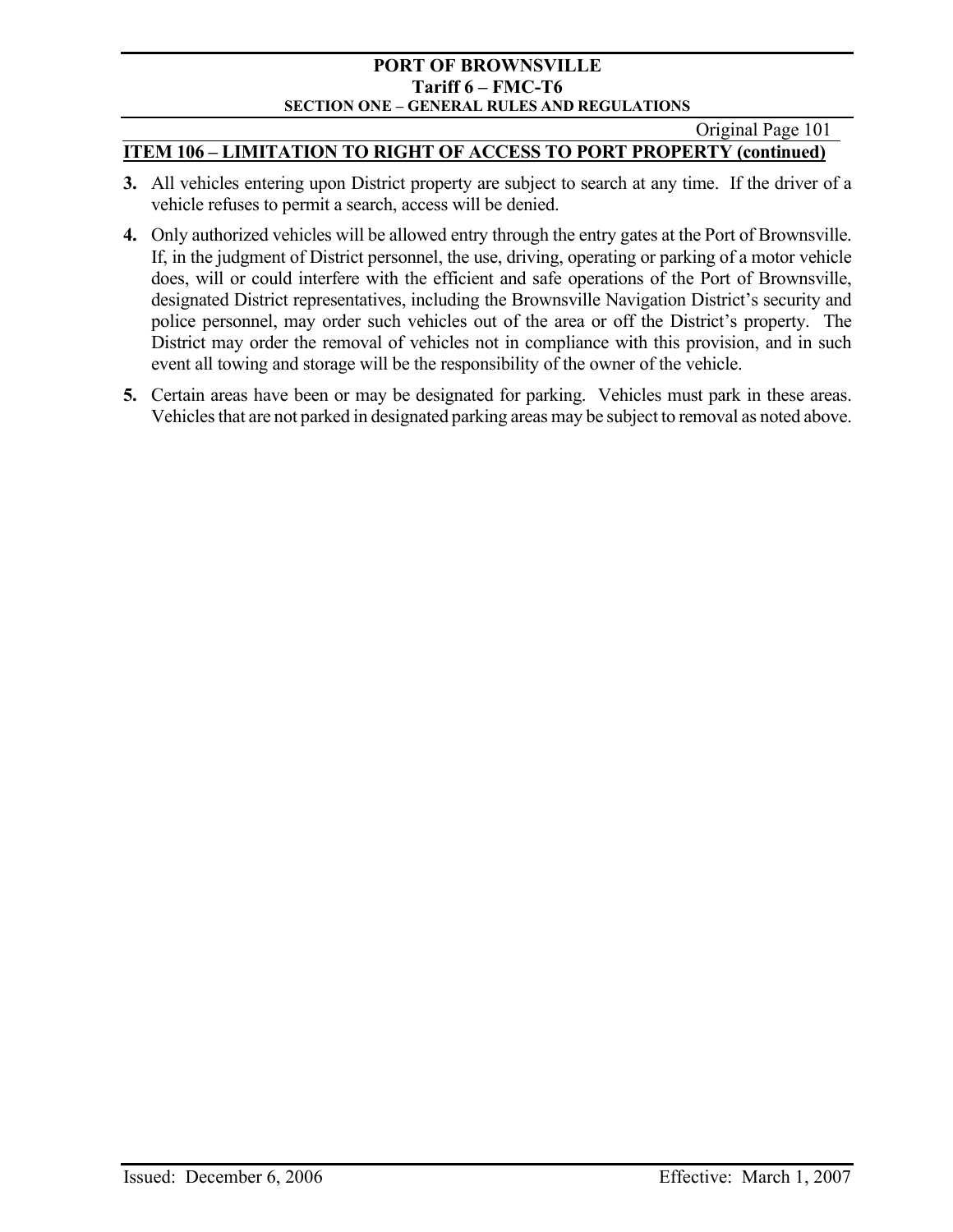## ITEM 106 – LIMITATION TO RIGHT OF ACCESS TO PORT PROPERTY (continued)

**3.** All vehicles entering upon District property are subject to search at any time. If the driver of a vehicle refuses to permit a search, access will be denied.

**4.** Only authorized vehicles will be allowed entry through the entry gates at the Port of Brownsville. If, in the judgment of District personnel, the use, driving, operating or parking of a motor vehicle does, will or could interfere with the efficient and safe operations of the Port of Brownsville, designated District representatives, including the Brownsville Navigation District's security and police personnel, may order such vehicles out of the area or off the District's property. The District may order the removal of vehicles not in compliance with this provision, and in such event all towing and storage will be the responsibility of the owner of the vehicle.

**5.** Certain areas have been or may be designated for parking. Vehicles must park in these areas. Vehicles that are not parked in designated parking areas may be subject to removal as noted above.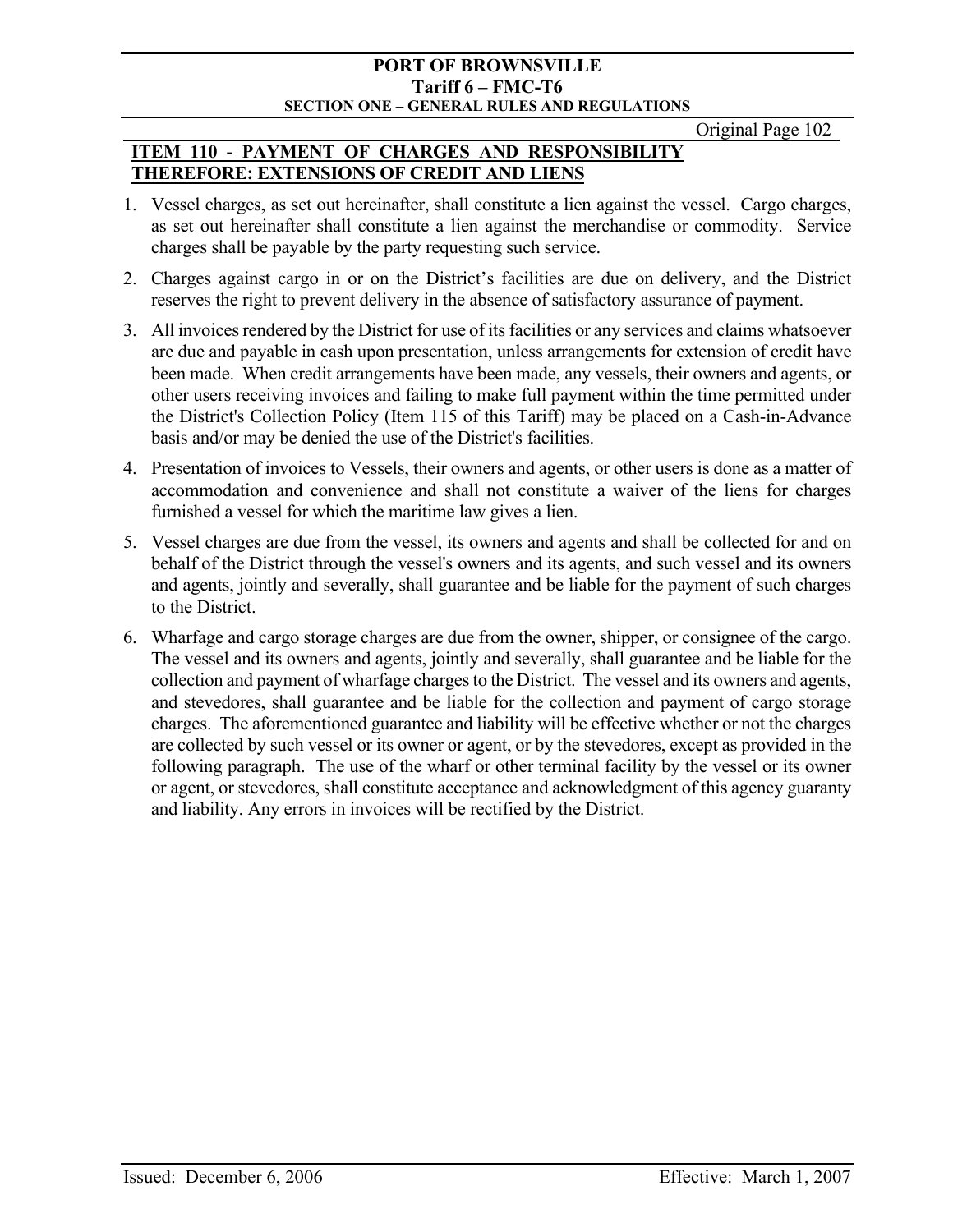## ITEM 110 - PAYMENT OF CHARGES AND RESPONSIBILITY THEREFORE: EXTENSIONS OF CREDIT AND LIENS

1. Vessel charges, as set out hereinafter, shall constitute a lien against the vessel. Cargo charges, as set out hereinafter shall constitute a lien against the merchandise or commodity. Service charges shall be payable by the party requesting such service.

2. Charges against cargo in or on the District's facilities are due on delivery, and the District reserves the right to prevent delivery in the absence of satisfactory assurance of payment.

3. All invoices rendered by the District for use of its facilities or any services and claims whatsoever are due and payable in cash upon presentation, unless arrangements for extension of credit have been made. When credit arrangements have been made, any vessels, their owners and agents, or other users receiving invoices and failing to make full payment within the time permitted under the District's Collection Policy (Item 115 of this Tariff) may be placed on a Cash-in-Advance basis and/or may be denied the use of the District's facilities.

4. Presentation of invoices to Vessels, their owners and agents, or other users is done as a matter of accommodation and convenience and shall not constitute a waiver of the liens for charges furnished a vessel for which the maritime law gives a lien.

5. Vessel charges are due from the vessel, its owners and agents and shall be collected for and on behalf of the District through the vessel's owners and its agents, and such vessel and its owners and agents, jointly and severally, shall guarantee and be liable for the payment of such charges to the District.

6. Wharfage and cargo storage charges are due from the owner, shipper, or consignee of the cargo. The vessel and its owners and agents, jointly and severally, shall guarantee and be liable for the collection and payment of wharfage charges to the District. The vessel and its owners and agents, and stevedores, shall guarantee and be liable for the collection and payment of cargo storage charges. The aforementioned guarantee and liability will be effective whether or not the charges are collected by such vessel or its owner or agent, or by the stevedores, except as provided in the following paragraph. The use of the wharf or other terminal facility by the vessel or its owner or agent, or stevedores, shall constitute acceptance and acknowledgment of this agency guaranty and liability. Any errors in invoices will be rectified by the District.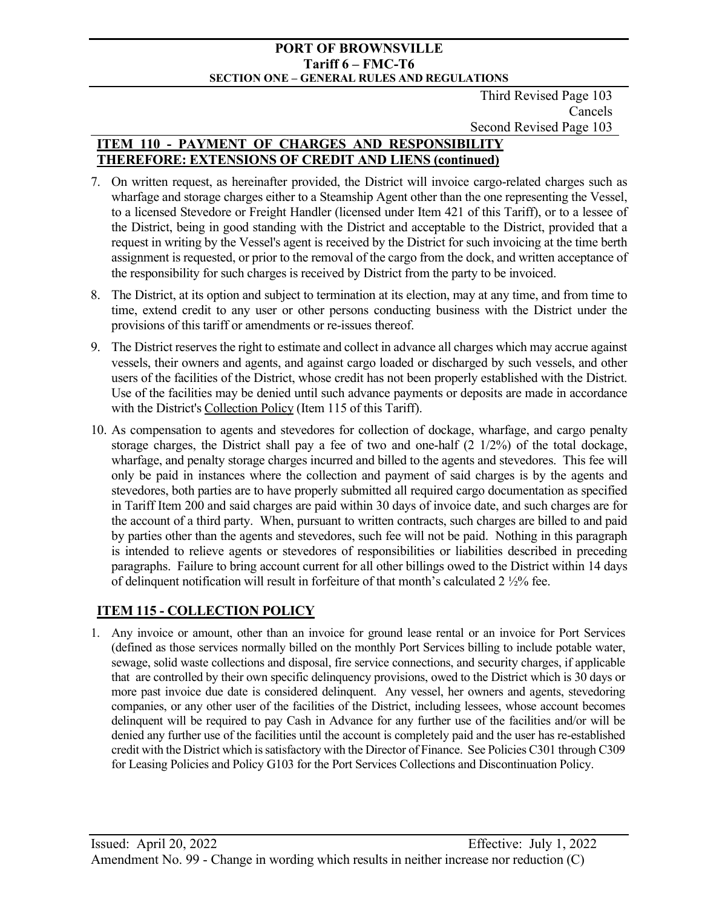Third Revised Page 103
Cancels
Second Revised Page 103

## ITEM 110 - PAYMENT OF CHARGES AND RESPONSIBILITY THEREFORE: EXTENSIONS OF CREDIT AND LIENS (continued)

7. On written request, as hereinafter provided, the District will invoice cargo-related charges such as wharfage and storage charges either to a Steamship Agent other than the one representing the Vessel, to a licensed Stevedore or Freight Handler (licensed under Item 421 of this Tariff), or to a lessee of the District, being in good standing with the District and acceptable to the District, provided that a request in writing by the Vessel's agent is received by the District for such invoicing at the time berth assignment is requested, or prior to the removal of the cargo from the dock, and written acceptance of the responsibility for such charges is received by District from the party to be invoiced.

8. The District, at its option and subject to termination at its election, may at any time, and from time to time, extend credit to any user or other persons conducting business with the District under the provisions of this tariff or amendments or re-issues thereof.

9. The District reserves the right to estimate and collect in advance all charges which may accrue against vessels, their owners and agents, and against cargo loaded or discharged by such vessels, and other users of the facilities of the District, whose credit has not been properly established with the District. Use of the facilities may be denied until such advance payments or deposits are made in accordance with the District's Collection Policy (Item 115 of this Tariff).

10. As compensation to agents and stevedores for collection of dockage, wharfage, and cargo penalty storage charges, the District shall pay a fee of two and one-half (2 1/2%) of the total dockage, wharfage, and penalty storage charges incurred and billed to the agents and stevedores. This fee will only be paid in instances where the collection and payment of said charges is by the agents and stevedores, both parties are to have properly submitted all required cargo documentation as specified in Tariff Item 200 and said charges are paid within 30 days of invoice date, and such charges are for the account of a third party. When, pursuant to written contracts, such charges are billed to and paid by parties other than the agents and stevedores, such fee will not be paid. Nothing in this paragraph is intended to relieve agents or stevedores of responsibilities or liabilities described in preceding paragraphs. Failure to bring account current for all other billings owed to the District within 14 days of delinquent notification will result in forfeiture of that month's calculated 2 ½% fee.

## ITEM 115 - COLLECTION POLICY

1. Any invoice or amount, other than an invoice for ground lease rental or an invoice for Port Services (defined as those services normally billed on the monthly Port Services billing to include potable water, sewage, solid waste collections and disposal, fire service connections, and security charges, if applicable that are controlled by their own specific delinquency provisions, owed to the District which is 30 days or more past invoice due date is considered delinquent. Any vessel, her owners and agents, stevedoring companies, or any other user of the facilities of the District, including lessees, whose account becomes delinquent will be required to pay Cash in Advance for any further use of the facilities and/or will be denied any further use of the facilities until the account is completely paid and the user has re-established credit with the District which is satisfactory with the Director of Finance. See Policies C301 through C309 for Leasing Policies and Policy G103 for the Port Services Collections and Discontinuation Policy.

Issued: April 20, 2022 Effective: July 1, 2022
Amendment No. 99 - Change in wording which results in neither increase nor reduction (C)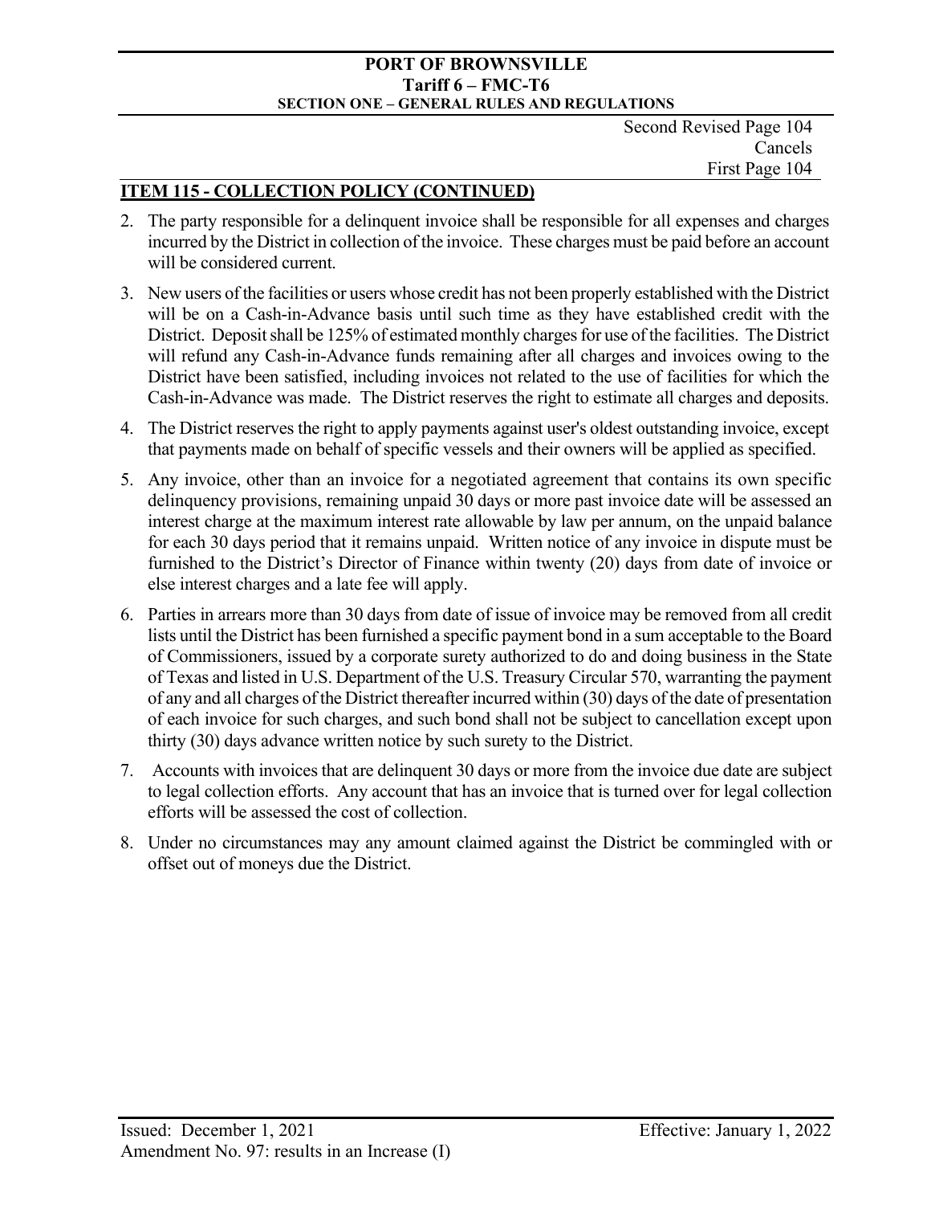Second Revised Page 104
Cancels
First Page 104

## ITEM 115 - COLLECTION POLICY (CONTINUED)

2. The party responsible for a delinquent invoice shall be responsible for all expenses and charges incurred by the District in collection of the invoice. These charges must be paid before an account will be considered current.

3. New users of the facilities or users whose credit has not been properly established with the District will be on a Cash-in-Advance basis until such time as they have established credit with the District. Deposit shall be 125% of estimated monthly charges for use of the facilities. The District will refund any Cash-in-Advance funds remaining after all charges and invoices owing to the District have been satisfied, including invoices not related to the use of facilities for which the Cash-in-Advance was made. The District reserves the right to estimate all charges and deposits.

4. The District reserves the right to apply payments against user's oldest outstanding invoice, except that payments made on behalf of specific vessels and their owners will be applied as specified.

5. Any invoice, other than an invoice for a negotiated agreement that contains its own specific delinquency provisions, remaining unpaid 30 days or more past invoice date will be assessed an interest charge at the maximum interest rate allowable by law per annum, on the unpaid balance for each 30 days period that it remains unpaid. Written notice of any invoice in dispute must be furnished to the District's Director of Finance within twenty (20) days from date of invoice or else interest charges and a late fee will apply.

6. Parties in arrears more than 30 days from date of issue of invoice may be removed from all credit lists until the District has been furnished a specific payment bond in a sum acceptable to the Board of Commissioners, issued by a corporate surety authorized to do and doing business in the State of Texas and listed in U.S. Department of the U.S. Treasury Circular 570, warranting the payment of any and all charges of the District thereafter incurred within (30) days of the date of presentation of each invoice for such charges, and such bond shall not be subject to cancellation except upon thirty (30) days advance written notice by such surety to the District.

7. Accounts with invoices that are delinquent 30 days or more from the invoice due date are subject to legal collection efforts. Any account that has an invoice that is turned over for legal collection efforts will be assessed the cost of collection.

8. Under no circumstances may any amount claimed against the District be commingled with or offset out of moneys due the District.

Issued: December 1, 2021 | Effective: January 1, 2022

Amendment No. 97: results in an Increase (I)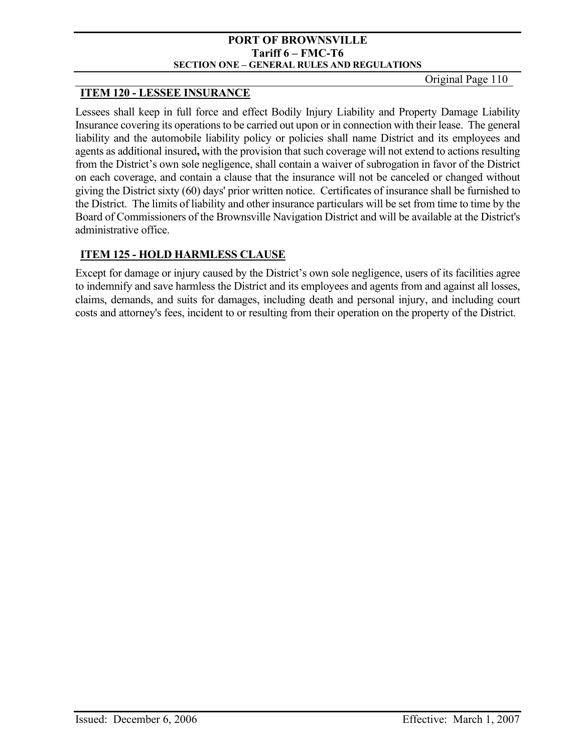## ITEM 120 - LESSEE INSURANCE

Lessees shall keep in full force and effect Bodily Injury Liability and Property Damage Liability Insurance covering its operations to be carried out upon or in connection with their lease. The general liability and the automobile liability policy or policies shall name District and its employees and agents as additional insured**,** with the provision that such coverage will not extend to actions resulting from the District's own sole negligence, shall contain a waiver of subrogation in favor of the District on each coverage, and contain a clause that the insurance will not be canceled or changed without giving the District sixty (60) days' prior written notice. Certificates of insurance shall be furnished to the District. The limits of liability and other insurance particulars will be set from time to time by the Board of Commissioners of the Brownsville Navigation District and will be available at the District's administrative office.

## ITEM 125 - HOLD HARMLESS CLAUSE

Except for damage or injury caused by the District's own sole negligence, users of its facilities agree to indemnify and save harmless the District and its employees and agents from and against all losses, claims, demands, and suits for damages, including death and personal injury, and including court costs and attorney's fees, incident to or resulting from their operation on the property of the District.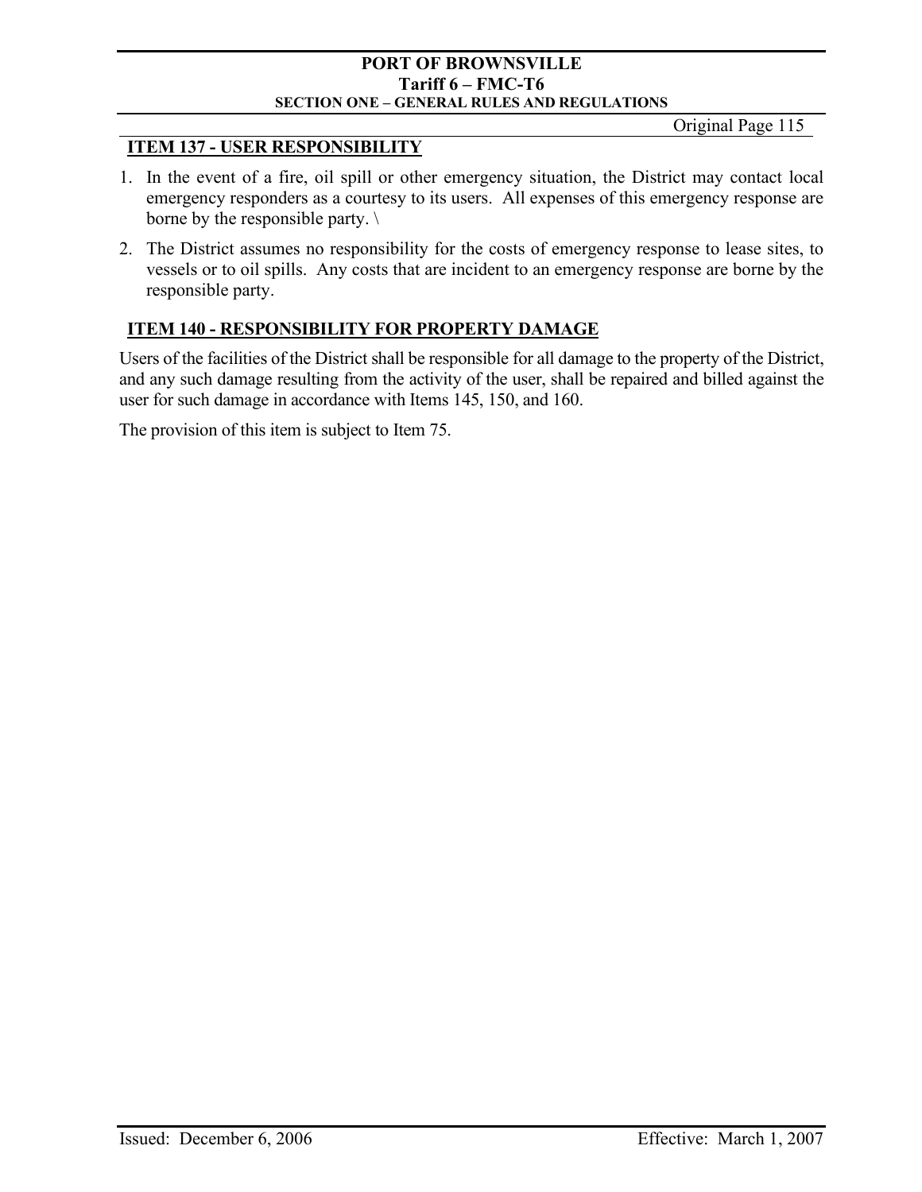## ITEM 137 - USER RESPONSIBILITY

1. In the event of a fire, oil spill or other emergency situation, the District may contact local emergency responders as a courtesy to its users. All expenses of this emergency response are borne by the responsible party. \
2. The District assumes no responsibility for the costs of emergency response to lease sites, to vessels or to oil spills. Any costs that are incident to an emergency response are borne by the responsible party.

## ITEM 140 - RESPONSIBILITY FOR PROPERTY DAMAGE

Users of the facilities of the District shall be responsible for all damage to the property of the District, and any such damage resulting from the activity of the user, shall be repaired and billed against the user for such damage in accordance with Items 145, 150, and 160.

The provision of this item is subject to Item 75.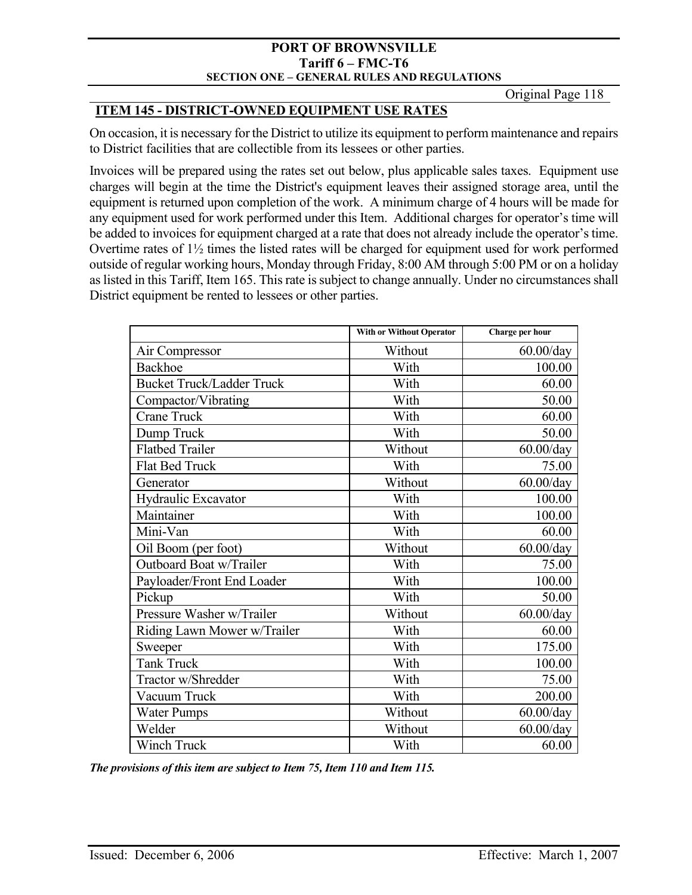## ITEM 145 - DISTRICT-OWNED EQUIPMENT USE RATES

On occasion, it is necessary for the District to utilize its equipment to perform maintenance and repairs to District facilities that are collectible from its lessees or other parties.

Invoices will be prepared using the rates set out below, plus applicable sales taxes. Equipment use charges will begin at the time the District's equipment leaves their assigned storage area, until the equipment is returned upon completion of the work. A minimum charge of 4 hours will be made for any equipment used for work performed under this Item. Additional charges for operator's time will be added to invoices for equipment charged at a rate that does not already include the operator's time. Overtime rates of 1½ times the listed rates will be charged for equipment used for work performed outside of regular working hours, Monday through Friday, 8:00 AM through 5:00 PM or on a holiday as listed in this Tariff, Item 165. This rate is subject to change annually. Under no circumstances shall District equipment be rented to lessees or other parties.

| | With or Without Operator | Charge per hour |
|---|---|---|
| Air Compressor | Without | 60.00/day |
| Backhoe | With | 100.00 |
| Bucket Truck/Ladder Truck | With | 60.00 |
| Compactor/Vibrating | With | 50.00 |
| Crane Truck | With | 60.00 |
| Dump Truck | With | 50.00 |
| Flatbed Trailer | Without | 60.00/day |
| Flat Bed Truck | With | 75.00 |
| Generator | Without | 60.00/day |
| Hydraulic Excavator | With | 100.00 |
| Maintainer | With | 100.00 |
| Mini-Van | With | 60.00 |
| Oil Boom (per foot) | Without | 60.00/day |
| Outboard Boat w/Trailer | With | 75.00 |
| Payloader/Front End Loader | With | 100.00 |
| Pickup | With | 50.00 |
| Pressure Washer w/Trailer | Without | 60.00/day |
| Riding Lawn Mower w/Trailer | With | 60.00 |
| Sweeper | With | 175.00 |
| Tank Truck | With | 100.00 |
| Tractor w/Shredder | With | 75.00 |
| Vacuum Truck | With | 200.00 |
| Water Pumps | Without | 60.00/day |
| Welder | Without | 60.00/day |
| Winch Truck | With | 60.00 |

***The provisions of this item are subject to Item 75, Item 110 and Item 115.***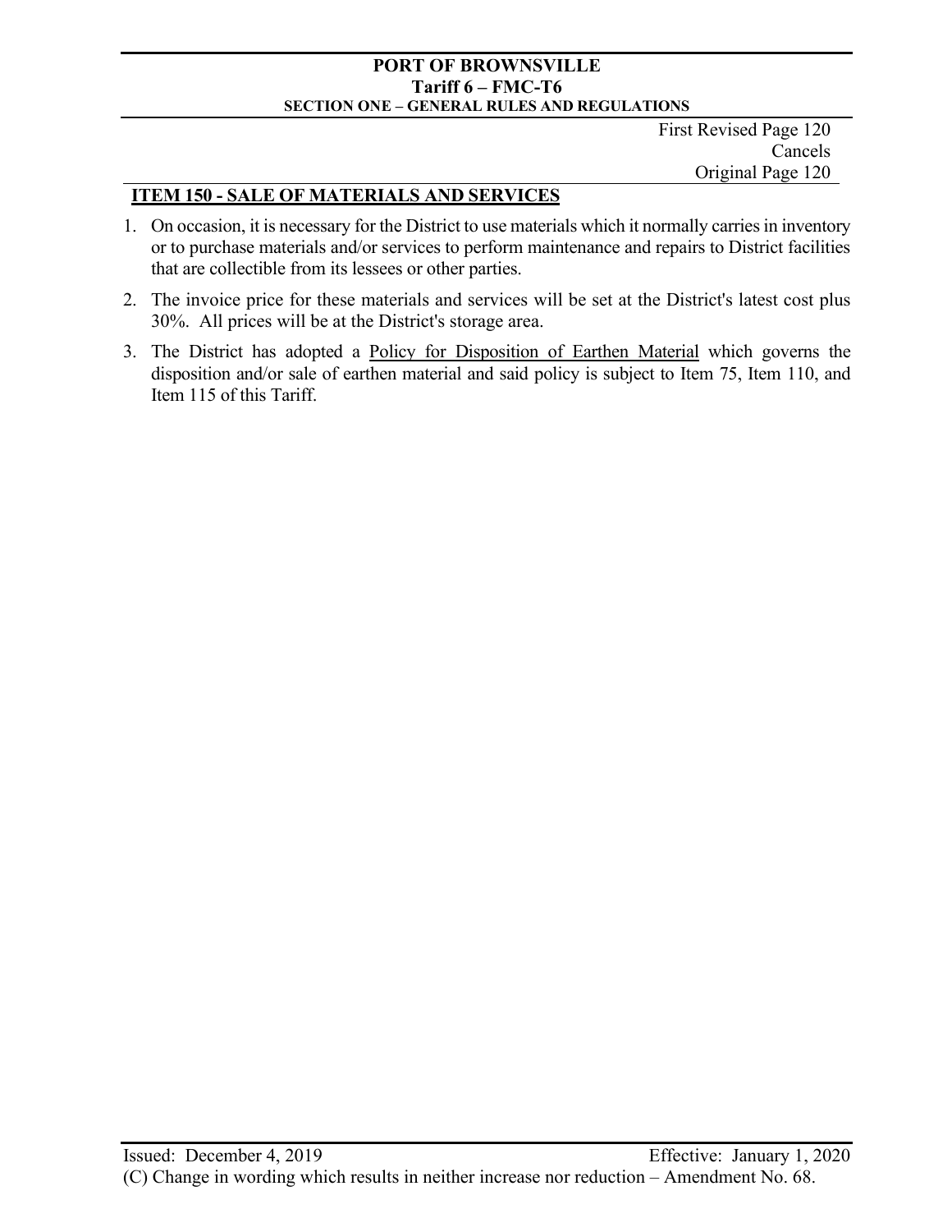First Revised Page 120
Cancels
Original Page 120

## ITEM 150 - SALE OF MATERIALS AND SERVICES

1. On occasion, it is necessary for the District to use materials which it normally carries in inventory or to purchase materials and/or services to perform maintenance and repairs to District facilities that are collectible from its lessees or other parties.
2. The invoice price for these materials and services will be set at the District's latest cost plus 30%. All prices will be at the District's storage area.
3. The District has adopted a Policy for Disposition of Earthen Material which governs the disposition and/or sale of earthen material and said policy is subject to Item 75, Item 110, and Item 115 of this Tariff.

Issued: December 4, 2019 Effective: January 1, 2020

(C) Change in wording which results in neither increase nor reduction – Amendment No. 68.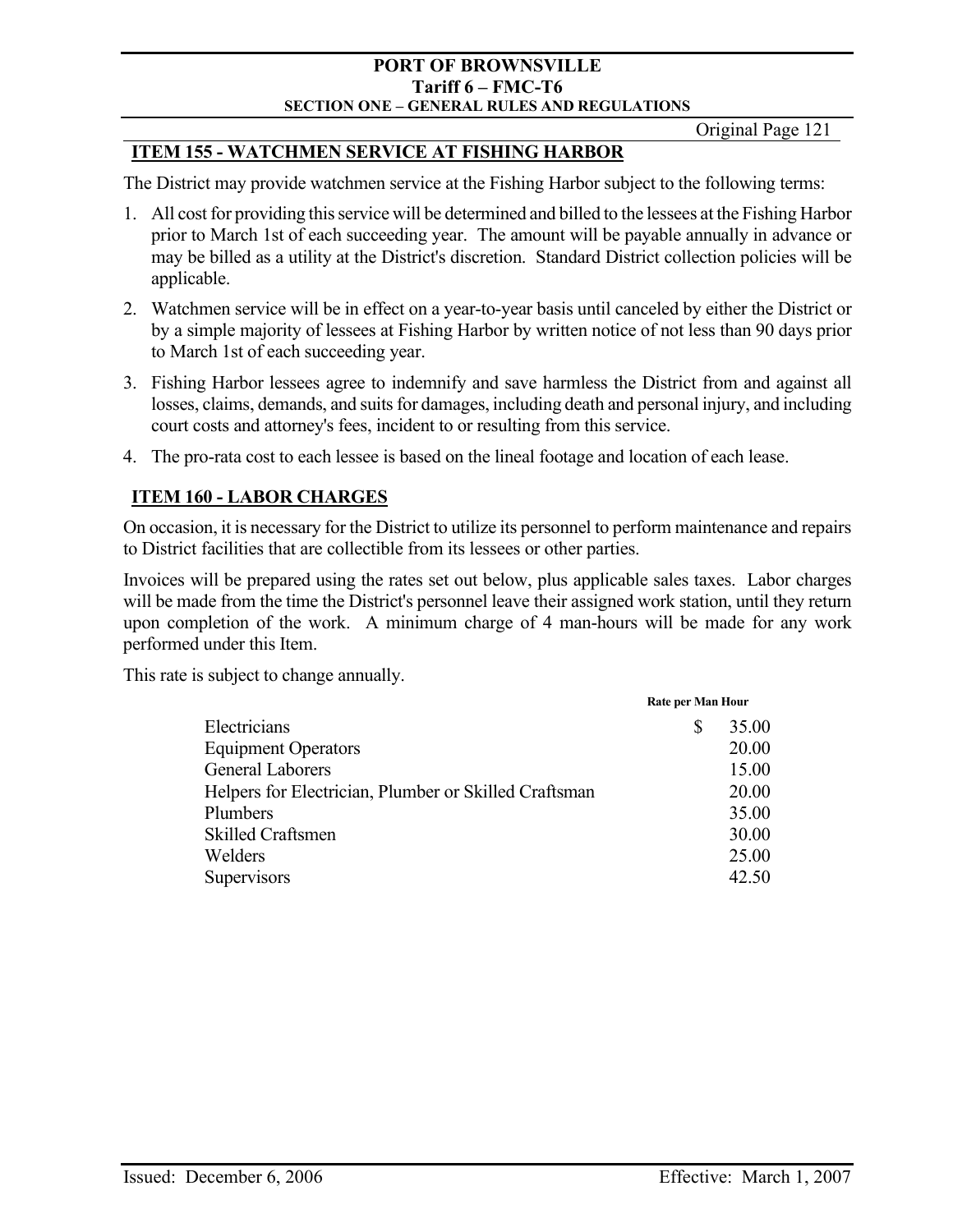## ITEM 155 - WATCHMEN SERVICE AT FISHING HARBOR

The District may provide watchmen service at the Fishing Harbor subject to the following terms:

1. All cost for providing this service will be determined and billed to the lessees at the Fishing Harbor prior to March 1st of each succeeding year. The amount will be payable annually in advance or may be billed as a utility at the District's discretion. Standard District collection policies will be applicable.
2. Watchmen service will be in effect on a year-to-year basis until canceled by either the District or by a simple majority of lessees at Fishing Harbor by written notice of not less than 90 days prior to March 1st of each succeeding year.
3. Fishing Harbor lessees agree to indemnify and save harmless the District from and against all losses, claims, demands, and suits for damages, including death and personal injury, and including court costs and attorney's fees, incident to or resulting from this service.
4. The pro-rata cost to each lessee is based on the lineal footage and location of each lease.

## ITEM 160 - LABOR CHARGES

On occasion, it is necessary for the District to utilize its personnel to perform maintenance and repairs to District facilities that are collectible from its lessees or other parties.

Invoices will be prepared using the rates set out below, plus applicable sales taxes. Labor charges will be made from the time the District's personnel leave their assigned work station, until they return upon completion of the work. A minimum charge of 4 man-hours will be made for any work performed under this Item.

This rate is subject to change annually.

| | Rate per Man Hour |
|---|---|
| Electricians | $ 35.00 |
| Equipment Operators | 20.00 |
| General Laborers | 15.00 |
| Helpers for Electrician, Plumber or Skilled Craftsman | 20.00 |
| Plumbers | 35.00 |
| Skilled Craftsmen | 30.00 |
| Welders | 25.00 |
| Supervisors | 42.50 |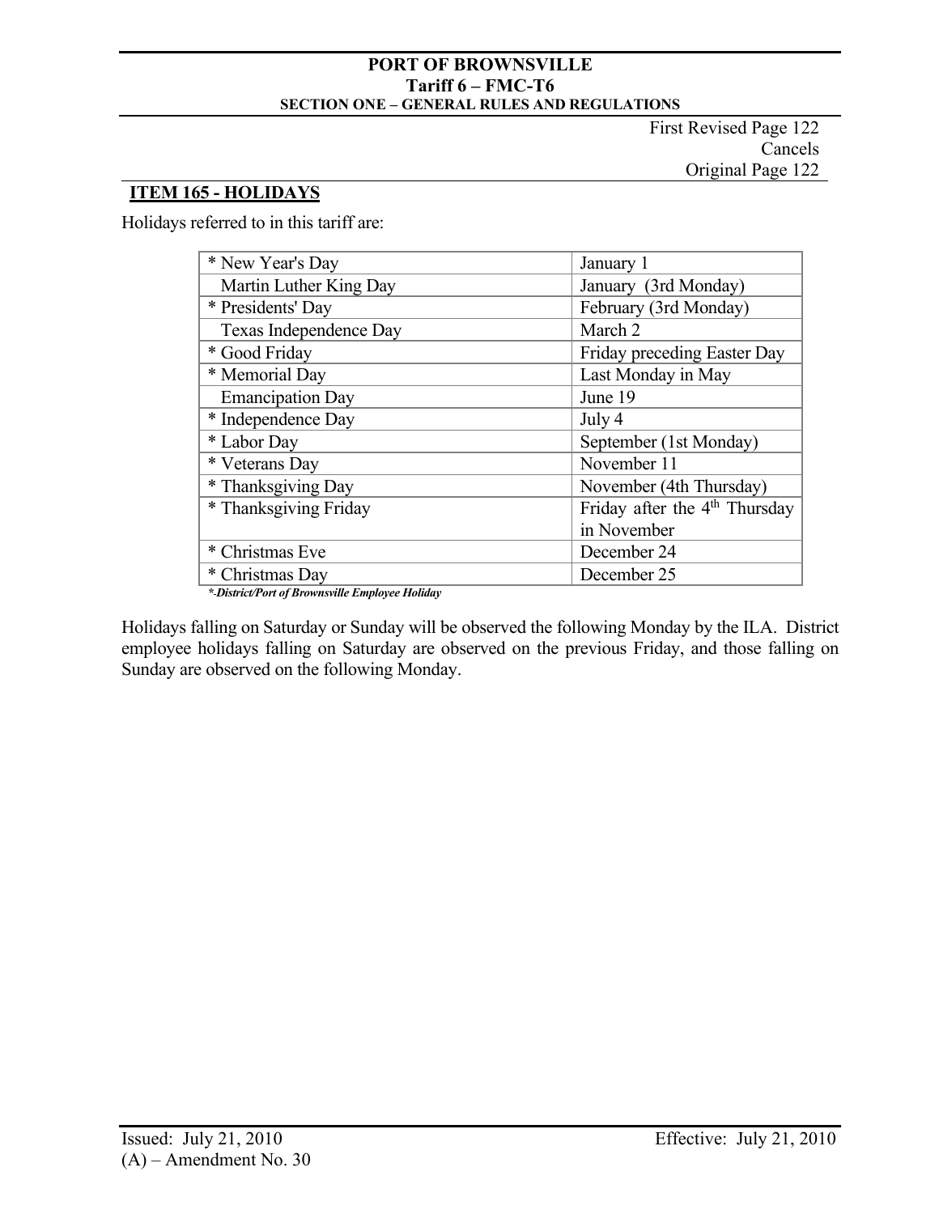First Revised Page 122
Cancels
Original Page 122

## ITEM 165 - HOLIDAYS

Holidays referred to in this tariff are:

| Holiday | Date |
|---|---|
| * New Year's Day | January 1 |
| Martin Luther King Day | January (3rd Monday) |
| * Presidents' Day | February (3rd Monday) |
| Texas Independence Day | March 2 |
| * Good Friday | Friday preceding Easter Day |
| * Memorial Day | Last Monday in May |
| Emancipation Day | June 19 |
| * Independence Day | July 4 |
| * Labor Day | September (1st Monday) |
| * Veterans Day | November 11 |
| * Thanksgiving Day | November (4th Thursday) |
| * Thanksgiving Friday | Friday after the 4th Thursday in November |
| * Christmas Eve | December 24 |
| * Christmas Day | December 25 |

***-District/Port of Brownsville Employee Holiday***

Holidays falling on Saturday or Sunday will be observed the following Monday by the ILA. District employee holidays falling on Saturday are observed on the previous Friday, and those falling on Sunday are observed on the following Monday.

Issued: July 21, 2010
(A) – Amendment No. 30

Effective: July 21, 2010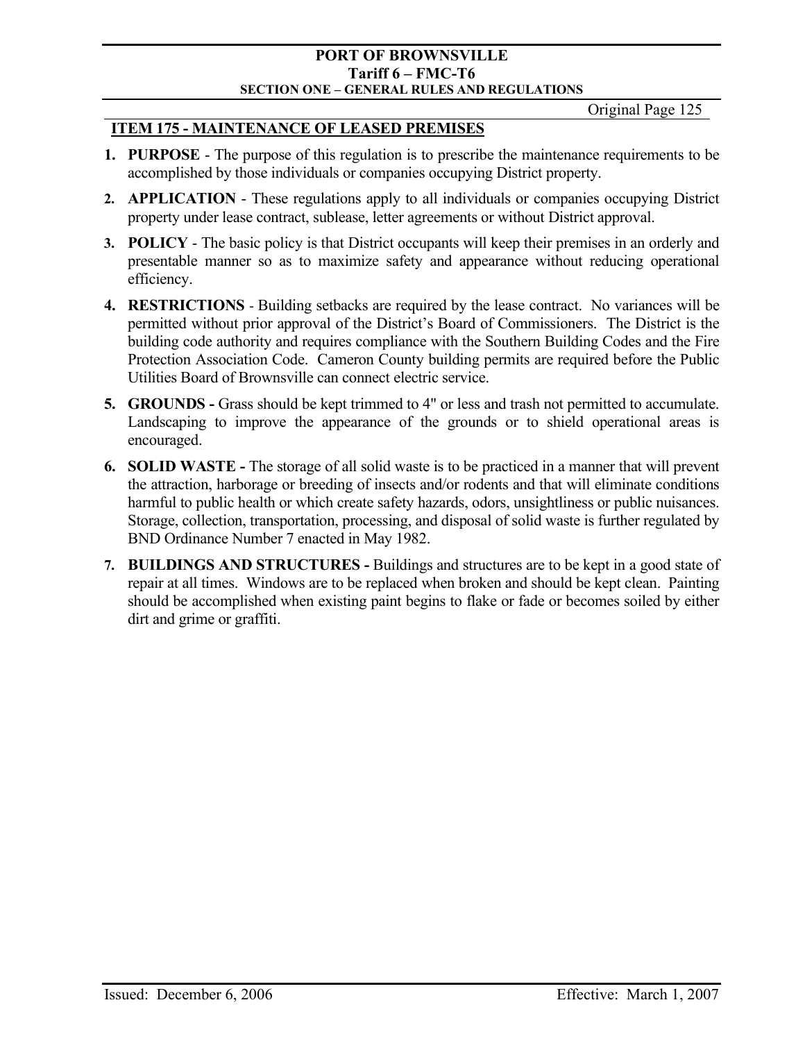## ITEM 175 - MAINTENANCE OF LEASED PREMISES

1. **PURPOSE** - The purpose of this regulation is to prescribe the maintenance requirements to be accomplished by those individuals or companies occupying District property.
2. **APPLICATION** - These regulations apply to all individuals or companies occupying District property under lease contract, sublease, letter agreements or without District approval.
3. **POLICY** - The basic policy is that District occupants will keep their premises in an orderly and presentable manner so as to maximize safety and appearance without reducing operational efficiency.
4. **RESTRICTIONS** - Building setbacks are required by the lease contract. No variances will be permitted without prior approval of the District's Board of Commissioners. The District is the building code authority and requires compliance with the Southern Building Codes and the Fire Protection Association Code. Cameron County building permits are required before the Public Utilities Board of Brownsville can connect electric service.
5. **GROUNDS -** Grass should be kept trimmed to 4" or less and trash not permitted to accumulate. Landscaping to improve the appearance of the grounds or to shield operational areas is encouraged.
6. **SOLID WASTE -** The storage of all solid waste is to be practiced in a manner that will prevent the attraction, harborage or breeding of insects and/or rodents and that will eliminate conditions harmful to public health or which create safety hazards, odors, unsightliness or public nuisances. Storage, collection, transportation, processing, and disposal of solid waste is further regulated by BND Ordinance Number 7 enacted in May 1982.
7. **BUILDINGS AND STRUCTURES -** Buildings and structures are to be kept in a good state of repair at all times. Windows are to be replaced when broken and should be kept clean. Painting should be accomplished when existing paint begins to flake or fade or becomes soiled by either dirt and grime or graffiti.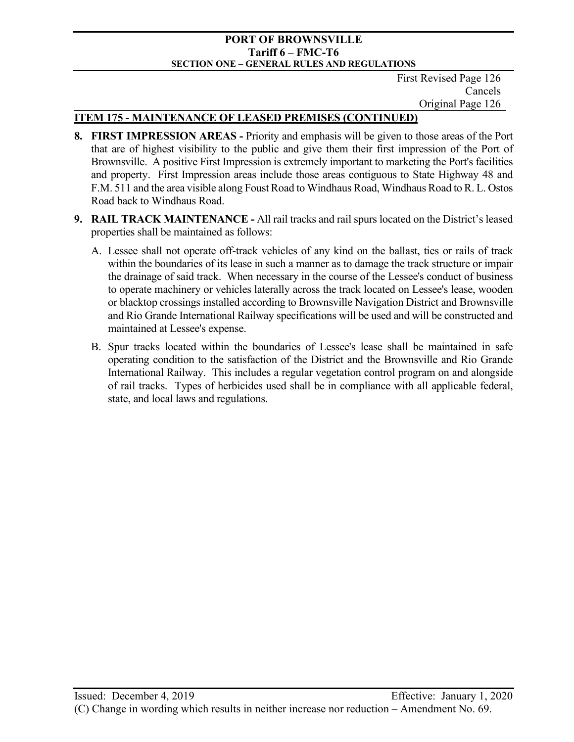First Revised Page 126
Cancels
Original Page 126

## ITEM 175 - MAINTENANCE OF LEASED PREMISES (CONTINUED)

8. **FIRST IMPRESSION AREAS -** Priority and emphasis will be given to those areas of the Port that are of highest visibility to the public and give them their first impression of the Port of Brownsville. A positive First Impression is extremely important to marketing the Port's facilities and property. First Impression areas include those areas contiguous to State Highway 48 and F.M. 511 and the area visible along Foust Road to Windhaus Road, Windhaus Road to R. L. Ostos Road back to Windhaus Road.

9. **RAIL TRACK MAINTENANCE -** All rail tracks and rail spurs located on the District's leased properties shall be maintained as follows:

   A. Lessee shall not operate off-track vehicles of any kind on the ballast, ties or rails of track within the boundaries of its lease in such a manner as to damage the track structure or impair the drainage of said track. When necessary in the course of the Lessee's conduct of business to operate machinery or vehicles laterally across the track located on Lessee's lease, wooden or blacktop crossings installed according to Brownsville Navigation District and Brownsville and Rio Grande International Railway specifications will be used and will be constructed and maintained at Lessee's expense.

   B. Spur tracks located within the boundaries of Lessee's lease shall be maintained in safe operating condition to the satisfaction of the District and the Brownsville and Rio Grande International Railway. This includes a regular vegetation control program on and alongside of rail tracks. Types of herbicides used shall be in compliance with all applicable federal, state, and local laws and regulations.

Issued: December 4, 2019 Effective: January 1, 2020

(C) Change in wording which results in neither increase nor reduction – Amendment No. 69.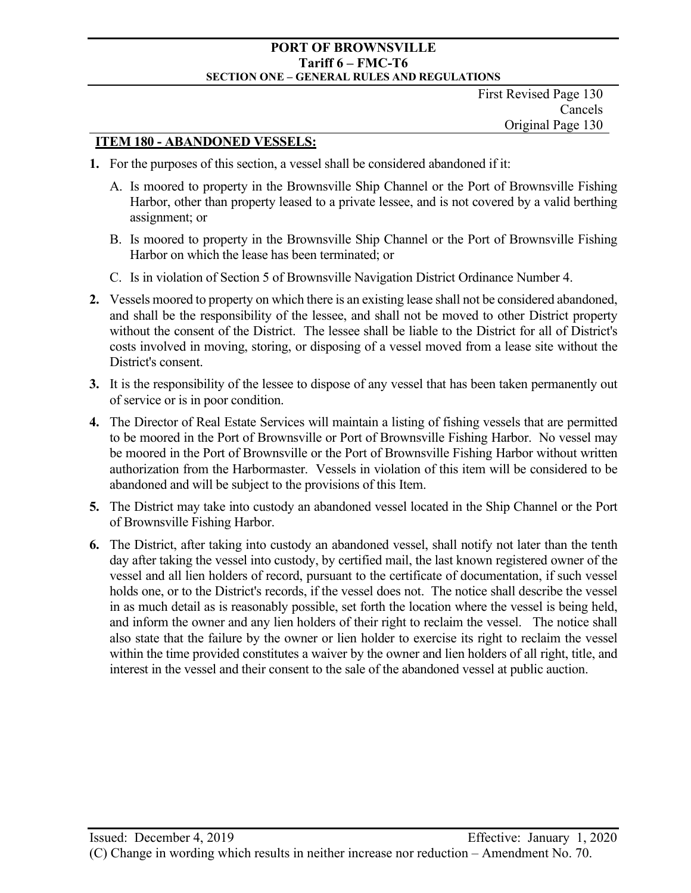First Revised Page 130
Cancels
Original Page 130

## ITEM 180 - ABANDONED VESSELS:

**1.** For the purposes of this section, a vessel shall be considered abandoned if it:

A. Is moored to property in the Brownsville Ship Channel or the Port of Brownsville Fishing Harbor, other than property leased to a private lessee, and is not covered by a valid berthing assignment; or

B. Is moored to property in the Brownsville Ship Channel or the Port of Brownsville Fishing Harbor on which the lease has been terminated; or

C. Is in violation of Section 5 of Brownsville Navigation District Ordinance Number 4.

**2.** Vessels moored to property on which there is an existing lease shall not be considered abandoned, and shall be the responsibility of the lessee, and shall not be moved to other District property without the consent of the District. The lessee shall be liable to the District for all of District's costs involved in moving, storing, or disposing of a vessel moved from a lease site without the District's consent.

**3.** It is the responsibility of the lessee to dispose of any vessel that has been taken permanently out of service or is in poor condition.

**4.** The Director of Real Estate Services will maintain a listing of fishing vessels that are permitted to be moored in the Port of Brownsville or Port of Brownsville Fishing Harbor. No vessel may be moored in the Port of Brownsville or the Port of Brownsville Fishing Harbor without written authorization from the Harbormaster. Vessels in violation of this item will be considered to be abandoned and will be subject to the provisions of this Item.

**5.** The District may take into custody an abandoned vessel located in the Ship Channel or the Port of Brownsville Fishing Harbor.

**6.** The District, after taking into custody an abandoned vessel, shall notify not later than the tenth day after taking the vessel into custody, by certified mail, the last known registered owner of the vessel and all lien holders of record, pursuant to the certificate of documentation, if such vessel holds one, or to the District's records, if the vessel does not. The notice shall describe the vessel in as much detail as is reasonably possible, set forth the location where the vessel is being held, and inform the owner and any lien holders of their right to reclaim the vessel. The notice shall also state that the failure by the owner or lien holder to exercise its right to reclaim the vessel within the time provided constitutes a waiver by the owner and lien holders of all right, title, and interest in the vessel and their consent to the sale of the abandoned vessel at public auction.

Issued: December 4, 2019 Effective: January 1, 2020

(C) Change in wording which results in neither increase nor reduction – Amendment No. 70.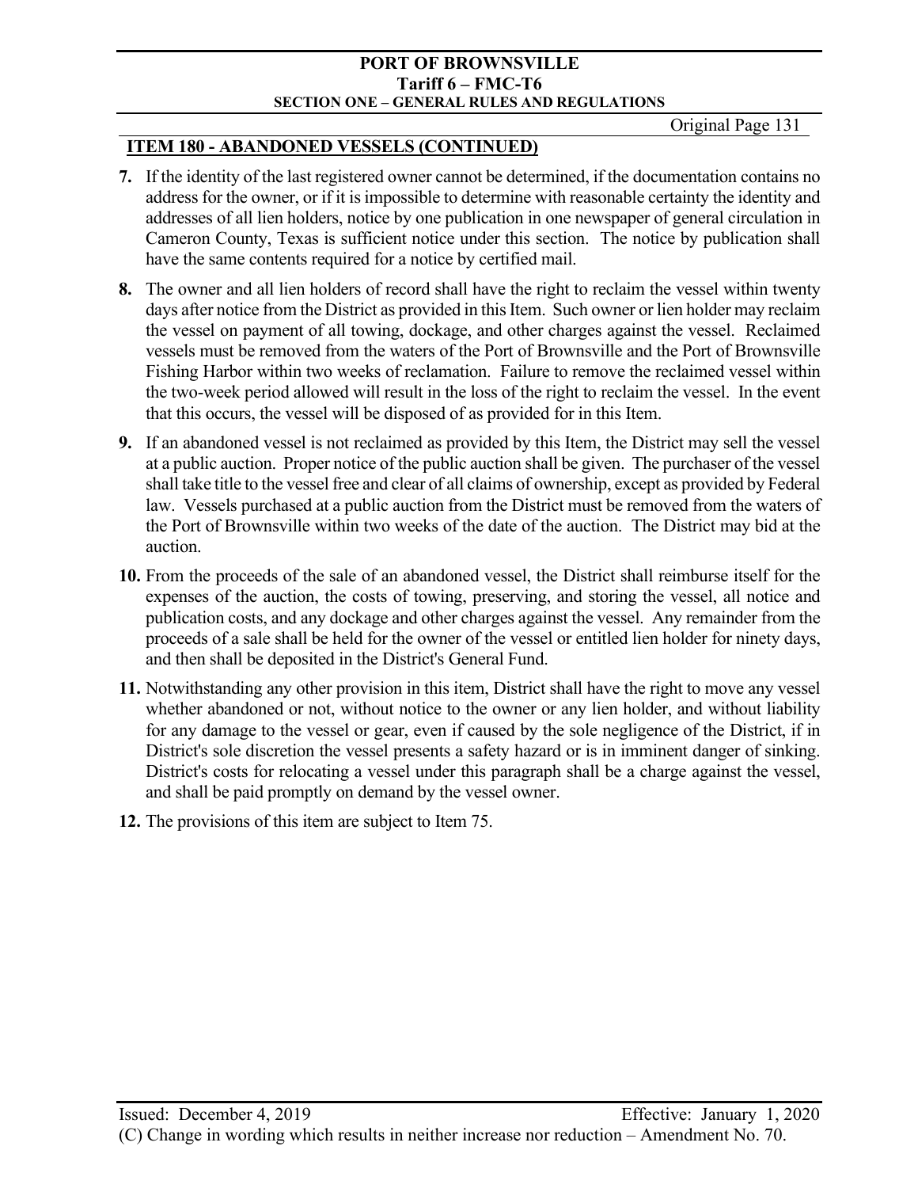## ITEM 180 - ABANDONED VESSELS (CONTINUED)

**7.** If the identity of the last registered owner cannot be determined, if the documentation contains no address for the owner, or if it is impossible to determine with reasonable certainty the identity and addresses of all lien holders, notice by one publication in one newspaper of general circulation in Cameron County, Texas is sufficient notice under this section. The notice by publication shall have the same contents required for a notice by certified mail.

**8.** The owner and all lien holders of record shall have the right to reclaim the vessel within twenty days after notice from the District as provided in this Item. Such owner or lien holder may reclaim the vessel on payment of all towing, dockage, and other charges against the vessel. Reclaimed vessels must be removed from the waters of the Port of Brownsville and the Port of Brownsville Fishing Harbor within two weeks of reclamation. Failure to remove the reclaimed vessel within the two-week period allowed will result in the loss of the right to reclaim the vessel. In the event that this occurs, the vessel will be disposed of as provided for in this Item.

**9.** If an abandoned vessel is not reclaimed as provided by this Item, the District may sell the vessel at a public auction. Proper notice of the public auction shall be given. The purchaser of the vessel shall take title to the vessel free and clear of all claims of ownership, except as provided by Federal law. Vessels purchased at a public auction from the District must be removed from the waters of the Port of Brownsville within two weeks of the date of the auction. The District may bid at the auction.

**10.** From the proceeds of the sale of an abandoned vessel, the District shall reimburse itself for the expenses of the auction, the costs of towing, preserving, and storing the vessel, all notice and publication costs, and any dockage and other charges against the vessel. Any remainder from the proceeds of a sale shall be held for the owner of the vessel or entitled lien holder for ninety days, and then shall be deposited in the District's General Fund.

**11.** Notwithstanding any other provision in this item, District shall have the right to move any vessel whether abandoned or not, without notice to the owner or any lien holder, and without liability for any damage to the vessel or gear, even if caused by the sole negligence of the District, if in District's sole discretion the vessel presents a safety hazard or is in imminent danger of sinking. District's costs for relocating a vessel under this paragraph shall be a charge against the vessel, and shall be paid promptly on demand by the vessel owner.

**12.** The provisions of this item are subject to Item 75.

Issued: December 4, 2019 Effective: January 1, 2020

(C) Change in wording which results in neither increase nor reduction – Amendment No. 70.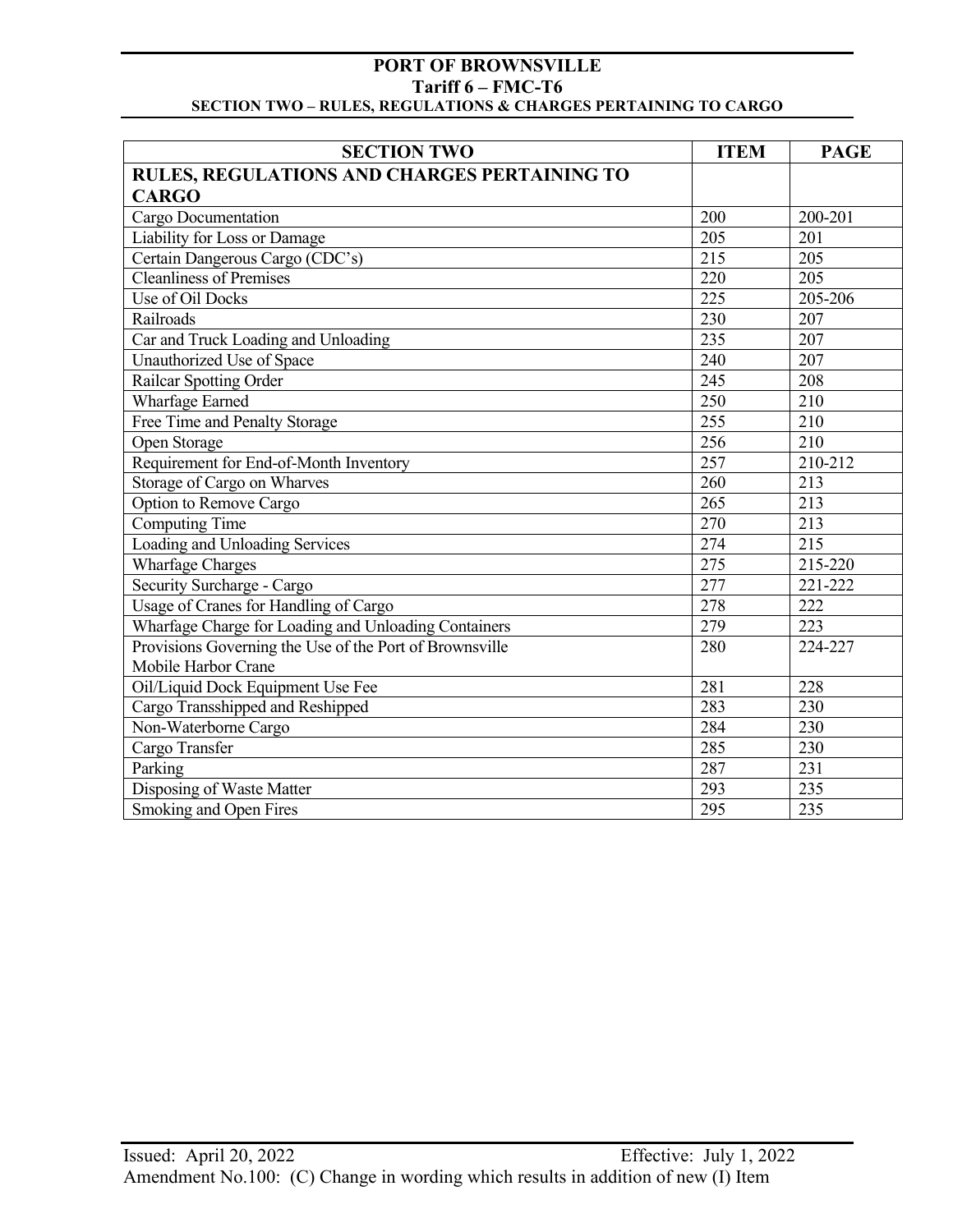# PORT OF BROWNSVILLE
## Tariff 6 – FMC-T6
### SECTION TWO – RULES, REGULATIONS & CHARGES PERTAINING TO CARGO

| SECTION TWO | ITEM | PAGE |
|---|---|---|
| **RULES, REGULATIONS AND CHARGES PERTAINING TO CARGO** | | |
| Cargo Documentation | 200 | 200-201 |
| Liability for Loss or Damage | 205 | 201 |
| Certain Dangerous Cargo (CDC's) | 215 | 205 |
| Cleanliness of Premises | 220 | 205 |
| Use of Oil Docks | 225 | 205-206 |
| Railroads | 230 | 207 |
| Car and Truck Loading and Unloading | 235 | 207 |
| Unauthorized Use of Space | 240 | 207 |
| Railcar Spotting Order | 245 | 208 |
| Wharfage Earned | 250 | 210 |
| Free Time and Penalty Storage | 255 | 210 |
| Open Storage | 256 | 210 |
| Requirement for End-of-Month Inventory | 257 | 210-212 |
| Storage of Cargo on Wharves | 260 | 213 |
| Option to Remove Cargo | 265 | 213 |
| Computing Time | 270 | 213 |
| Loading and Unloading Services | 274 | 215 |
| Wharfage Charges | 275 | 215-220 |
| Security Surcharge - Cargo | 277 | 221-222 |
| Usage of Cranes for Handling of Cargo | 278 | 222 |
| Wharfage Charge for Loading and Unloading Containers | 279 | 223 |
| Provisions Governing the Use of the Port of Brownsville Mobile Harbor Crane | 280 | 224-227 |
| Oil/Liquid Dock Equipment Use Fee | 281 | 228 |
| Cargo Transshipped and Reshipped | 283 | 230 |
| Non-Waterborne Cargo | 284 | 230 |
| Cargo Transfer | 285 | 230 |
| Parking | 287 | 231 |
| Disposing of Waste Matter | 293 | 235 |
| Smoking and Open Fires | 295 | 235 |

Issued: April 20, 2022 Effective: July 1, 2022
Amendment No.100: (C) Change in wording which results in addition of new (I) Item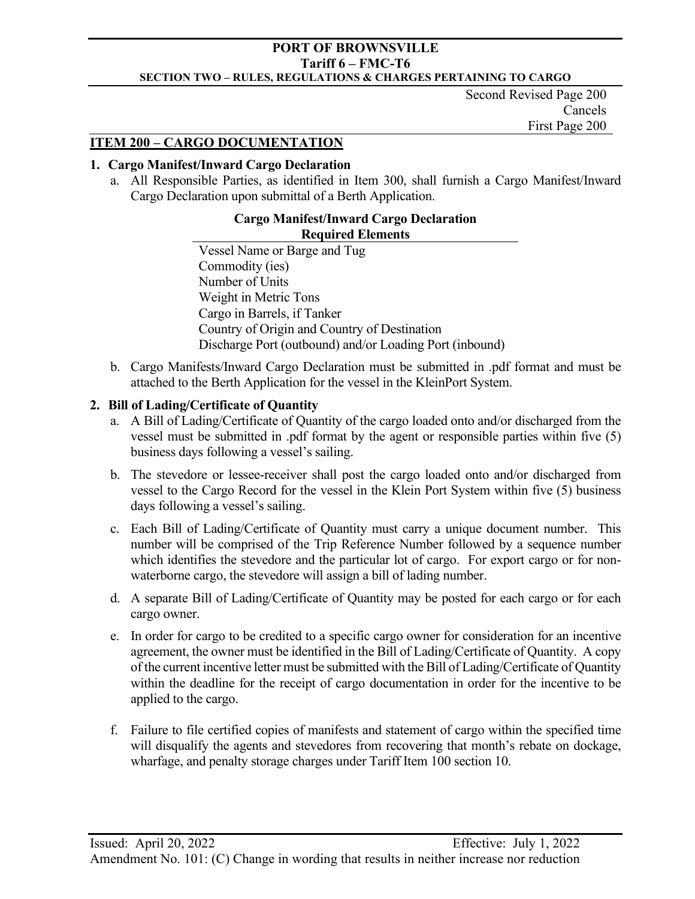Second Revised Page 200
Cancels
First Page 200

## ITEM 200 – CARGO DOCUMENTATION

### 1. Cargo Manifest/Inward Cargo Declaration

a. All Responsible Parties, as identified in Item 300, shall furnish a Cargo Manifest/Inward Cargo Declaration upon submittal of a Berth Application.

| Cargo Manifest/Inward Cargo Declaration Required Elements |
|---|
| Vessel Name or Barge and Tug |
| Commodity (ies) |
| Number of Units |
| Weight in Metric Tons |
| Cargo in Barrels, if Tanker |
| Country of Origin and Country of Destination |
| Discharge Port (outbound) and/or Loading Port (inbound) |

b. Cargo Manifests/Inward Cargo Declaration must be submitted in .pdf format and must be attached to the Berth Application for the vessel in the KleinPort System.

### 2. Bill of Lading/Certificate of Quantity

a. A Bill of Lading/Certificate of Quantity of the cargo loaded onto and/or discharged from the vessel must be submitted in .pdf format by the agent or responsible parties within five (5) business days following a vessel's sailing.

b. The stevedore or lessee-receiver shall post the cargo loaded onto and/or discharged from vessel to the Cargo Record for the vessel in the Klein Port System within five (5) business days following a vessel's sailing.

c. Each Bill of Lading/Certificate of Quantity must carry a unique document number. This number will be comprised of the Trip Reference Number followed by a sequence number which identifies the stevedore and the particular lot of cargo. For export cargo or for non-waterborne cargo, the stevedore will assign a bill of lading number.

d. A separate Bill of Lading/Certificate of Quantity may be posted for each cargo or for each cargo owner.

e. In order for cargo to be credited to a specific cargo owner for consideration for an incentive agreement, the owner must be identified in the Bill of Lading/Certificate of Quantity. A copy of the current incentive letter must be submitted with the Bill of Lading/Certificate of Quantity within the deadline for the receipt of cargo documentation in order for the incentive to be applied to the cargo.

f. Failure to file certified copies of manifests and statement of cargo within the specified time will disqualify the agents and stevedores from recovering that month's rebate on dockage, wharfage, and penalty storage charges under Tariff Item 100 section 10.

Issued: April 20, 2022 Effective: July 1, 2022
Amendment No. 101: (C) Change in wording that results in neither increase nor reduction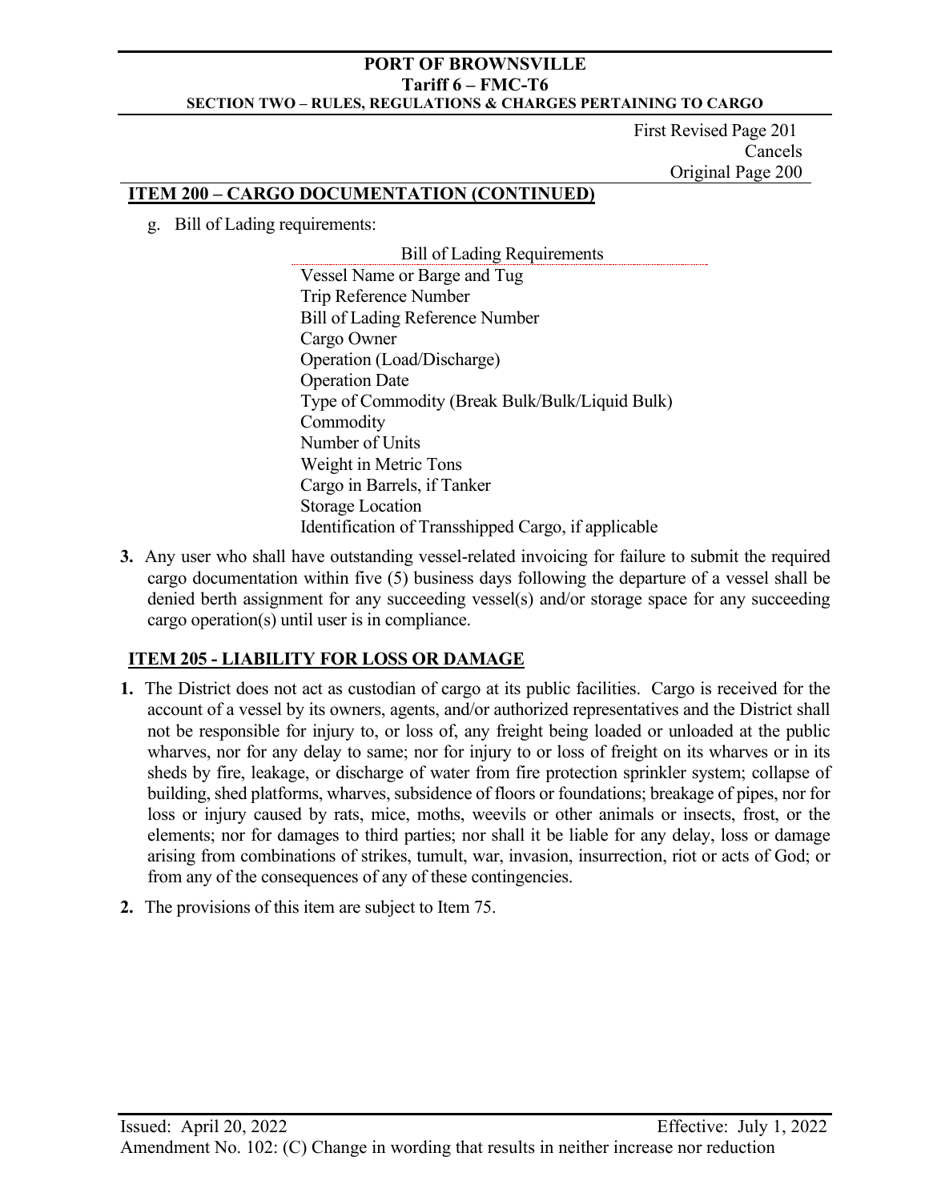First Revised Page 201
Cancels
Original Page 200

## ITEM 200 – CARGO DOCUMENTATION (CONTINUED)

g. Bill of Lading requirements:

| Bill of Lading Requirements |
|---|
| Vessel Name or Barge and Tug |
| Trip Reference Number |
| Bill of Lading Reference Number |
| Cargo Owner |
| Operation (Load/Discharge) |
| Operation Date |
| Type of Commodity (Break Bulk/Bulk/Liquid Bulk) |
| Commodity |
| Number of Units |
| Weight in Metric Tons |
| Cargo in Barrels, if Tanker |
| Storage Location |
| Identification of Transshipped Cargo, if applicable |

**3.** Any user who shall have outstanding vessel-related invoicing for failure to submit the required cargo documentation within five (5) business days following the departure of a vessel shall be denied berth assignment for any succeeding vessel(s) and/or storage space for any succeeding cargo operation(s) until user is in compliance.

## ITEM 205 - LIABILITY FOR LOSS OR DAMAGE

**1.** The District does not act as custodian of cargo at its public facilities. Cargo is received for the account of a vessel by its owners, agents, and/or authorized representatives and the District shall not be responsible for injury to, or loss of, any freight being loaded or unloaded at the public wharves, nor for any delay to same; nor for injury to or loss of freight on its wharves or in its sheds by fire, leakage, or discharge of water from fire protection sprinkler system; collapse of building, shed platforms, wharves, subsidence of floors or foundations; breakage of pipes, nor for loss or injury caused by rats, mice, moths, weevils or other animals or insects, frost, or the elements; nor for damages to third parties; nor shall it be liable for any delay, loss or damage arising from combinations of strikes, tumult, war, invasion, insurrection, riot or acts of God; or from any of the consequences of any of these contingencies.

**2.** The provisions of this item are subject to Item 75.

Issued: April 20, 2022 Effective: July 1, 2022

Amendment No. 102: (C) Change in wording that results in neither increase nor reduction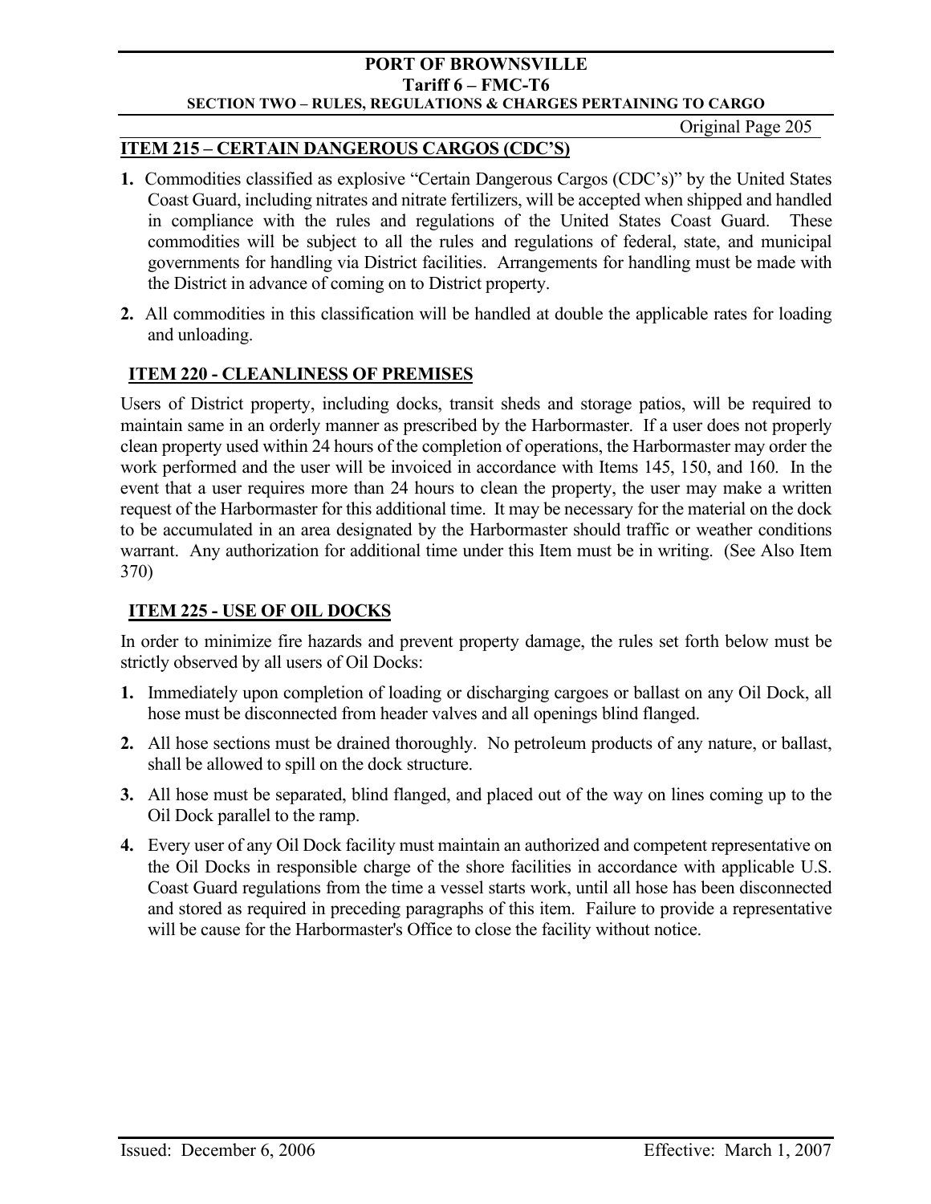## ITEM 215 – CERTAIN DANGEROUS CARGOS (CDC'S)

**1.** Commodities classified as explosive "Certain Dangerous Cargos (CDC's)" by the United States Coast Guard, including nitrates and nitrate fertilizers, will be accepted when shipped and handled in compliance with the rules and regulations of the United States Coast Guard. These commodities will be subject to all the rules and regulations of federal, state, and municipal governments for handling via District facilities. Arrangements for handling must be made with the District in advance of coming on to District property.

**2.** All commodities in this classification will be handled at double the applicable rates for loading and unloading.

## ITEM 220 - CLEANLINESS OF PREMISES

Users of District property, including docks, transit sheds and storage patios, will be required to maintain same in an orderly manner as prescribed by the Harbormaster. If a user does not properly clean property used within 24 hours of the completion of operations, the Harbormaster may order the work performed and the user will be invoiced in accordance with Items 145, 150, and 160. In the event that a user requires more than 24 hours to clean the property, the user may make a written request of the Harbormaster for this additional time. It may be necessary for the material on the dock to be accumulated in an area designated by the Harbormaster should traffic or weather conditions warrant. Any authorization for additional time under this Item must be in writing. (See Also Item 370)

## ITEM 225 - USE OF OIL DOCKS

In order to minimize fire hazards and prevent property damage, the rules set forth below must be strictly observed by all users of Oil Docks:

**1.** Immediately upon completion of loading or discharging cargoes or ballast on any Oil Dock, all hose must be disconnected from header valves and all openings blind flanged.

**2.** All hose sections must be drained thoroughly. No petroleum products of any nature, or ballast, shall be allowed to spill on the dock structure.

**3.** All hose must be separated, blind flanged, and placed out of the way on lines coming up to the Oil Dock parallel to the ramp.

**4.** Every user of any Oil Dock facility must maintain an authorized and competent representative on the Oil Docks in responsible charge of the shore facilities in accordance with applicable U.S. Coast Guard regulations from the time a vessel starts work, until all hose has been disconnected and stored as required in preceding paragraphs of this item. Failure to provide a representative will be cause for the Harbormaster's Office to close the facility without notice.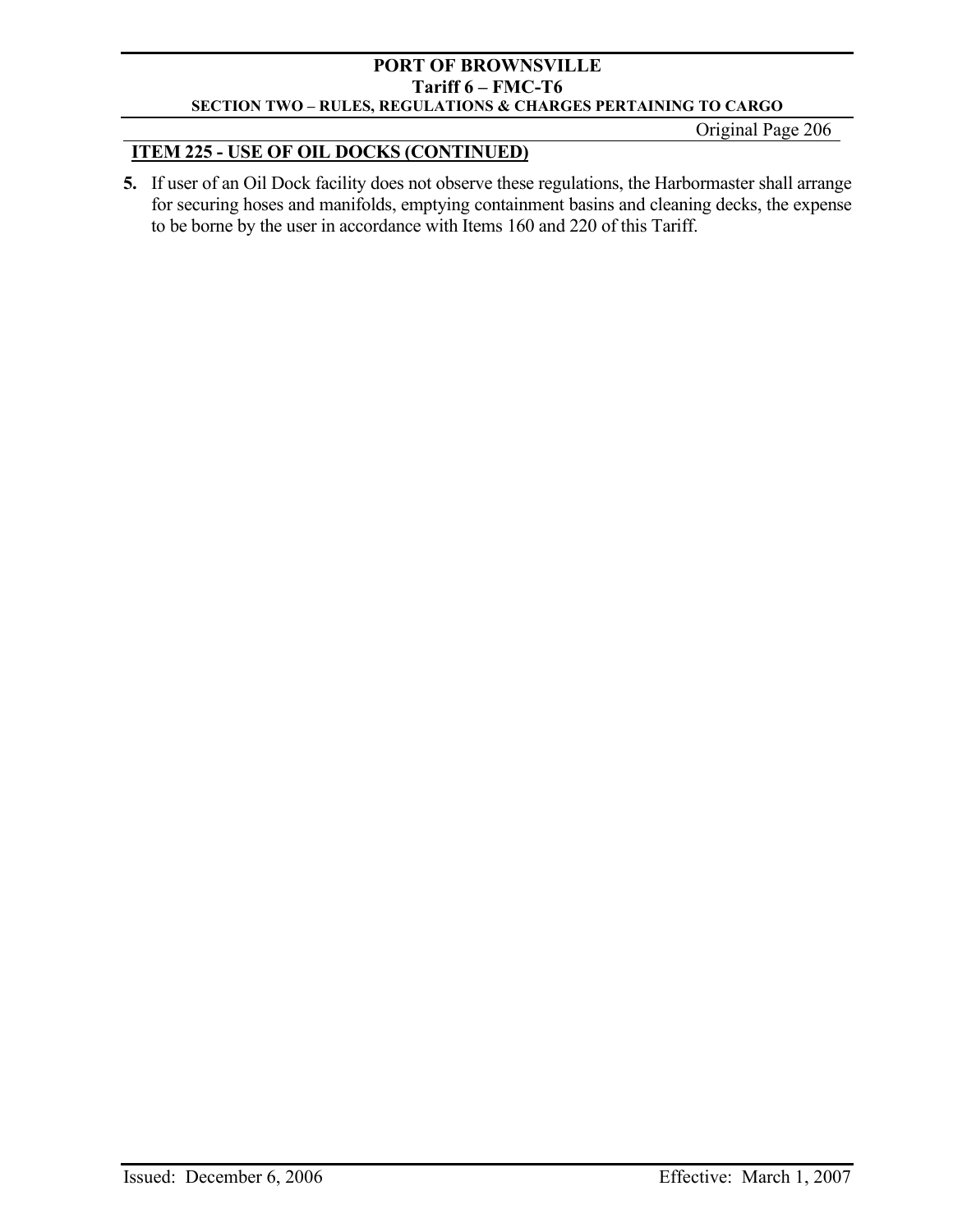## ITEM 225 - USE OF OIL DOCKS (CONTINUED)

**5.** If user of an Oil Dock facility does not observe these regulations, the Harbormaster shall arrange for securing hoses and manifolds, emptying containment basins and cleaning decks, the expense to be borne by the user in accordance with Items 160 and 220 of this Tariff.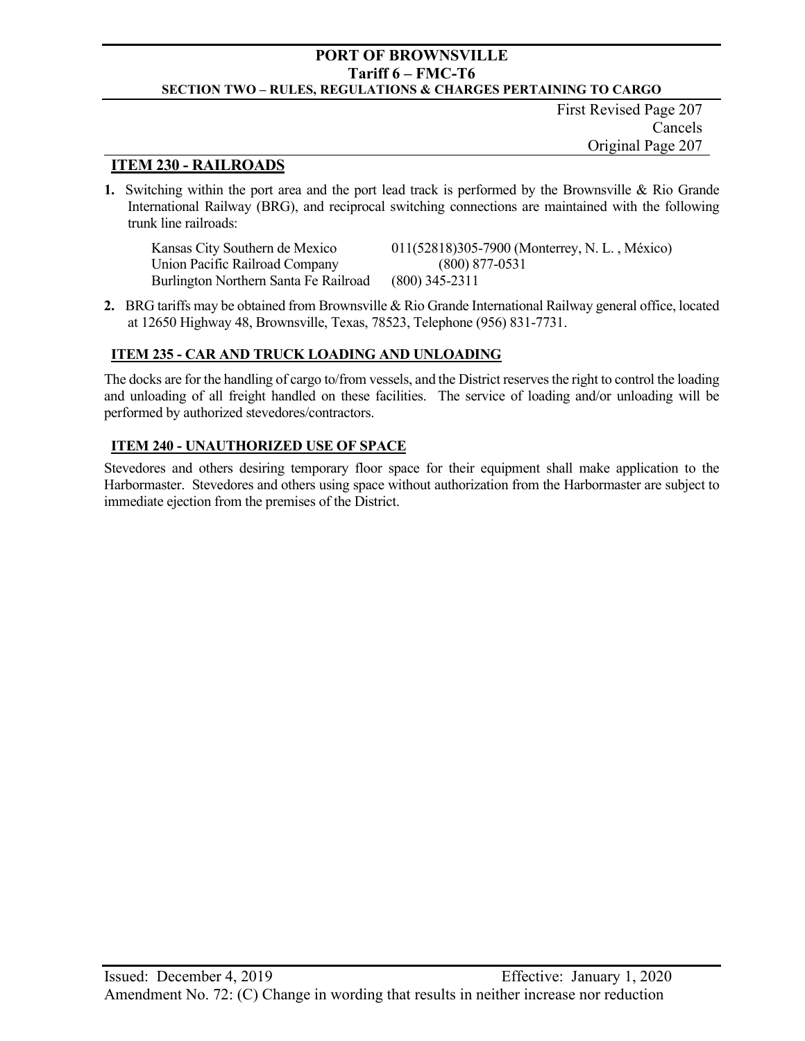First Revised Page 207
Cancels
Original Page 207

## ITEM 230 - RAILROADS

**1.** Switching within the port area and the port lead track is performed by the Brownsville & Rio Grande International Railway (BRG), and reciprocal switching connections are maintained with the following trunk line railroads:

| | |
|---|---|
| Kansas City Southern de Mexico | 011(52818)305-7900 (Monterrey, N. L. , México) |
| Union Pacific Railroad Company | (800) 877-0531 |
| Burlington Northern Santa Fe Railroad | (800) 345-2311 |

**2.** BRG tariffs may be obtained from Brownsville & Rio Grande International Railway general office, located at 12650 Highway 48, Brownsville, Texas, 78523, Telephone (956) 831-7731.

## ITEM 235 - CAR AND TRUCK LOADING AND UNLOADING

The docks are for the handling of cargo to/from vessels, and the District reserves the right to control the loading and unloading of all freight handled on these facilities. The service of loading and/or unloading will be performed by authorized stevedores/contractors.

## ITEM 240 - UNAUTHORIZED USE OF SPACE

Stevedores and others desiring temporary floor space for their equipment shall make application to the Harbormaster. Stevedores and others using space without authorization from the Harbormaster are subject to immediate ejection from the premises of the District.

Issued: December 4, 2019 Effective: January 1, 2020
Amendment No. 72: (C) Change in wording that results in neither increase nor reduction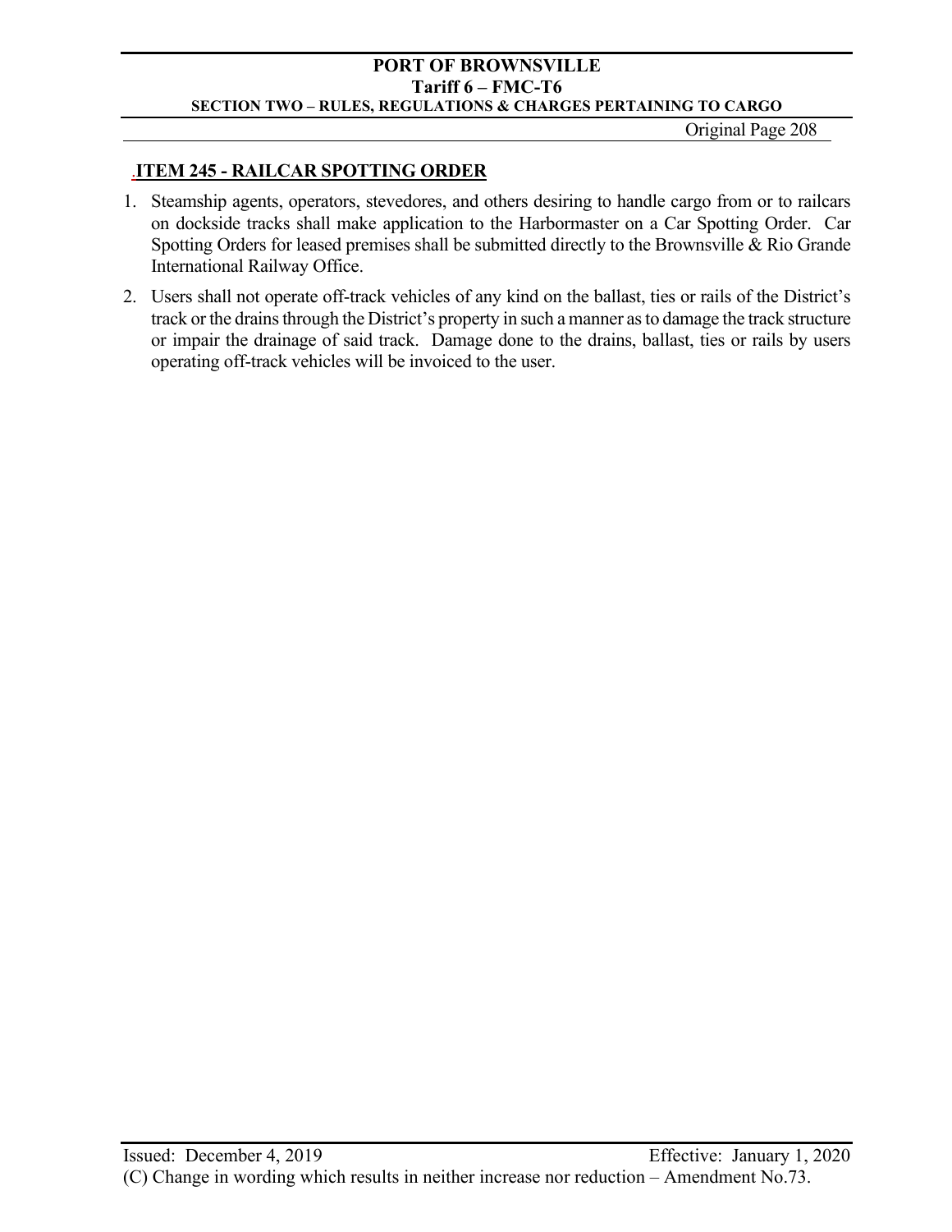## ITEM 245 - RAILCAR SPOTTING ORDER

1. Steamship agents, operators, stevedores, and others desiring to handle cargo from or to railcars on dockside tracks shall make application to the Harbormaster on a Car Spotting Order. Car Spotting Orders for leased premises shall be submitted directly to the Brownsville & Rio Grande International Railway Office.
2. Users shall not operate off-track vehicles of any kind on the ballast, ties or rails of the District's track or the drains through the District's property in such a manner as to damage the track structure or impair the drainage of said track. Damage done to the drains, ballast, ties or rails by users operating off-track vehicles will be invoiced to the user.

Issued: December 4, 2019 Effective: January 1, 2020

(C) Change in wording which results in neither increase nor reduction – Amendment No.73.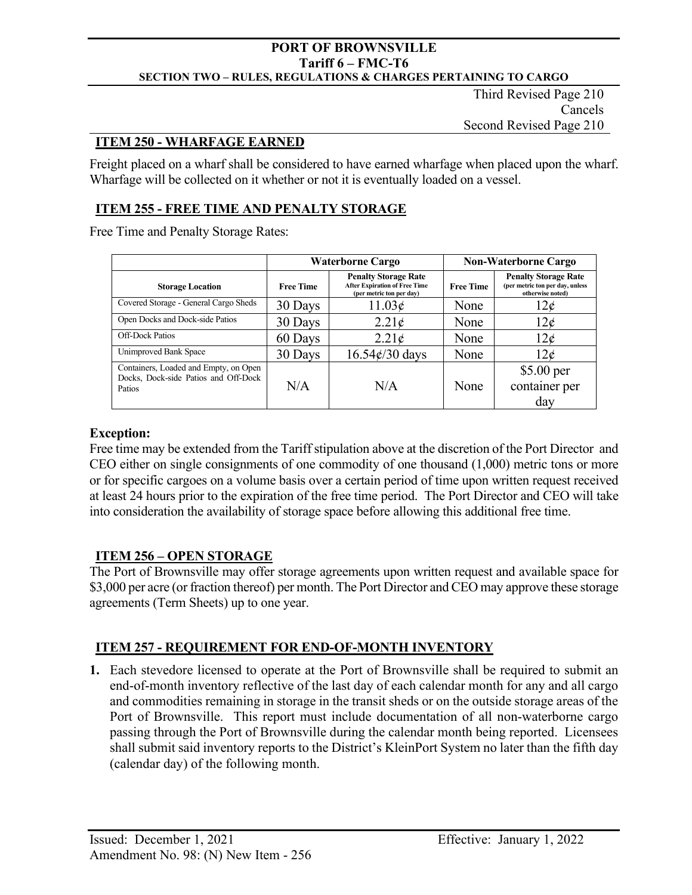Third Revised Page 210
Cancels
Second Revised Page 210

## ITEM 250 - WHARFAGE EARNED

Freight placed on a wharf shall be considered to have earned wharfage when placed upon the wharf. Wharfage will be collected on it whether or not it is eventually loaded on a vessel.

## ITEM 255 - FREE TIME AND PENALTY STORAGE

Free Time and Penalty Storage Rates:

| | Waterborne Cargo | | Non-Waterborne Cargo | |
|---|---|---|---|---|
| **Storage Location** | **Free Time** | **Penalty Storage Rate** After Expiration of Free Time (per metric ton per day) | **Free Time** | **Penalty Storage Rate** (per metric ton per day, unless otherwise noted) |
| Covered Storage - General Cargo Sheds | 30 Days | 11.03¢ | None | 12¢ |
| Open Docks and Dock-side Patios | 30 Days | 2.21¢ | None | 12¢ |
| Off-Dock Patios | 60 Days | 2.21¢ | None | 12¢ |
| Unimproved Bank Space | 30 Days | 16.54¢/30 days | None | 12¢ |
| Containers, Loaded and Empty, on Open Docks, Dock-side Patios and Off-Dock Patios | N/A | N/A | None | $5.00 per container per day |

**Exception:**
Free time may be extended from the Tariff stipulation above at the discretion of the Port Director and CEO either on single consignments of one commodity of one thousand (1,000) metric tons or more or for specific cargoes on a volume basis over a certain period of time upon written request received at least 24 hours prior to the expiration of the free time period. The Port Director and CEO will take into consideration the availability of storage space before allowing this additional free time.

## ITEM 256 – OPEN STORAGE

The Port of Brownsville may offer storage agreements upon written request and available space for $3,000 per acre (or fraction thereof) per month. The Port Director and CEO may approve these storage agreements (Term Sheets) up to one year.

## ITEM 257 - REQUIREMENT FOR END-OF-MONTH INVENTORY

1. Each stevedore licensed to operate at the Port of Brownsville shall be required to submit an end-of-month inventory reflective of the last day of each calendar month for any and all cargo and commodities remaining in storage in the transit sheds or on the outside storage areas of the Port of Brownsville. This report must include documentation of all non-waterborne cargo passing through the Port of Brownsville during the calendar month being reported. Licensees shall submit said inventory reports to the District's KleinPort System no later than the fifth day (calendar day) of the following month.

Issued: December 1, 2021 Effective: January 1, 2022
Amendment No. 98: (N) New Item - 256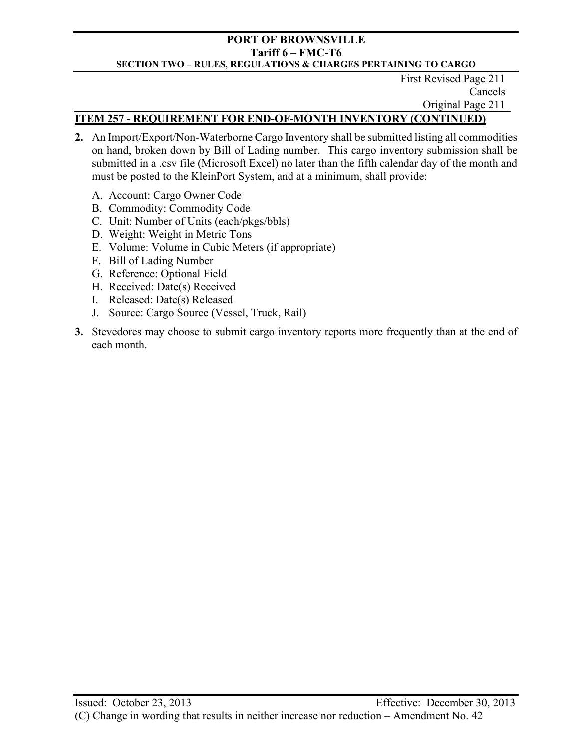First Revised Page 211
Cancels
Original Page 211

## ITEM 257 - REQUIREMENT FOR END-OF-MONTH INVENTORY (CONTINUED)

**2.** An Import/Export/Non-Waterborne Cargo Inventory shall be submitted listing all commodities on hand, broken down by Bill of Lading number. This cargo inventory submission shall be submitted in a .csv file (Microsoft Excel) no later than the fifth calendar day of the month and must be posted to the KleinPort System, and at a minimum, shall provide:

A. Account: Cargo Owner Code
B. Commodity: Commodity Code
C. Unit: Number of Units (each/pkgs/bbls)
D. Weight: Weight in Metric Tons
E. Volume: Volume in Cubic Meters (if appropriate)
F. Bill of Lading Number
G. Reference: Optional Field
H. Received: Date(s) Received
I. Released: Date(s) Released
J. Source: Cargo Source (Vessel, Truck, Rail)

**3.** Stevedores may choose to submit cargo inventory reports more frequently than at the end of each month.

Issued: October 23, 2013 Effective: December 30, 2013

(C) Change in wording that results in neither increase nor reduction – Amendment No. 42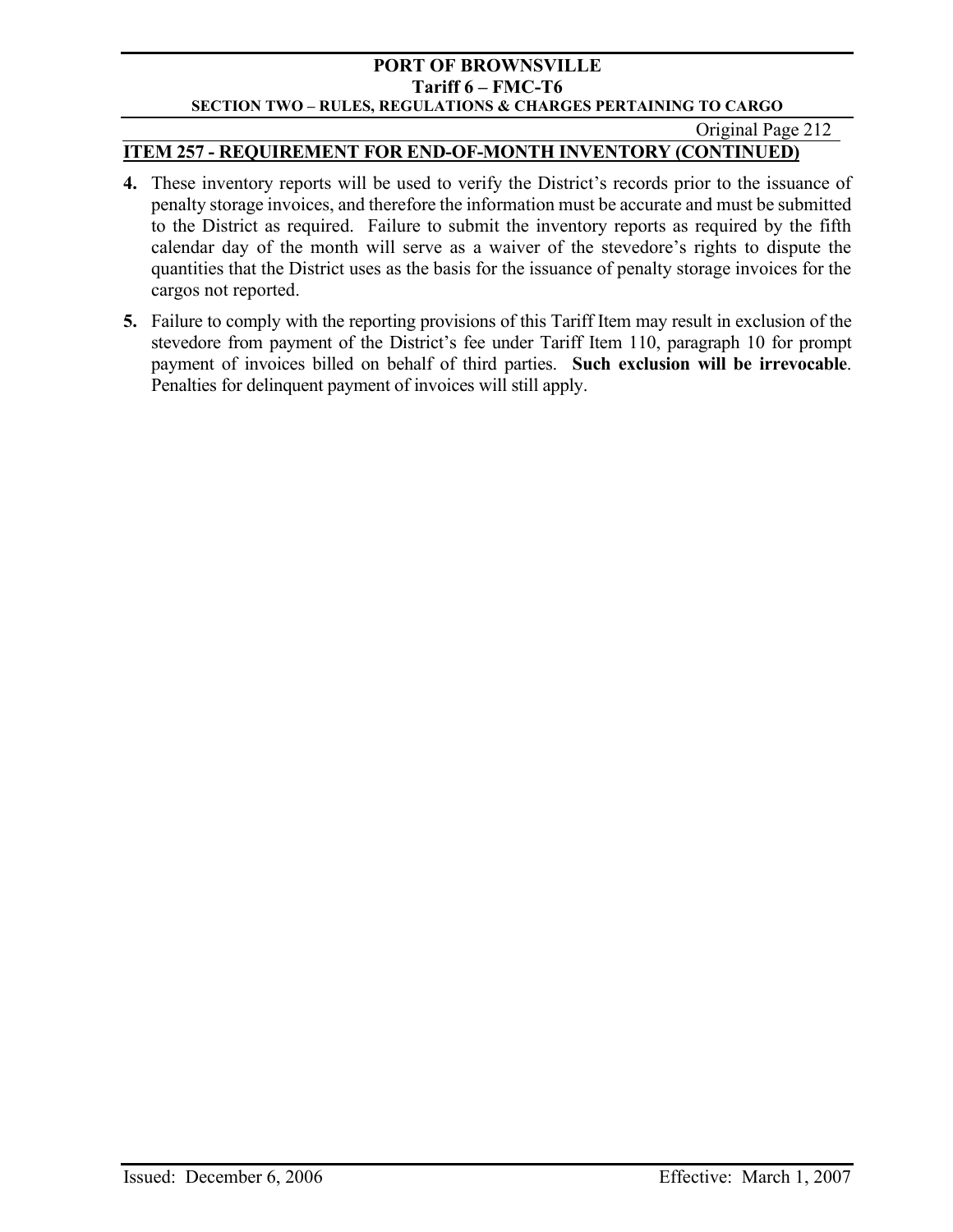## ITEM 257 - REQUIREMENT FOR END-OF-MONTH INVENTORY (CONTINUED)

**4.** These inventory reports will be used to verify the District's records prior to the issuance of penalty storage invoices, and therefore the information must be accurate and must be submitted to the District as required. Failure to submit the inventory reports as required by the fifth calendar day of the month will serve as a waiver of the stevedore's rights to dispute the quantities that the District uses as the basis for the issuance of penalty storage invoices for the cargos not reported.

**5.** Failure to comply with the reporting provisions of this Tariff Item may result in exclusion of the stevedore from payment of the District's fee under Tariff Item 110, paragraph 10 for prompt payment of invoices billed on behalf of third parties. **Such exclusion will be irrevocable**. Penalties for delinquent payment of invoices will still apply.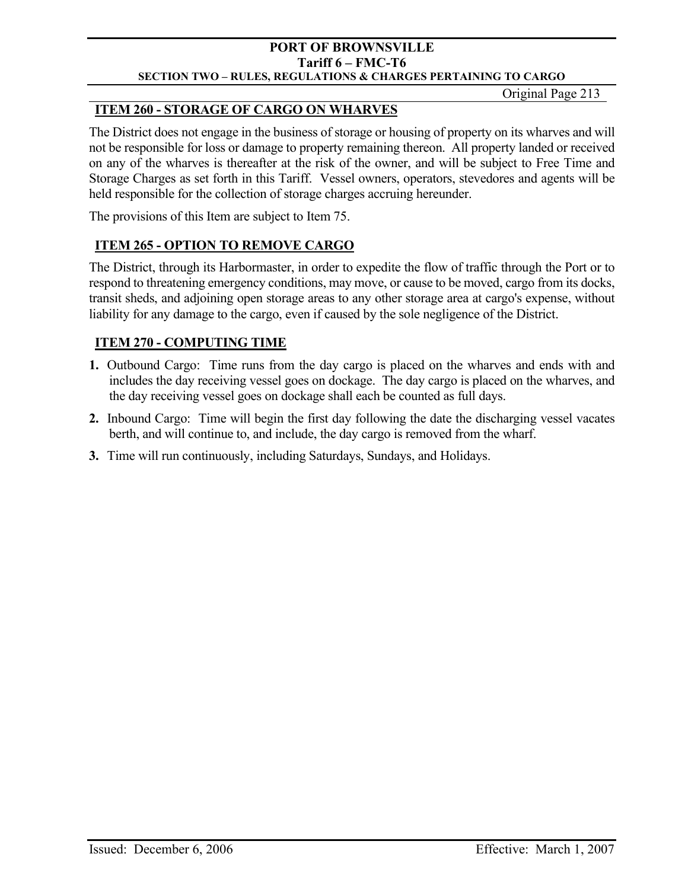## ITEM 260 - STORAGE OF CARGO ON WHARVES

The District does not engage in the business of storage or housing of property on its wharves and will not be responsible for loss or damage to property remaining thereon. All property landed or received on any of the wharves is thereafter at the risk of the owner, and will be subject to Free Time and Storage Charges as set forth in this Tariff. Vessel owners, operators, stevedores and agents will be held responsible for the collection of storage charges accruing hereunder.

The provisions of this Item are subject to Item 75.

## ITEM 265 - OPTION TO REMOVE CARGO

The District, through its Harbormaster, in order to expedite the flow of traffic through the Port or to respond to threatening emergency conditions, may move, or cause to be moved, cargo from its docks, transit sheds, and adjoining open storage areas to any other storage area at cargo's expense, without liability for any damage to the cargo, even if caused by the sole negligence of the District.

## ITEM 270 - COMPUTING TIME

1. Outbound Cargo: Time runs from the day cargo is placed on the wharves and ends with and includes the day receiving vessel goes on dockage. The day cargo is placed on the wharves, and the day receiving vessel goes on dockage shall each be counted as full days.
2. Inbound Cargo: Time will begin the first day following the date the discharging vessel vacates berth, and will continue to, and include, the day cargo is removed from the wharf.
3. Time will run continuously, including Saturdays, Sundays, and Holidays.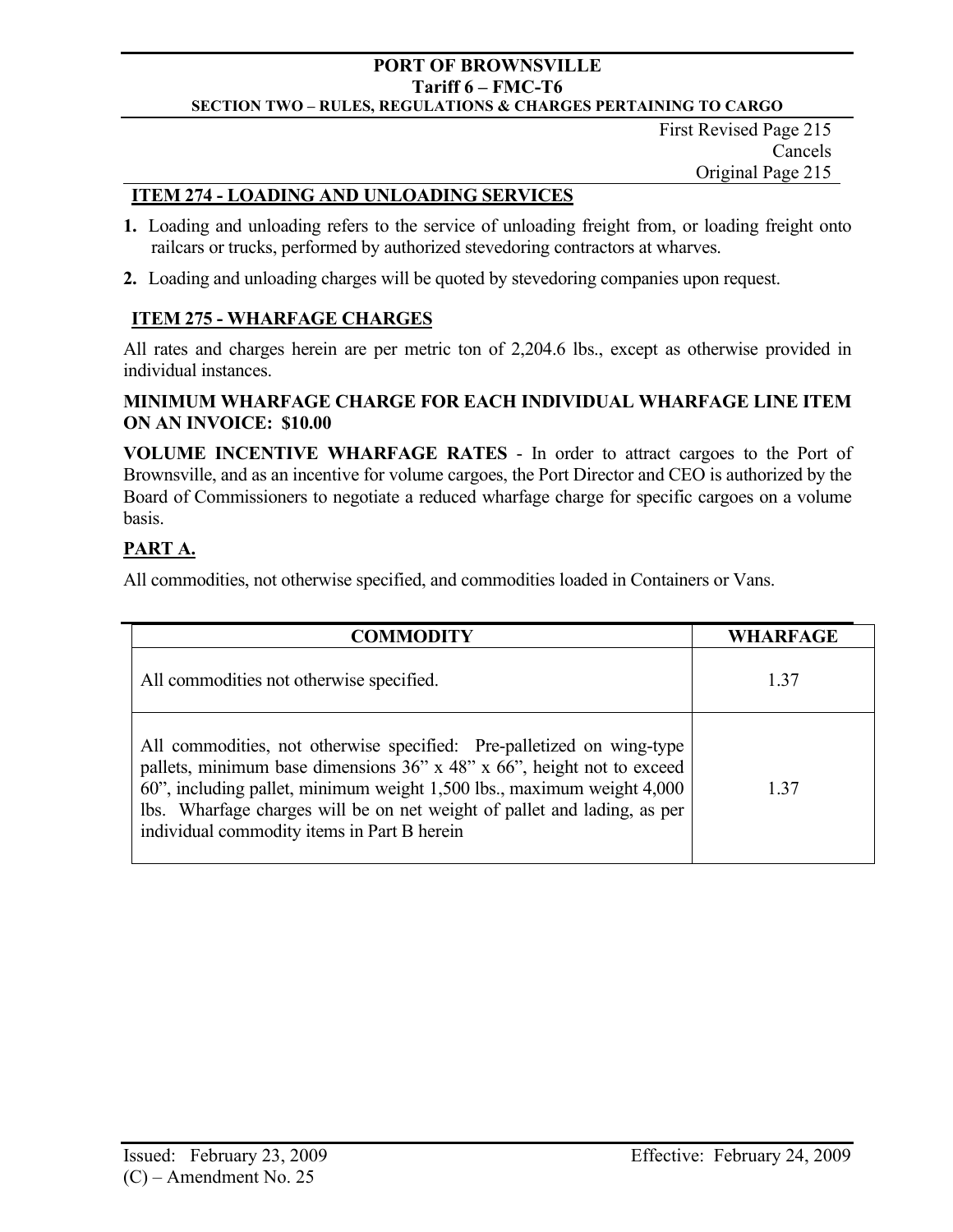First Revised Page 215
Cancels
Original Page 215

## ITEM 274 - LOADING AND UNLOADING SERVICES

1. Loading and unloading refers to the service of unloading freight from, or loading freight onto railcars or trucks, performed by authorized stevedoring contractors at wharves.
2. Loading and unloading charges will be quoted by stevedoring companies upon request.

## ITEM 275 - WHARFAGE CHARGES

All rates and charges herein are per metric ton of 2,204.6 lbs., except as otherwise provided in individual instances.

**MINIMUM WHARFAGE CHARGE FOR EACH INDIVIDUAL WHARFAGE LINE ITEM ON AN INVOICE: $10.00**

**VOLUME INCENTIVE WHARFAGE RATES** - In order to attract cargoes to the Port of Brownsville, and as an incentive for volume cargoes, the Port Director and CEO is authorized by the Board of Commissioners to negotiate a reduced wharfage charge for specific cargoes on a volume basis.

## PART A.

All commodities, not otherwise specified, and commodities loaded in Containers or Vans.

| COMMODITY | WHARFAGE |
|---|---|
| All commodities not otherwise specified. | 1.37 |
| All commodities, not otherwise specified: Pre-palletized on wing-type pallets, minimum base dimensions 36” x 48” x 66”, height not to exceed 60”, including pallet, minimum weight 1,500 lbs., maximum weight 4,000 lbs. Wharfage charges will be on net weight of pallet and lading, as per individual commodity items in Part B herein | 1.37 |

Issued: February 23, 2009
Effective: February 24, 2009
(C) – Amendment No. 25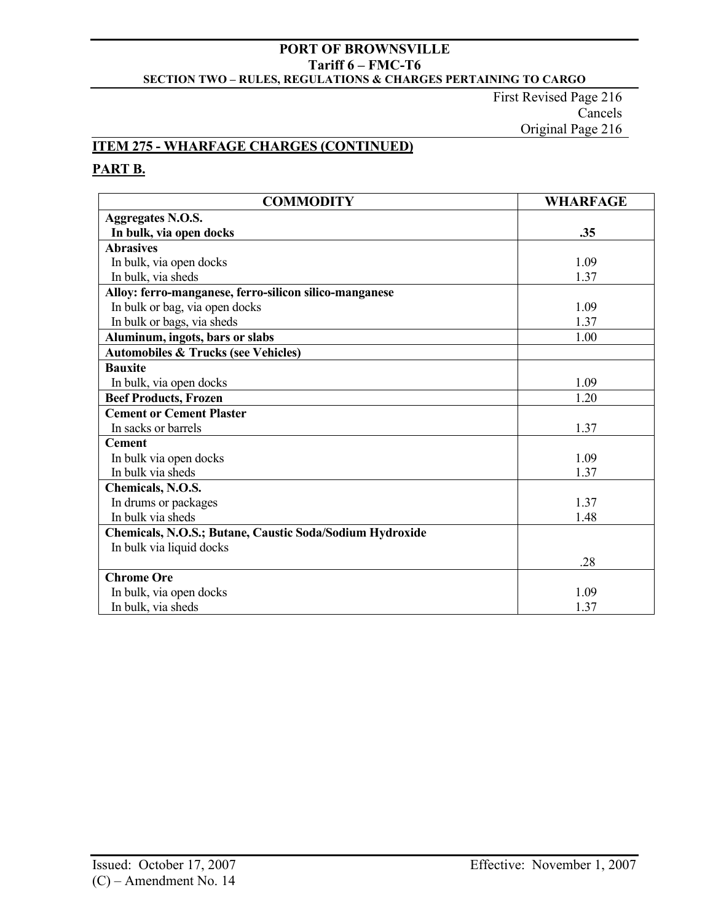First Revised Page 216
Cancels
Original Page 216

## ITEM 275 - WHARFAGE CHARGES (CONTINUED)

### PART B.

| COMMODITY | WHARFAGE |
|---|---|
| **Aggregates N.O.S.** | |
| **In bulk, via open docks** | **.35** |
| **Abrasives** | |
| In bulk, via open docks | 1.09 |
| In bulk, via sheds | 1.37 |
| **Alloy: ferro-manganese, ferro-silicon silico-manganese** | |
| In bulk or bag, via open docks | 1.09 |
| In bulk or bags, via sheds | 1.37 |
| **Aluminum, ingots, bars or slabs** | 1.00 |
| **Automobiles & Trucks (see Vehicles)** | |
| **Bauxite** | |
| In bulk, via open docks | 1.09 |
| **Beef Products, Frozen** | 1.20 |
| **Cement or Cement Plaster** | |
| In sacks or barrels | 1.37 |
| **Cement** | |
| In bulk via open docks | 1.09 |
| In bulk via sheds | 1.37 |
| **Chemicals, N.O.S.** | |
| In drums or packages | 1.37 |
| In bulk via sheds | 1.48 |
| **Chemicals, N.O.S.; Butane, Caustic Soda/Sodium Hydroxide** | |
| In bulk via liquid docks | .28 |
| **Chrome Ore** | |
| In bulk, via open docks | 1.09 |
| In bulk, via sheds | 1.37 |

Issued: October 17, 2007
(C) – Amendment No. 14

Effective: November 1, 2007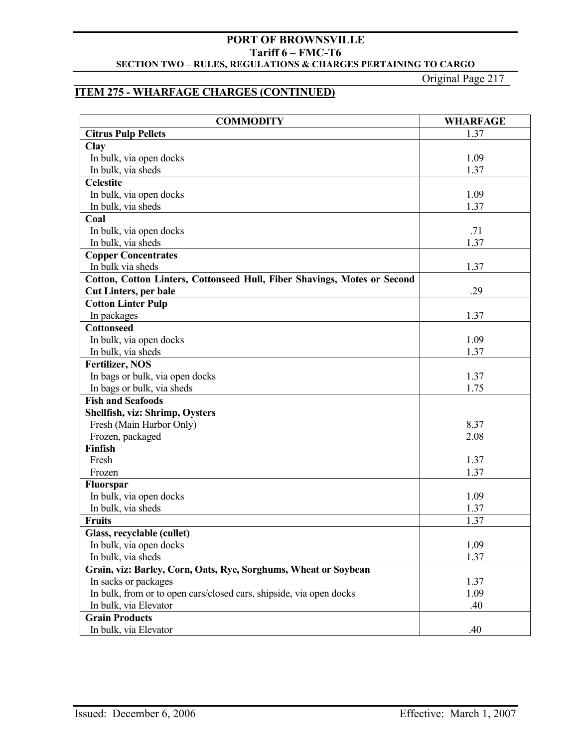## ITEM 275 - WHARFAGE CHARGES (CONTINUED)

| COMMODITY | WHARFAGE |
|---|---|
| **Citrus Pulp Pellets** | 1.37 |
| **Clay** | |
| In bulk, via open docks | 1.09 |
| In bulk, via sheds | 1.37 |
| **Celestite** | |
| In bulk, via open docks | 1.09 |
| In bulk, via sheds | 1.37 |
| **Coal** | |
| In bulk, via open docks | .71 |
| In bulk, via sheds | 1.37 |
| **Copper Concentrates** | |
| In bulk via sheds | 1.37 |
| **Cotton, Cotton Linters, Cottonseed Hull, Fiber Shavings, Motes or Second Cut Linters, per bale** | .29 |
| **Cotton Linter Pulp** | |
| In packages | 1.37 |
| **Cottonseed** | |
| In bulk, via open docks | 1.09 |
| In bulk, via sheds | 1.37 |
| **Fertilizer, NOS** | |
| In bags or bulk, via open docks | 1.37 |
| In bags or bulk, via sheds | 1.75 |
| **Fish and Seafoods** | |
| **Shellfish, viz: Shrimp, Oysters** | |
| Fresh (Main Harbor Only) | 8.37 |
| Frozen, packaged | 2.08 |
| **Finfish** | |
| Fresh | 1.37 |
| Frozen | 1.37 |
| **Fluorspar** | |
| In bulk, via open docks | 1.09 |
| In bulk, via sheds | 1.37 |
| **Fruits** | 1.37 |
| **Glass, recyclable (cullet)** | |
| In bulk, via open docks | 1.09 |
| In bulk, via sheds | 1.37 |
| **Grain, viz: Barley, Corn, Oats, Rye, Sorghums, Wheat or Soybean** | |
| In sacks or packages | 1.37 |
| In bulk, from or to open cars/closed cars, shipside, via open docks | 1.09 |
| In bulk, via Elevator | .40 |
| **Grain Products** | |
| In bulk, via Elevator | .40 |

Issued: December 6, 2006 Effective: March 1, 2007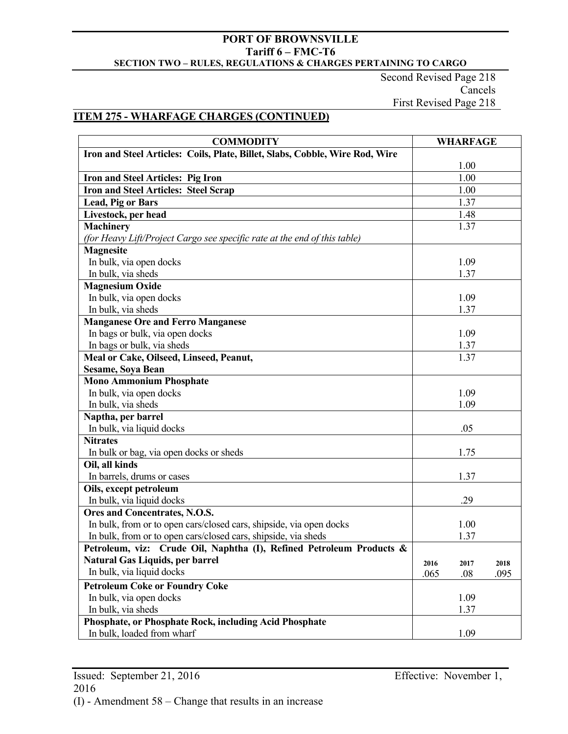**PORT OF BROWNSVILLE**
**Tariff 6 – FMC-T6**
**SECTION TWO – RULES, REGULATIONS & CHARGES PERTAINING TO CARGO**

Second Revised Page 218
Cancels
First Revised Page 218

## ITEM 275 - WHARFAGE CHARGES (CONTINUED)

| COMMODITY | WHARFAGE |
|---|---|
| **Iron and Steel Articles: Coils, Plate, Billet, Slabs, Cobble, Wire Rod, Wire** | 1.00 |
| **Iron and Steel Articles: Pig Iron** | 1.00 |
| **Iron and Steel Articles: Steel Scrap** | 1.00 |
| **Lead, Pig or Bars** | 1.37 |
| **Livestock, per head** | 1.48 |
| **Machinery** *(for Heavy Lift/Project Cargo see specific rate at the end of this table)* | 1.37 |
| **Magnesite** | |
| In bulk, via open docks | 1.09 |
| In bulk, via sheds | 1.37 |
| **Magnesium Oxide** | |
| In bulk, via open docks | 1.09 |
| In bulk, via sheds | 1.37 |
| **Manganese Ore and Ferro Manganese** | |
| In bags or bulk, via open docks | 1.09 |
| In bags or bulk, via sheds | 1.37 |
| **Meal or Cake, Oilseed, Linseed, Peanut, Sesame, Soya Bean** | 1.37 |
| **Mono Ammonium Phosphate** | |
| In bulk, via open docks | 1.09 |
| In bulk, via sheds | 1.09 |
| **Naptha, per barrel** | |
| In bulk, via liquid docks | .05 |
| **Nitrates** | |
| In bulk or bag, via open docks or sheds | 1.75 |
| **Oil, all kinds** | |
| In barrels, drums or cases | 1.37 |
| **Oils, except petroleum** | |
| In bulk, via liquid docks | .29 |
| **Ores and Concentrates, N.O.S.** | |
| In bulk, from or to open cars/closed cars, shipside, via open docks | 1.00 |
| In bulk, from or to open cars/closed cars, shipside, via sheds | 1.37 |
| **Petroleum, viz: Crude Oil, Naphtha (I), Refined Petroleum Products & Natural Gas Liquids, per barrel** | 2016 / 2017 / 2018 |
| In bulk, via liquid docks | .065 / .08 / .095 |
| **Petroleum Coke or Foundry Coke** | |
| In bulk, via open docks | 1.09 |
| In bulk, via sheds | 1.37 |
| **Phosphate, or Phosphate Rock, including Acid Phosphate** | |
| In bulk, loaded from wharf | 1.09 |

Issued: September 21, 2016 Effective: November 1, 2016

(I) - Amendment 58 – Change that results in an increase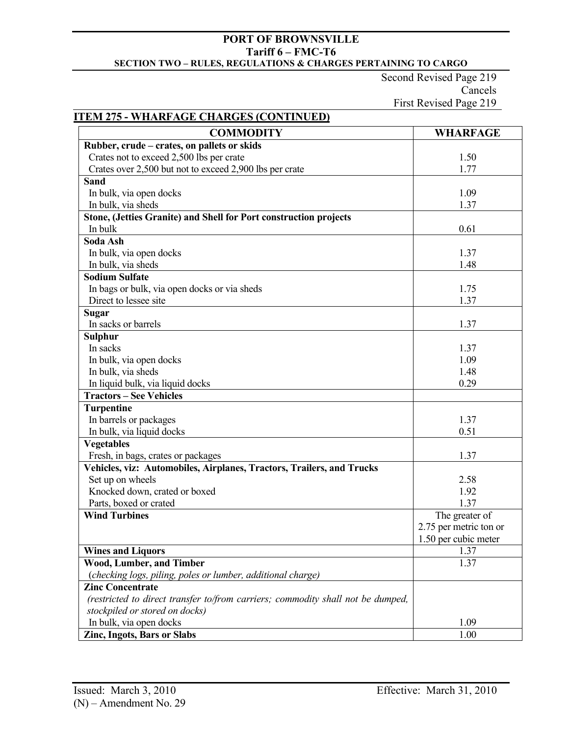Second Revised Page 219
Cancels
First Revised Page 219

## ITEM 275 - WHARFAGE CHARGES (CONTINUED)

| COMMODITY | WHARFAGE |
|---|---|
| **Rubber, crude – crates, on pallets or skids** | |
| Crates not to exceed 2,500 lbs per crate | 1.50 |
| Crates over 2,500 but not to exceed 2,900 lbs per crate | 1.77 |
| **Sand** | |
| In bulk, via open docks | 1.09 |
| In bulk, via sheds | 1.37 |
| **Stone, (Jetties Granite) and Shell for Port construction projects** | |
| In bulk | 0.61 |
| **Soda Ash** | |
| In bulk, via open docks | 1.37 |
| In bulk, via sheds | 1.48 |
| **Sodium Sulfate** | |
| In bags or bulk, via open docks or via sheds | 1.75 |
| Direct to lessee site | 1.37 |
| **Sugar** | |
| In sacks or barrels | 1.37 |
| **Sulphur** | |
| In sacks | 1.37 |
| In bulk, via open docks | 1.09 |
| In bulk, via sheds | 1.48 |
| In liquid bulk, via liquid docks | 0.29 |
| **Tractors – See Vehicles** | |
| **Turpentine** | |
| In barrels or packages | 1.37 |
| In bulk, via liquid docks | 0.51 |
| **Vegetables** | |
| Fresh, in bags, crates or packages | 1.37 |
| **Vehicles, viz: Automobiles, Airplanes, Tractors, Trailers, and Trucks** | |
| Set up on wheels | 2.58 |
| Knocked down, crated or boxed | 1.92 |
| Parts, boxed or crated | 1.37 |
| **Wind Turbines** | The greater of 2.75 per metric ton or 1.50 per cubic meter |
| **Wines and Liquors** | 1.37 |
| **Wood, Lumber, and Timber** *(checking logs, piling, poles or lumber, additional charge)* | 1.37 |
| **Zinc Concentrate** *(restricted to direct transfer to/from carriers; commodity shall not be dumped, stockpiled or stored on docks)* | |
| In bulk, via open docks | 1.09 |
| **Zinc, Ingots, Bars or Slabs** | 1.00 |

Issued: March 3, 2010 Effective: March 31, 2010
(N) – Amendment No. 29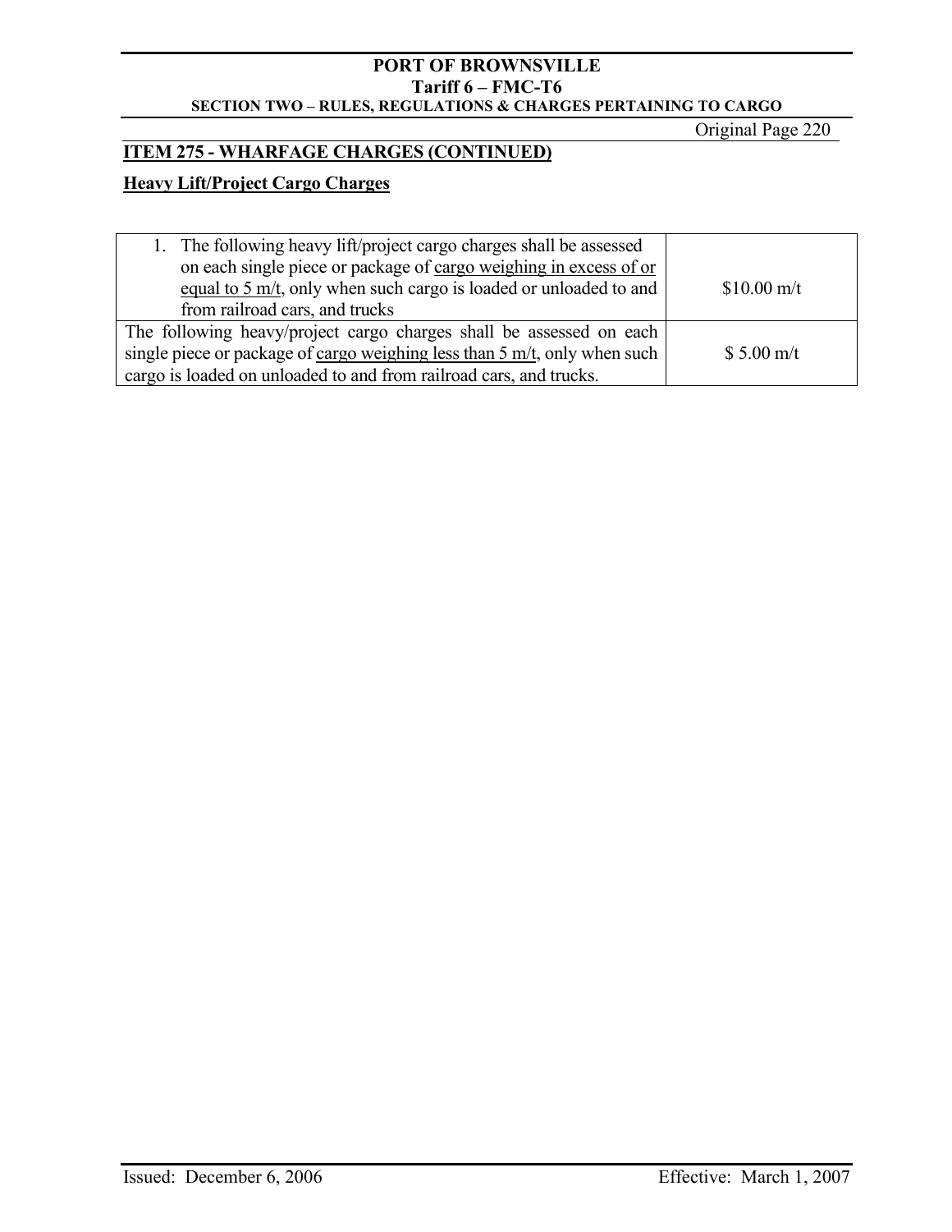## ITEM 275 - WHARFAGE CHARGES (CONTINUED)

### Heavy Lift/Project Cargo Charges

| Description | Charge |
|---|---|
| 1. The following heavy lift/project cargo charges shall be assessed on each single piece or package of cargo weighing in excess of or equal to 5 m/t, only when such cargo is loaded or unloaded to and from railroad cars, and trucks | $10.00 m/t |
| The following heavy/project cargo charges shall be assessed on each single piece or package of cargo weighing less than 5 m/t, only when such cargo is loaded on unloaded to and from railroad cars, and trucks. | $ 5.00 m/t |

Issued: December 6, 2006 Effective: March 1, 2007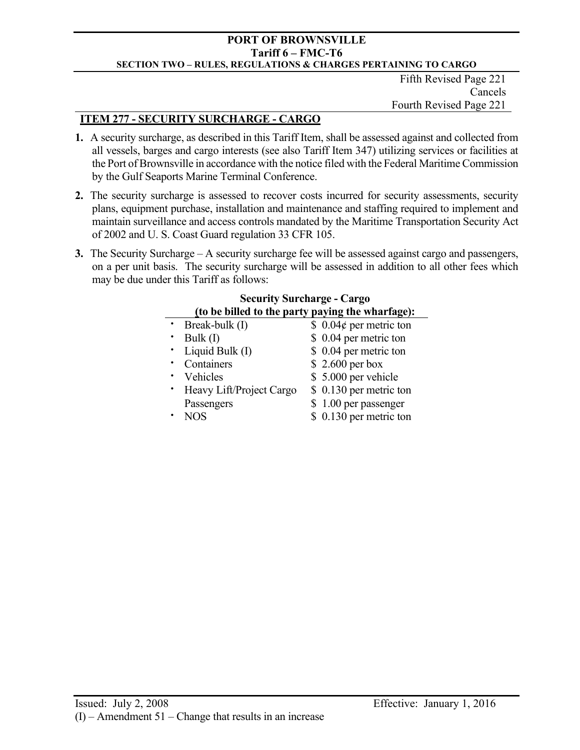Fifth Revised Page 221
Cancels
Fourth Revised Page 221

## ITEM 277 - SECURITY SURCHARGE - CARGO

**1.** A security surcharge, as described in this Tariff Item, shall be assessed against and collected from all vessels, barges and cargo interests (see also Tariff Item 347) utilizing services or facilities at the Port of Brownsville in accordance with the notice filed with the Federal Maritime Commission by the Gulf Seaports Marine Terminal Conference.

**2.** The security surcharge is assessed to recover costs incurred for security assessments, security plans, equipment purchase, installation and maintenance and staffing required to implement and maintain surveillance and access controls mandated by the Maritime Transportation Security Act of 2002 and U. S. Coast Guard regulation 33 CFR 105.

**3.** The Security Surcharge – A security surcharge fee will be assessed against cargo and passengers, on a per unit basis. The security surcharge will be assessed in addition to all other fees which may be due under this Tariff as follows:

**Security Surcharge - Cargo**
**(to be billed to the party paying the wharfage):**

| | |
|---|---|
| • Break-bulk (I) | $ 0.04¢ per metric ton |
| • Bulk (I) | $ 0.04 per metric ton |
| • Liquid Bulk (I) | $ 0.04 per metric ton |
| • Containers | $ 2.600 per box |
| • Vehicles | $ 5.000 per vehicle |
| • Heavy Lift/Project Cargo | $ 0.130 per metric ton |
| Passengers | $ 1.00 per passenger |
| • NOS | $ 0.130 per metric ton |

Issued: July 2, 2008 Effective: January 1, 2016

(I) – Amendment 51 – Change that results in an increase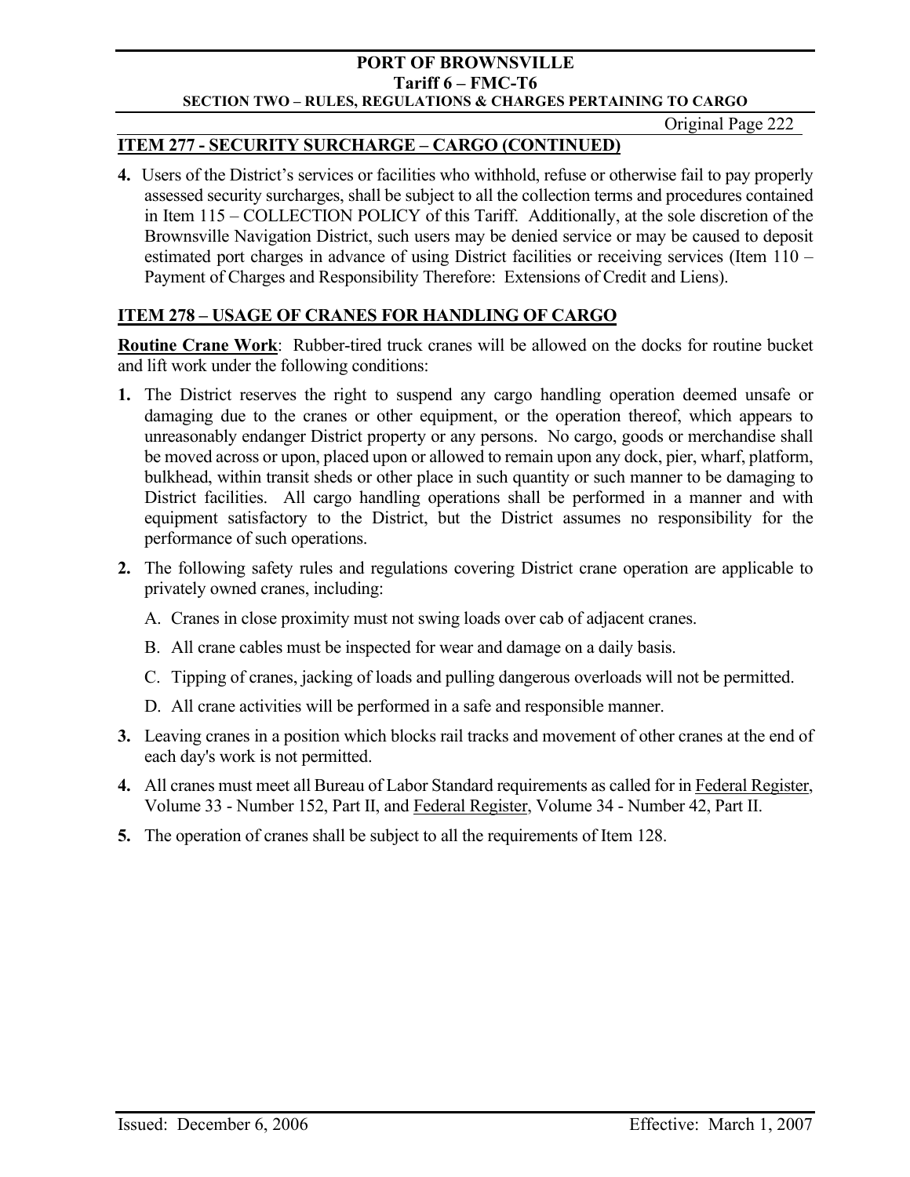## ITEM 277 - SECURITY SURCHARGE – CARGO (CONTINUED)

**4.** Users of the District's services or facilities who withhold, refuse or otherwise fail to pay properly assessed security surcharges, shall be subject to all the collection terms and procedures contained in Item 115 – COLLECTION POLICY of this Tariff. Additionally, at the sole discretion of the Brownsville Navigation District, such users may be denied service or may be caused to deposit estimated port charges in advance of using District facilities or receiving services (Item 110 – Payment of Charges and Responsibility Therefore: Extensions of Credit and Liens).

## ITEM 278 – USAGE OF CRANES FOR HANDLING OF CARGO

**Routine Crane Work**: Rubber-tired truck cranes will be allowed on the docks for routine bucket and lift work under the following conditions:

**1.** The District reserves the right to suspend any cargo handling operation deemed unsafe or damaging due to the cranes or other equipment, or the operation thereof, which appears to unreasonably endanger District property or any persons. No cargo, goods or merchandise shall be moved across or upon, placed upon or allowed to remain upon any dock, pier, wharf, platform, bulkhead, within transit sheds or other place in such quantity or such manner to be damaging to District facilities. All cargo handling operations shall be performed in a manner and with equipment satisfactory to the District, but the District assumes no responsibility for the performance of such operations.

**2.** The following safety rules and regulations covering District crane operation are applicable to privately owned cranes, including:

   A. Cranes in close proximity must not swing loads over cab of adjacent cranes.

   B. All crane cables must be inspected for wear and damage on a daily basis.

   C. Tipping of cranes, jacking of loads and pulling dangerous overloads will not be permitted.

   D. All crane activities will be performed in a safe and responsible manner.

**3.** Leaving cranes in a position which blocks rail tracks and movement of other cranes at the end of each day's work is not permitted.

**4.** All cranes must meet all Bureau of Labor Standard requirements as called for in Federal Register, Volume 33 - Number 152, Part II, and Federal Register, Volume 34 - Number 42, Part II.

**5.** The operation of cranes shall be subject to all the requirements of Item 128.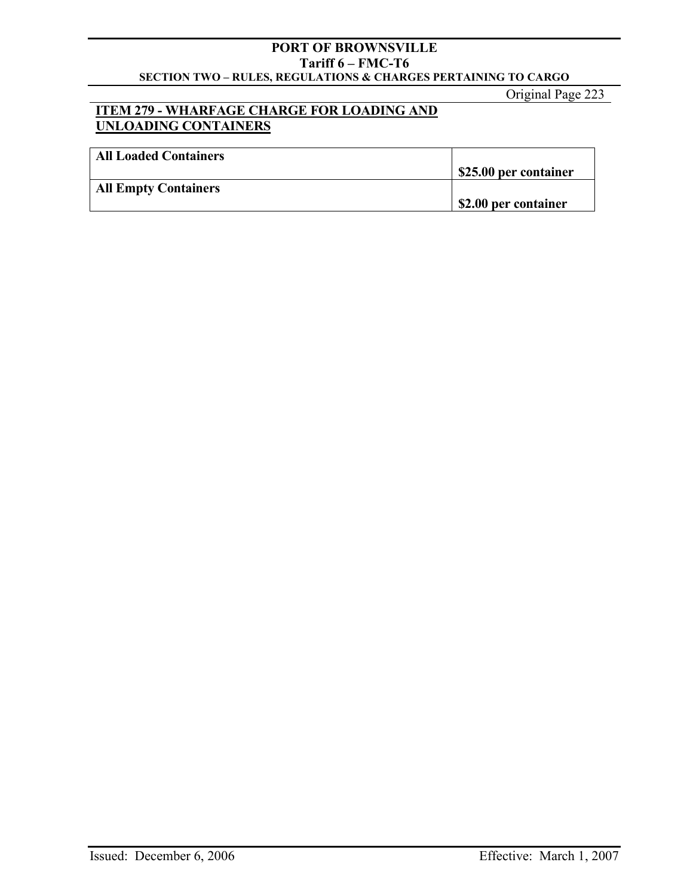## ITEM 279 - WHARFAGE CHARGE FOR LOADING AND UNLOADING CONTAINERS

| | |
|---|---|
| **All Loaded Containers** | **$25.00 per container** |
| **All Empty Containers** | **$2.00 per container** |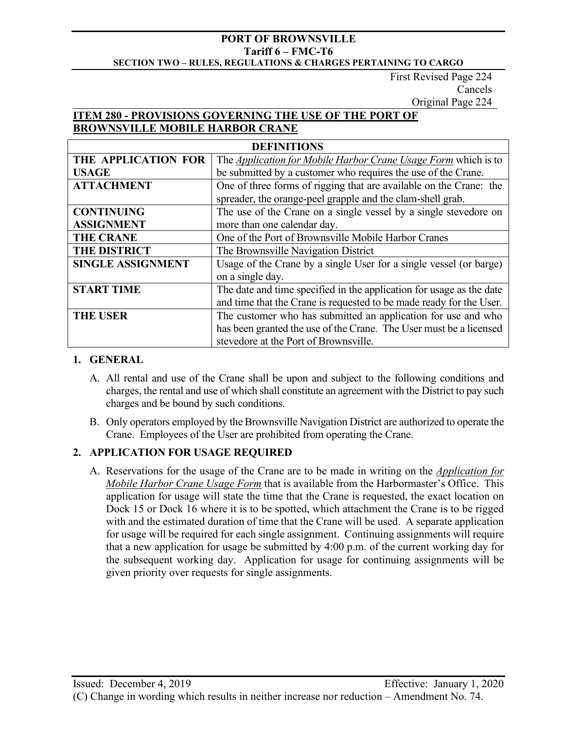First Revised Page 224
Cancels
Original Page 224

## ITEM 280 - PROVISIONS GOVERNING THE USE OF THE PORT OF BROWNSVILLE MOBILE HARBOR CRANE

| DEFINITIONS | |
|---|---|
| **THE APPLICATION FOR USAGE** | The *Application for Mobile Harbor Crane Usage Form* which is to be submitted by a customer who requires the use of the Crane. |
| **ATTACHMENT** | One of three forms of rigging that are available on the Crane: the spreader, the orange-peel grapple and the clam-shell grab. |
| **CONTINUING ASSIGNMENT** | The use of the Crane on a single vessel by a single stevedore on more than one calendar day. |
| **THE CRANE** | One of the Port of Brownsville Mobile Harbor Cranes |
| **THE DISTRICT** | The Brownsville Navigation District |
| **SINGLE ASSIGNMENT** | Usage of the Crane by a single User for a single vessel (or barge) on a single day. |
| **START TIME** | The date and time specified in the application for usage as the date and time that the Crane is requested to be made ready for the User. |
| **THE USER** | The customer who has submitted an application for use and who has been granted the use of the Crane. The User must be a licensed stevedore at the Port of Brownsville. |

### 1. GENERAL

A. All rental and use of the Crane shall be upon and subject to the following conditions and charges, the rental and use of which shall constitute an agreement with the District to pay such charges and be bound by such conditions.

B. Only operators employed by the Brownsville Navigation District are authorized to operate the Crane. Employees of the User are prohibited from operating the Crane.

### 2. APPLICATION FOR USAGE REQUIRED

A. Reservations for the usage of the Crane are to be made in writing on the *Application for Mobile Harbor Crane Usage Form* that is available from the Harbormaster's Office. This application for usage will state the time that the Crane is requested, the exact location on Dock 15 or Dock 16 where it is to be spotted, which attachment the Crane is to be rigged with and the estimated duration of time that the Crane will be used. A separate application for usage will be required for each single assignment. Continuing assignments will require that a new application for usage be submitted by 4:00 p.m. of the current working day for the subsequent working day. Application for usage for continuing assignments will be given priority over requests for single assignments.

Issued: December 4, 2019 Effective: January 1, 2020

(C) Change in wording which results in neither increase nor reduction – Amendment No. 74.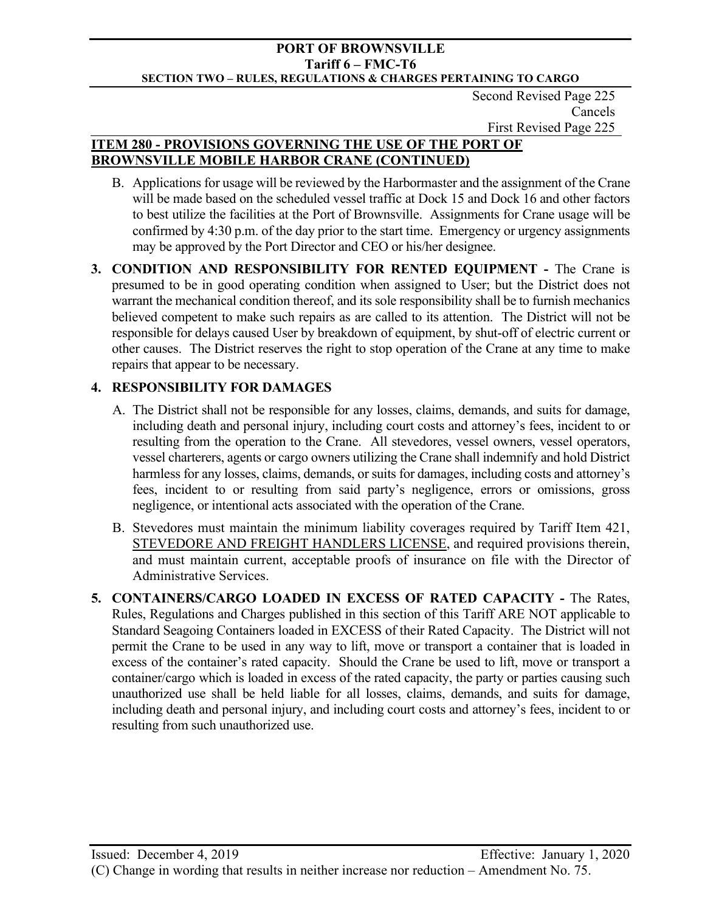Second Revised Page 225
Cancels
First Revised Page 225

## ITEM 280 - PROVISIONS GOVERNING THE USE OF THE PORT OF BROWNSVILLE MOBILE HARBOR CRANE (CONTINUED)

B. Applications for usage will be reviewed by the Harbormaster and the assignment of the Crane will be made based on the scheduled vessel traffic at Dock 15 and Dock 16 and other factors to best utilize the facilities at the Port of Brownsville. Assignments for Crane usage will be confirmed by 4:30 p.m. of the day prior to the start time. Emergency or urgency assignments may be approved by the Port Director and CEO or his/her designee.

**3. CONDITION AND RESPONSIBILITY FOR RENTED EQUIPMENT -** The Crane is presumed to be in good operating condition when assigned to User; but the District does not warrant the mechanical condition thereof, and its sole responsibility shall be to furnish mechanics believed competent to make such repairs as are called to its attention. The District will not be responsible for delays caused User by breakdown of equipment, by shut-off of electric current or other causes. The District reserves the right to stop operation of the Crane at any time to make repairs that appear to be necessary.

**4. RESPONSIBILITY FOR DAMAGES**

A. The District shall not be responsible for any losses, claims, demands, and suits for damage, including death and personal injury, including court costs and attorney's fees, incident to or resulting from the operation to the Crane. All stevedores, vessel owners, vessel operators, vessel charterers, agents or cargo owners utilizing the Crane shall indemnify and hold District harmless for any losses, claims, demands, or suits for damages, including costs and attorney's fees, incident to or resulting from said party's negligence, errors or omissions, gross negligence, or intentional acts associated with the operation of the Crane.

B. Stevedores must maintain the minimum liability coverages required by Tariff Item 421, STEVEDORE AND FREIGHT HANDLERS LICENSE, and required provisions therein, and must maintain current, acceptable proofs of insurance on file with the Director of Administrative Services.

**5. CONTAINERS/CARGO LOADED IN EXCESS OF RATED CAPACITY -** The Rates, Rules, Regulations and Charges published in this section of this Tariff ARE NOT applicable to Standard Seagoing Containers loaded in EXCESS of their Rated Capacity. The District will not permit the Crane to be used in any way to lift, move or transport a container that is loaded in excess of the container's rated capacity. Should the Crane be used to lift, move or transport a container/cargo which is loaded in excess of the rated capacity, the party or parties causing such unauthorized use shall be held liable for all losses, claims, demands, and suits for damage, including death and personal injury, and including court costs and attorney's fees, incident to or resulting from such unauthorized use.

Issued: December 4, 2019 Effective: January 1, 2020

(C) Change in wording that results in neither increase nor reduction – Amendment No. 75.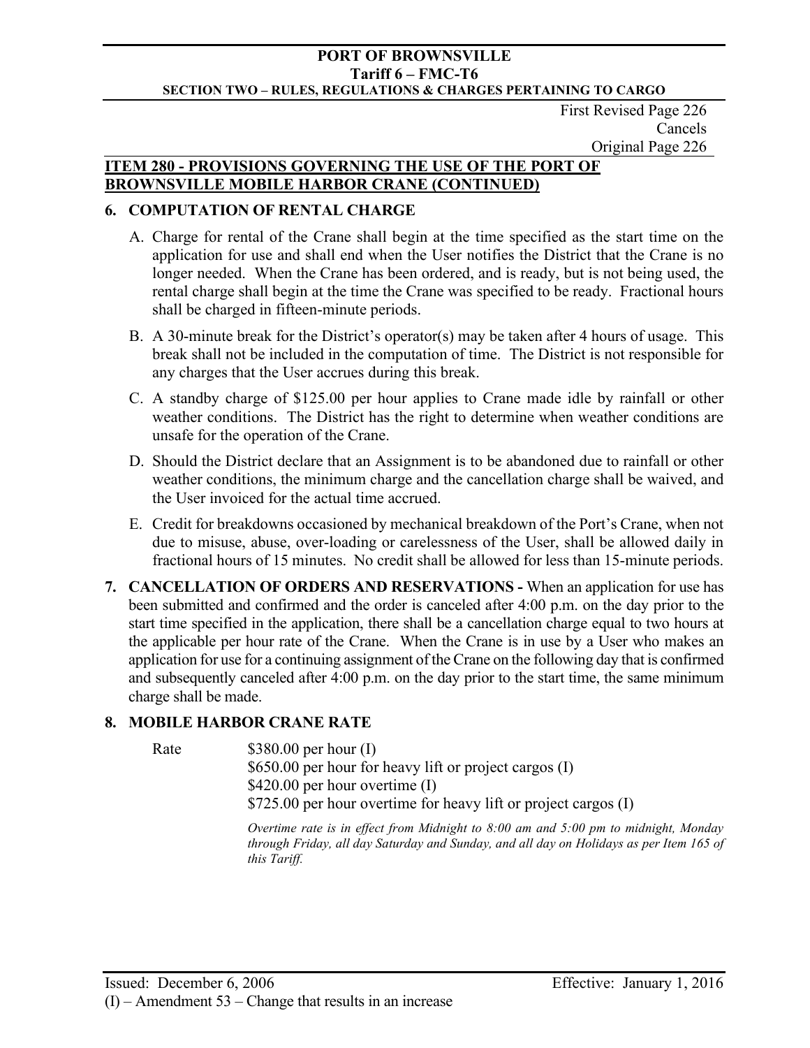First Revised Page 226
Cancels
Original Page 226

## ITEM 280 - PROVISIONS GOVERNING THE USE OF THE PORT OF BROWNSVILLE MOBILE HARBOR CRANE (CONTINUED)

### 6. COMPUTATION OF RENTAL CHARGE

A. Charge for rental of the Crane shall begin at the time specified as the start time on the application for use and shall end when the User notifies the District that the Crane is no longer needed. When the Crane has been ordered, and is ready, but is not being used, the rental charge shall begin at the time the Crane was specified to be ready. Fractional hours shall be charged in fifteen-minute periods.

B. A 30-minute break for the District's operator(s) may be taken after 4 hours of usage. This break shall not be included in the computation of time. The District is not responsible for any charges that the User accrues during this break.

C. A standby charge of $125.00 per hour applies to Crane made idle by rainfall or other weather conditions. The District has the right to determine when weather conditions are unsafe for the operation of the Crane.

D. Should the District declare that an Assignment is to be abandoned due to rainfall or other weather conditions, the minimum charge and the cancellation charge shall be waived, and the User invoiced for the actual time accrued.

E. Credit for breakdowns occasioned by mechanical breakdown of the Port's Crane, when not due to misuse, abuse, over-loading or carelessness of the User, shall be allowed daily in fractional hours of 15 minutes. No credit shall be allowed for less than 15-minute periods.

**7. CANCELLATION OF ORDERS AND RESERVATIONS -** When an application for use has been submitted and confirmed and the order is canceled after 4:00 p.m. on the day prior to the start time specified in the application, there shall be a cancellation charge equal to two hours at the applicable per hour rate of the Crane. When the Crane is in use by a User who makes an application for use for a continuing assignment of the Crane on the following day that is confirmed and subsequently canceled after 4:00 p.m. on the day prior to the start time, the same minimum charge shall be made.

### 8. MOBILE HARBOR CRANE RATE

Rate
$380.00 per hour (I)
$650.00 per hour for heavy lift or project cargos (I)
$420.00 per hour overtime (I)
$725.00 per hour overtime for heavy lift or project cargos (I)

*Overtime rate is in effect from Midnight to 8:00 am and 5:00 pm to midnight, Monday through Friday, all day Saturday and Sunday, and all day on Holidays as per Item 165 of this Tariff.*

Issued: December 6, 2006 Effective: January 1, 2016

(I) – Amendment 53 – Change that results in an increase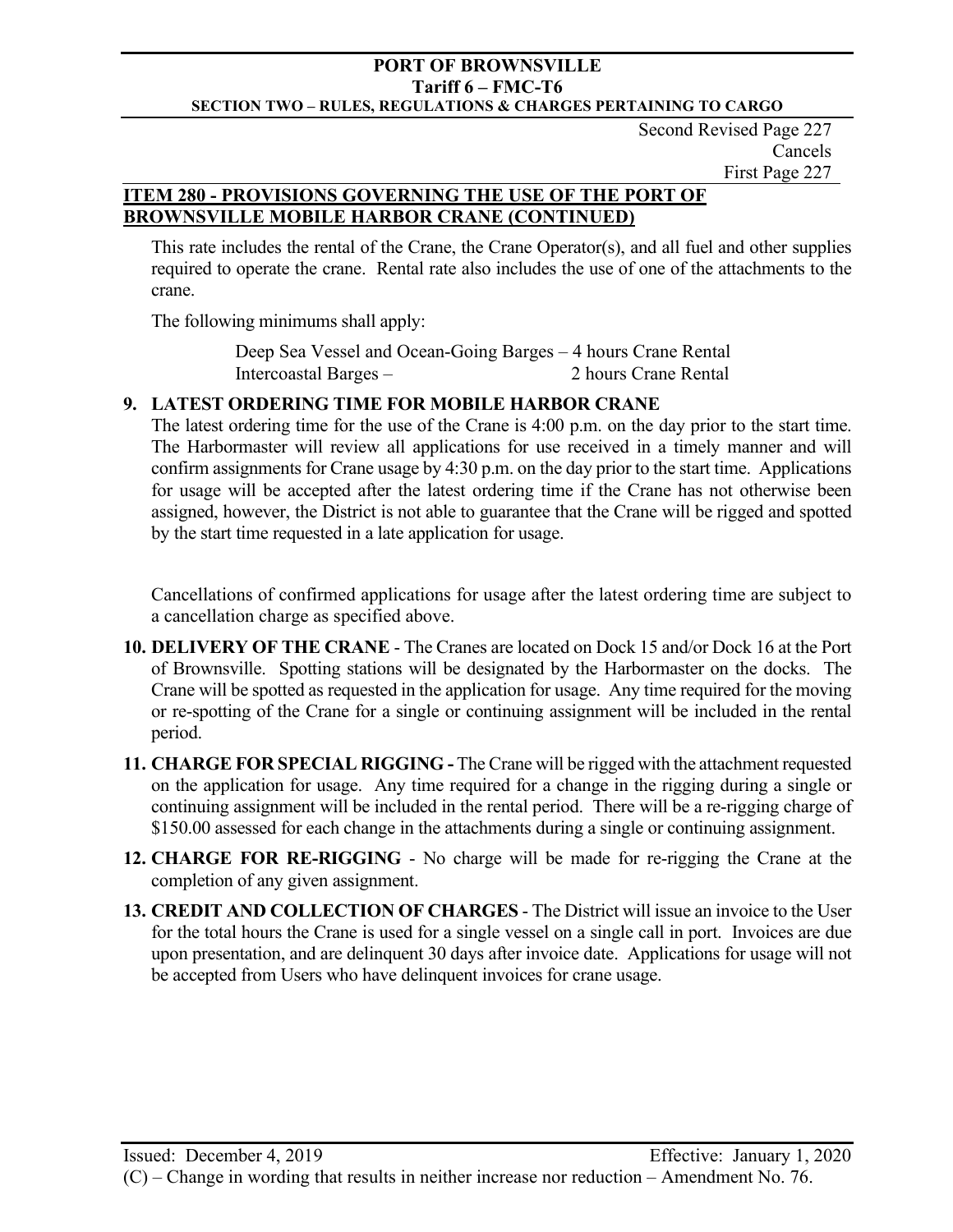Second Revised Page 227
Cancels
First Page 227

## ITEM 280 - PROVISIONS GOVERNING THE USE OF THE PORT OF BROWNSVILLE MOBILE HARBOR CRANE (CONTINUED)

This rate includes the rental of the Crane, the Crane Operator(s), and all fuel and other supplies required to operate the crane. Rental rate also includes the use of one of the attachments to the crane.

The following minimums shall apply:

Deep Sea Vessel and Ocean-Going Barges – 4 hours Crane Rental
Intercoastal Barges – 2 hours Crane Rental

**9. LATEST ORDERING TIME FOR MOBILE HARBOR CRANE**

The latest ordering time for the use of the Crane is 4:00 p.m. on the day prior to the start time. The Harbormaster will review all applications for use received in a timely manner and will confirm assignments for Crane usage by 4:30 p.m. on the day prior to the start time. Applications for usage will be accepted after the latest ordering time if the Crane has not otherwise been assigned, however, the District is not able to guarantee that the Crane will be rigged and spotted by the start time requested in a late application for usage.

Cancellations of confirmed applications for usage after the latest ordering time are subject to a cancellation charge as specified above.

**10. DELIVERY OF THE CRANE** - The Cranes are located on Dock 15 and/or Dock 16 at the Port of Brownsville. Spotting stations will be designated by the Harbormaster on the docks. The Crane will be spotted as requested in the application for usage. Any time required for the moving or re-spotting of the Crane for a single or continuing assignment will be included in the rental period.

**11. CHARGE FOR SPECIAL RIGGING -** The Crane will be rigged with the attachment requested on the application for usage. Any time required for a change in the rigging during a single or continuing assignment will be included in the rental period. There will be a re-rigging charge of $150.00 assessed for each change in the attachments during a single or continuing assignment.

**12. CHARGE FOR RE-RIGGING** - No charge will be made for re-rigging the Crane at the completion of any given assignment.

**13. CREDIT AND COLLECTION OF CHARGES** - The District will issue an invoice to the User for the total hours the Crane is used for a single vessel on a single call in port. Invoices are due upon presentation, and are delinquent 30 days after invoice date. Applications for usage will not be accepted from Users who have delinquent invoices for crane usage.

Issued: December 4, 2019 Effective: January 1, 2020

(C) – Change in wording that results in neither increase nor reduction – Amendment No. 76.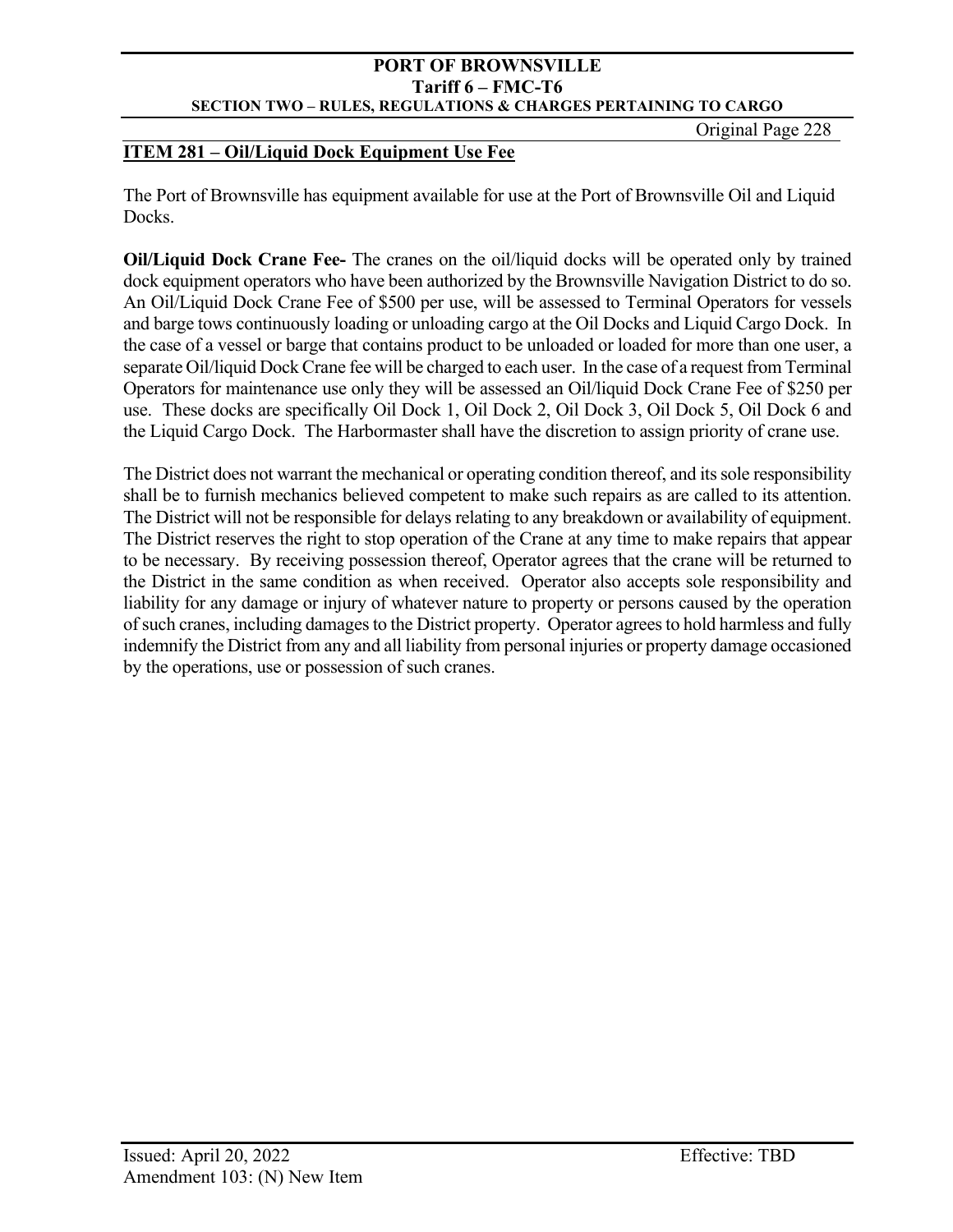## ITEM 281 – Oil/Liquid Dock Equipment Use Fee

The Port of Brownsville has equipment available for use at the Port of Brownsville Oil and Liquid Docks.

**Oil/Liquid Dock Crane Fee-** The cranes on the oil/liquid docks will be operated only by trained dock equipment operators who have been authorized by the Brownsville Navigation District to do so. An Oil/Liquid Dock Crane Fee of $500 per use, will be assessed to Terminal Operators for vessels and barge tows continuously loading or unloading cargo at the Oil Docks and Liquid Cargo Dock. In the case of a vessel or barge that contains product to be unloaded or loaded for more than one user, a separate Oil/liquid Dock Crane fee will be charged to each user. In the case of a request from Terminal Operators for maintenance use only they will be assessed an Oil/liquid Dock Crane Fee of $250 per use. These docks are specifically Oil Dock 1, Oil Dock 2, Oil Dock 3, Oil Dock 5, Oil Dock 6 and the Liquid Cargo Dock. The Harbormaster shall have the discretion to assign priority of crane use.

The District does not warrant the mechanical or operating condition thereof, and its sole responsibility shall be to furnish mechanics believed competent to make such repairs as are called to its attention. The District will not be responsible for delays relating to any breakdown or availability of equipment. The District reserves the right to stop operation of the Crane at any time to make repairs that appear to be necessary. By receiving possession thereof, Operator agrees that the crane will be returned to the District in the same condition as when received. Operator also accepts sole responsibility and liability for any damage or injury of whatever nature to property or persons caused by the operation of such cranes, including damages to the District property. Operator agrees to hold harmless and fully indemnify the District from any and all liability from personal injuries or property damage occasioned by the operations, use or possession of such cranes.

Issued: April 20, 2022 Effective: TBD
Amendment 103: (N) New Item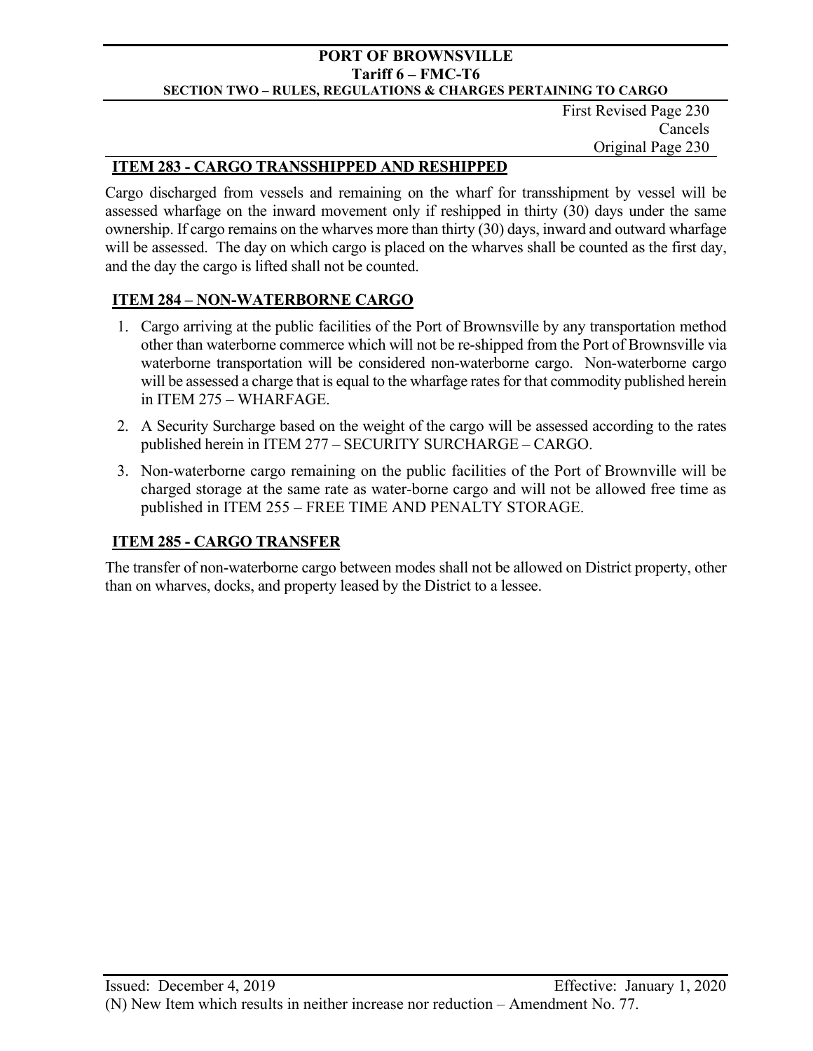First Revised Page 230
Cancels
Original Page 230

## ITEM 283 - CARGO TRANSSHIPPED AND RESHIPPED

Cargo discharged from vessels and remaining on the wharf for transshipment by vessel will be assessed wharfage on the inward movement only if reshipped in thirty (30) days under the same ownership. If cargo remains on the wharves more than thirty (30) days, inward and outward wharfage will be assessed. The day on which cargo is placed on the wharves shall be counted as the first day, and the day the cargo is lifted shall not be counted.

## ITEM 284 – NON-WATERBORNE CARGO

1. Cargo arriving at the public facilities of the Port of Brownsville by any transportation method other than waterborne commerce which will not be re-shipped from the Port of Brownsville via waterborne transportation will be considered non-waterborne cargo. Non-waterborne cargo will be assessed a charge that is equal to the wharfage rates for that commodity published herein in ITEM 275 – WHARFAGE.
2. A Security Surcharge based on the weight of the cargo will be assessed according to the rates published herein in ITEM 277 – SECURITY SURCHARGE – CARGO.
3. Non-waterborne cargo remaining on the public facilities of the Port of Brownville will be charged storage at the same rate as water-borne cargo and will not be allowed free time as published in ITEM 255 – FREE TIME AND PENALTY STORAGE.

## ITEM 285 - CARGO TRANSFER

The transfer of non-waterborne cargo between modes shall not be allowed on District property, other than on wharves, docks, and property leased by the District to a lessee.

Issued: December 4, 2019 Effective: January 1, 2020

(N) New Item which results in neither increase nor reduction – Amendment No. 77.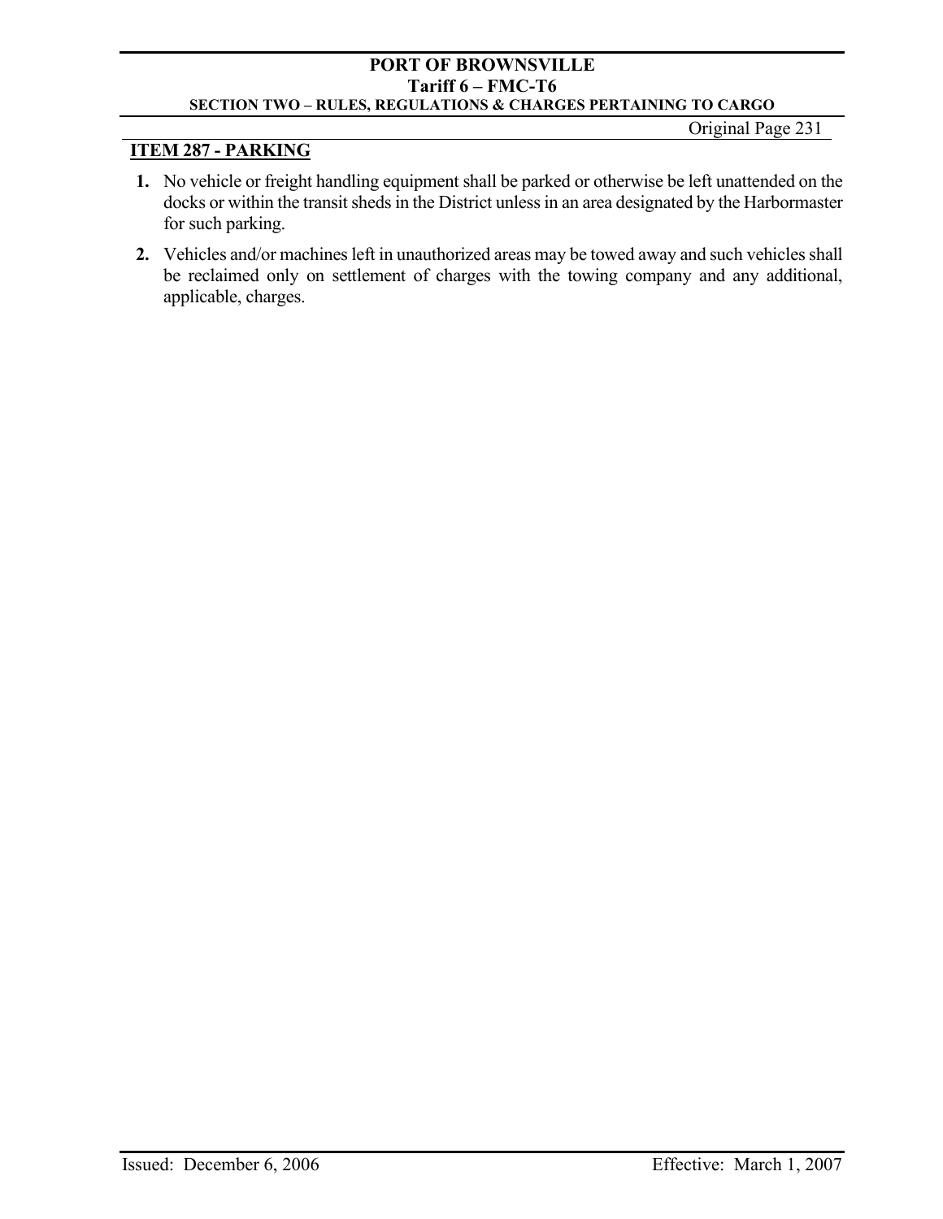## ITEM 287 - PARKING

1. No vehicle or freight handling equipment shall be parked or otherwise be left unattended on the docks or within the transit sheds in the District unless in an area designated by the Harbormaster for such parking.

2. Vehicles and/or machines left in unauthorized areas may be towed away and such vehicles shall be reclaimed only on settlement of charges with the towing company and any additional, applicable, charges.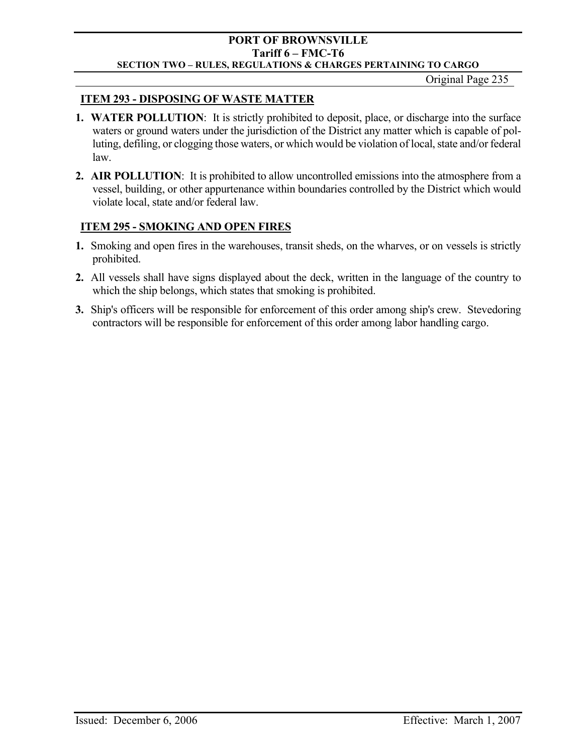## ITEM 293 - DISPOSING OF WASTE MATTER

1. **WATER POLLUTION**: It is strictly prohibited to deposit, place, or discharge into the surface waters or ground waters under the jurisdiction of the District any matter which is capable of polluting, defiling, or clogging those waters, or which would be violation of local, state and/or federal law.
2. **AIR POLLUTION**: It is prohibited to allow uncontrolled emissions into the atmosphere from a vessel, building, or other appurtenance within boundaries controlled by the District which would violate local, state and/or federal law.

## ITEM 295 - SMOKING AND OPEN FIRES

1. Smoking and open fires in the warehouses, transit sheds, on the wharves, or on vessels is strictly prohibited.
2. All vessels shall have signs displayed about the deck, written in the language of the country to which the ship belongs, which states that smoking is prohibited.
3. Ship's officers will be responsible for enforcement of this order among ship's crew. Stevedoring contractors will be responsible for enforcement of this order among labor handling cargo.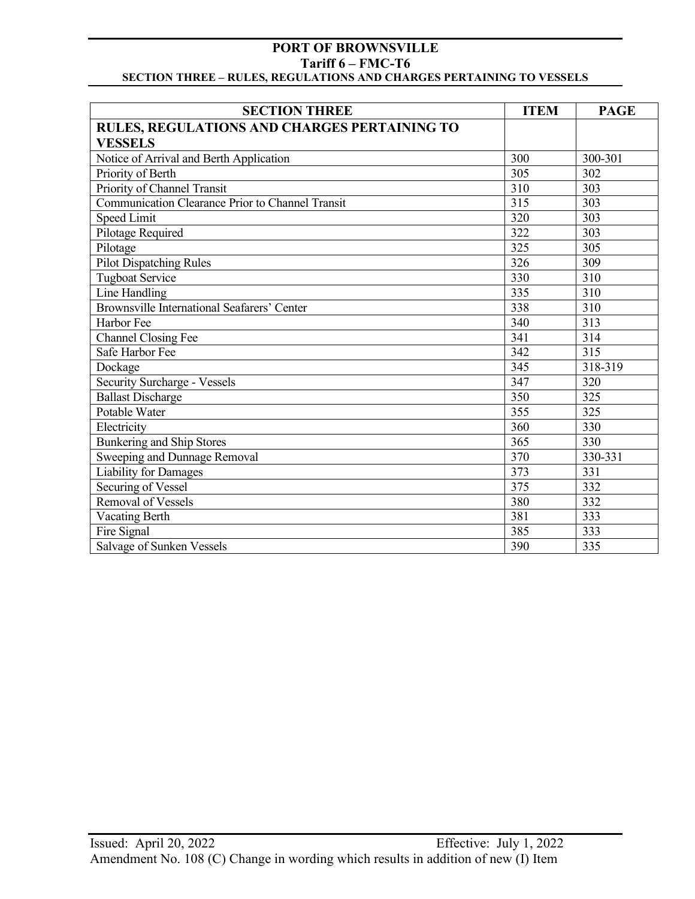| SECTION THREE | ITEM | PAGE |
|---|---|---|
| **RULES, REGULATIONS AND CHARGES PERTAINING TO VESSELS** | | |
| Notice of Arrival and Berth Application | 300 | 300-301 |
| Priority of Berth | 305 | 302 |
| Priority of Channel Transit | 310 | 303 |
| Communication Clearance Prior to Channel Transit | 315 | 303 |
| Speed Limit | 320 | 303 |
| Pilotage Required | 322 | 303 |
| Pilotage | 325 | 305 |
| Pilot Dispatching Rules | 326 | 309 |
| Tugboat Service | 330 | 310 |
| Line Handling | 335 | 310 |
| Brownsville International Seafarers' Center | 338 | 310 |
| Harbor Fee | 340 | 313 |
| Channel Closing Fee | 341 | 314 |
| Safe Harbor Fee | 342 | 315 |
| Dockage | 345 | 318-319 |
| Security Surcharge - Vessels | 347 | 320 |
| Ballast Discharge | 350 | 325 |
| Potable Water | 355 | 325 |
| Electricity | 360 | 330 |
| Bunkering and Ship Stores | 365 | 330 |
| Sweeping and Dunnage Removal | 370 | 330-331 |
| Liability for Damages | 373 | 331 |
| Securing of Vessel | 375 | 332 |
| Removal of Vessels | 380 | 332 |
| Vacating Berth | 381 | 333 |
| Fire Signal | 385 | 333 |
| Salvage of Sunken Vessels | 390 | 335 |

Issued: April 20, 2022 Effective: July 1, 2022
Amendment No. 108 (C) Change in wording which results in addition of new (I) Item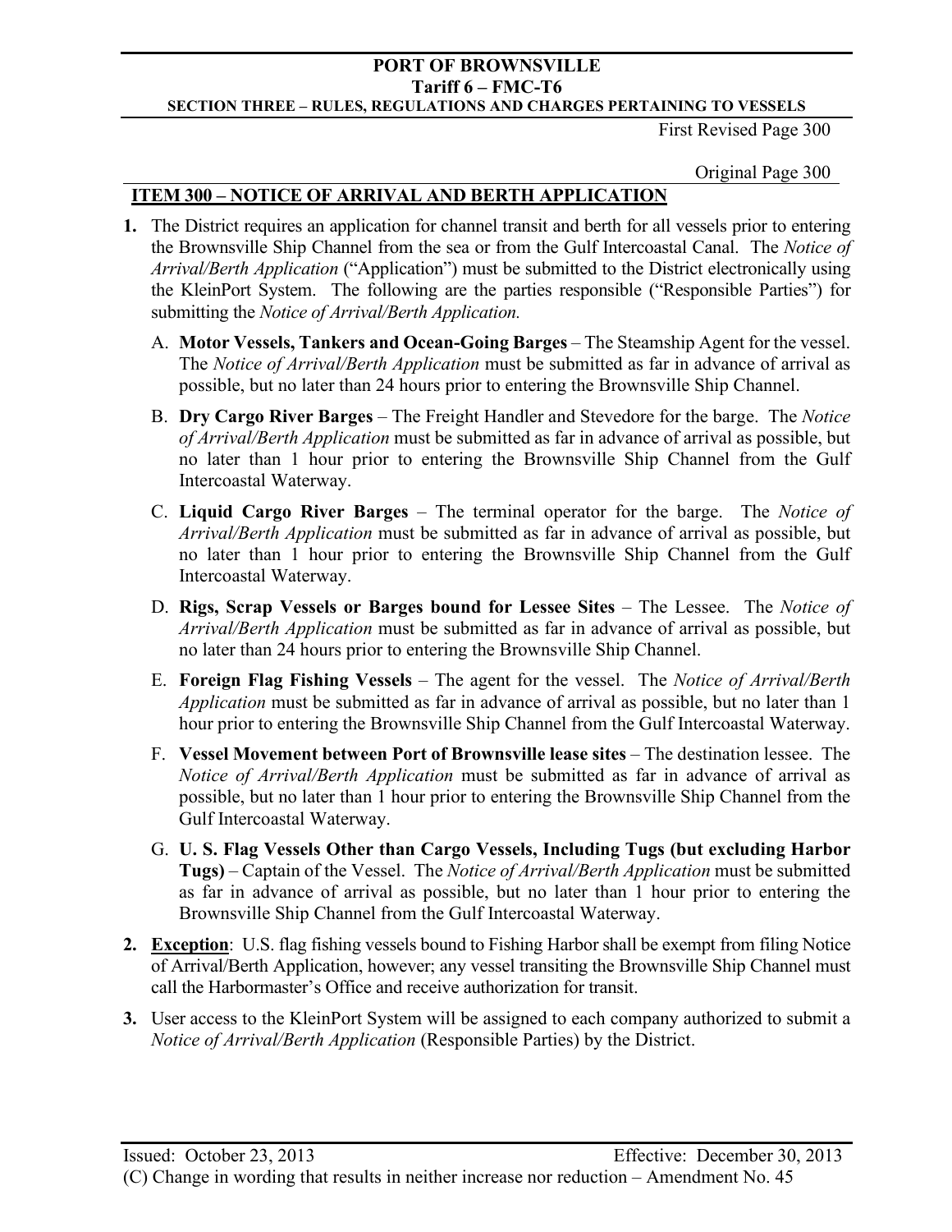First Revised Page 300

Original Page 300

## ITEM 300 – NOTICE OF ARRIVAL AND BERTH APPLICATION

1. The District requires an application for channel transit and berth for all vessels prior to entering the Brownsville Ship Channel from the sea or from the Gulf Intercoastal Canal. The *Notice of Arrival/Berth Application* ("Application") must be submitted to the District electronically using the KleinPort System. The following are the parties responsible ("Responsible Parties") for submitting the *Notice of Arrival/Berth Application.*

   A. **Motor Vessels, Tankers and Ocean-Going Barges** – The Steamship Agent for the vessel. The *Notice of Arrival/Berth Application* must be submitted as far in advance of arrival as possible, but no later than 24 hours prior to entering the Brownsville Ship Channel.

   B. **Dry Cargo River Barges** – The Freight Handler and Stevedore for the barge. The *Notice of Arrival/Berth Application* must be submitted as far in advance of arrival as possible, but no later than 1 hour prior to entering the Brownsville Ship Channel from the Gulf Intercoastal Waterway.

   C. **Liquid Cargo River Barges** – The terminal operator for the barge. The *Notice of Arrival/Berth Application* must be submitted as far in advance of arrival as possible, but no later than 1 hour prior to entering the Brownsville Ship Channel from the Gulf Intercoastal Waterway.

   D. **Rigs, Scrap Vessels or Barges bound for Lessee Sites** – The Lessee. The *Notice of Arrival/Berth Application* must be submitted as far in advance of arrival as possible, but no later than 24 hours prior to entering the Brownsville Ship Channel.

   E. **Foreign Flag Fishing Vessels** – The agent for the vessel. The *Notice of Arrival/Berth Application* must be submitted as far in advance of arrival as possible, but no later than 1 hour prior to entering the Brownsville Ship Channel from the Gulf Intercoastal Waterway.

   F. **Vessel Movement between Port of Brownsville lease sites** – The destination lessee. The *Notice of Arrival/Berth Application* must be submitted as far in advance of arrival as possible, but no later than 1 hour prior to entering the Brownsville Ship Channel from the Gulf Intercoastal Waterway.

   G. **U. S. Flag Vessels Other than Cargo Vessels, Including Tugs (but excluding Harbor Tugs)** – Captain of the Vessel. The *Notice of Arrival/Berth Application* must be submitted as far in advance of arrival as possible, but no later than 1 hour prior to entering the Brownsville Ship Channel from the Gulf Intercoastal Waterway.

2. **Exception**: U.S. flag fishing vessels bound to Fishing Harbor shall be exempt from filing Notice of Arrival/Berth Application, however; any vessel transiting the Brownsville Ship Channel must call the Harbormaster's Office and receive authorization for transit.

3. User access to the KleinPort System will be assigned to each company authorized to submit a *Notice of Arrival/Berth Application* (Responsible Parties) by the District.

Issued: October 23, 2013 Effective: December 30, 2013

(C) Change in wording that results in neither increase nor reduction – Amendment No. 45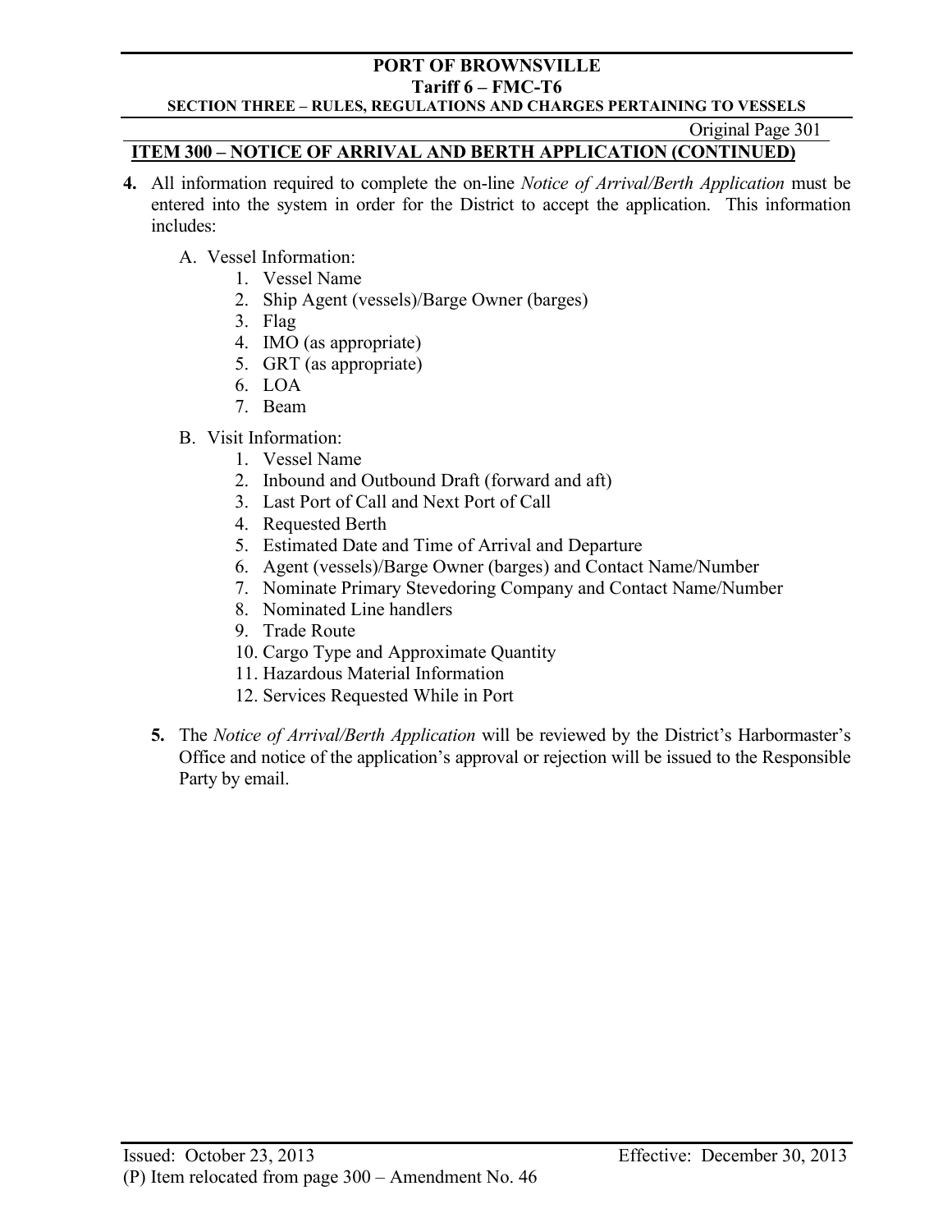## ITEM 300 – NOTICE OF ARRIVAL AND BERTH APPLICATION (CONTINUED)

**4.** All information required to complete the on-line *Notice of Arrival/Berth Application* must be entered into the system in order for the District to accept the application. This information includes:

A. Vessel Information:
   1. Vessel Name
   2. Ship Agent (vessels)/Barge Owner (barges)
   3. Flag
   4. IMO (as appropriate)
   5. GRT (as appropriate)
   6. LOA
   7. Beam

B. Visit Information:
   1. Vessel Name
   2. Inbound and Outbound Draft (forward and aft)
   3. Last Port of Call and Next Port of Call
   4. Requested Berth
   5. Estimated Date and Time of Arrival and Departure
   6. Agent (vessels)/Barge Owner (barges) and Contact Name/Number
   7. Nominate Primary Stevedoring Company and Contact Name/Number
   8. Nominated Line handlers
   9. Trade Route
   10. Cargo Type and Approximate Quantity
   11. Hazardous Material Information
   12. Services Requested While in Port

**5.** The *Notice of Arrival/Berth Application* will be reviewed by the District's Harbormaster's Office and notice of the application's approval or rejection will be issued to the Responsible Party by email.

Issued: October 23, 2013 Effective: December 30, 2013

(P) Item relocated from page 300 – Amendment No. 46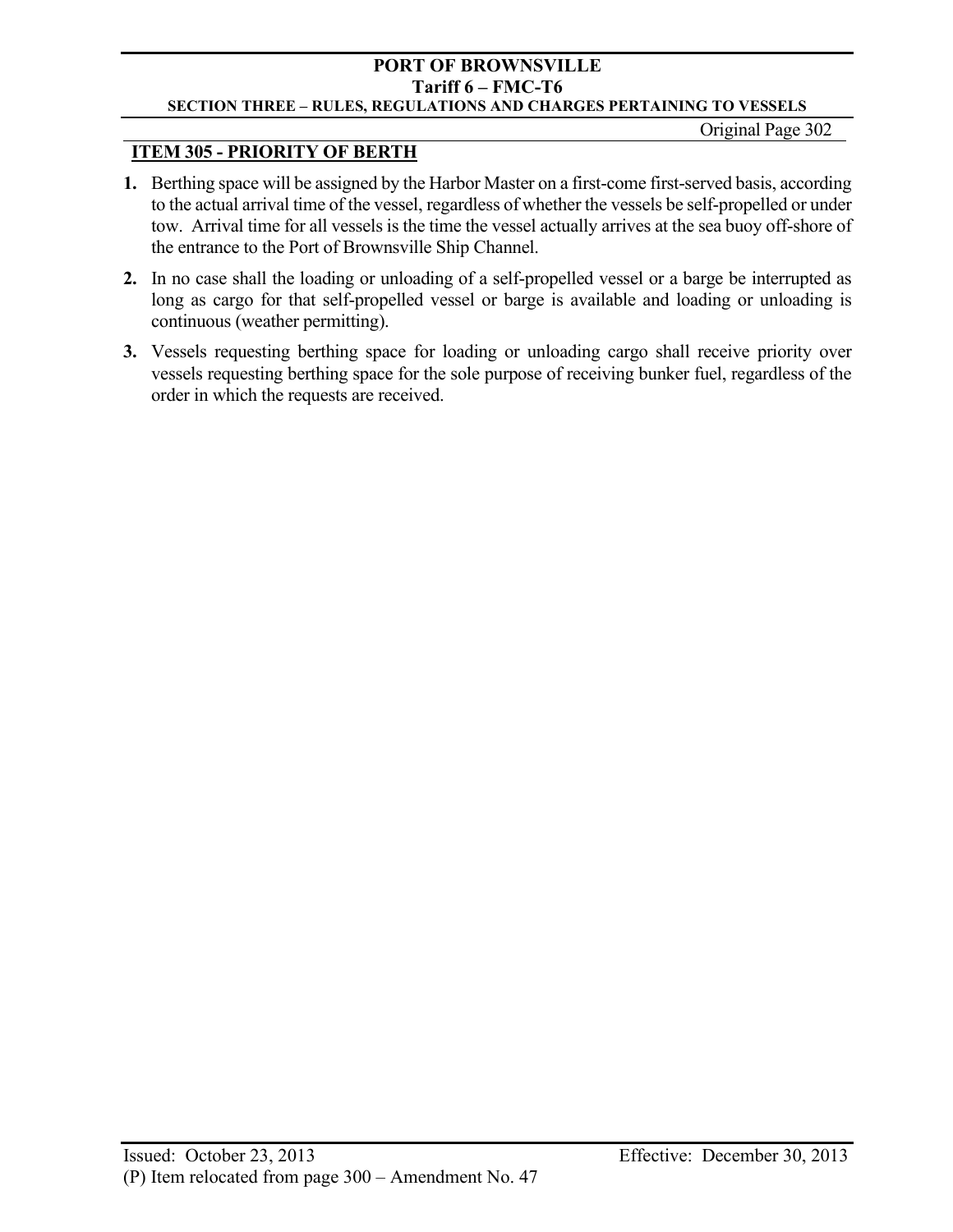## ITEM 305 - PRIORITY OF BERTH

1. Berthing space will be assigned by the Harbor Master on a first-come first-served basis, according to the actual arrival time of the vessel, regardless of whether the vessels be self-propelled or under tow. Arrival time for all vessels is the time the vessel actually arrives at the sea buoy off-shore of the entrance to the Port of Brownsville Ship Channel.
2. In no case shall the loading or unloading of a self-propelled vessel or a barge be interrupted as long as cargo for that self-propelled vessel or barge is available and loading or unloading is continuous (weather permitting).
3. Vessels requesting berthing space for loading or unloading cargo shall receive priority over vessels requesting berthing space for the sole purpose of receiving bunker fuel, regardless of the order in which the requests are received.

Issued: October 23, 2013 Effective: December 30, 2013

(P) Item relocated from page 300 – Amendment No. 47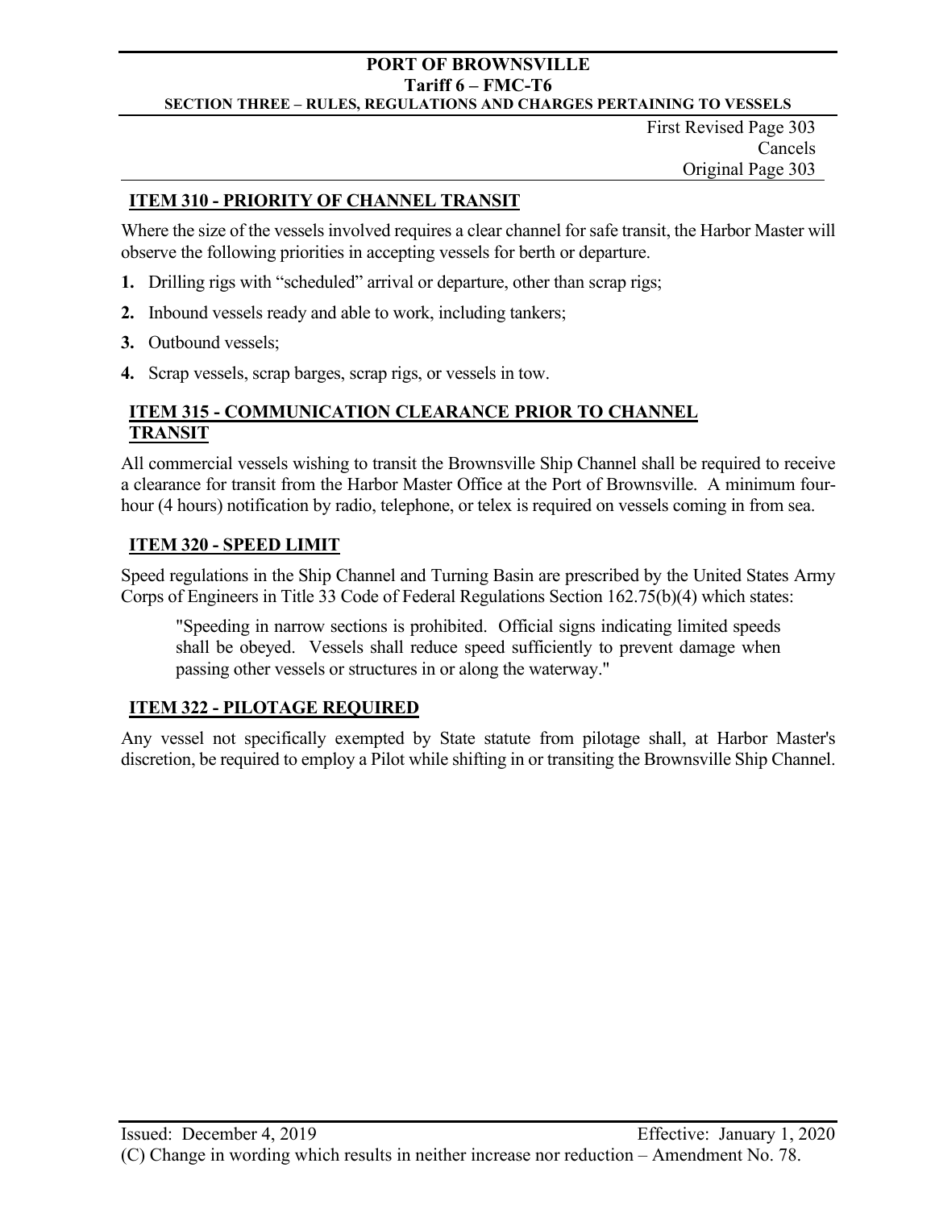First Revised Page 303
Cancels
Original Page 303

## ITEM 310 - PRIORITY OF CHANNEL TRANSIT

Where the size of the vessels involved requires a clear channel for safe transit, the Harbor Master will observe the following priorities in accepting vessels for berth or departure.

1. Drilling rigs with "scheduled" arrival or departure, other than scrap rigs;
2. Inbound vessels ready and able to work, including tankers;
3. Outbound vessels;
4. Scrap vessels, scrap barges, scrap rigs, or vessels in tow.

## ITEM 315 - COMMUNICATION CLEARANCE PRIOR TO CHANNEL TRANSIT

All commercial vessels wishing to transit the Brownsville Ship Channel shall be required to receive a clearance for transit from the Harbor Master Office at the Port of Brownsville. A minimum four-hour (4 hours) notification by radio, telephone, or telex is required on vessels coming in from sea.

## ITEM 320 - SPEED LIMIT

Speed regulations in the Ship Channel and Turning Basin are prescribed by the United States Army Corps of Engineers in Title 33 Code of Federal Regulations Section 162.75(b)(4) which states:

> "Speeding in narrow sections is prohibited. Official signs indicating limited speeds shall be obeyed. Vessels shall reduce speed sufficiently to prevent damage when passing other vessels or structures in or along the waterway."

## ITEM 322 - PILOTAGE REQUIRED

Any vessel not specifically exempted by State statute from pilotage shall, at Harbor Master's discretion, be required to employ a Pilot while shifting in or transiting the Brownsville Ship Channel.

Issued: December 4, 2019 Effective: January 1, 2020

(C) Change in wording which results in neither increase nor reduction – Amendment No. 78.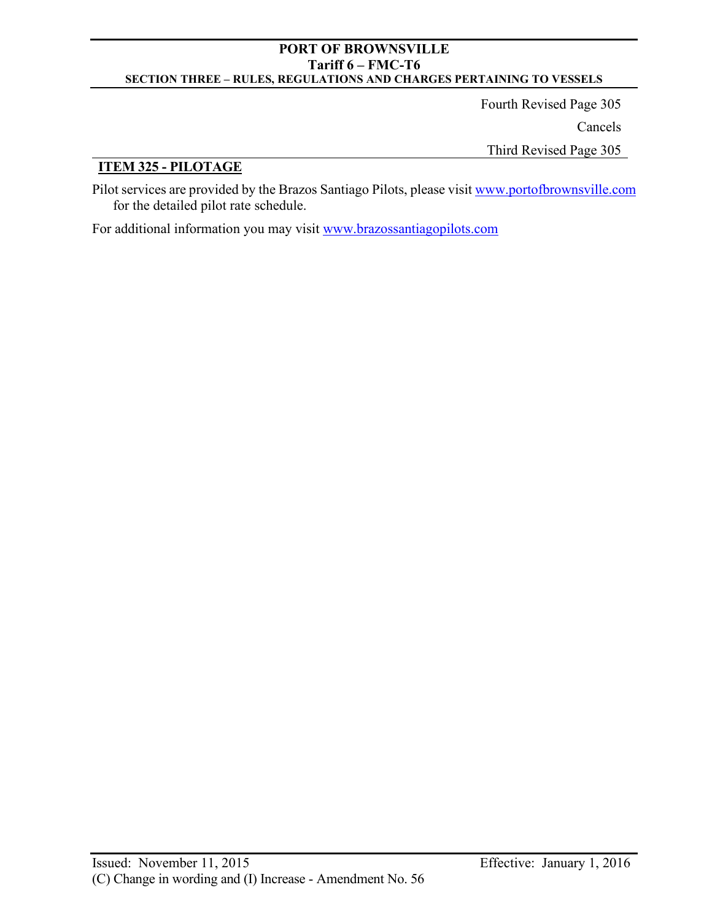Fourth Revised Page 305

Cancels

Third Revised Page 305

## ITEM 325 - PILOTAGE

Pilot services are provided by the Brazos Santiago Pilots, please visit www.portofbrownsville.com for the detailed pilot rate schedule.

For additional information you may visit www.brazossantiagopilots.com

Issued: November 11, 2015 Effective: January 1, 2016

(C) Change in wording and (I) Increase - Amendment No. 56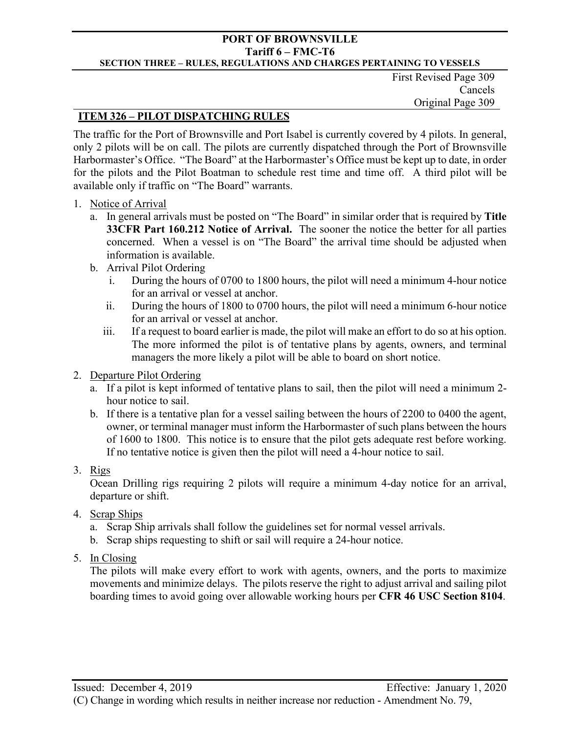First Revised Page 309
Cancels
Original Page 309

## ITEM 326 – PILOT DISPATCHING RULES

The traffic for the Port of Brownsville and Port Isabel is currently covered by 4 pilots. In general, only 2 pilots will be on call. The pilots are currently dispatched through the Port of Brownsville Harbormaster's Office. "The Board" at the Harbormaster's Office must be kept up to date, in order for the pilots and the Pilot Boatman to schedule rest time and time off. A third pilot will be available only if traffic on "The Board" warrants.

1. Notice of Arrival
   a. In general arrivals must be posted on "The Board" in similar order that is required by **Title 33CFR Part 160.212 Notice of Arrival.** The sooner the notice the better for all parties concerned. When a vessel is on "The Board" the arrival time should be adjusted when information is available.
   b. Arrival Pilot Ordering
      i. During the hours of 0700 to 1800 hours, the pilot will need a minimum 4-hour notice for an arrival or vessel at anchor.
      ii. During the hours of 1800 to 0700 hours, the pilot will need a minimum 6-hour notice for an arrival or vessel at anchor.
      iii. If a request to board earlier is made, the pilot will make an effort to do so at his option. The more informed the pilot is of tentative plans by agents, owners, and terminal managers the more likely a pilot will be able to board on short notice.

2. Departure Pilot Ordering
   a. If a pilot is kept informed of tentative plans to sail, then the pilot will need a minimum 2-hour notice to sail.
   b. If there is a tentative plan for a vessel sailing between the hours of 2200 to 0400 the agent, owner, or terminal manager must inform the Harbormaster of such plans between the hours of 1600 to 1800. This notice is to ensure that the pilot gets adequate rest before working. If no tentative notice is given then the pilot will need a 4-hour notice to sail.

3. Rigs
   Ocean Drilling rigs requiring 2 pilots will require a minimum 4-day notice for an arrival, departure or shift.

4. Scrap Ships
   a. Scrap Ship arrivals shall follow the guidelines set for normal vessel arrivals.
   b. Scrap ships requesting to shift or sail will require a 24-hour notice.

5. In Closing
   The pilots will make every effort to work with agents, owners, and the ports to maximize movements and minimize delays. The pilots reserve the right to adjust arrival and sailing pilot boarding times to avoid going over allowable working hours per **CFR 46 USC Section 8104**.

Issued: December 4, 2019 Effective: January 1, 2020

(C) Change in wording which results in neither increase nor reduction - Amendment No. 79,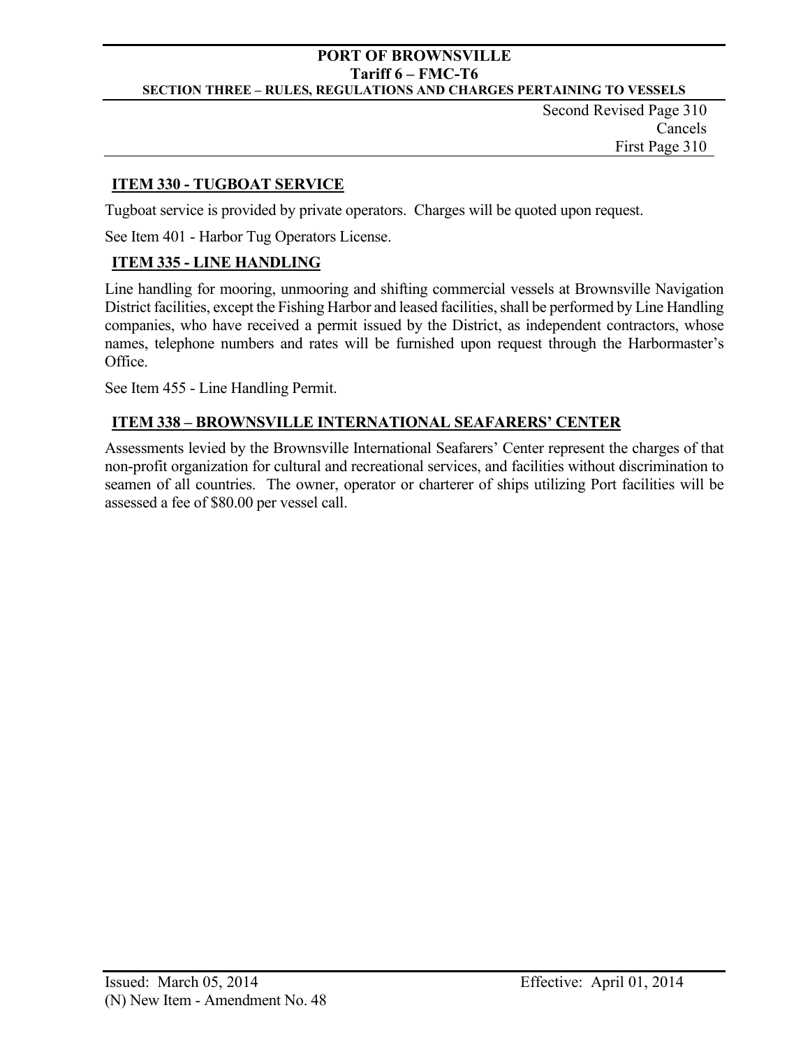Second Revised Page 310
Cancels
First Page 310

## ITEM 330 - TUGBOAT SERVICE

Tugboat service is provided by private operators. Charges will be quoted upon request.

See Item 401 - Harbor Tug Operators License.

## ITEM 335 - LINE HANDLING

Line handling for mooring, unmooring and shifting commercial vessels at Brownsville Navigation District facilities, except the Fishing Harbor and leased facilities, shall be performed by Line Handling companies, who have received a permit issued by the District, as independent contractors, whose names, telephone numbers and rates will be furnished upon request through the Harbormaster's Office.

See Item 455 - Line Handling Permit.

## ITEM 338 – BROWNSVILLE INTERNATIONAL SEAFARERS' CENTER

Assessments levied by the Brownsville International Seafarers' Center represent the charges of that non-profit organization for cultural and recreational services, and facilities without discrimination to seamen of all countries. The owner, operator or charterer of ships utilizing Port facilities will be assessed a fee of $80.00 per vessel call.

Issued: March 05, 2014 Effective: April 01, 2014

(N) New Item - Amendment No. 48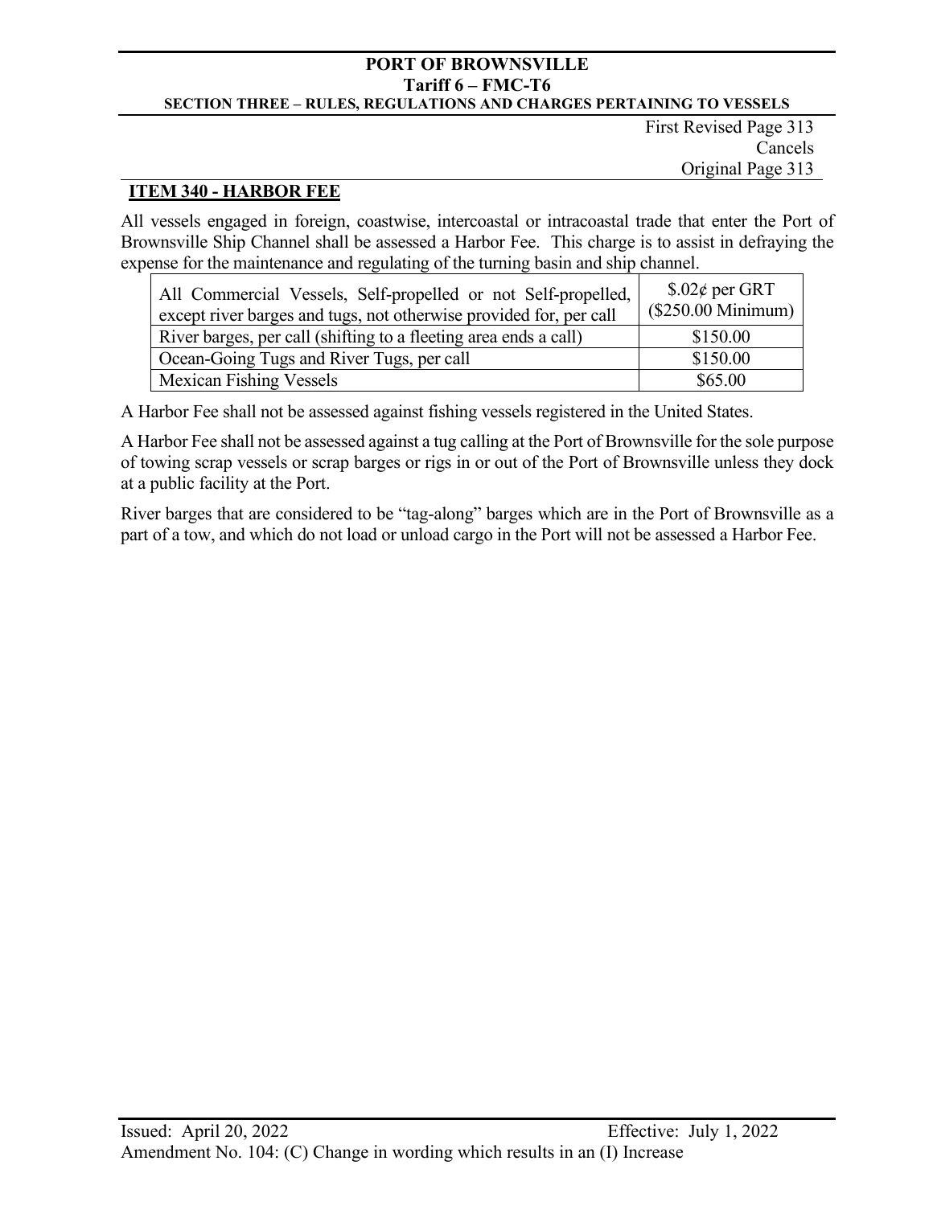First Revised Page 313
Cancels
Original Page 313

## ITEM 340 - HARBOR FEE

All vessels engaged in foreign, coastwise, intercoastal or intracoastal trade that enter the Port of Brownsville Ship Channel shall be assessed a Harbor Fee. This charge is to assist in defraying the expense for the maintenance and regulating of the turning basin and ship channel.

| | |
|---|---|
| All Commercial Vessels, Self-propelled or not Self-propelled, except river barges and tugs, not otherwise provided for, per call | $.02¢ per GRT ($250.00 Minimum) |
| River barges, per call (shifting to a fleeting area ends a call) | $150.00 |
| Ocean-Going Tugs and River Tugs, per call | $150.00 |
| Mexican Fishing Vessels | $65.00 |

A Harbor Fee shall not be assessed against fishing vessels registered in the United States.

A Harbor Fee shall not be assessed against a tug calling at the Port of Brownsville for the sole purpose of towing scrap vessels or scrap barges or rigs in or out of the Port of Brownsville unless they dock at a public facility at the Port.

River barges that are considered to be "tag-along" barges which are in the Port of Brownsville as a part of a tow, and which do not load or unload cargo in the Port will not be assessed a Harbor Fee.

Issued: April 20, 2022 Effective: July 1, 2022
Amendment No. 104: (C) Change in wording which results in an (I) Increase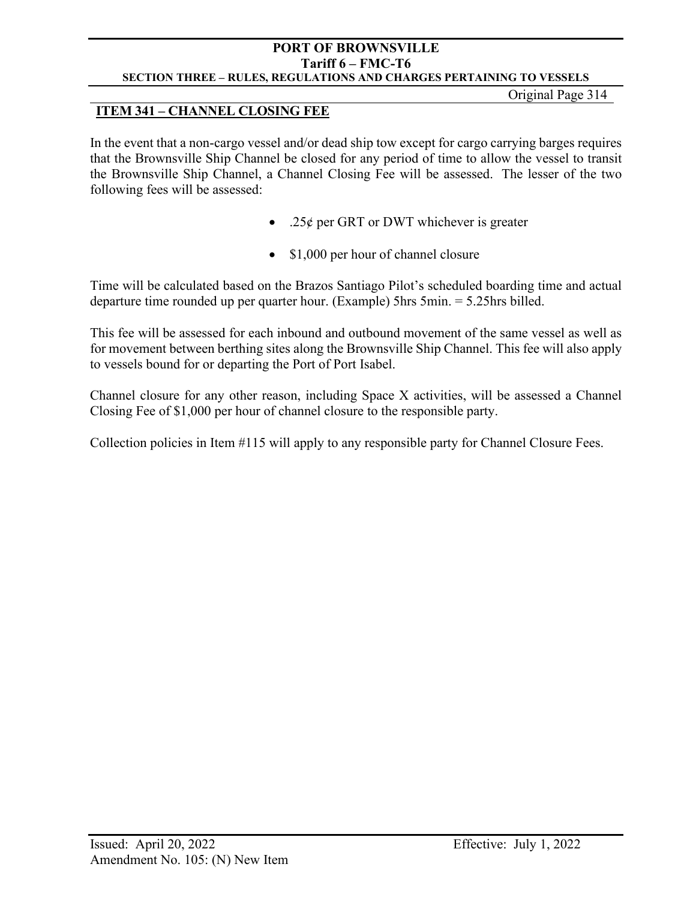## ITEM 341 – CHANNEL CLOSING FEE

In the event that a non-cargo vessel and/or dead ship tow except for cargo carrying barges requires that the Brownsville Ship Channel be closed for any period of time to allow the vessel to transit the Brownsville Ship Channel, a Channel Closing Fee will be assessed. The lesser of the two following fees will be assessed:

- .25¢ per GRT or DWT whichever is greater
- $1,000 per hour of channel closure

Time will be calculated based on the Brazos Santiago Pilot's scheduled boarding time and actual departure time rounded up per quarter hour. (Example) 5hrs 5min. = 5.25hrs billed.

This fee will be assessed for each inbound and outbound movement of the same vessel as well as for movement between berthing sites along the Brownsville Ship Channel. This fee will also apply to vessels bound for or departing the Port of Port Isabel.

Channel closure for any other reason, including Space X activities, will be assessed a Channel Closing Fee of $1,000 per hour of channel closure to the responsible party.

Collection policies in Item #115 will apply to any responsible party for Channel Closure Fees.

Issued: April 20, 2022 Effective: July 1, 2022
Amendment No. 105: (N) New Item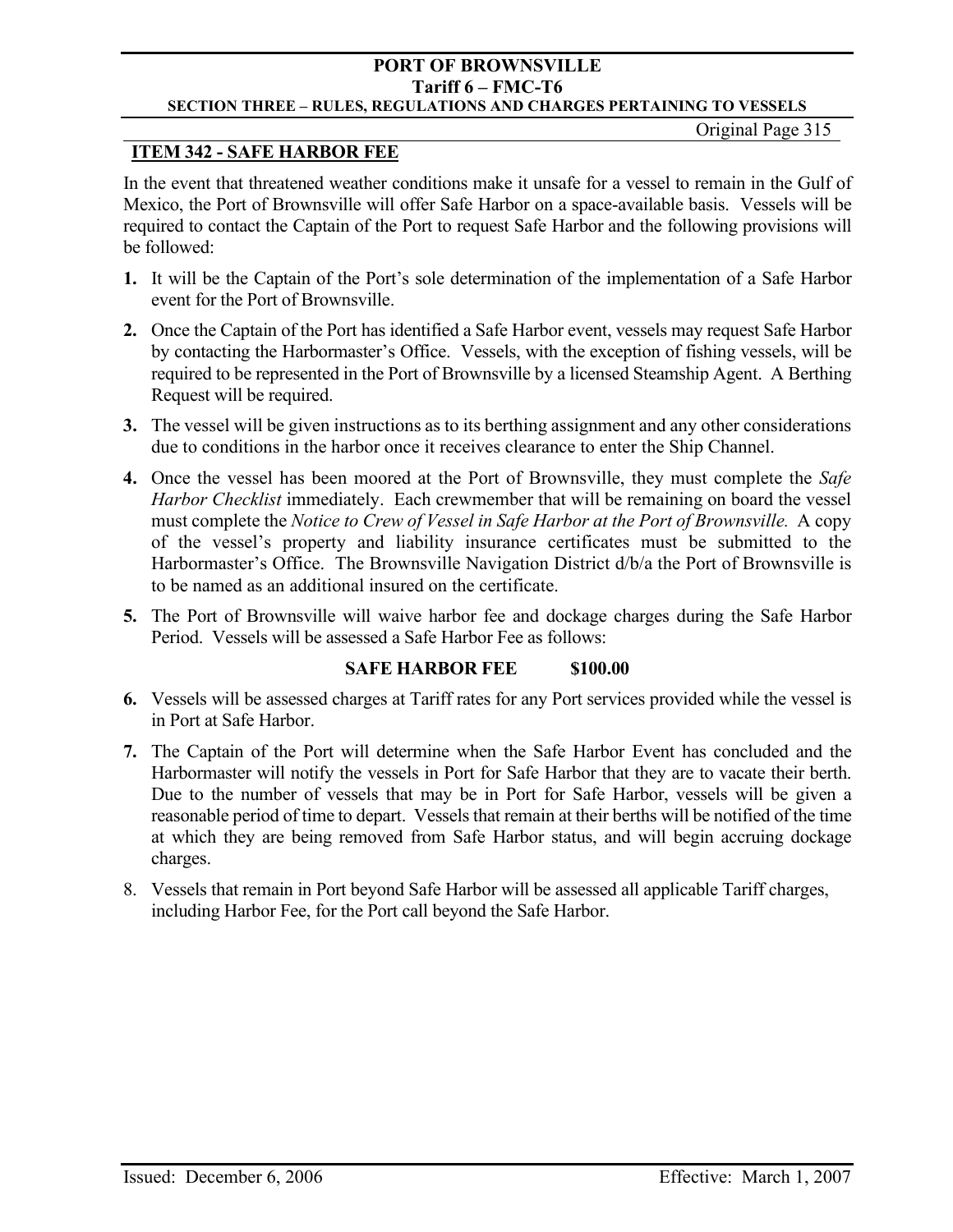## ITEM 342 - SAFE HARBOR FEE

In the event that threatened weather conditions make it unsafe for a vessel to remain in the Gulf of Mexico, the Port of Brownsville will offer Safe Harbor on a space-available basis. Vessels will be required to contact the Captain of the Port to request Safe Harbor and the following provisions will be followed:

**1.** It will be the Captain of the Port's sole determination of the implementation of a Safe Harbor event for the Port of Brownsville.

**2.** Once the Captain of the Port has identified a Safe Harbor event, vessels may request Safe Harbor by contacting the Harbormaster's Office. Vessels, with the exception of fishing vessels, will be required to be represented in the Port of Brownsville by a licensed Steamship Agent. A Berthing Request will be required.

**3.** The vessel will be given instructions as to its berthing assignment and any other considerations due to conditions in the harbor once it receives clearance to enter the Ship Channel.

**4.** Once the vessel has been moored at the Port of Brownsville, they must complete the *Safe Harbor Checklist* immediately. Each crewmember that will be remaining on board the vessel must complete the *Notice to Crew of Vessel in Safe Harbor at the Port of Brownsville.* A copy of the vessel's property and liability insurance certificates must be submitted to the Harbormaster's Office. The Brownsville Navigation District d/b/a the Port of Brownsville is to be named as an additional insured on the certificate.

**5.** The Port of Brownsville will waive harbor fee and dockage charges during the Safe Harbor Period. Vessels will be assessed a Safe Harbor Fee as follows:

**SAFE HARBOR FEE $100.00**

**6.** Vessels will be assessed charges at Tariff rates for any Port services provided while the vessel is in Port at Safe Harbor.

**7.** The Captain of the Port will determine when the Safe Harbor Event has concluded and the Harbormaster will notify the vessels in Port for Safe Harbor that they are to vacate their berth. Due to the number of vessels that may be in Port for Safe Harbor, vessels will be given a reasonable period of time to depart. Vessels that remain at their berths will be notified of the time at which they are being removed from Safe Harbor status, and will begin accruing dockage charges.

8. Vessels that remain in Port beyond Safe Harbor will be assessed all applicable Tariff charges, including Harbor Fee, for the Port call beyond the Safe Harbor.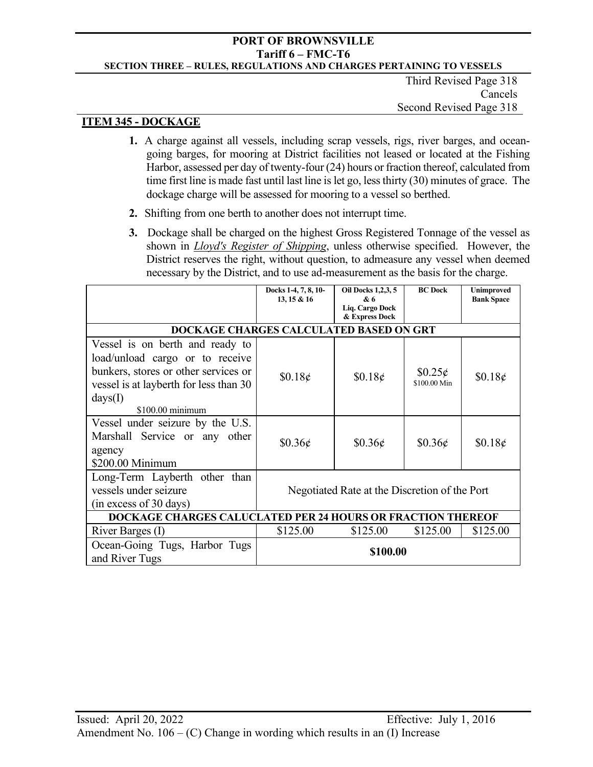# PORT OF BROWNSVILLE
## Tariff 6 – FMC-T6
### SECTION THREE – RULES, REGULATIONS AND CHARGES PERTAINING TO VESSELS

Third Revised Page 318
Cancels
Second Revised Page 318

## ITEM 345 - DOCKAGE

1. A charge against all vessels, including scrap vessels, rigs, river barges, and ocean-going barges, for mooring at District facilities not leased or located at the Fishing Harbor, assessed per day of twenty-four (24) hours or fraction thereof, calculated from time first line is made fast until last line is let go, less thirty (30) minutes of grace. The dockage charge will be assessed for mooring to a vessel so berthed.
2. Shifting from one berth to another does not interrupt time.
3. Dockage shall be charged on the highest Gross Registered Tonnage of the vessel as shown in ***Lloyd's Register of Shipping***, unless otherwise specified. However, the District reserves the right, without question, to admeasure any vessel when deemed necessary by the District, and to use ad-measurement as the basis for the charge.

| | Docks 1-4, 7, 8, 10-13, 15 & 16 | Oil Docks 1,2,3, 5 & 6 Liq. Cargo Dock & Express Dock | BC Dock | Unimproved Bank Space |
|---|---|---|---|---|
| **DOCKAGE CHARGES CALCULATED BASED ON GRT** | | | | |
| Vessel is on berth and ready to load/unload cargo or to receive bunkers, stores or other services or vessel is at layberth for less than 30 days(I) $100.00 minimum | $0.18¢ | $0.18¢ | $0.25¢ $100.00 Min | $0.18¢ |
| Vessel under seizure by the U.S. Marshall Service or any other agency $200.00 Minimum | $0.36¢ | $0.36¢ | $0.36¢ | $0.18¢ |
| Long-Term Layberth other than vessels under seizure (in excess of 30 days) | Negotiated Rate at the Discretion of the Port | | | |
| **DOCKAGE CHARGES CALUCLATED PER 24 HOURS OR FRACTION THEREOF** | | | | |
| River Barges (I) | $125.00 | $125.00 | $125.00 | $125.00 |
| Ocean-Going Tugs, Harbor Tugs and River Tugs | **$100.00** | | | |

Issued: April 20, 2022 Effective: July 1, 2016
Amendment No. 106 – (C) Change in wording which results in an (I) Increase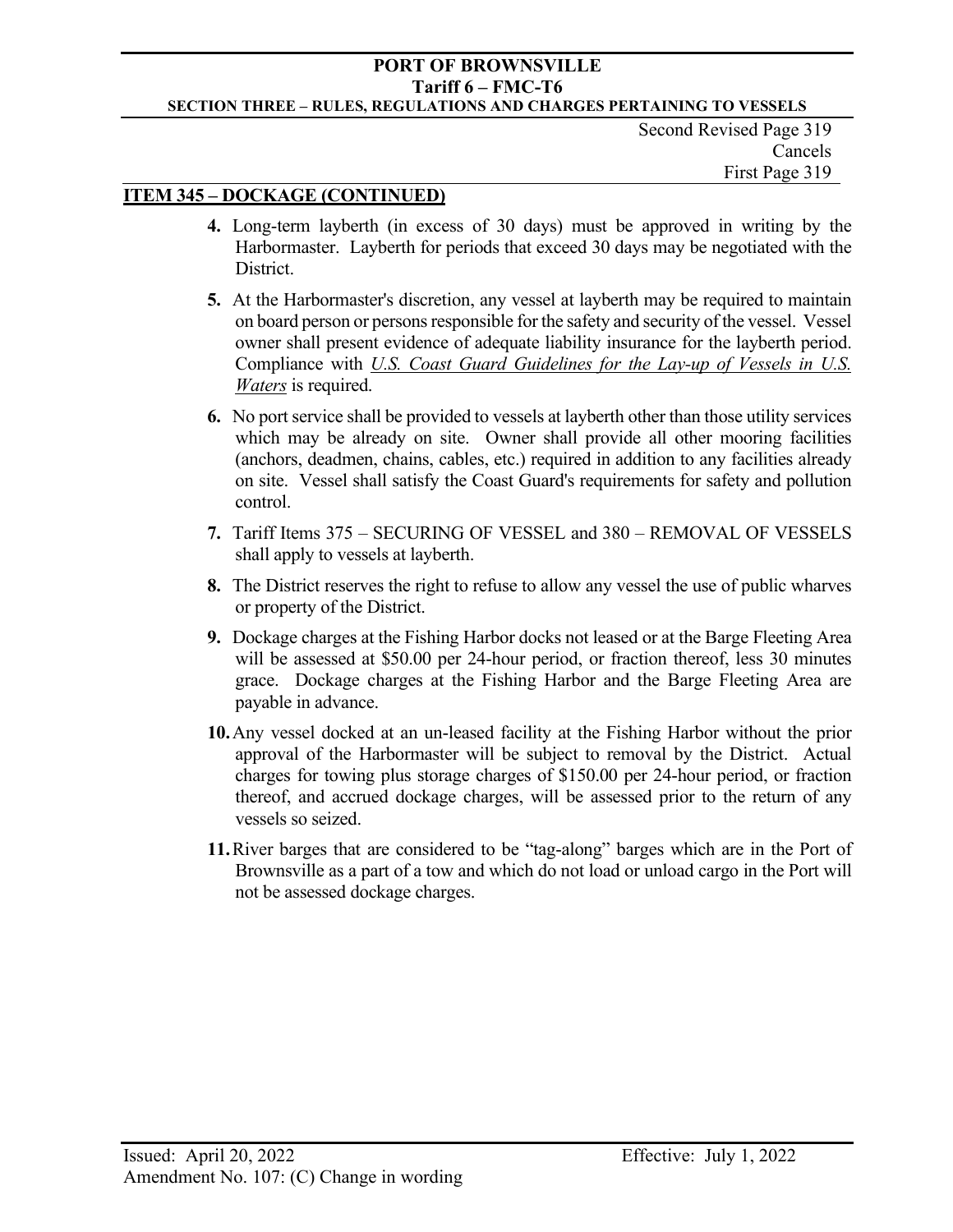Second Revised Page 319
Cancels
First Page 319

## ITEM 345 – DOCKAGE (CONTINUED)

4. Long-term layberth (in excess of 30 days) must be approved in writing by the Harbormaster. Layberth for periods that exceed 30 days may be negotiated with the District.

5. At the Harbormaster's discretion, any vessel at layberth may be required to maintain on board person or persons responsible for the safety and security of the vessel. Vessel owner shall present evidence of adequate liability insurance for the layberth period. Compliance with *U.S. Coast Guard Guidelines for the Lay-up of Vessels in U.S. Waters* is required.

6. No port service shall be provided to vessels at layberth other than those utility services which may be already on site. Owner shall provide all other mooring facilities (anchors, deadmen, chains, cables, etc.) required in addition to any facilities already on site. Vessel shall satisfy the Coast Guard's requirements for safety and pollution control.

7. Tariff Items 375 – SECURING OF VESSEL and 380 – REMOVAL OF VESSELS shall apply to vessels at layberth.

8. The District reserves the right to refuse to allow any vessel the use of public wharves or property of the District.

9. Dockage charges at the Fishing Harbor docks not leased or at the Barge Fleeting Area will be assessed at $50.00 per 24-hour period, or fraction thereof, less 30 minutes grace. Dockage charges at the Fishing Harbor and the Barge Fleeting Area are payable in advance.

10. Any vessel docked at an un-leased facility at the Fishing Harbor without the prior approval of the Harbormaster will be subject to removal by the District. Actual charges for towing plus storage charges of $150.00 per 24-hour period, or fraction thereof, and accrued dockage charges, will be assessed prior to the return of any vessels so seized.

11. River barges that are considered to be "tag-along" barges which are in the Port of Brownsville as a part of a tow and which do not load or unload cargo in the Port will not be assessed dockage charges.

Issued: April 20, 2022 Effective: July 1, 2022
Amendment No. 107: (C) Change in wording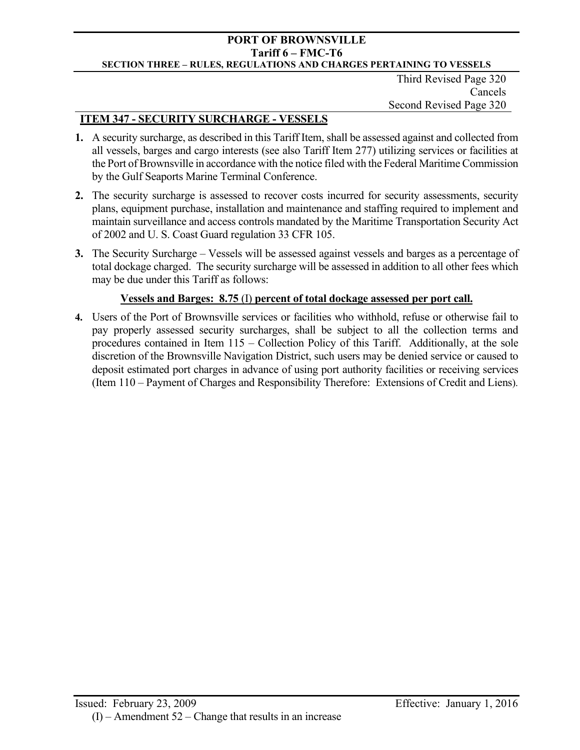Third Revised Page 320
Cancels
Second Revised Page 320

## ITEM 347 - SECURITY SURCHARGE - VESSELS

**1.** A security surcharge, as described in this Tariff Item, shall be assessed against and collected from all vessels, barges and cargo interests (see also Tariff Item 277) utilizing services or facilities at the Port of Brownsville in accordance with the notice filed with the Federal Maritime Commission by the Gulf Seaports Marine Terminal Conference.

**2.** The security surcharge is assessed to recover costs incurred for security assessments, security plans, equipment purchase, installation and maintenance and staffing required to implement and maintain surveillance and access controls mandated by the Maritime Transportation Security Act of 2002 and U. S. Coast Guard regulation 33 CFR 105.

**3.** The Security Surcharge – Vessels will be assessed against vessels and barges as a percentage of total dockage charged. The security surcharge will be assessed in addition to all other fees which may be due under this Tariff as follows:

**Vessels and Barges: 8.75** (I) **percent of total dockage assessed per port call.**

**4.** Users of the Port of Brownsville services or facilities who withhold, refuse or otherwise fail to pay properly assessed security surcharges, shall be subject to all the collection terms and procedures contained in Item 115 – Collection Policy of this Tariff. Additionally, at the sole discretion of the Brownsville Navigation District, such users may be denied service or caused to deposit estimated port charges in advance of using port authority facilities or receiving services (Item 110 – Payment of Charges and Responsibility Therefore: Extensions of Credit and Liens).

Issued: February 23, 2009 Effective: January 1, 2016

(I) – Amendment 52 – Change that results in an increase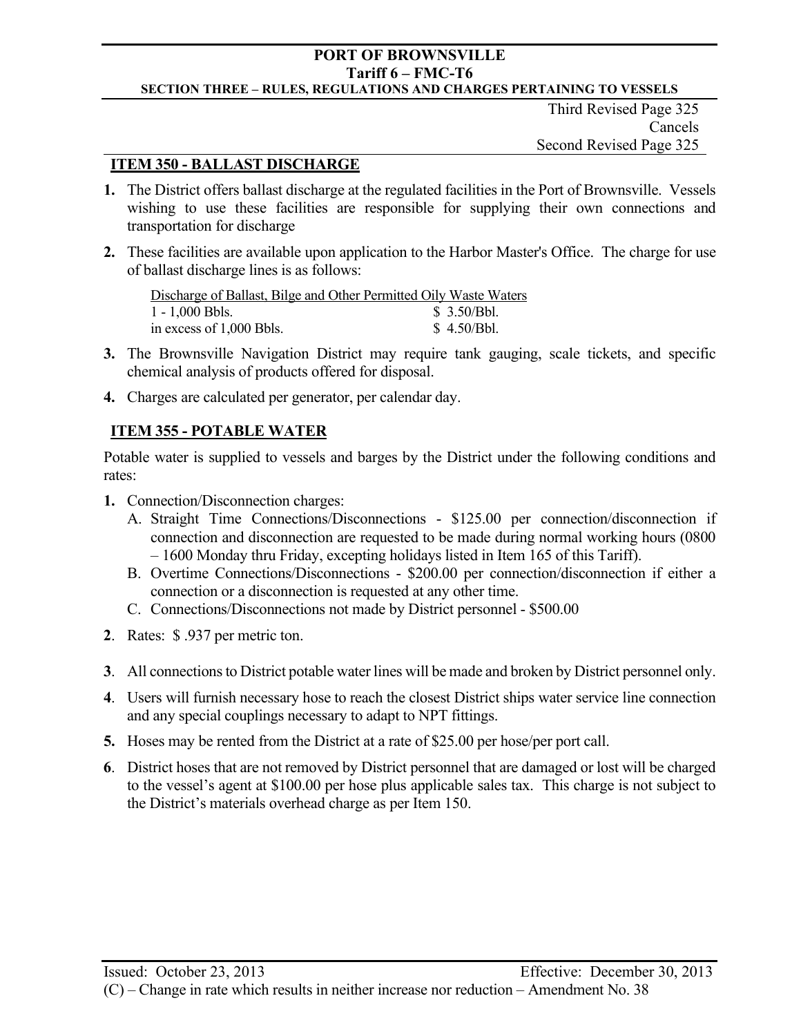Third Revised Page 325
Cancels
Second Revised Page 325

## ITEM 350 - BALLAST DISCHARGE

1. The District offers ballast discharge at the regulated facilities in the Port of Brownsville. Vessels wishing to use these facilities are responsible for supplying their own connections and transportation for discharge

2. These facilities are available upon application to the Harbor Master's Office. The charge for use of ballast discharge lines is as follows:

| Discharge of Ballast, Bilge and Other Permitted Oily Waste Waters | |
|---|---|
| 1 - 1,000 Bbls. | $ 3.50/Bbl. |
| in excess of 1,000 Bbls. | $ 4.50/Bbl. |

3. The Brownsville Navigation District may require tank gauging, scale tickets, and specific chemical analysis of products offered for disposal.

4. Charges are calculated per generator, per calendar day.

## ITEM 355 - POTABLE WATER

Potable water is supplied to vessels and barges by the District under the following conditions and rates:

1. Connection/Disconnection charges:
   A. Straight Time Connections/Disconnections - $125.00 per connection/disconnection if connection and disconnection are requested to be made during normal working hours (0800 – 1600 Monday thru Friday, excepting holidays listed in Item 165 of this Tariff).
   B. Overtime Connections/Disconnections - $200.00 per connection/disconnection if either a connection or a disconnection is requested at any other time.
   C. Connections/Disconnections not made by District personnel - $500.00

2. Rates: $ .937 per metric ton.

3. All connections to District potable water lines will be made and broken by District personnel only.

4. Users will furnish necessary hose to reach the closest District ships water service line connection and any special couplings necessary to adapt to NPT fittings.

5. Hoses may be rented from the District at a rate of $25.00 per hose/per port call.

6. District hoses that are not removed by District personnel that are damaged or lost will be charged to the vessel's agent at $100.00 per hose plus applicable sales tax. This charge is not subject to the District's materials overhead charge as per Item 150.

Issued: October 23, 2013 Effective: December 30, 2013

(C) – Change in rate which results in neither increase nor reduction – Amendment No. 38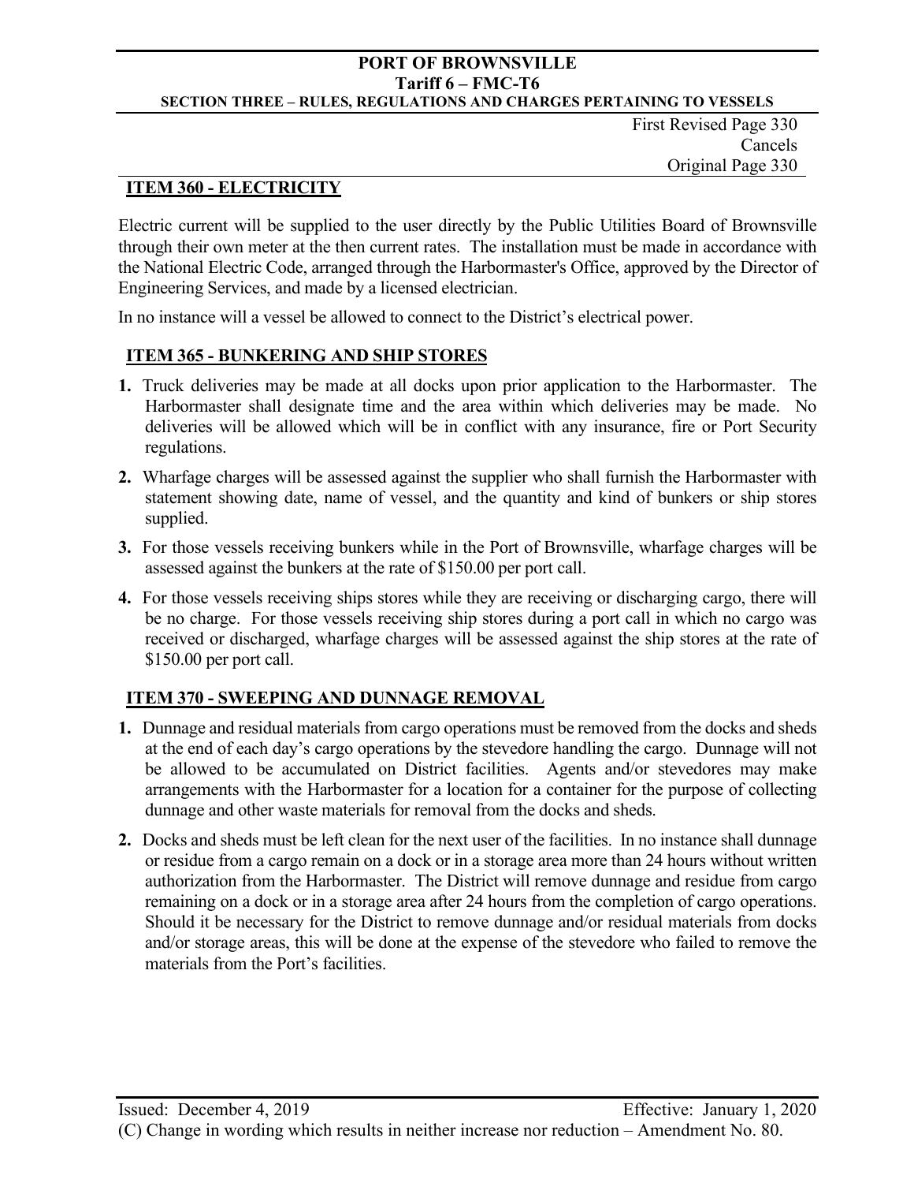First Revised Page 330
Cancels
Original Page 330

## ITEM 360 - ELECTRICITY

Electric current will be supplied to the user directly by the Public Utilities Board of Brownsville through their own meter at the then current rates. The installation must be made in accordance with the National Electric Code, arranged through the Harbormaster's Office, approved by the Director of Engineering Services, and made by a licensed electrician.

In no instance will a vessel be allowed to connect to the District's electrical power.

## ITEM 365 - BUNKERING AND SHIP STORES

**1.** Truck deliveries may be made at all docks upon prior application to the Harbormaster. The Harbormaster shall designate time and the area within which deliveries may be made. No deliveries will be allowed which will be in conflict with any insurance, fire or Port Security regulations.

**2.** Wharfage charges will be assessed against the supplier who shall furnish the Harbormaster with statement showing date, name of vessel, and the quantity and kind of bunkers or ship stores supplied.

**3.** For those vessels receiving bunkers while in the Port of Brownsville, wharfage charges will be assessed against the bunkers at the rate of $150.00 per port call.

**4.** For those vessels receiving ships stores while they are receiving or discharging cargo, there will be no charge. For those vessels receiving ship stores during a port call in which no cargo was received or discharged, wharfage charges will be assessed against the ship stores at the rate of $150.00 per port call.

## ITEM 370 - SWEEPING AND DUNNAGE REMOVAL

**1.** Dunnage and residual materials from cargo operations must be removed from the docks and sheds at the end of each day's cargo operations by the stevedore handling the cargo. Dunnage will not be allowed to be accumulated on District facilities. Agents and/or stevedores may make arrangements with the Harbormaster for a location for a container for the purpose of collecting dunnage and other waste materials for removal from the docks and sheds.

**2.** Docks and sheds must be left clean for the next user of the facilities. In no instance shall dunnage or residue from a cargo remain on a dock or in a storage area more than 24 hours without written authorization from the Harbormaster. The District will remove dunnage and residue from cargo remaining on a dock or in a storage area after 24 hours from the completion of cargo operations. Should it be necessary for the District to remove dunnage and/or residual materials from docks and/or storage areas, this will be done at the expense of the stevedore who failed to remove the materials from the Port's facilities.

Issued: December 4, 2019 Effective: January 1, 2020

(C) Change in wording which results in neither increase nor reduction – Amendment No. 80.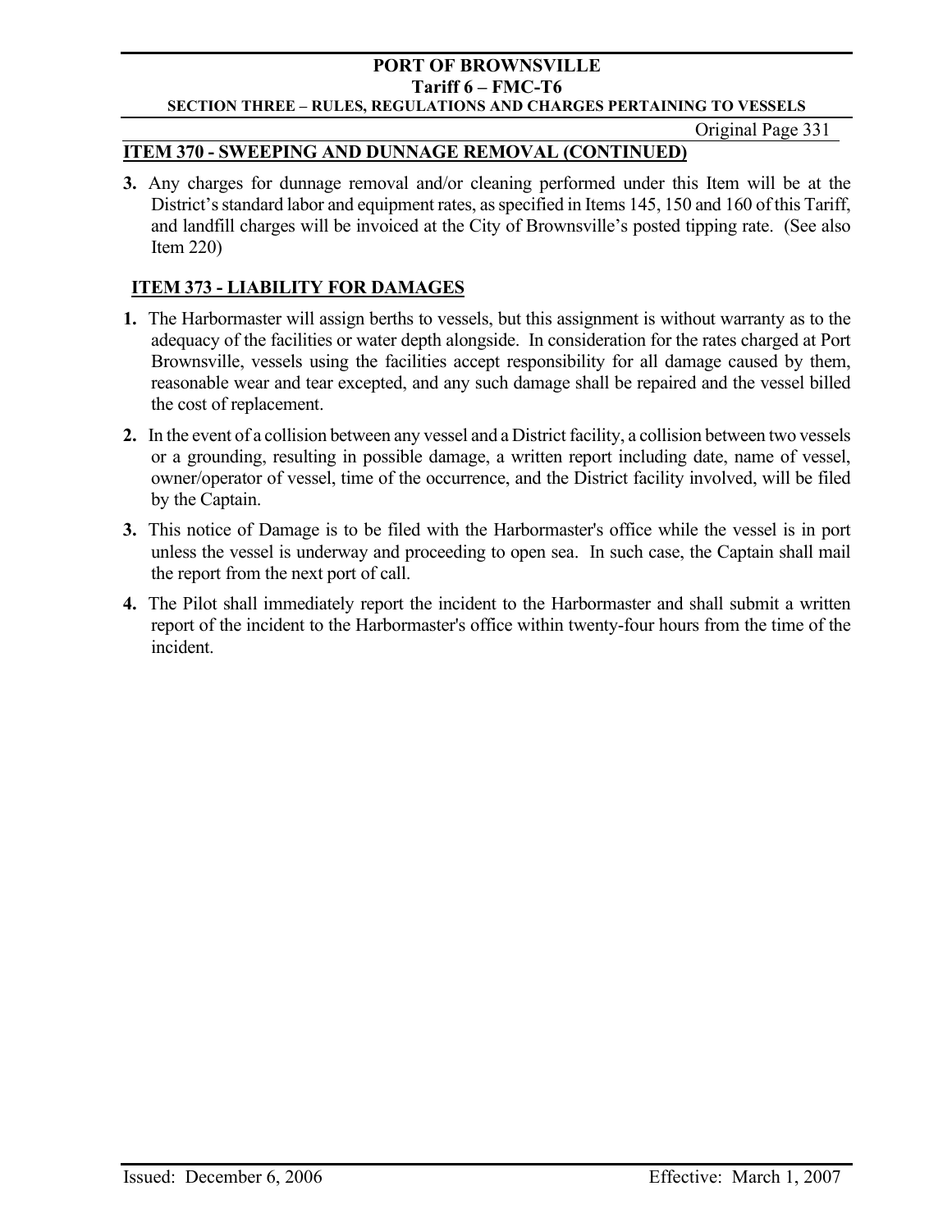## ITEM 370 - SWEEPING AND DUNNAGE REMOVAL (CONTINUED)

**3.** Any charges for dunnage removal and/or cleaning performed under this Item will be at the District's standard labor and equipment rates, as specified in Items 145, 150 and 160 of this Tariff, and landfill charges will be invoiced at the City of Brownsville's posted tipping rate. (See also Item 220)

## ITEM 373 - LIABILITY FOR DAMAGES

**1.** The Harbormaster will assign berths to vessels, but this assignment is without warranty as to the adequacy of the facilities or water depth alongside. In consideration for the rates charged at Port Brownsville, vessels using the facilities accept responsibility for all damage caused by them, reasonable wear and tear excepted, and any such damage shall be repaired and the vessel billed the cost of replacement.

**2.** In the event of a collision between any vessel and a District facility, a collision between two vessels or a grounding, resulting in possible damage, a written report including date, name of vessel, owner/operator of vessel, time of the occurrence, and the District facility involved, will be filed by the Captain.

**3.** This notice of Damage is to be filed with the Harbormaster's office while the vessel is in port unless the vessel is underway and proceeding to open sea. In such case, the Captain shall mail the report from the next port of call.

**4.** The Pilot shall immediately report the incident to the Harbormaster and shall submit a written report of the incident to the Harbormaster's office within twenty-four hours from the time of the incident.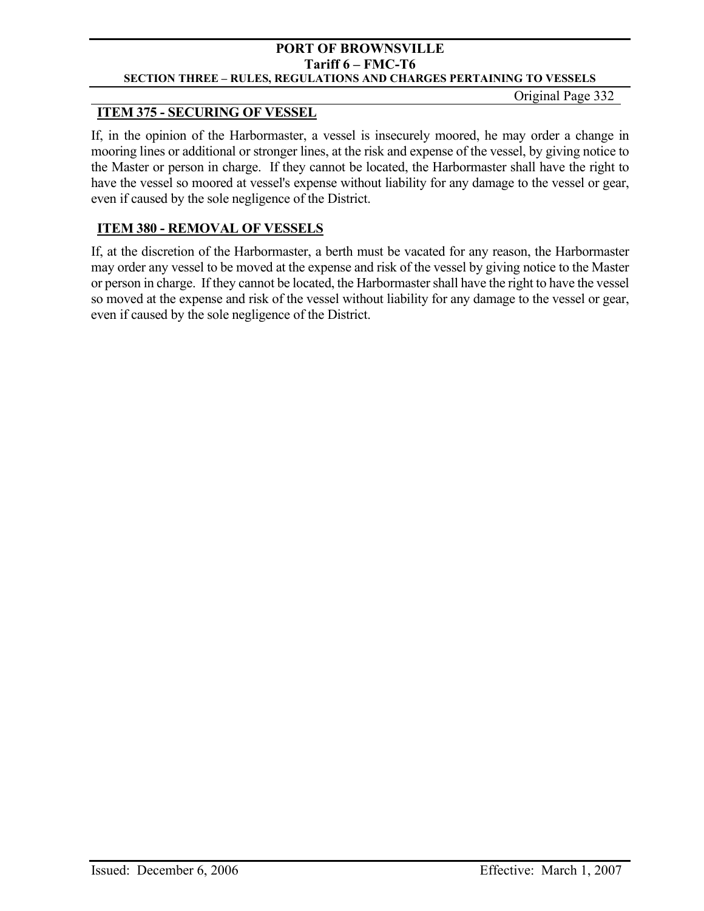## ITEM 375 - SECURING OF VESSEL

If, in the opinion of the Harbormaster, a vessel is insecurely moored, he may order a change in mooring lines or additional or stronger lines, at the risk and expense of the vessel, by giving notice to the Master or person in charge. If they cannot be located, the Harbormaster shall have the right to have the vessel so moored at vessel's expense without liability for any damage to the vessel or gear, even if caused by the sole negligence of the District.

## ITEM 380 - REMOVAL OF VESSELS

If, at the discretion of the Harbormaster, a berth must be vacated for any reason, the Harbormaster may order any vessel to be moved at the expense and risk of the vessel by giving notice to the Master or person in charge. If they cannot be located, the Harbormaster shall have the right to have the vessel so moved at the expense and risk of the vessel without liability for any damage to the vessel or gear, even if caused by the sole negligence of the District.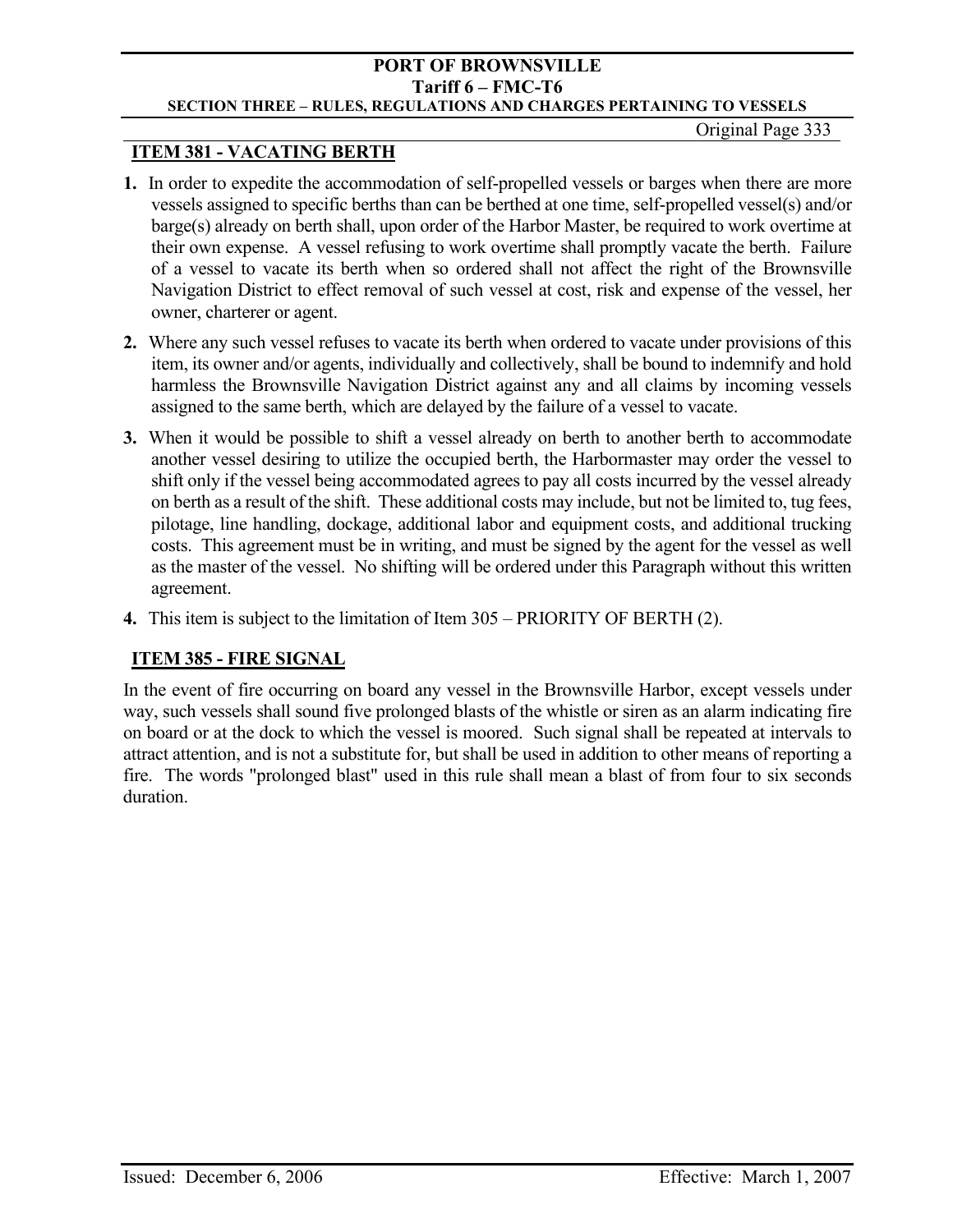## ITEM 381 - VACATING BERTH

**1.** In order to expedite the accommodation of self-propelled vessels or barges when there are more vessels assigned to specific berths than can be berthed at one time, self-propelled vessel(s) and/or barge(s) already on berth shall, upon order of the Harbor Master, be required to work overtime at their own expense. A vessel refusing to work overtime shall promptly vacate the berth. Failure of a vessel to vacate its berth when so ordered shall not affect the right of the Brownsville Navigation District to effect removal of such vessel at cost, risk and expense of the vessel, her owner, charterer or agent.

**2.** Where any such vessel refuses to vacate its berth when ordered to vacate under provisions of this item, its owner and/or agents, individually and collectively, shall be bound to indemnify and hold harmless the Brownsville Navigation District against any and all claims by incoming vessels assigned to the same berth, which are delayed by the failure of a vessel to vacate.

**3.** When it would be possible to shift a vessel already on berth to another berth to accommodate another vessel desiring to utilize the occupied berth, the Harbormaster may order the vessel to shift only if the vessel being accommodated agrees to pay all costs incurred by the vessel already on berth as a result of the shift. These additional costs may include, but not be limited to, tug fees, pilotage, line handling, dockage, additional labor and equipment costs, and additional trucking costs. This agreement must be in writing, and must be signed by the agent for the vessel as well as the master of the vessel. No shifting will be ordered under this Paragraph without this written agreement.

**4.** This item is subject to the limitation of Item 305 – PRIORITY OF BERTH (2).

## ITEM 385 - FIRE SIGNAL

In the event of fire occurring on board any vessel in the Brownsville Harbor, except vessels under way, such vessels shall sound five prolonged blasts of the whistle or siren as an alarm indicating fire on board or at the dock to which the vessel is moored. Such signal shall be repeated at intervals to attract attention, and is not a substitute for, but shall be used in addition to other means of reporting a fire. The words "prolonged blast" used in this rule shall mean a blast of from four to six seconds duration.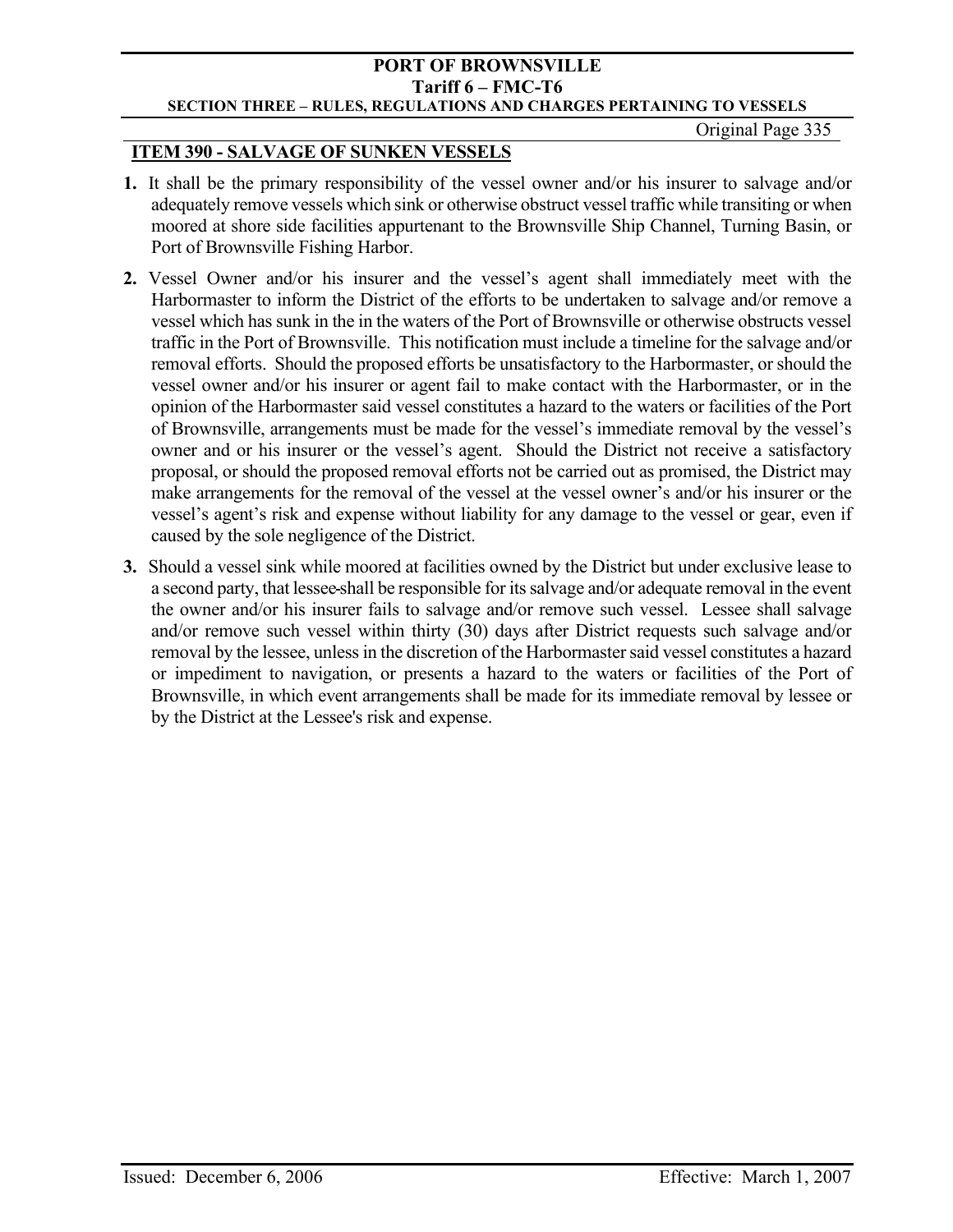## ITEM 390 - SALVAGE OF SUNKEN VESSELS

1. It shall be the primary responsibility of the vessel owner and/or his insurer to salvage and/or adequately remove vessels which sink or otherwise obstruct vessel traffic while transiting or when moored at shore side facilities appurtenant to the Brownsville Ship Channel, Turning Basin, or Port of Brownsville Fishing Harbor.

2. Vessel Owner and/or his insurer and the vessel's agent shall immediately meet with the Harbormaster to inform the District of the efforts to be undertaken to salvage and/or remove a vessel which has sunk in the in the waters of the Port of Brownsville or otherwise obstructs vessel traffic in the Port of Brownsville. This notification must include a timeline for the salvage and/or removal efforts. Should the proposed efforts be unsatisfactory to the Harbormaster, or should the vessel owner and/or his insurer or agent fail to make contact with the Harbormaster, or in the opinion of the Harbormaster said vessel constitutes a hazard to the waters or facilities of the Port of Brownsville, arrangements must be made for the vessel's immediate removal by the vessel's owner and or his insurer or the vessel's agent. Should the District not receive a satisfactory proposal, or should the proposed removal efforts not be carried out as promised, the District may make arrangements for the removal of the vessel at the vessel owner's and/or his insurer or the vessel's agent's risk and expense without liability for any damage to the vessel or gear, even if caused by the sole negligence of the District.

3. Should a vessel sink while moored at facilities owned by the District but under exclusive lease to a second party, that lessee shall be responsible for its salvage and/or adequate removal in the event the owner and/or his insurer fails to salvage and/or remove such vessel. Lessee shall salvage and/or remove such vessel within thirty (30) days after District requests such salvage and/or removal by the lessee, unless in the discretion of the Harbormaster said vessel constitutes a hazard or impediment to navigation, or presents a hazard to the waters or facilities of the Port of Brownsville, in which event arrangements shall be made for its immediate removal by lessee or by the District at the Lessee's risk and expense.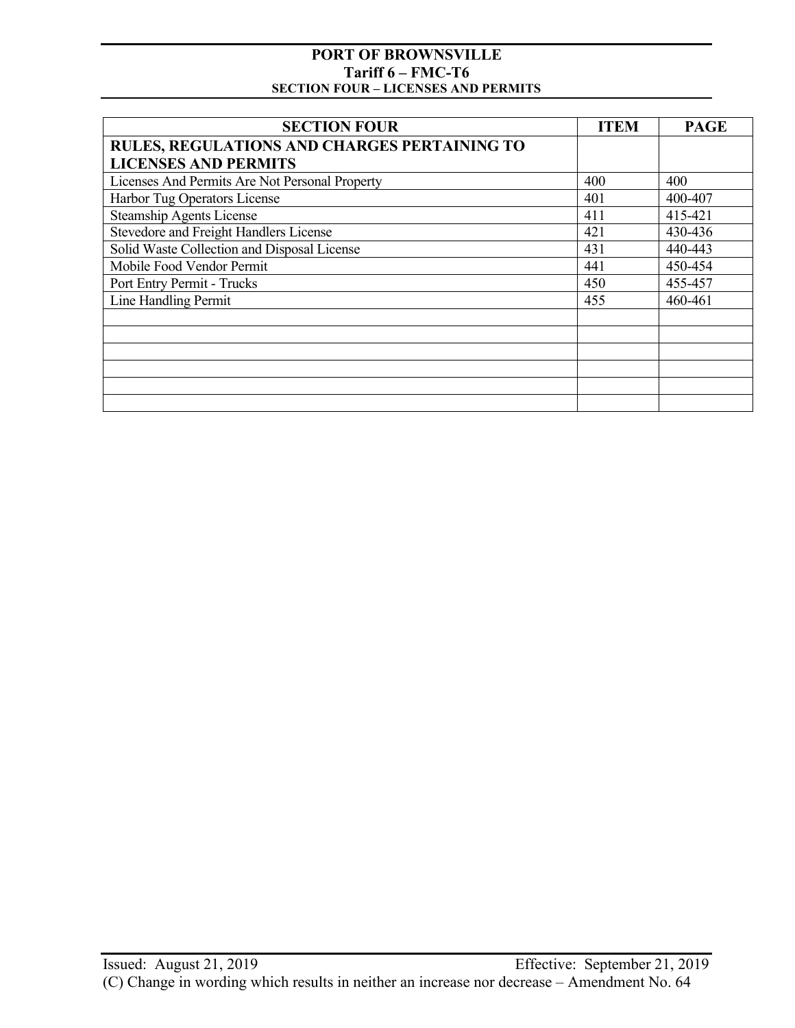| SECTION FOUR | ITEM | PAGE |
|---|---|---|
| **RULES, REGULATIONS AND CHARGES PERTAINING TO LICENSES AND PERMITS** | | |
| Licenses And Permits Are Not Personal Property | 400 | 400 |
| Harbor Tug Operators License | 401 | 400-407 |
| Steamship Agents License | 411 | 415-421 |
| Stevedore and Freight Handlers License | 421 | 430-436 |
| Solid Waste Collection and Disposal License | 431 | 440-443 |
| Mobile Food Vendor Permit | 441 | 450-454 |
| Port Entry Permit - Trucks | 450 | 455-457 |
| Line Handling Permit | 455 | 460-461 |
| | | |
| | | |
| | | |
| | | |
| | | |
| | | |

Issued: August 21, 2019 Effective: September 21, 2019

(C) Change in wording which results in neither an increase nor decrease – Amendment No. 64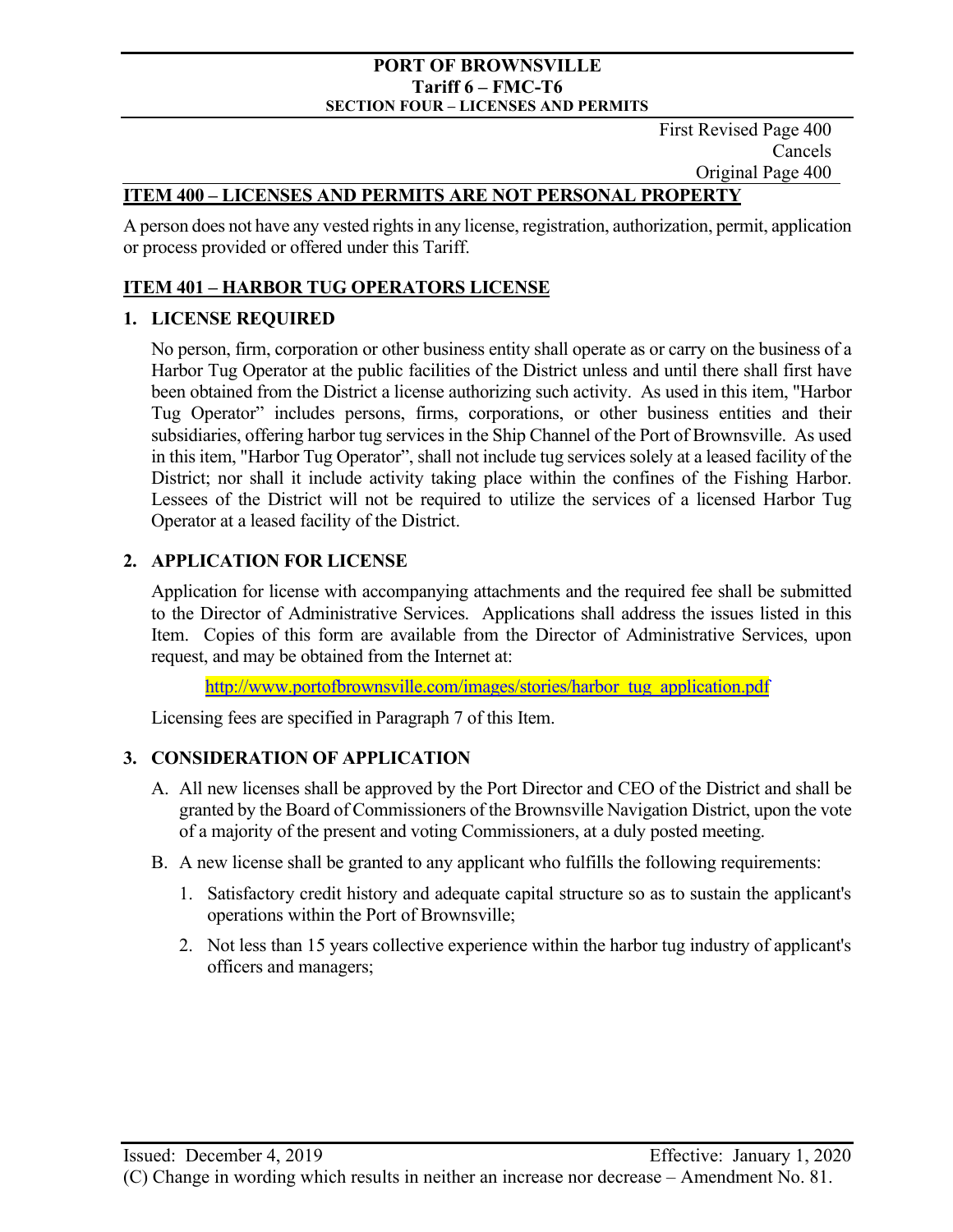First Revised Page 400
Cancels
Original Page 400

## ITEM 400 – LICENSES AND PERMITS ARE NOT PERSONAL PROPERTY

A person does not have any vested rights in any license, registration, authorization, permit, application or process provided or offered under this Tariff.

## ITEM 401 – HARBOR TUG OPERATORS LICENSE

### 1. LICENSE REQUIRED

No person, firm, corporation or other business entity shall operate as or carry on the business of a Harbor Tug Operator at the public facilities of the District unless and until there shall first have been obtained from the District a license authorizing such activity. As used in this item, "Harbor Tug Operator" includes persons, firms, corporations, or other business entities and their subsidiaries, offering harbor tug services in the Ship Channel of the Port of Brownsville. As used in this item, "Harbor Tug Operator", shall not include tug services solely at a leased facility of the District; nor shall it include activity taking place within the confines of the Fishing Harbor. Lessees of the District will not be required to utilize the services of a licensed Harbor Tug Operator at a leased facility of the District.

### 2. APPLICATION FOR LICENSE

Application for license with accompanying attachments and the required fee shall be submitted to the Director of Administrative Services. Applications shall address the issues listed in this Item. Copies of this form are available from the Director of Administrative Services, upon request, and may be obtained from the Internet at:

http://www.portofbrownsville.com/images/stories/harbor_tug_application.pdf

Licensing fees are specified in Paragraph 7 of this Item.

### 3. CONSIDERATION OF APPLICATION

A. All new licenses shall be approved by the Port Director and CEO of the District and shall be granted by the Board of Commissioners of the Brownsville Navigation District, upon the vote of a majority of the present and voting Commissioners, at a duly posted meeting.

B. A new license shall be granted to any applicant who fulfills the following requirements:

1. Satisfactory credit history and adequate capital structure so as to sustain the applicant's operations within the Port of Brownsville;
2. Not less than 15 years collective experience within the harbor tug industry of applicant's officers and managers;

Issued: December 4, 2019 Effective: January 1, 2020
(C) Change in wording which results in neither an increase nor decrease – Amendment No. 81.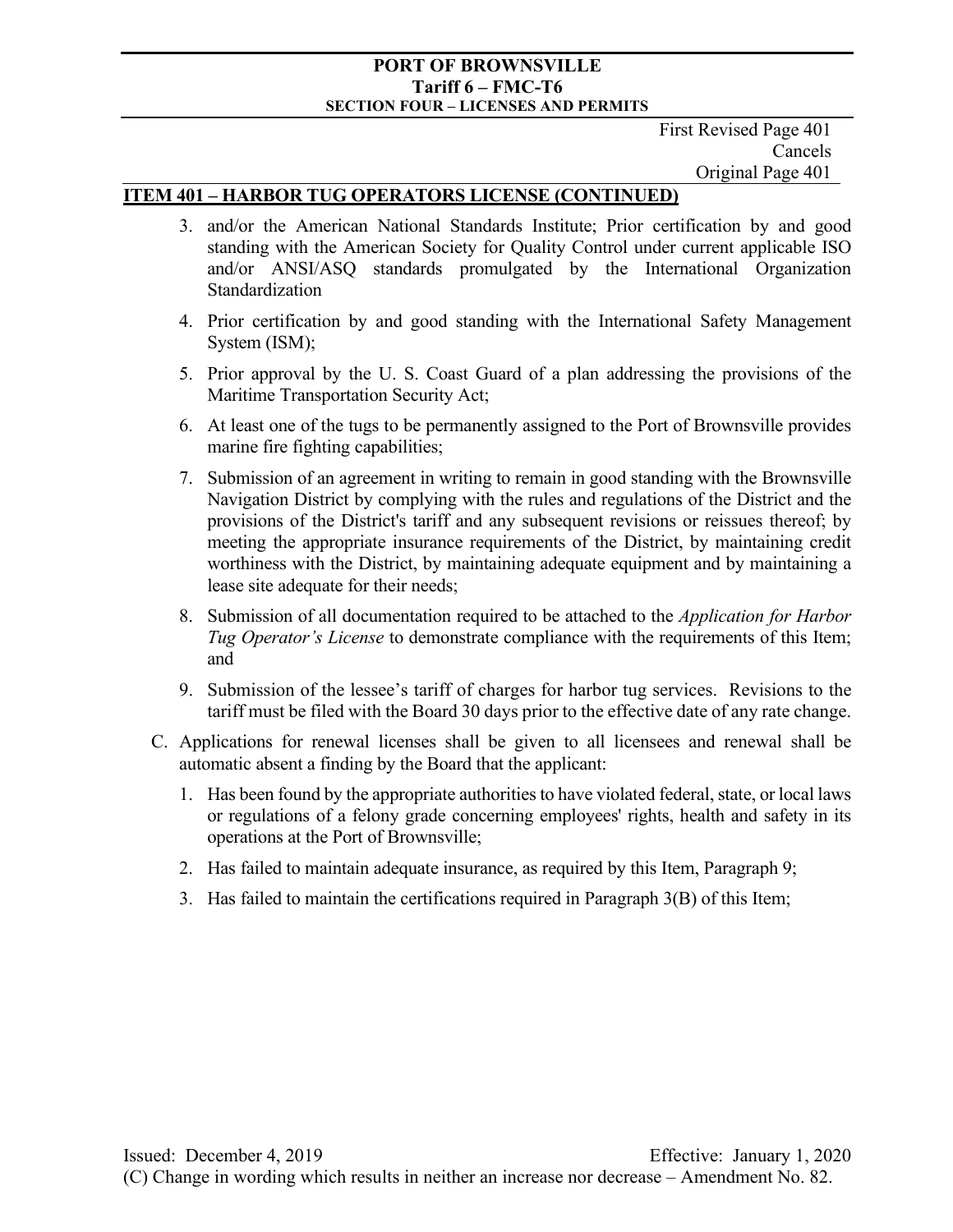First Revised Page 401
Cancels
Original Page 401

## ITEM 401 – HARBOR TUG OPERATORS LICENSE (CONTINUED)

3. and/or the American National Standards Institute; Prior certification by and good standing with the American Society for Quality Control under current applicable ISO and/or ANSI/ASQ standards promulgated by the International Organization Standardization
4. Prior certification by and good standing with the International Safety Management System (ISM);
5. Prior approval by the U. S. Coast Guard of a plan addressing the provisions of the Maritime Transportation Security Act;
6. At least one of the tugs to be permanently assigned to the Port of Brownsville provides marine fire fighting capabilities;
7. Submission of an agreement in writing to remain in good standing with the Brownsville Navigation District by complying with the rules and regulations of the District and the provisions of the District's tariff and any subsequent revisions or reissues thereof; by meeting the appropriate insurance requirements of the District, by maintaining credit worthiness with the District, by maintaining adequate equipment and by maintaining a lease site adequate for their needs;
8. Submission of all documentation required to be attached to the *Application for Harbor Tug Operator's License* to demonstrate compliance with the requirements of this Item; and
9. Submission of the lessee's tariff of charges for harbor tug services. Revisions to the tariff must be filed with the Board 30 days prior to the effective date of any rate change.

C. Applications for renewal licenses shall be given to all licensees and renewal shall be automatic absent a finding by the Board that the applicant:

1. Has been found by the appropriate authorities to have violated federal, state, or local laws or regulations of a felony grade concerning employees' rights, health and safety in its operations at the Port of Brownsville;
2. Has failed to maintain adequate insurance, as required by this Item, Paragraph 9;
3. Has failed to maintain the certifications required in Paragraph 3(B) of this Item;

Issued: December 4, 2019 Effective: January 1, 2020

(C) Change in wording which results in neither an increase nor decrease – Amendment No. 82.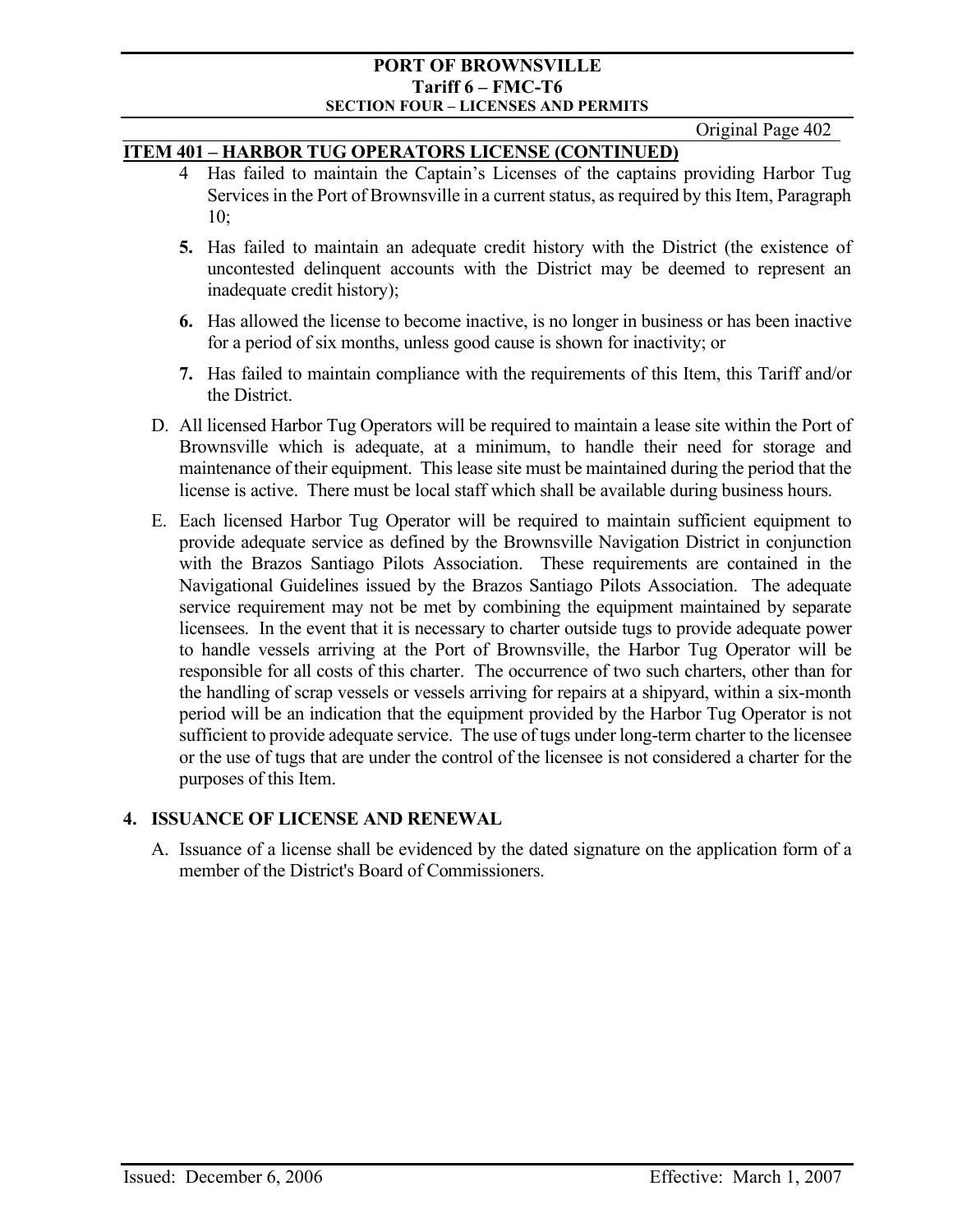## ITEM 401 – HARBOR TUG OPERATORS LICENSE (CONTINUED)

4 Has failed to maintain the Captain's Licenses of the captains providing Harbor Tug Services in the Port of Brownsville in a current status, as required by this Item, Paragraph 10;

**5.** Has failed to maintain an adequate credit history with the District (the existence of uncontested delinquent accounts with the District may be deemed to represent an inadequate credit history);

**6.** Has allowed the license to become inactive, is no longer in business or has been inactive for a period of six months, unless good cause is shown for inactivity; or

**7.** Has failed to maintain compliance with the requirements of this Item, this Tariff and/or the District.

D. All licensed Harbor Tug Operators will be required to maintain a lease site within the Port of Brownsville which is adequate, at a minimum, to handle their need for storage and maintenance of their equipment. This lease site must be maintained during the period that the license is active. There must be local staff which shall be available during business hours.

E. Each licensed Harbor Tug Operator will be required to maintain sufficient equipment to provide adequate service as defined by the Brownsville Navigation District in conjunction with the Brazos Santiago Pilots Association. These requirements are contained in the Navigational Guidelines issued by the Brazos Santiago Pilots Association. The adequate service requirement may not be met by combining the equipment maintained by separate licensees. In the event that it is necessary to charter outside tugs to provide adequate power to handle vessels arriving at the Port of Brownsville, the Harbor Tug Operator will be responsible for all costs of this charter. The occurrence of two such charters, other than for the handling of scrap vessels or vessels arriving for repairs at a shipyard, within a six-month period will be an indication that the equipment provided by the Harbor Tug Operator is not sufficient to provide adequate service. The use of tugs under long-term charter to the licensee or the use of tugs that are under the control of the licensee is not considered a charter for the purposes of this Item.

### 4. ISSUANCE OF LICENSE AND RENEWAL

A. Issuance of a license shall be evidenced by the dated signature on the application form of a member of the District's Board of Commissioners.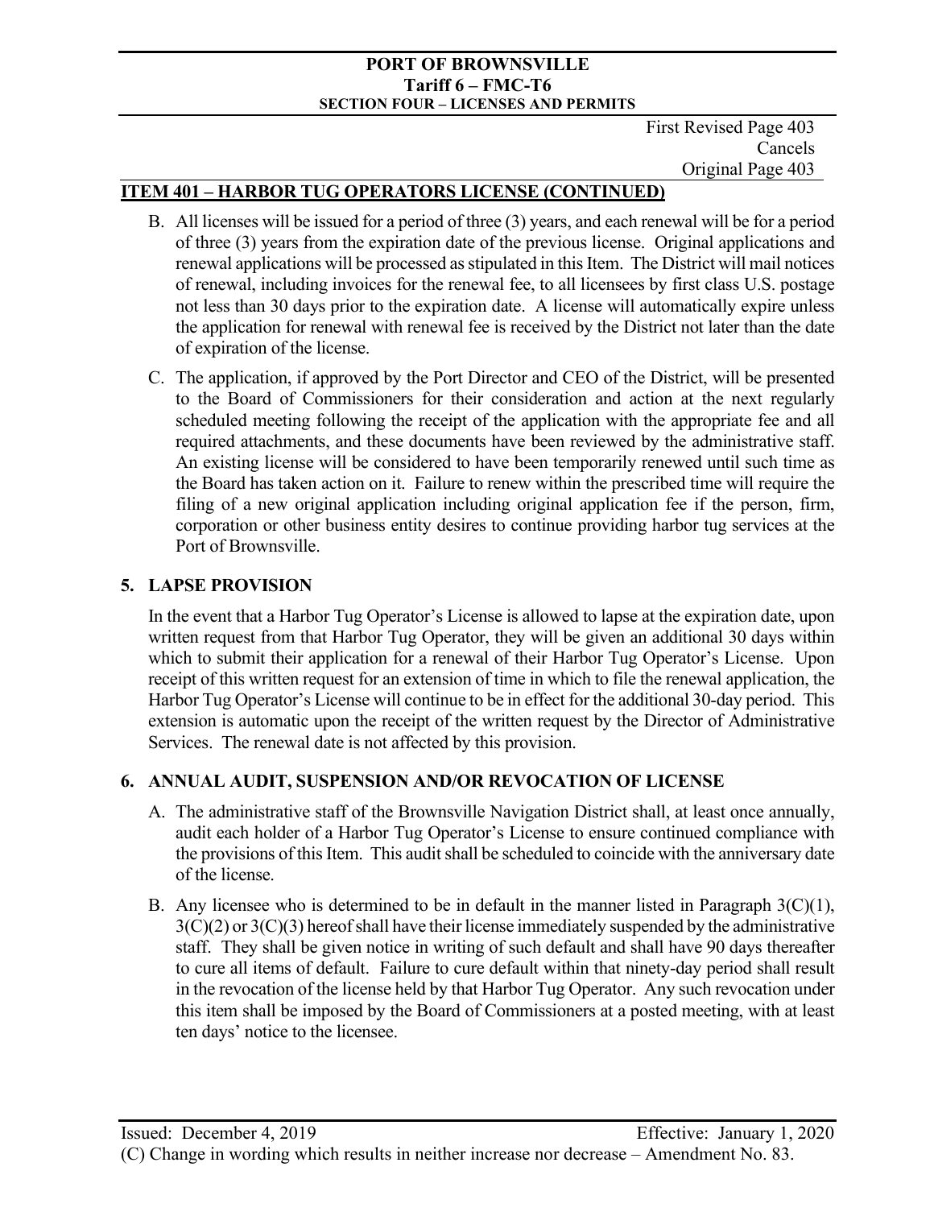First Revised Page 403
Cancels
Original Page 403

## ITEM 401 – HARBOR TUG OPERATORS LICENSE (CONTINUED)

B. All licenses will be issued for a period of three (3) years, and each renewal will be for a period of three (3) years from the expiration date of the previous license. Original applications and renewal applications will be processed as stipulated in this Item. The District will mail notices of renewal, including invoices for the renewal fee, to all licensees by first class U.S. postage not less than 30 days prior to the expiration date. A license will automatically expire unless the application for renewal with renewal fee is received by the District not later than the date of expiration of the license.

C. The application, if approved by the Port Director and CEO of the District, will be presented to the Board of Commissioners for their consideration and action at the next regularly scheduled meeting following the receipt of the application with the appropriate fee and all required attachments, and these documents have been reviewed by the administrative staff. An existing license will be considered to have been temporarily renewed until such time as the Board has taken action on it. Failure to renew within the prescribed time will require the filing of a new original application including original application fee if the person, firm, corporation or other business entity desires to continue providing harbor tug services at the Port of Brownsville.

### 5. LAPSE PROVISION

In the event that a Harbor Tug Operator's License is allowed to lapse at the expiration date, upon written request from that Harbor Tug Operator, they will be given an additional 30 days within which to submit their application for a renewal of their Harbor Tug Operator's License. Upon receipt of this written request for an extension of time in which to file the renewal application, the Harbor Tug Operator's License will continue to be in effect for the additional 30-day period. This extension is automatic upon the receipt of the written request by the Director of Administrative Services. The renewal date is not affected by this provision.

### 6. ANNUAL AUDIT, SUSPENSION AND/OR REVOCATION OF LICENSE

A. The administrative staff of the Brownsville Navigation District shall, at least once annually, audit each holder of a Harbor Tug Operator's License to ensure continued compliance with the provisions of this Item. This audit shall be scheduled to coincide with the anniversary date of the license.

B. Any licensee who is determined to be in default in the manner listed in Paragraph 3(C)(1), 3(C)(2) or 3(C)(3) hereof shall have their license immediately suspended by the administrative staff. They shall be given notice in writing of such default and shall have 90 days thereafter to cure all items of default. Failure to cure default within that ninety-day period shall result in the revocation of the license held by that Harbor Tug Operator. Any such revocation under this item shall be imposed by the Board of Commissioners at a posted meeting, with at least ten days' notice to the licensee.

Issued: December 4, 2019 Effective: January 1, 2020

(C) Change in wording which results in neither increase nor decrease – Amendment No. 83.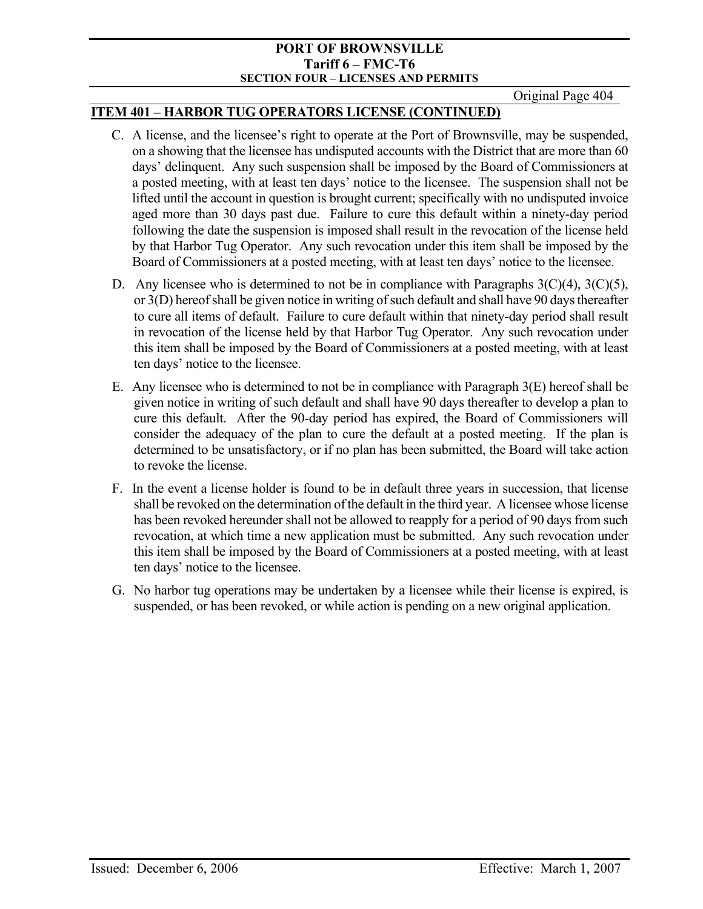## ITEM 401 – HARBOR TUG OPERATORS LICENSE (CONTINUED)

C. A license, and the licensee's right to operate at the Port of Brownsville, may be suspended, on a showing that the licensee has undisputed accounts with the District that are more than 60 days' delinquent. Any such suspension shall be imposed by the Board of Commissioners at a posted meeting, with at least ten days' notice to the licensee. The suspension shall not be lifted until the account in question is brought current; specifically with no undisputed invoice aged more than 30 days past due. Failure to cure this default within a ninety-day period following the date the suspension is imposed shall result in the revocation of the license held by that Harbor Tug Operator. Any such revocation under this item shall be imposed by the Board of Commissioners at a posted meeting, with at least ten days' notice to the licensee.

D. Any licensee who is determined to not be in compliance with Paragraphs 3(C)(4), 3(C)(5), or 3(D) hereof shall be given notice in writing of such default and shall have 90 days thereafter to cure all items of default. Failure to cure default within that ninety-day period shall result in revocation of the license held by that Harbor Tug Operator. Any such revocation under this item shall be imposed by the Board of Commissioners at a posted meeting, with at least ten days' notice to the licensee.

E. Any licensee who is determined to not be in compliance with Paragraph 3(E) hereof shall be given notice in writing of such default and shall have 90 days thereafter to develop a plan to cure this default. After the 90-day period has expired, the Board of Commissioners will consider the adequacy of the plan to cure the default at a posted meeting. If the plan is determined to be unsatisfactory, or if no plan has been submitted, the Board will take action to revoke the license.

F. In the event a license holder is found to be in default three years in succession, that license shall be revoked on the determination of the default in the third year. A licensee whose license has been revoked hereunder shall not be allowed to reapply for a period of 90 days from such revocation, at which time a new application must be submitted. Any such revocation under this item shall be imposed by the Board of Commissioners at a posted meeting, with at least ten days' notice to the licensee.

G. No harbor tug operations may be undertaken by a licensee while their license is expired, is suspended, or has been revoked, or while action is pending on a new original application.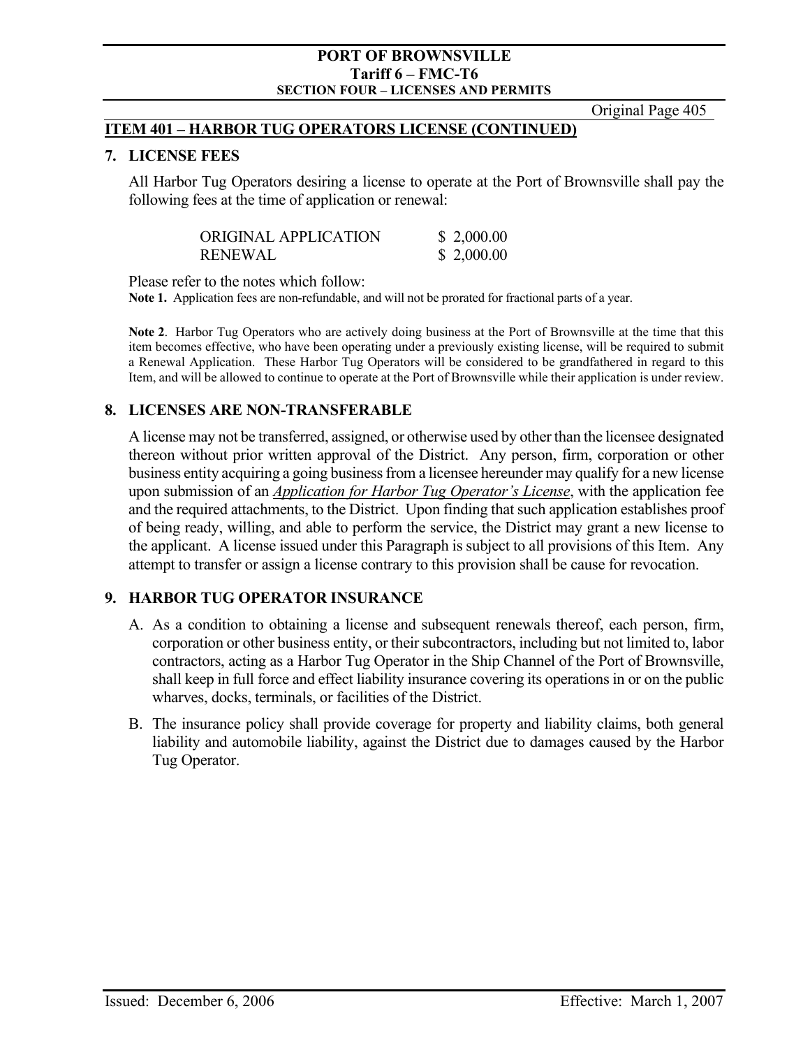## ITEM 401 – HARBOR TUG OPERATORS LICENSE (CONTINUED)

### 7. LICENSE FEES

All Harbor Tug Operators desiring a license to operate at the Port of Brownsville shall pay the following fees at the time of application or renewal:

| | |
|---|---|
| ORIGINAL APPLICATION | $ 2,000.00 |
| RENEWAL | $ 2,000.00 |

Please refer to the notes which follow:

**Note 1.** Application fees are non-refundable, and will not be prorated for fractional parts of a year.

**Note 2**. Harbor Tug Operators who are actively doing business at the Port of Brownsville at the time that this item becomes effective, who have been operating under a previously existing license, will be required to submit a Renewal Application. These Harbor Tug Operators will be considered to be grandfathered in regard to this Item, and will be allowed to continue to operate at the Port of Brownsville while their application is under review.

### 8. LICENSES ARE NON-TRANSFERABLE

A license may not be transferred, assigned, or otherwise used by other than the licensee designated thereon without prior written approval of the District. Any person, firm, corporation or other business entity acquiring a going business from a licensee hereunder may qualify for a new license upon submission of an *Application for Harbor Tug Operator's License*, with the application fee and the required attachments, to the District. Upon finding that such application establishes proof of being ready, willing, and able to perform the service, the District may grant a new license to the applicant. A license issued under this Paragraph is subject to all provisions of this Item. Any attempt to transfer or assign a license contrary to this provision shall be cause for revocation.

### 9. HARBOR TUG OPERATOR INSURANCE

A. As a condition to obtaining a license and subsequent renewals thereof, each person, firm, corporation or other business entity, or their subcontractors, including but not limited to, labor contractors, acting as a Harbor Tug Operator in the Ship Channel of the Port of Brownsville, shall keep in full force and effect liability insurance covering its operations in or on the public wharves, docks, terminals, or facilities of the District.

B. The insurance policy shall provide coverage for property and liability claims, both general liability and automobile liability, against the District due to damages caused by the Harbor Tug Operator.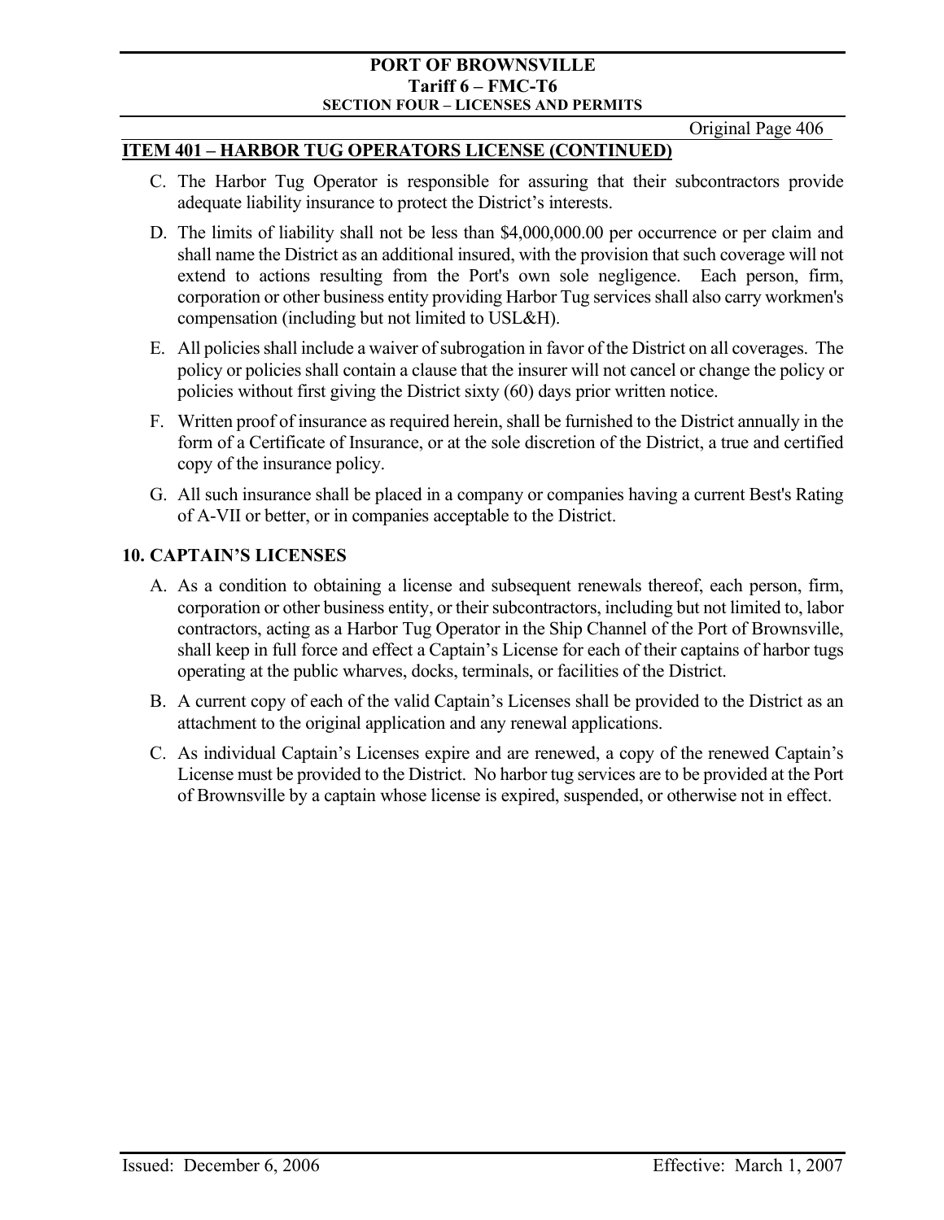## ITEM 401 – HARBOR TUG OPERATORS LICENSE (CONTINUED)

C. The Harbor Tug Operator is responsible for assuring that their subcontractors provide adequate liability insurance to protect the District's interests.

D. The limits of liability shall not be less than $4,000,000.00 per occurrence or per claim and shall name the District as an additional insured, with the provision that such coverage will not extend to actions resulting from the Port's own sole negligence. Each person, firm, corporation or other business entity providing Harbor Tug services shall also carry workmen's compensation (including but not limited to USL&H).

E. All policies shall include a waiver of subrogation in favor of the District on all coverages. The policy or policies shall contain a clause that the insurer will not cancel or change the policy or policies without first giving the District sixty (60) days prior written notice.

F. Written proof of insurance as required herein, shall be furnished to the District annually in the form of a Certificate of Insurance, or at the sole discretion of the District, a true and certified copy of the insurance policy.

G. All such insurance shall be placed in a company or companies having a current Best's Rating of A-VII or better, or in companies acceptable to the District.

### 10. CAPTAIN'S LICENSES

A. As a condition to obtaining a license and subsequent renewals thereof, each person, firm, corporation or other business entity, or their subcontractors, including but not limited to, labor contractors, acting as a Harbor Tug Operator in the Ship Channel of the Port of Brownsville, shall keep in full force and effect a Captain's License for each of their captains of harbor tugs operating at the public wharves, docks, terminals, or facilities of the District.

B. A current copy of each of the valid Captain's Licenses shall be provided to the District as an attachment to the original application and any renewal applications.

C. As individual Captain's Licenses expire and are renewed, a copy of the renewed Captain's License must be provided to the District. No harbor tug services are to be provided at the Port of Brownsville by a captain whose license is expired, suspended, or otherwise not in effect.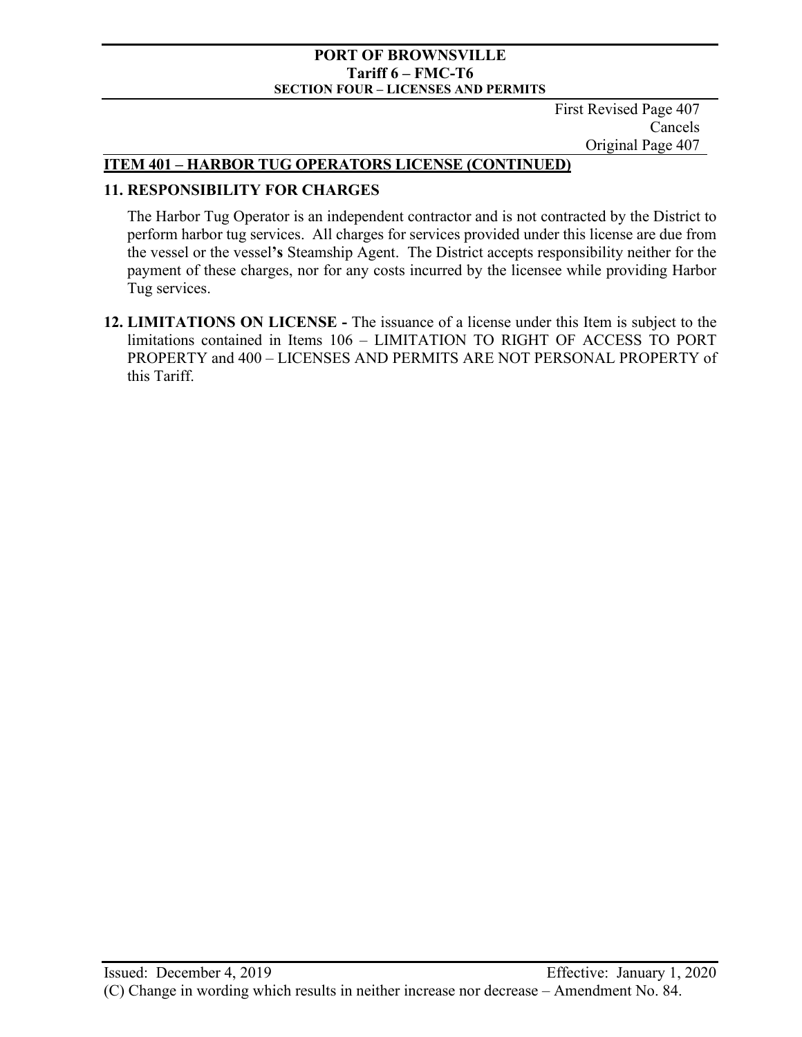First Revised Page 407
Cancels
Original Page 407

## ITEM 401 – HARBOR TUG OPERATORS LICENSE (CONTINUED)

### 11. RESPONSIBILITY FOR CHARGES

The Harbor Tug Operator is an independent contractor and is not contracted by the District to perform harbor tug services. All charges for services provided under this license are due from the vessel or the vessel**'s** Steamship Agent. The District accepts responsibility neither for the payment of these charges, nor for any costs incurred by the licensee while providing Harbor Tug services.

**12. LIMITATIONS ON LICENSE -** The issuance of a license under this Item is subject to the limitations contained in Items 106 – LIMITATION TO RIGHT OF ACCESS TO PORT PROPERTY and 400 – LICENSES AND PERMITS ARE NOT PERSONAL PROPERTY of this Tariff.

Issued: December 4, 2019 Effective: January 1, 2020

(C) Change in wording which results in neither increase nor decrease – Amendment No. 84.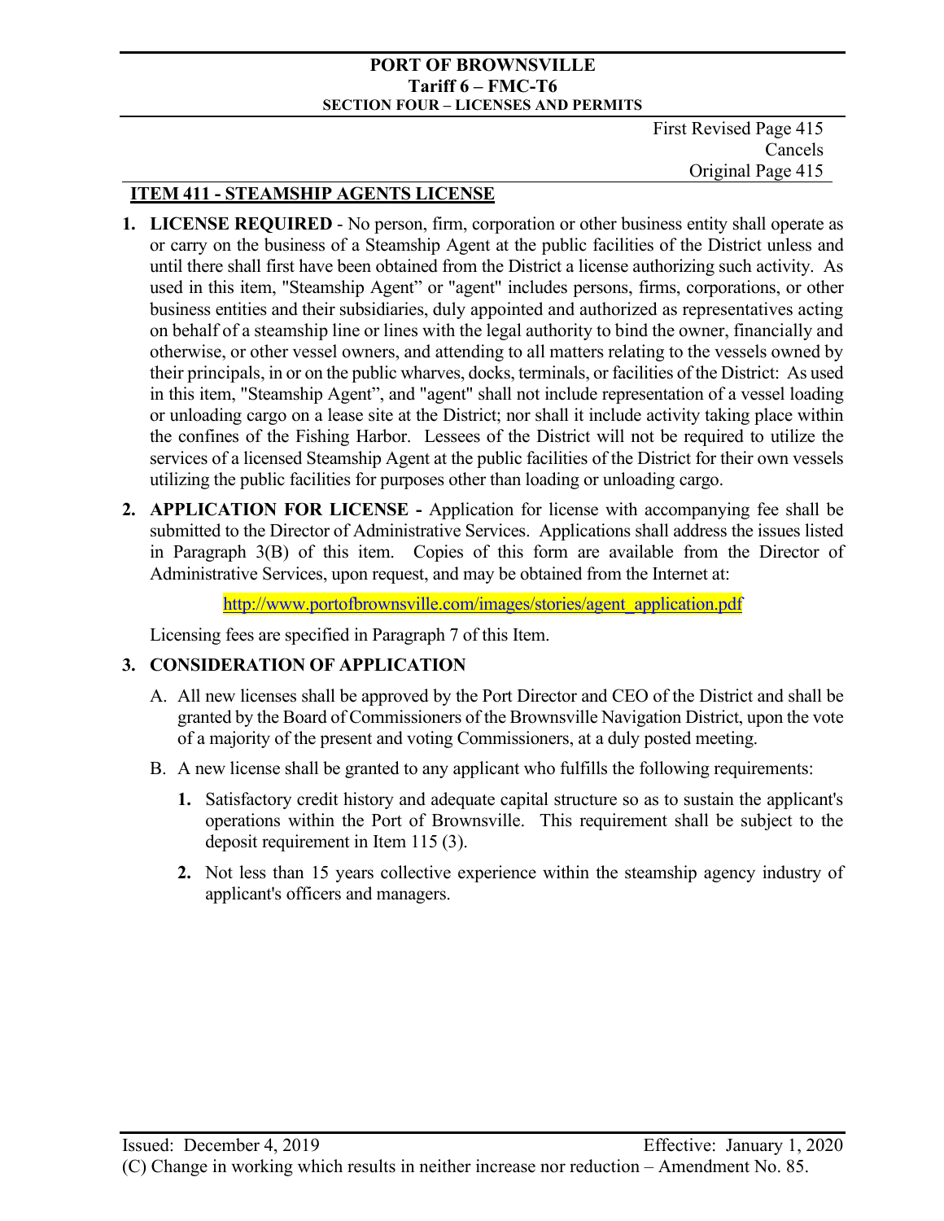First Revised Page 415
Cancels
Original Page 415

## ITEM 411 - STEAMSHIP AGENTS LICENSE

1. **LICENSE REQUIRED** - No person, firm, corporation or other business entity shall operate as or carry on the business of a Steamship Agent at the public facilities of the District unless and until there shall first have been obtained from the District a license authorizing such activity. As used in this item, "Steamship Agent" or "agent" includes persons, firms, corporations, or other business entities and their subsidiaries, duly appointed and authorized as representatives acting on behalf of a steamship line or lines with the legal authority to bind the owner, financially and otherwise, or other vessel owners, and attending to all matters relating to the vessels owned by their principals, in or on the public wharves, docks, terminals, or facilities of the District: As used in this item, "Steamship Agent", and "agent" shall not include representation of a vessel loading or unloading cargo on a lease site at the District; nor shall it include activity taking place within the confines of the Fishing Harbor. Lessees of the District will not be required to utilize the services of a licensed Steamship Agent at the public facilities of the District for their own vessels utilizing the public facilities for purposes other than loading or unloading cargo.

2. **APPLICATION FOR LICENSE -** Application for license with accompanying fee shall be submitted to the Director of Administrative Services. Applications shall address the issues listed in Paragraph 3(B) of this item. Copies of this form are available from the Director of Administrative Services, upon request, and may be obtained from the Internet at:

   http://www.portofbrownsville.com/images/stories/agent_application.pdf

   Licensing fees are specified in Paragraph 7 of this Item.

3. **CONSIDERATION OF APPLICATION**

   A. All new licenses shall be approved by the Port Director and CEO of the District and shall be granted by the Board of Commissioners of the Brownsville Navigation District, upon the vote of a majority of the present and voting Commissioners, at a duly posted meeting.

   B. A new license shall be granted to any applicant who fulfills the following requirements:

      **1.** Satisfactory credit history and adequate capital structure so as to sustain the applicant's operations within the Port of Brownsville. This requirement shall be subject to the deposit requirement in Item 115 (3).

      **2.** Not less than 15 years collective experience within the steamship agency industry of applicant's officers and managers.

Issued: December 4, 2019 Effective: January 1, 2020

(C) Change in working which results in neither increase nor reduction – Amendment No. 85.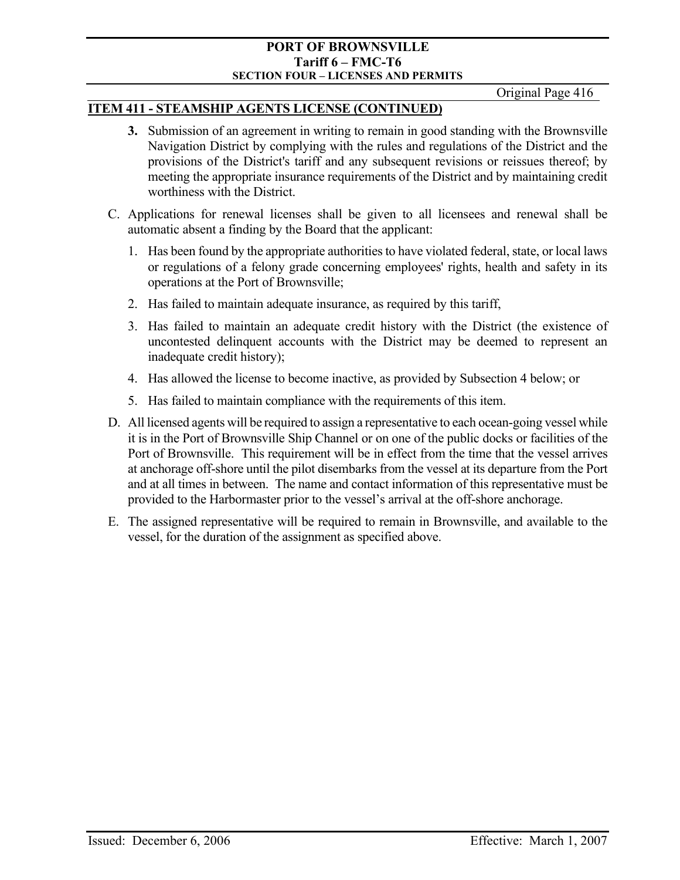## ITEM 411 - STEAMSHIP AGENTS LICENSE (CONTINUED)

**3.** Submission of an agreement in writing to remain in good standing with the Brownsville Navigation District by complying with the rules and regulations of the District and the provisions of the District's tariff and any subsequent revisions or reissues thereof; by meeting the appropriate insurance requirements of the District and by maintaining credit worthiness with the District.

C. Applications for renewal licenses shall be given to all licensees and renewal shall be automatic absent a finding by the Board that the applicant:

1. Has been found by the appropriate authorities to have violated federal, state, or local laws or regulations of a felony grade concerning employees' rights, health and safety in its operations at the Port of Brownsville;
2. Has failed to maintain adequate insurance, as required by this tariff,
3. Has failed to maintain an adequate credit history with the District (the existence of uncontested delinquent accounts with the District may be deemed to represent an inadequate credit history);
4. Has allowed the license to become inactive, as provided by Subsection 4 below; or
5. Has failed to maintain compliance with the requirements of this item.

D. All licensed agents will be required to assign a representative to each ocean-going vessel while it is in the Port of Brownsville Ship Channel or on one of the public docks or facilities of the Port of Brownsville. This requirement will be in effect from the time that the vessel arrives at anchorage off-shore until the pilot disembarks from the vessel at its departure from the Port and at all times in between. The name and contact information of this representative must be provided to the Harbormaster prior to the vessel's arrival at the off-shore anchorage.

E. The assigned representative will be required to remain in Brownsville, and available to the vessel, for the duration of the assignment as specified above.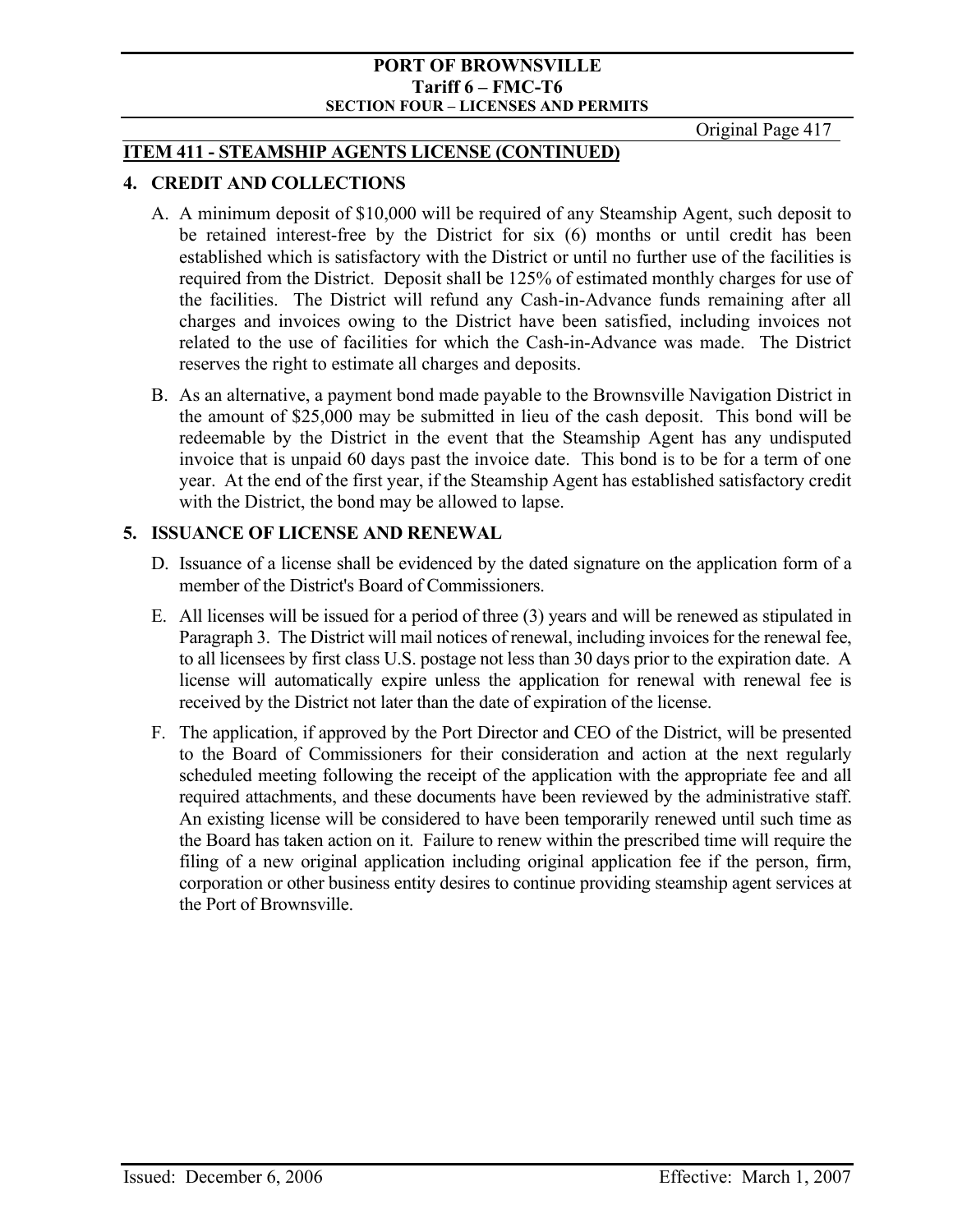## ITEM 411 - STEAMSHIP AGENTS LICENSE (CONTINUED)

### 4. CREDIT AND COLLECTIONS

A. A minimum deposit of $10,000 will be required of any Steamship Agent, such deposit to be retained interest-free by the District for six (6) months or until credit has been established which is satisfactory with the District or until no further use of the facilities is required from the District. Deposit shall be 125% of estimated monthly charges for use of the facilities. The District will refund any Cash-in-Advance funds remaining after all charges and invoices owing to the District have been satisfied, including invoices not related to the use of facilities for which the Cash-in-Advance was made. The District reserves the right to estimate all charges and deposits.

B. As an alternative, a payment bond made payable to the Brownsville Navigation District in the amount of $25,000 may be submitted in lieu of the cash deposit. This bond will be redeemable by the District in the event that the Steamship Agent has any undisputed invoice that is unpaid 60 days past the invoice date. This bond is to be for a term of one year. At the end of the first year, if the Steamship Agent has established satisfactory credit with the District, the bond may be allowed to lapse.

### 5. ISSUANCE OF LICENSE AND RENEWAL

D. Issuance of a license shall be evidenced by the dated signature on the application form of a member of the District's Board of Commissioners.

E. All licenses will be issued for a period of three (3) years and will be renewed as stipulated in Paragraph 3. The District will mail notices of renewal, including invoices for the renewal fee, to all licensees by first class U.S. postage not less than 30 days prior to the expiration date. A license will automatically expire unless the application for renewal with renewal fee is received by the District not later than the date of expiration of the license.

F. The application, if approved by the Port Director and CEO of the District, will be presented to the Board of Commissioners for their consideration and action at the next regularly scheduled meeting following the receipt of the application with the appropriate fee and all required attachments, and these documents have been reviewed by the administrative staff. An existing license will be considered to have been temporarily renewed until such time as the Board has taken action on it. Failure to renew within the prescribed time will require the filing of a new original application including original application fee if the person, firm, corporation or other business entity desires to continue providing steamship agent services at the Port of Brownsville.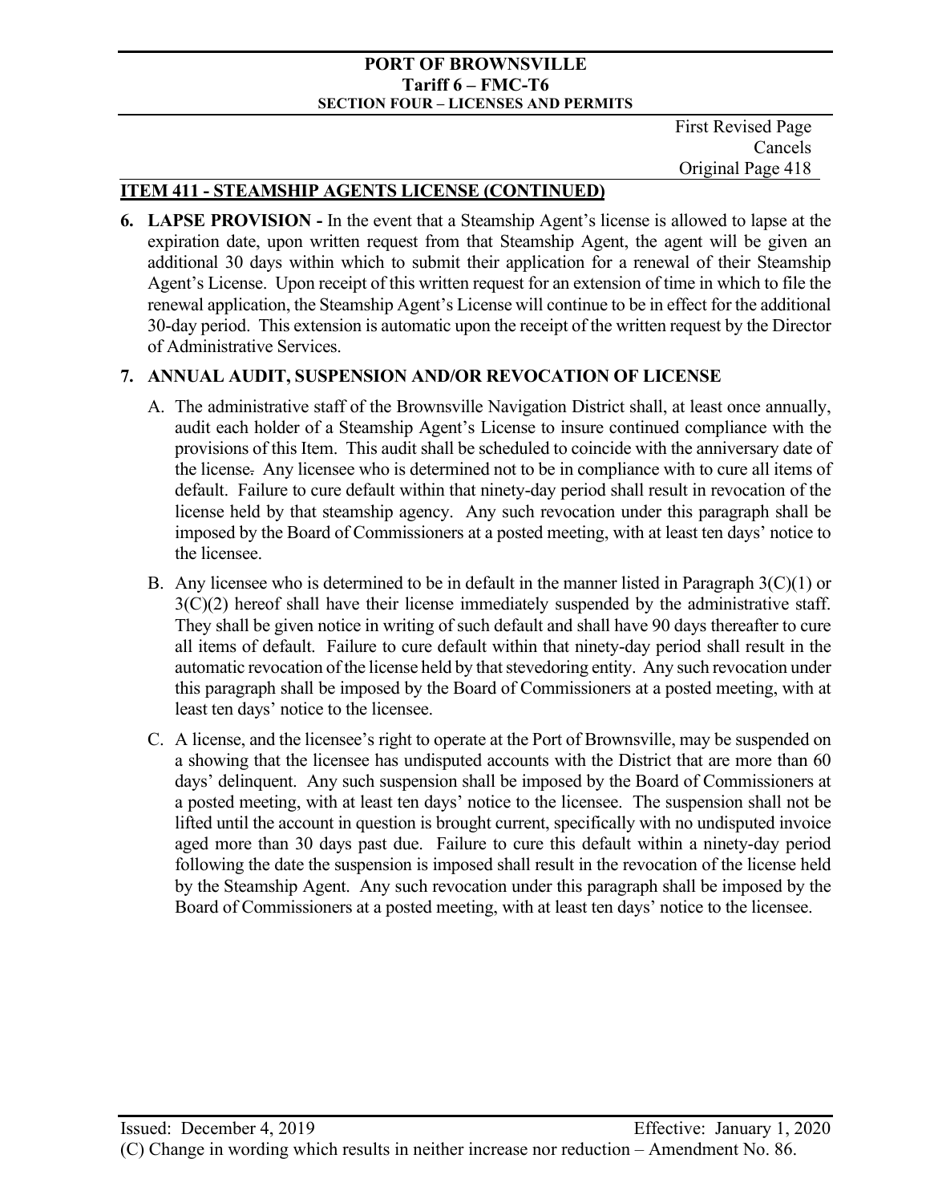First Revised Page
Cancels
Original Page 418

## ITEM 411 - STEAMSHIP AGENTS LICENSE (CONTINUED)

**6. LAPSE PROVISION -** In the event that a Steamship Agent's license is allowed to lapse at the expiration date, upon written request from that Steamship Agent, the agent will be given an additional 30 days within which to submit their application for a renewal of their Steamship Agent's License. Upon receipt of this written request for an extension of time in which to file the renewal application, the Steamship Agent's License will continue to be in effect for the additional 30-day period. This extension is automatic upon the receipt of the written request by the Director of Administrative Services.

**7. ANNUAL AUDIT, SUSPENSION AND/OR REVOCATION OF LICENSE**

A. The administrative staff of the Brownsville Navigation District shall, at least once annually, audit each holder of a Steamship Agent's License to insure continued compliance with the provisions of this Item. This audit shall be scheduled to coincide with the anniversary date of the license. Any licensee who is determined not to be in compliance with to cure all items of default. Failure to cure default within that ninety-day period shall result in revocation of the license held by that steamship agency. Any such revocation under this paragraph shall be imposed by the Board of Commissioners at a posted meeting, with at least ten days' notice to the licensee.

B. Any licensee who is determined to be in default in the manner listed in Paragraph 3(C)(1) or 3(C)(2) hereof shall have their license immediately suspended by the administrative staff. They shall be given notice in writing of such default and shall have 90 days thereafter to cure all items of default. Failure to cure default within that ninety-day period shall result in the automatic revocation of the license held by that stevedoring entity. Any such revocation under this paragraph shall be imposed by the Board of Commissioners at a posted meeting, with at least ten days' notice to the licensee.

C. A license, and the licensee's right to operate at the Port of Brownsville, may be suspended on a showing that the licensee has undisputed accounts with the District that are more than 60 days' delinquent. Any such suspension shall be imposed by the Board of Commissioners at a posted meeting, with at least ten days' notice to the licensee. The suspension shall not be lifted until the account in question is brought current, specifically with no undisputed invoice aged more than 30 days past due. Failure to cure this default within a ninety-day period following the date the suspension is imposed shall result in the revocation of the license held by the Steamship Agent. Any such revocation under this paragraph shall be imposed by the Board of Commissioners at a posted meeting, with at least ten days' notice to the licensee.

Issued: December 4, 2019 Effective: January 1, 2020

(C) Change in wording which results in neither increase nor reduction – Amendment No. 86.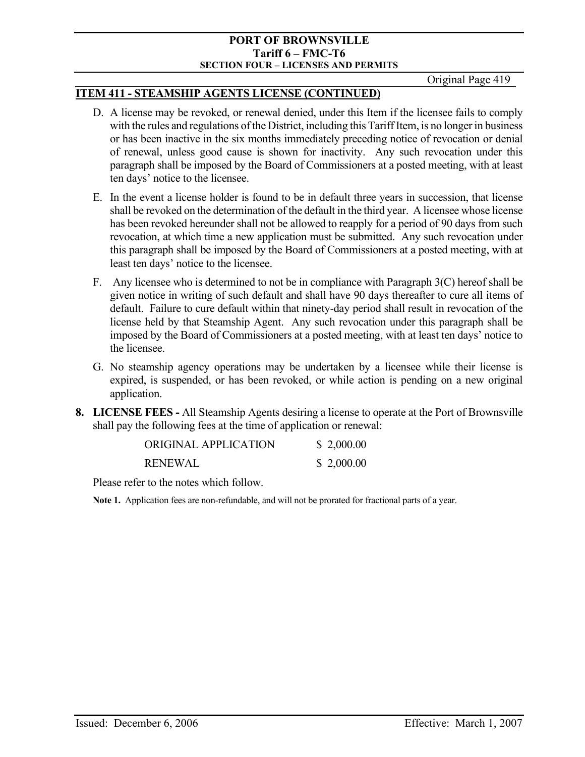## ITEM 411 - STEAMSHIP AGENTS LICENSE (CONTINUED)

D. A license may be revoked, or renewal denied, under this Item if the licensee fails to comply with the rules and regulations of the District, including this Tariff Item, is no longer in business or has been inactive in the six months immediately preceding notice of revocation or denial of renewal, unless good cause is shown for inactivity. Any such revocation under this paragraph shall be imposed by the Board of Commissioners at a posted meeting, with at least ten days' notice to the licensee.

E. In the event a license holder is found to be in default three years in succession, that license shall be revoked on the determination of the default in the third year. A licensee whose license has been revoked hereunder shall not be allowed to reapply for a period of 90 days from such revocation, at which time a new application must be submitted. Any such revocation under this paragraph shall be imposed by the Board of Commissioners at a posted meeting, with at least ten days' notice to the licensee.

F. Any licensee who is determined to not be in compliance with Paragraph 3(C) hereof shall be given notice in writing of such default and shall have 90 days thereafter to cure all items of default. Failure to cure default within that ninety-day period shall result in revocation of the license held by that Steamship Agent. Any such revocation under this paragraph shall be imposed by the Board of Commissioners at a posted meeting, with at least ten days' notice to the licensee.

G. No steamship agency operations may be undertaken by a licensee while their license is expired, is suspended, or has been revoked, or while action is pending on a new original application.

**8. LICENSE FEES -** All Steamship Agents desiring a license to operate at the Port of Brownsville shall pay the following fees at the time of application or renewal:

| | |
|---|---|
| ORIGINAL APPLICATION | $ 2,000.00 |
| RENEWAL | $ 2,000.00 |

Please refer to the notes which follow.

**Note 1.** Application fees are non-refundable, and will not be prorated for fractional parts of a year.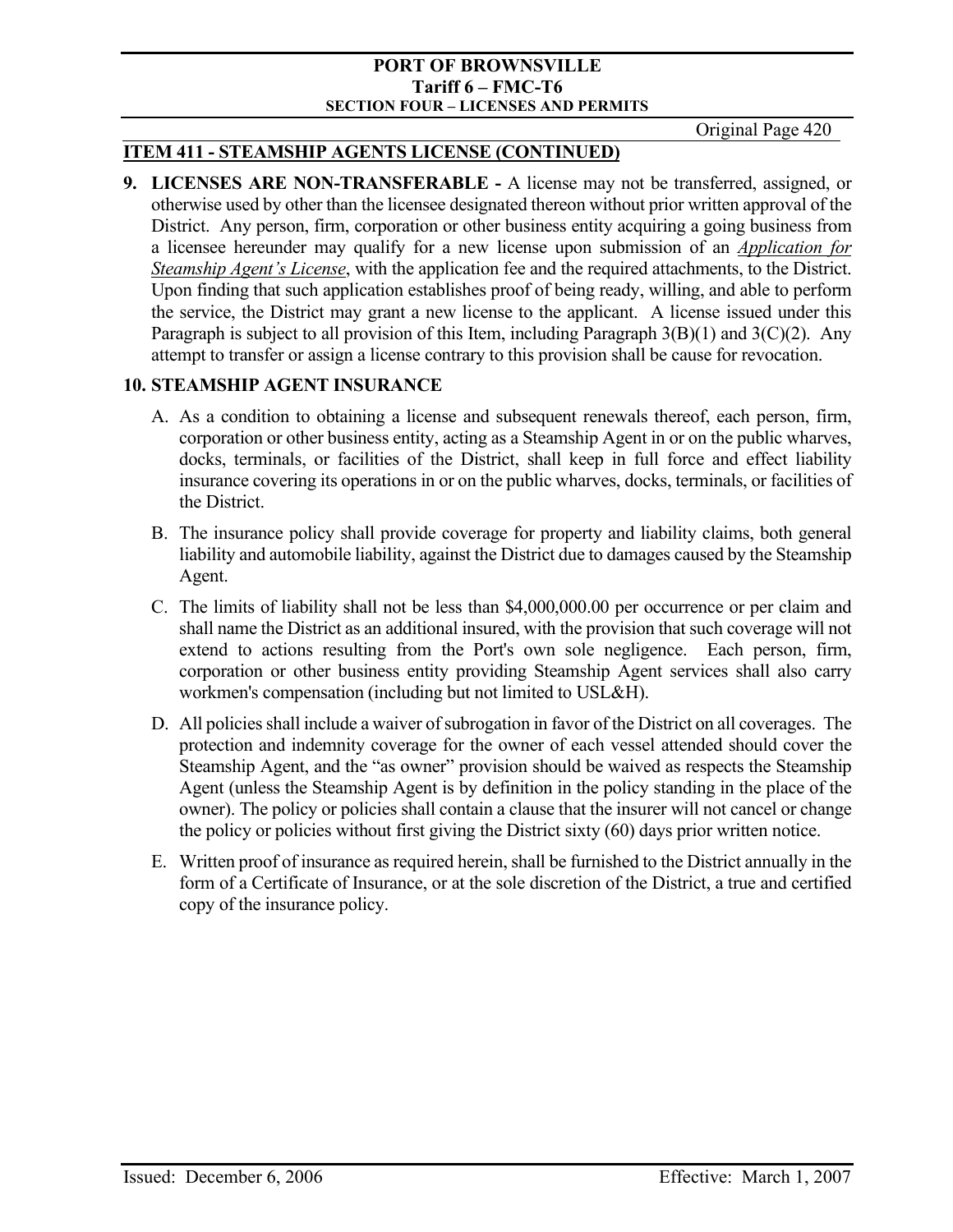## ITEM 411 - STEAMSHIP AGENTS LICENSE (CONTINUED)

**9. LICENSES ARE NON-TRANSFERABLE -** A license may not be transferred, assigned, or otherwise used by other than the licensee designated thereon without prior written approval of the District. Any person, firm, corporation or other business entity acquiring a going business from a licensee hereunder may qualify for a new license upon submission of an *Application for Steamship Agent's License*, with the application fee and the required attachments, to the District. Upon finding that such application establishes proof of being ready, willing, and able to perform the service, the District may grant a new license to the applicant. A license issued under this Paragraph is subject to all provision of this Item, including Paragraph 3(B)(1) and 3(C)(2). Any attempt to transfer or assign a license contrary to this provision shall be cause for revocation.

**10. STEAMSHIP AGENT INSURANCE**

A. As a condition to obtaining a license and subsequent renewals thereof, each person, firm, corporation or other business entity, acting as a Steamship Agent in or on the public wharves, docks, terminals, or facilities of the District, shall keep in full force and effect liability insurance covering its operations in or on the public wharves, docks, terminals, or facilities of the District.

B. The insurance policy shall provide coverage for property and liability claims, both general liability and automobile liability, against the District due to damages caused by the Steamship Agent.

C. The limits of liability shall not be less than $4,000,000.00 per occurrence or per claim and shall name the District as an additional insured, with the provision that such coverage will not extend to actions resulting from the Port's own sole negligence. Each person, firm, corporation or other business entity providing Steamship Agent services shall also carry workmen's compensation (including but not limited to USL&H).

D. All policies shall include a waiver of subrogation in favor of the District on all coverages. The protection and indemnity coverage for the owner of each vessel attended should cover the Steamship Agent, and the "as owner" provision should be waived as respects the Steamship Agent (unless the Steamship Agent is by definition in the policy standing in the place of the owner). The policy or policies shall contain a clause that the insurer will not cancel or change the policy or policies without first giving the District sixty (60) days prior written notice.

E. Written proof of insurance as required herein, shall be furnished to the District annually in the form of a Certificate of Insurance, or at the sole discretion of the District, a true and certified copy of the insurance policy.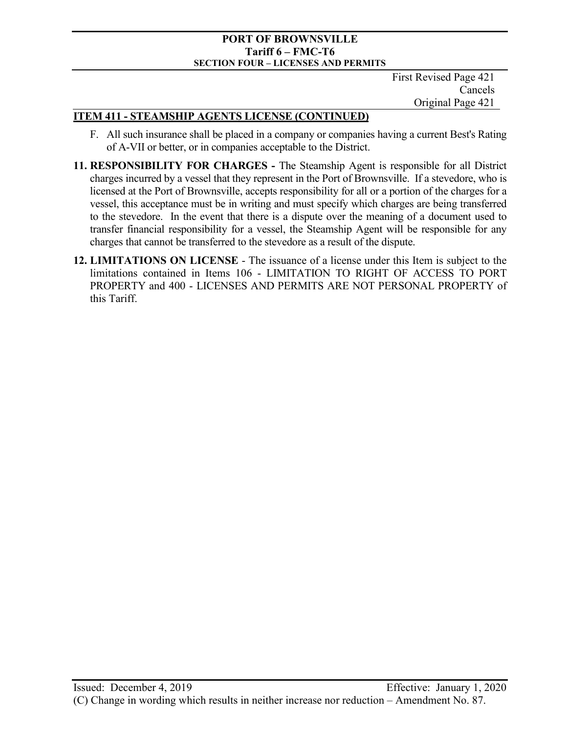First Revised Page 421
Cancels
Original Page 421

## ITEM 411 - STEAMSHIP AGENTS LICENSE (CONTINUED)

F. All such insurance shall be placed in a company or companies having a current Best's Rating of A-VII or better, or in companies acceptable to the District.

**11. RESPONSIBILITY FOR CHARGES -** The Steamship Agent is responsible for all District charges incurred by a vessel that they represent in the Port of Brownsville. If a stevedore, who is licensed at the Port of Brownsville, accepts responsibility for all or a portion of the charges for a vessel, this acceptance must be in writing and must specify which charges are being transferred to the stevedore. In the event that there is a dispute over the meaning of a document used to transfer financial responsibility for a vessel, the Steamship Agent will be responsible for any charges that cannot be transferred to the stevedore as a result of the dispute.

**12. LIMITATIONS ON LICENSE** - The issuance of a license under this Item is subject to the limitations contained in Items 106 - LIMITATION TO RIGHT OF ACCESS TO PORT PROPERTY and 400 - LICENSES AND PERMITS ARE NOT PERSONAL PROPERTY of this Tariff.

Issued: December 4, 2019 Effective: January 1, 2020

(C) Change in wording which results in neither increase nor reduction – Amendment No. 87.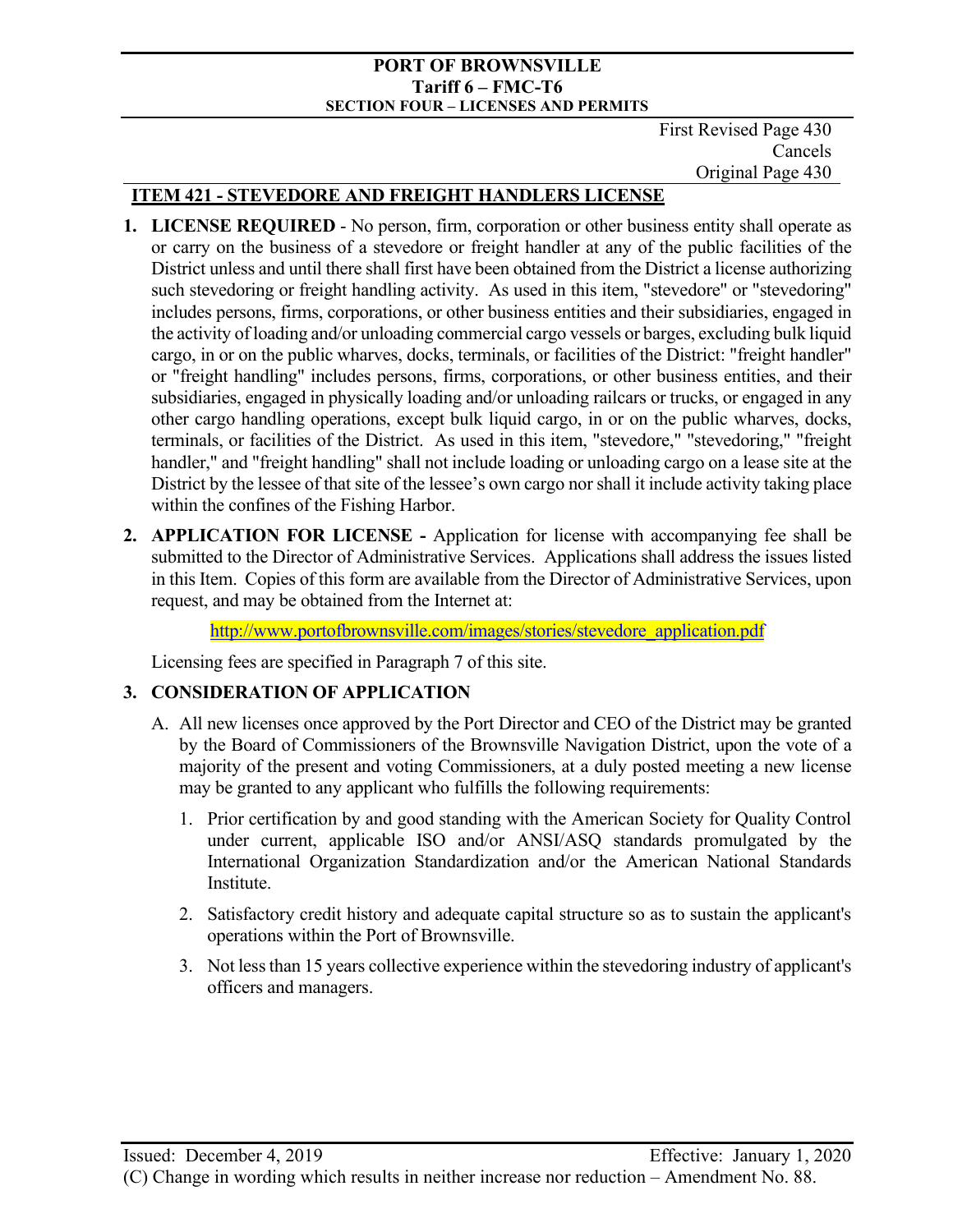First Revised Page 430
Cancels
Original Page 430

## ITEM 421 - STEVEDORE AND FREIGHT HANDLERS LICENSE

1. **LICENSE REQUIRED** - No person, firm, corporation or other business entity shall operate as or carry on the business of a stevedore or freight handler at any of the public facilities of the District unless and until there shall first have been obtained from the District a license authorizing such stevedoring or freight handling activity. As used in this item, "stevedore" or "stevedoring" includes persons, firms, corporations, or other business entities and their subsidiaries, engaged in the activity of loading and/or unloading commercial cargo vessels or barges, excluding bulk liquid cargo, in or on the public wharves, docks, terminals, or facilities of the District: "freight handler" or "freight handling" includes persons, firms, corporations, or other business entities, and their subsidiaries, engaged in physically loading and/or unloading railcars or trucks, or engaged in any other cargo handling operations, except bulk liquid cargo, in or on the public wharves, docks, terminals, or facilities of the District. As used in this item, "stevedore," "stevedoring," "freight handler," and "freight handling" shall not include loading or unloading cargo on a lease site at the District by the lessee of that site of the lessee's own cargo nor shall it include activity taking place within the confines of the Fishing Harbor.

2. **APPLICATION FOR LICENSE -** Application for license with accompanying fee shall be submitted to the Director of Administrative Services. Applications shall address the issues listed in this Item. Copies of this form are available from the Director of Administrative Services, upon request, and may be obtained from the Internet at:

   http://www.portofbrownsville.com/images/stories/stevedore_application.pdf

   Licensing fees are specified in Paragraph 7 of this site.

3. **CONSIDERATION OF APPLICATION**

   A. All new licenses once approved by the Port Director and CEO of the District may be granted by the Board of Commissioners of the Brownsville Navigation District, upon the vote of a majority of the present and voting Commissioners, at a duly posted meeting a new license may be granted to any applicant who fulfills the following requirements:

      1. Prior certification by and good standing with the American Society for Quality Control under current, applicable ISO and/or ANSI/ASQ standards promulgated by the International Organization Standardization and/or the American National Standards Institute.

      2. Satisfactory credit history and adequate capital structure so as to sustain the applicant's operations within the Port of Brownsville.

      3. Not less than 15 years collective experience within the stevedoring industry of applicant's officers and managers.

Issued: December 4, 2019 Effective: January 1, 2020

(C) Change in wording which results in neither increase nor reduction – Amendment No. 88.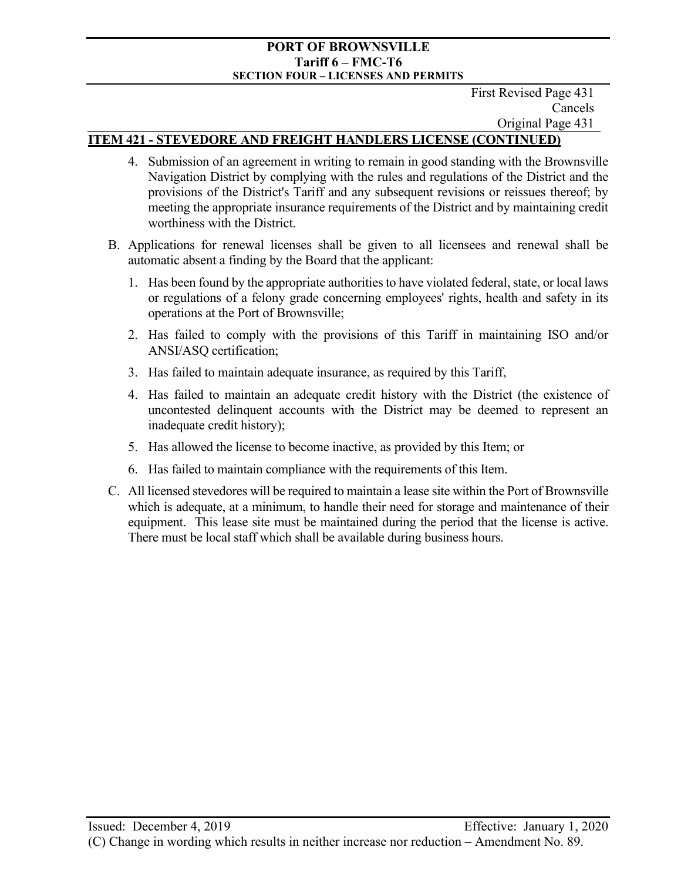First Revised Page 431
Cancels
Original Page 431

## ITEM 421 - STEVEDORE AND FREIGHT HANDLERS LICENSE (CONTINUED)

4. Submission of an agreement in writing to remain in good standing with the Brownsville Navigation District by complying with the rules and regulations of the District and the provisions of the District's Tariff and any subsequent revisions or reissues thereof; by meeting the appropriate insurance requirements of the District and by maintaining credit worthiness with the District.

B. Applications for renewal licenses shall be given to all licensees and renewal shall be automatic absent a finding by the Board that the applicant:

1. Has been found by the appropriate authorities to have violated federal, state, or local laws or regulations of a felony grade concerning employees' rights, health and safety in its operations at the Port of Brownsville;
2. Has failed to comply with the provisions of this Tariff in maintaining ISO and/or ANSI/ASQ certification;
3. Has failed to maintain adequate insurance, as required by this Tariff,
4. Has failed to maintain an adequate credit history with the District (the existence of uncontested delinquent accounts with the District may be deemed to represent an inadequate credit history);
5. Has allowed the license to become inactive, as provided by this Item; or
6. Has failed to maintain compliance with the requirements of this Item.

C. All licensed stevedores will be required to maintain a lease site within the Port of Brownsville which is adequate, at a minimum, to handle their need for storage and maintenance of their equipment. This lease site must be maintained during the period that the license is active. There must be local staff which shall be available during business hours.

Issued: December 4, 2019 Effective: January 1, 2020

(C) Change in wording which results in neither increase nor reduction – Amendment No. 89.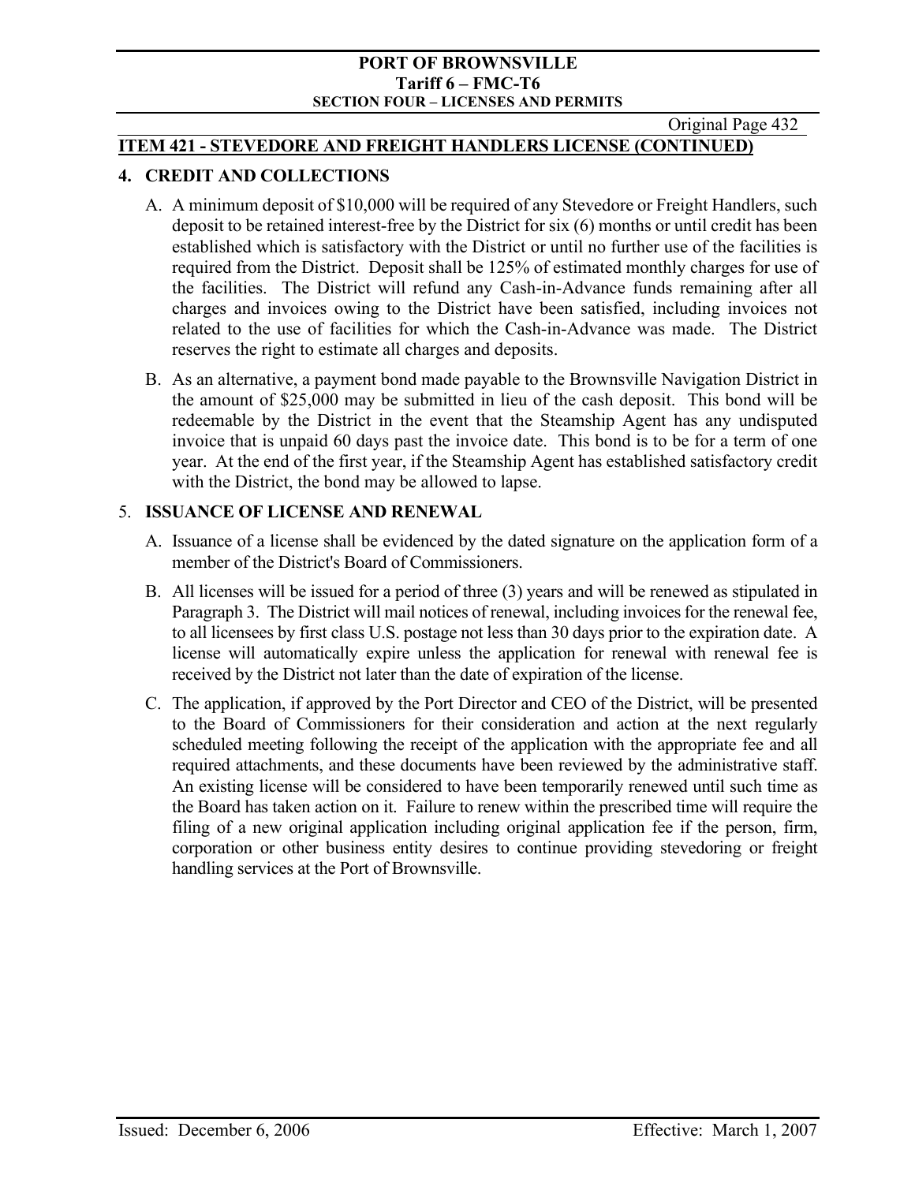## ITEM 421 - STEVEDORE AND FREIGHT HANDLERS LICENSE (CONTINUED)

### 4. CREDIT AND COLLECTIONS

A. A minimum deposit of $10,000 will be required of any Stevedore or Freight Handlers, such deposit to be retained interest-free by the District for six (6) months or until credit has been established which is satisfactory with the District or until no further use of the facilities is required from the District. Deposit shall be 125% of estimated monthly charges for use of the facilities. The District will refund any Cash-in-Advance funds remaining after all charges and invoices owing to the District have been satisfied, including invoices not related to the use of facilities for which the Cash-in-Advance was made. The District reserves the right to estimate all charges and deposits.

B. As an alternative, a payment bond made payable to the Brownsville Navigation District in the amount of $25,000 may be submitted in lieu of the cash deposit. This bond will be redeemable by the District in the event that the Steamship Agent has any undisputed invoice that is unpaid 60 days past the invoice date. This bond is to be for a term of one year. At the end of the first year, if the Steamship Agent has established satisfactory credit with the District, the bond may be allowed to lapse.

### 5. ISSUANCE OF LICENSE AND RENEWAL

A. Issuance of a license shall be evidenced by the dated signature on the application form of a member of the District's Board of Commissioners.

B. All licenses will be issued for a period of three (3) years and will be renewed as stipulated in Paragraph 3. The District will mail notices of renewal, including invoices for the renewal fee, to all licensees by first class U.S. postage not less than 30 days prior to the expiration date. A license will automatically expire unless the application for renewal with renewal fee is received by the District not later than the date of expiration of the license.

C. The application, if approved by the Port Director and CEO of the District, will be presented to the Board of Commissioners for their consideration and action at the next regularly scheduled meeting following the receipt of the application with the appropriate fee and all required attachments, and these documents have been reviewed by the administrative staff. An existing license will be considered to have been temporarily renewed until such time as the Board has taken action on it. Failure to renew within the prescribed time will require the filing of a new original application including original application fee if the person, firm, corporation or other business entity desires to continue providing stevedoring or freight handling services at the Port of Brownsville.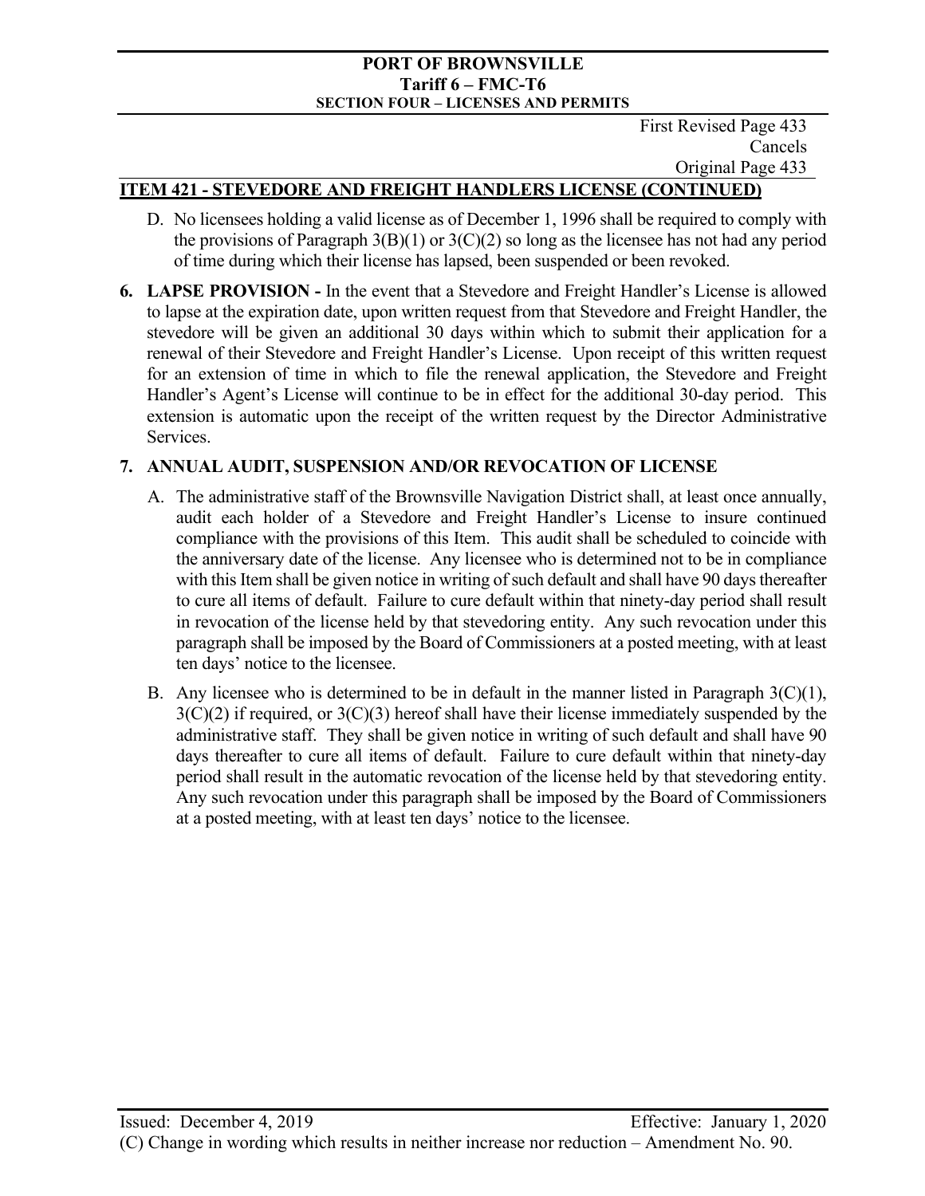First Revised Page 433
Cancels
Original Page 433

## ITEM 421 - STEVEDORE AND FREIGHT HANDLERS LICENSE (CONTINUED)

D. No licensees holding a valid license as of December 1, 1996 shall be required to comply with the provisions of Paragraph 3(B)(1) or 3(C)(2) so long as the licensee has not had any period of time during which their license has lapsed, been suspended or been revoked.

**6. LAPSE PROVISION -** In the event that a Stevedore and Freight Handler's License is allowed to lapse at the expiration date, upon written request from that Stevedore and Freight Handler, the stevedore will be given an additional 30 days within which to submit their application for a renewal of their Stevedore and Freight Handler's License. Upon receipt of this written request for an extension of time in which to file the renewal application, the Stevedore and Freight Handler's Agent's License will continue to be in effect for the additional 30-day period. This extension is automatic upon the receipt of the written request by the Director Administrative Services.

**7. ANNUAL AUDIT, SUSPENSION AND/OR REVOCATION OF LICENSE**

A. The administrative staff of the Brownsville Navigation District shall, at least once annually, audit each holder of a Stevedore and Freight Handler's License to insure continued compliance with the provisions of this Item. This audit shall be scheduled to coincide with the anniversary date of the license. Any licensee who is determined not to be in compliance with this Item shall be given notice in writing of such default and shall have 90 days thereafter to cure all items of default. Failure to cure default within that ninety-day period shall result in revocation of the license held by that stevedoring entity. Any such revocation under this paragraph shall be imposed by the Board of Commissioners at a posted meeting, with at least ten days' notice to the licensee.

B. Any licensee who is determined to be in default in the manner listed in Paragraph 3(C)(1), 3(C)(2) if required, or 3(C)(3) hereof shall have their license immediately suspended by the administrative staff. They shall be given notice in writing of such default and shall have 90 days thereafter to cure all items of default. Failure to cure default within that ninety-day period shall result in the automatic revocation of the license held by that stevedoring entity. Any such revocation under this paragraph shall be imposed by the Board of Commissioners at a posted meeting, with at least ten days' notice to the licensee.

Issued: December 4, 2019 Effective: January 1, 2020

(C) Change in wording which results in neither increase nor reduction – Amendment No. 90.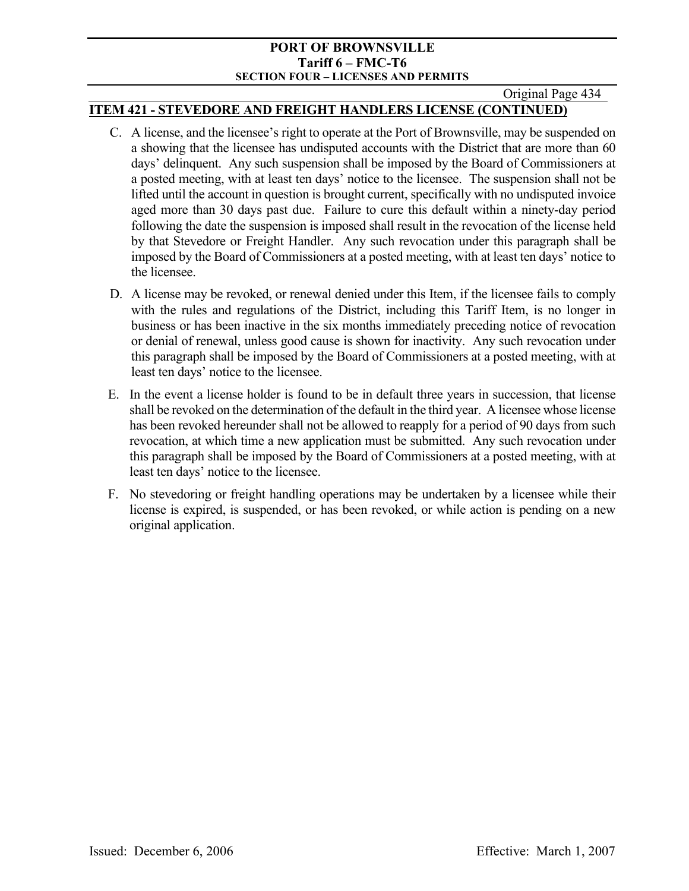## ITEM 421 - STEVEDORE AND FREIGHT HANDLERS LICENSE (CONTINUED)

C. A license, and the licensee's right to operate at the Port of Brownsville, may be suspended on a showing that the licensee has undisputed accounts with the District that are more than 60 days' delinquent. Any such suspension shall be imposed by the Board of Commissioners at a posted meeting, with at least ten days' notice to the licensee. The suspension shall not be lifted until the account in question is brought current, specifically with no undisputed invoice aged more than 30 days past due. Failure to cure this default within a ninety-day period following the date the suspension is imposed shall result in the revocation of the license held by that Stevedore or Freight Handler. Any such revocation under this paragraph shall be imposed by the Board of Commissioners at a posted meeting, with at least ten days' notice to the licensee.

D. A license may be revoked, or renewal denied under this Item, if the licensee fails to comply with the rules and regulations of the District, including this Tariff Item, is no longer in business or has been inactive in the six months immediately preceding notice of revocation or denial of renewal, unless good cause is shown for inactivity. Any such revocation under this paragraph shall be imposed by the Board of Commissioners at a posted meeting, with at least ten days' notice to the licensee.

E. In the event a license holder is found to be in default three years in succession, that license shall be revoked on the determination of the default in the third year. A licensee whose license has been revoked hereunder shall not be allowed to reapply for a period of 90 days from such revocation, at which time a new application must be submitted. Any such revocation under this paragraph shall be imposed by the Board of Commissioners at a posted meeting, with at least ten days' notice to the licensee.

F. No stevedoring or freight handling operations may be undertaken by a licensee while their license is expired, is suspended, or has been revoked, or while action is pending on a new original application.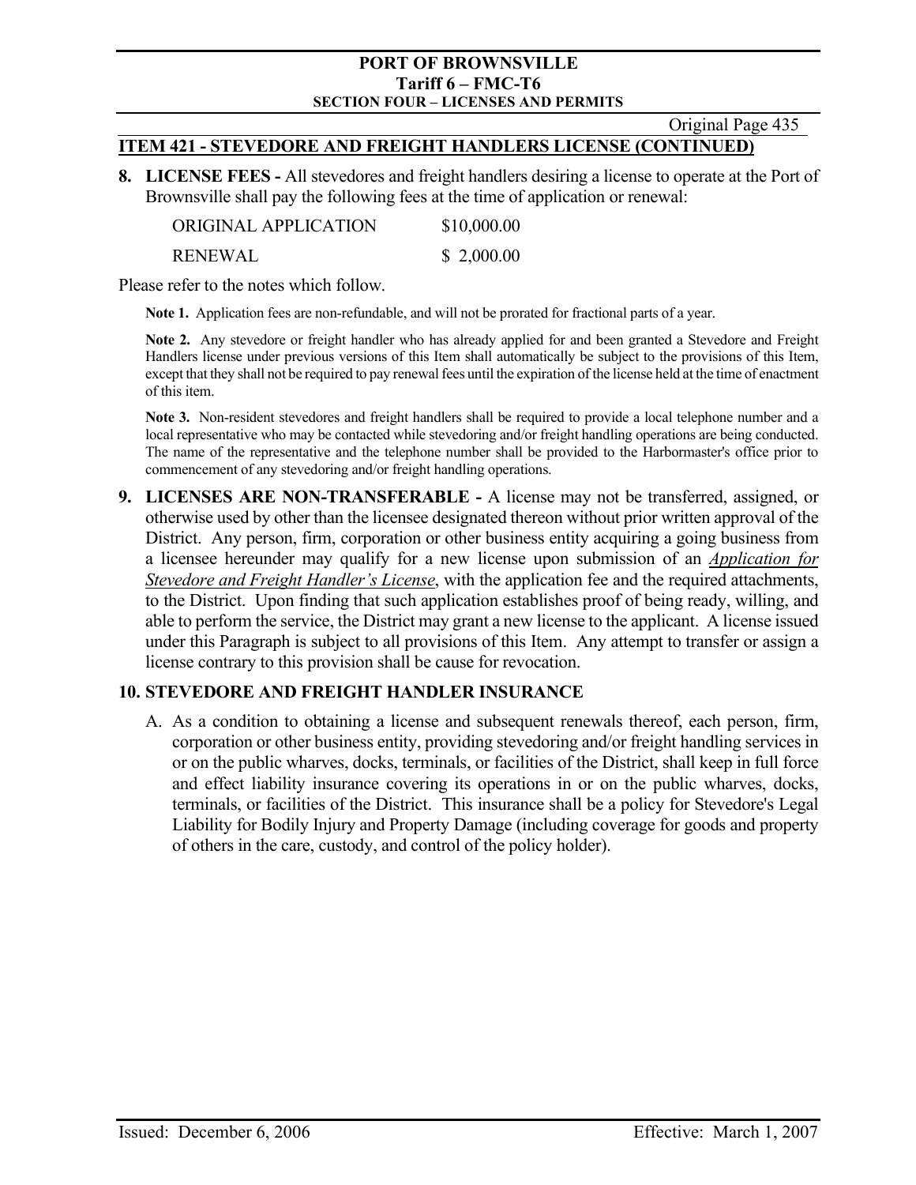## ITEM 421 - STEVEDORE AND FREIGHT HANDLERS LICENSE (CONTINUED)

**8. LICENSE FEES -** All stevedores and freight handlers desiring a license to operate at the Port of Brownsville shall pay the following fees at the time of application or renewal:

| | |
|---|---|
| ORIGINAL APPLICATION | \$10,000.00 |
| RENEWAL | \$ 2,000.00 |

Please refer to the notes which follow.

**Note 1.** Application fees are non-refundable, and will not be prorated for fractional parts of a year.

**Note 2.** Any stevedore or freight handler who has already applied for and been granted a Stevedore and Freight Handlers license under previous versions of this Item shall automatically be subject to the provisions of this Item, except that they shall not be required to pay renewal fees until the expiration of the license held at the time of enactment of this item.

**Note 3.** Non-resident stevedores and freight handlers shall be required to provide a local telephone number and a local representative who may be contacted while stevedoring and/or freight handling operations are being conducted. The name of the representative and the telephone number shall be provided to the Harbormaster's office prior to commencement of any stevedoring and/or freight handling operations.

**9. LICENSES ARE NON-TRANSFERABLE -** A license may not be transferred, assigned, or otherwise used by other than the licensee designated thereon without prior written approval of the District. Any person, firm, corporation or other business entity acquiring a going business from a licensee hereunder may qualify for a new license upon submission of an *Application for Stevedore and Freight Handler's License*, with the application fee and the required attachments, to the District. Upon finding that such application establishes proof of being ready, willing, and able to perform the service, the District may grant a new license to the applicant. A license issued under this Paragraph is subject to all provisions of this Item. Any attempt to transfer or assign a license contrary to this provision shall be cause for revocation.

**10. STEVEDORE AND FREIGHT HANDLER INSURANCE**

A. As a condition to obtaining a license and subsequent renewals thereof, each person, firm, corporation or other business entity, providing stevedoring and/or freight handling services in or on the public wharves, docks, terminals, or facilities of the District, shall keep in full force and effect liability insurance covering its operations in or on the public wharves, docks, terminals, or facilities of the District. This insurance shall be a policy for Stevedore's Legal Liability for Bodily Injury and Property Damage (including coverage for goods and property of others in the care, custody, and control of the policy holder).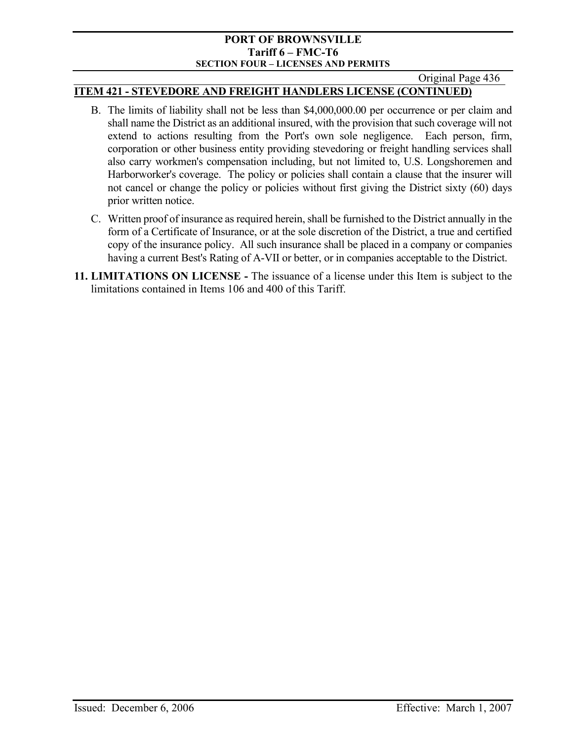## ITEM 421 - STEVEDORE AND FREIGHT HANDLERS LICENSE (CONTINUED)

B. The limits of liability shall not be less than $4,000,000.00 per occurrence or per claim and shall name the District as an additional insured, with the provision that such coverage will not extend to actions resulting from the Port's own sole negligence. Each person, firm, corporation or other business entity providing stevedoring or freight handling services shall also carry workmen's compensation including, but not limited to, U.S. Longshoremen and Harborworker's coverage. The policy or policies shall contain a clause that the insurer will not cancel or change the policy or policies without first giving the District sixty (60) days prior written notice.

C. Written proof of insurance as required herein, shall be furnished to the District annually in the form of a Certificate of Insurance, or at the sole discretion of the District, a true and certified copy of the insurance policy. All such insurance shall be placed in a company or companies having a current Best's Rating of A-VII or better, or in companies acceptable to the District.

**11. LIMITATIONS ON LICENSE -** The issuance of a license under this Item is subject to the limitations contained in Items 106 and 400 of this Tariff.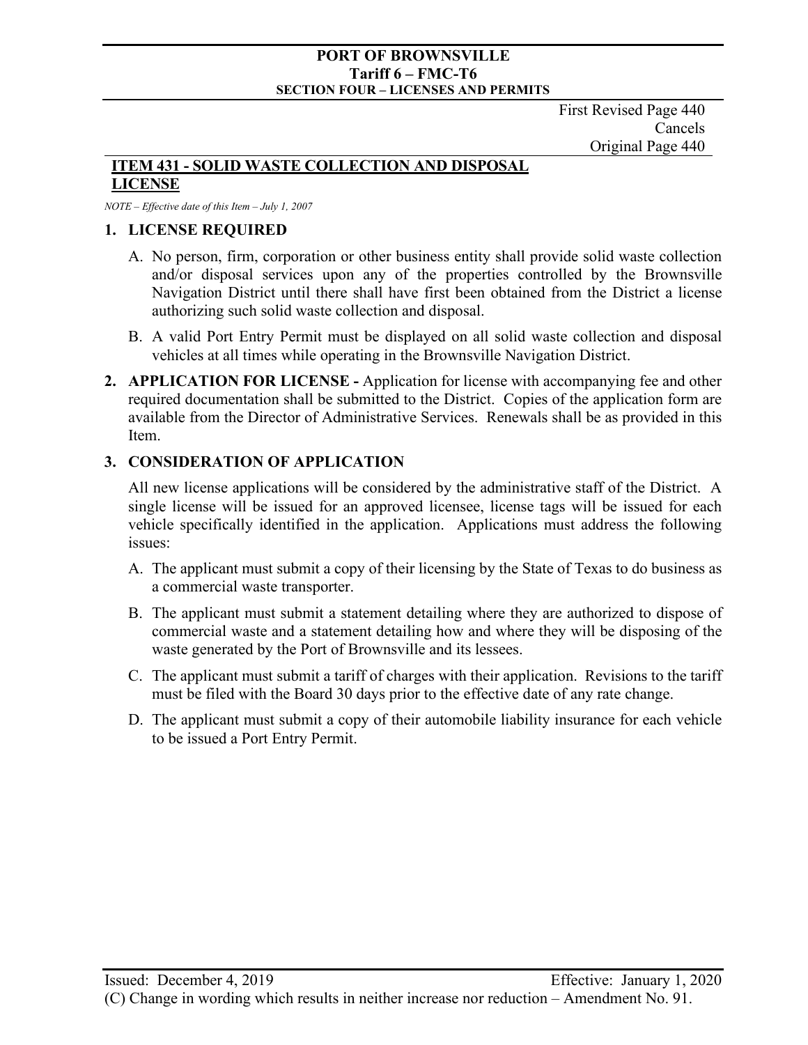First Revised Page 440
Cancels
Original Page 440

## ITEM 431 - SOLID WASTE COLLECTION AND DISPOSAL LICENSE

*NOTE – Effective date of this Item – July 1, 2007*

### 1. LICENSE REQUIRED

A. No person, firm, corporation or other business entity shall provide solid waste collection and/or disposal services upon any of the properties controlled by the Brownsville Navigation District until there shall have first been obtained from the District a license authorizing such solid waste collection and disposal.

B. A valid Port Entry Permit must be displayed on all solid waste collection and disposal vehicles at all times while operating in the Brownsville Navigation District.

**2. APPLICATION FOR LICENSE -** Application for license with accompanying fee and other required documentation shall be submitted to the District. Copies of the application form are available from the Director of Administrative Services. Renewals shall be as provided in this Item.

### 3. CONSIDERATION OF APPLICATION

All new license applications will be considered by the administrative staff of the District. A single license will be issued for an approved licensee, license tags will be issued for each vehicle specifically identified in the application. Applications must address the following issues:

A. The applicant must submit a copy of their licensing by the State of Texas to do business as a commercial waste transporter.

B. The applicant must submit a statement detailing where they are authorized to dispose of commercial waste and a statement detailing how and where they will be disposing of the waste generated by the Port of Brownsville and its lessees.

C. The applicant must submit a tariff of charges with their application. Revisions to the tariff must be filed with the Board 30 days prior to the effective date of any rate change.

D. The applicant must submit a copy of their automobile liability insurance for each vehicle to be issued a Port Entry Permit.

Issued: December 4, 2019 Effective: January 1, 2020

(C) Change in wording which results in neither increase nor reduction – Amendment No. 91.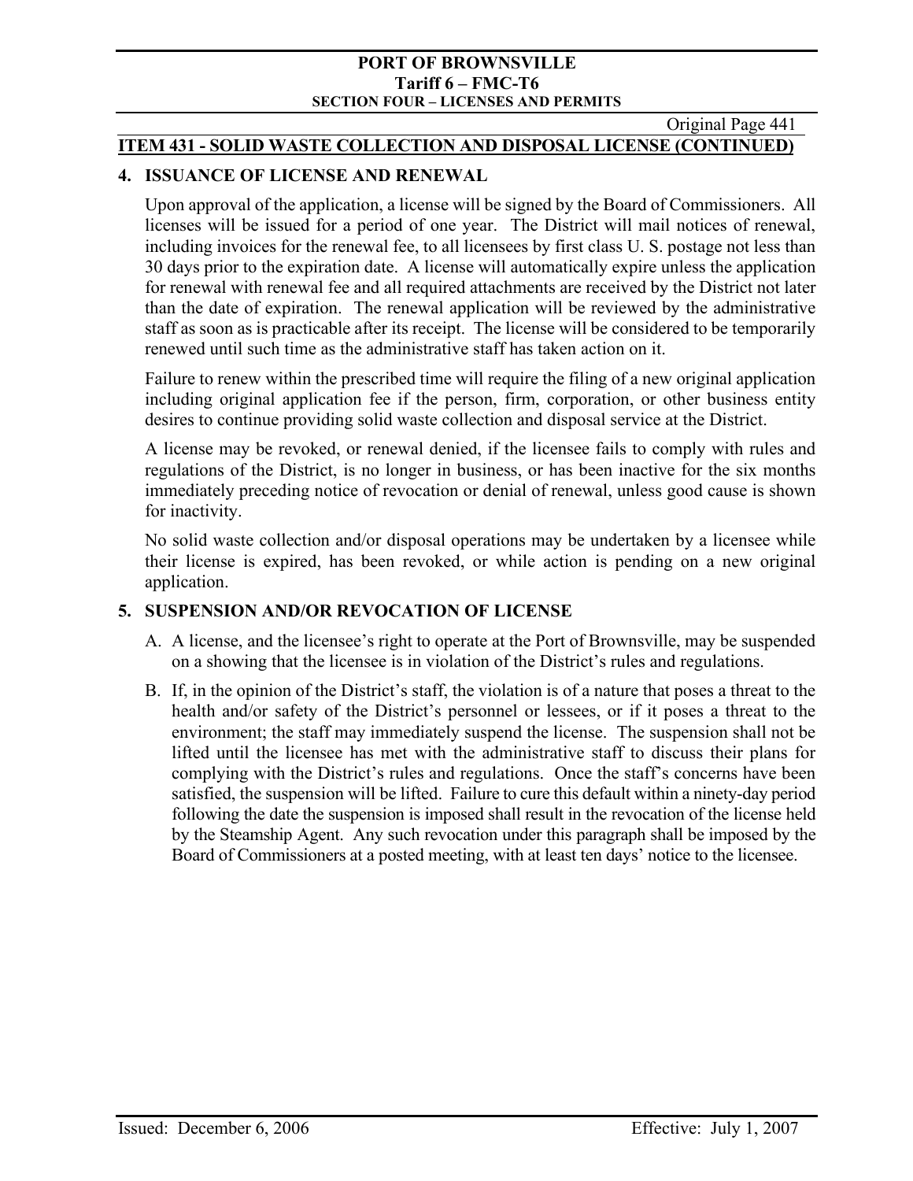## ITEM 431 - SOLID WASTE COLLECTION AND DISPOSAL LICENSE (CONTINUED)

### 4. ISSUANCE OF LICENSE AND RENEWAL

Upon approval of the application, a license will be signed by the Board of Commissioners. All licenses will be issued for a period of one year. The District will mail notices of renewal, including invoices for the renewal fee, to all licensees by first class U. S. postage not less than 30 days prior to the expiration date. A license will automatically expire unless the application for renewal with renewal fee and all required attachments are received by the District not later than the date of expiration. The renewal application will be reviewed by the administrative staff as soon as is practicable after its receipt. The license will be considered to be temporarily renewed until such time as the administrative staff has taken action on it.

Failure to renew within the prescribed time will require the filing of a new original application including original application fee if the person, firm, corporation, or other business entity desires to continue providing solid waste collection and disposal service at the District.

A license may be revoked, or renewal denied, if the licensee fails to comply with rules and regulations of the District, is no longer in business, or has been inactive for the six months immediately preceding notice of revocation or denial of renewal, unless good cause is shown for inactivity.

No solid waste collection and/or disposal operations may be undertaken by a licensee while their license is expired, has been revoked, or while action is pending on a new original application.

### 5. SUSPENSION AND/OR REVOCATION OF LICENSE

A. A license, and the licensee's right to operate at the Port of Brownsville, may be suspended on a showing that the licensee is in violation of the District's rules and regulations.

B. If, in the opinion of the District's staff, the violation is of a nature that poses a threat to the health and/or safety of the District's personnel or lessees, or if it poses a threat to the environment; the staff may immediately suspend the license. The suspension shall not be lifted until the licensee has met with the administrative staff to discuss their plans for complying with the District's rules and regulations. Once the staff's concerns have been satisfied, the suspension will be lifted. Failure to cure this default within a ninety-day period following the date the suspension is imposed shall result in the revocation of the license held by the Steamship Agent. Any such revocation under this paragraph shall be imposed by the Board of Commissioners at a posted meeting, with at least ten days' notice to the licensee.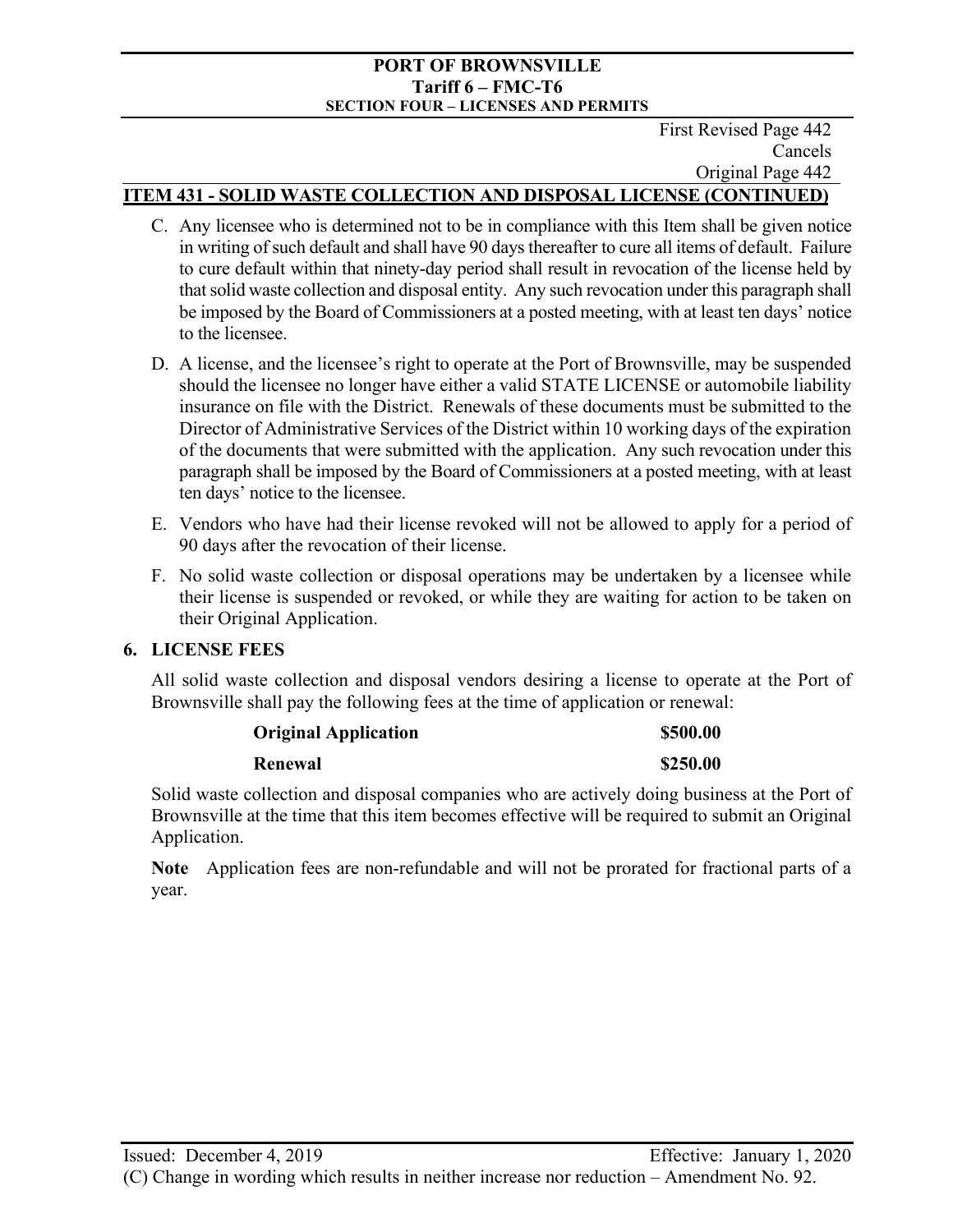First Revised Page 442
Cancels
Original Page 442

## ITEM 431 - SOLID WASTE COLLECTION AND DISPOSAL LICENSE (CONTINUED)

C. Any licensee who is determined not to be in compliance with this Item shall be given notice in writing of such default and shall have 90 days thereafter to cure all items of default. Failure to cure default within that ninety-day period shall result in revocation of the license held by that solid waste collection and disposal entity. Any such revocation under this paragraph shall be imposed by the Board of Commissioners at a posted meeting, with at least ten days' notice to the licensee.

D. A license, and the licensee's right to operate at the Port of Brownsville, may be suspended should the licensee no longer have either a valid STATE LICENSE or automobile liability insurance on file with the District. Renewals of these documents must be submitted to the Director of Administrative Services of the District within 10 working days of the expiration of the documents that were submitted with the application. Any such revocation under this paragraph shall be imposed by the Board of Commissioners at a posted meeting, with at least ten days' notice to the licensee.

E. Vendors who have had their license revoked will not be allowed to apply for a period of 90 days after the revocation of their license.

F. No solid waste collection or disposal operations may be undertaken by a licensee while their license is suspended or revoked, or while they are waiting for action to be taken on their Original Application.

### 6. LICENSE FEES

All solid waste collection and disposal vendors desiring a license to operate at the Port of Brownsville shall pay the following fees at the time of application or renewal:

| | |
|---|---|
| **Original Application** | **\$500.00** |
| **Renewal** | **\$250.00** |

Solid waste collection and disposal companies who are actively doing business at the Port of Brownsville at the time that this item becomes effective will be required to submit an Original Application.

**Note** Application fees are non-refundable and will not be prorated for fractional parts of a year.

Issued: December 4, 2019 Effective: January 1, 2020

(C) Change in wording which results in neither increase nor reduction – Amendment No. 92.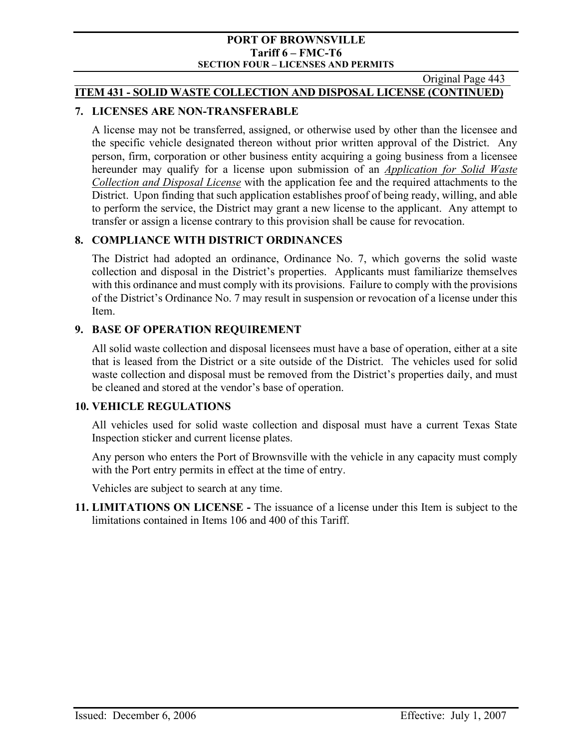## ITEM 431 - SOLID WASTE COLLECTION AND DISPOSAL LICENSE (CONTINUED)

### 7. LICENSES ARE NON-TRANSFERABLE

A license may not be transferred, assigned, or otherwise used by other than the licensee and the specific vehicle designated thereon without prior written approval of the District. Any person, firm, corporation or other business entity acquiring a going business from a licensee hereunder may qualify for a license upon submission of an *Application for Solid Waste Collection and Disposal License* with the application fee and the required attachments to the District. Upon finding that such application establishes proof of being ready, willing, and able to perform the service, the District may grant a new license to the applicant. Any attempt to transfer or assign a license contrary to this provision shall be cause for revocation.

### 8. COMPLIANCE WITH DISTRICT ORDINANCES

The District had adopted an ordinance, Ordinance No. 7, which governs the solid waste collection and disposal in the District's properties. Applicants must familiarize themselves with this ordinance and must comply with its provisions. Failure to comply with the provisions of the District's Ordinance No. 7 may result in suspension or revocation of a license under this Item.

### 9. BASE OF OPERATION REQUIREMENT

All solid waste collection and disposal licensees must have a base of operation, either at a site that is leased from the District or a site outside of the District. The vehicles used for solid waste collection and disposal must be removed from the District's properties daily, and must be cleaned and stored at the vendor's base of operation.

### 10. VEHICLE REGULATIONS

All vehicles used for solid waste collection and disposal must have a current Texas State Inspection sticker and current license plates.

Any person who enters the Port of Brownsville with the vehicle in any capacity must comply with the Port entry permits in effect at the time of entry.

Vehicles are subject to search at any time.

**11. LIMITATIONS ON LICENSE -** The issuance of a license under this Item is subject to the limitations contained in Items 106 and 400 of this Tariff.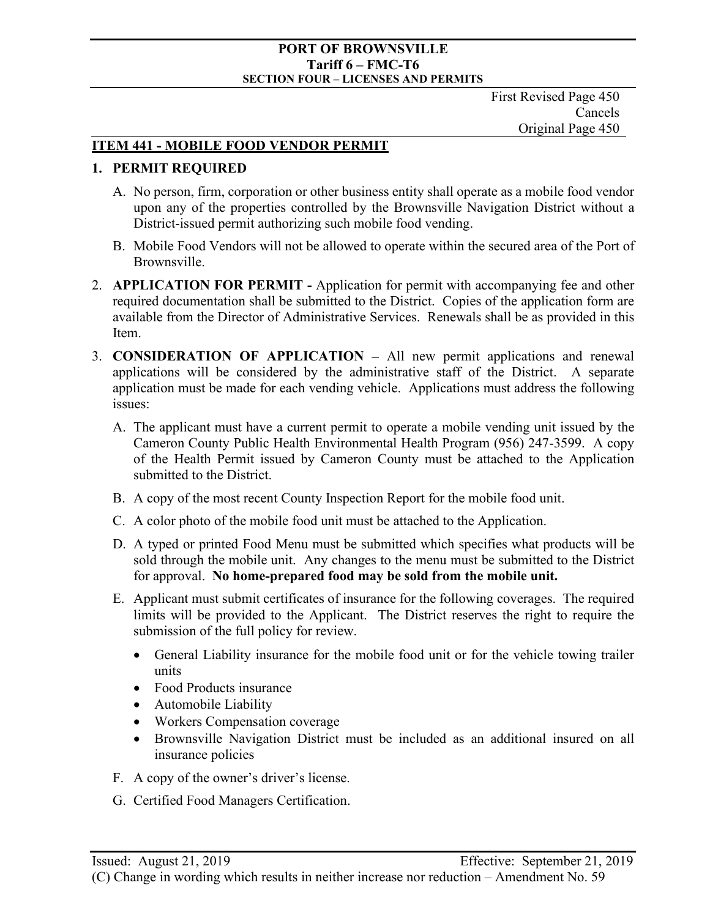First Revised Page 450
Cancels
Original Page 450

## ITEM 441 - MOBILE FOOD VENDOR PERMIT

### 1. PERMIT REQUIRED

A. No person, firm, corporation or other business entity shall operate as a mobile food vendor upon any of the properties controlled by the Brownsville Navigation District without a District-issued permit authorizing such mobile food vending.

B. Mobile Food Vendors will not be allowed to operate within the secured area of the Port of Brownsville.

2. **APPLICATION FOR PERMIT -** Application for permit with accompanying fee and other required documentation shall be submitted to the District. Copies of the application form are available from the Director of Administrative Services. Renewals shall be as provided in this Item.

3. **CONSIDERATION OF APPLICATION –** All new permit applications and renewal applications will be considered by the administrative staff of the District. A separate application must be made for each vending vehicle. Applications must address the following issues:

   A. The applicant must have a current permit to operate a mobile vending unit issued by the Cameron County Public Health Environmental Health Program (956) 247-3599. A copy of the Health Permit issued by Cameron County must be attached to the Application submitted to the District.

   B. A copy of the most recent County Inspection Report for the mobile food unit.

   C. A color photo of the mobile food unit must be attached to the Application.

   D. A typed or printed Food Menu must be submitted which specifies what products will be sold through the mobile unit. Any changes to the menu must be submitted to the District for approval. **No home-prepared food may be sold from the mobile unit.**

   E. Applicant must submit certificates of insurance for the following coverages. The required limits will be provided to the Applicant. The District reserves the right to require the submission of the full policy for review.

   - General Liability insurance for the mobile food unit or for the vehicle towing trailer units
   - Food Products insurance
   - Automobile Liability
   - Workers Compensation coverage
   - Brownsville Navigation District must be included as an additional insured on all insurance policies

   F. A copy of the owner's driver's license.

   G. Certified Food Managers Certification.

Issued: August 21, 2019 Effective: September 21, 2019

(C) Change in wording which results in neither increase nor reduction – Amendment No. 59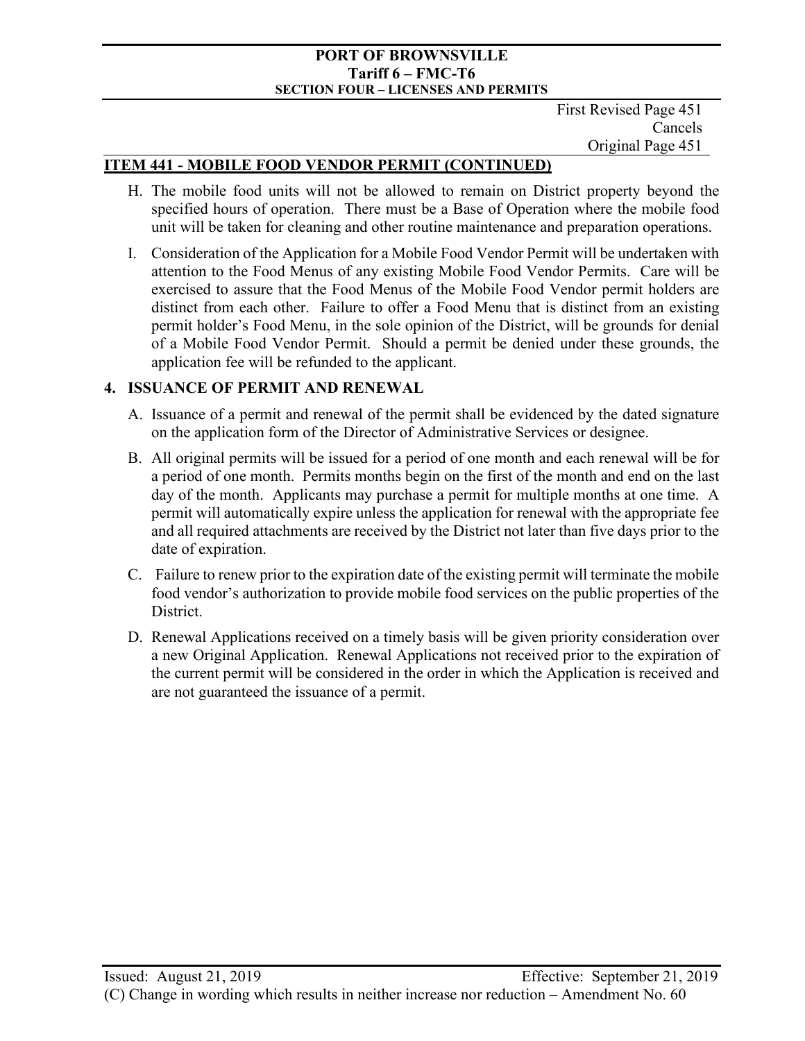First Revised Page 451
Cancels
Original Page 451

## ITEM 441 - MOBILE FOOD VENDOR PERMIT (CONTINUED)

H. The mobile food units will not be allowed to remain on District property beyond the specified hours of operation. There must be a Base of Operation where the mobile food unit will be taken for cleaning and other routine maintenance and preparation operations.

I. Consideration of the Application for a Mobile Food Vendor Permit will be undertaken with attention to the Food Menus of any existing Mobile Food Vendor Permits. Care will be exercised to assure that the Food Menus of the Mobile Food Vendor permit holders are distinct from each other. Failure to offer a Food Menu that is distinct from an existing permit holder's Food Menu, in the sole opinion of the District, will be grounds for denial of a Mobile Food Vendor Permit. Should a permit be denied under these grounds, the application fee will be refunded to the applicant.

### 4. ISSUANCE OF PERMIT AND RENEWAL

A. Issuance of a permit and renewal of the permit shall be evidenced by the dated signature on the application form of the Director of Administrative Services or designee.

B. All original permits will be issued for a period of one month and each renewal will be for a period of one month. Permits months begin on the first of the month and end on the last day of the month. Applicants may purchase a permit for multiple months at one time. A permit will automatically expire unless the application for renewal with the appropriate fee and all required attachments are received by the District not later than five days prior to the date of expiration.

C. Failure to renew prior to the expiration date of the existing permit will terminate the mobile food vendor's authorization to provide mobile food services on the public properties of the District.

D. Renewal Applications received on a timely basis will be given priority consideration over a new Original Application. Renewal Applications not received prior to the expiration of the current permit will be considered in the order in which the Application is received and are not guaranteed the issuance of a permit.

Issued: August 21, 2019 Effective: September 21, 2019

(C) Change in wording which results in neither increase nor reduction – Amendment No. 60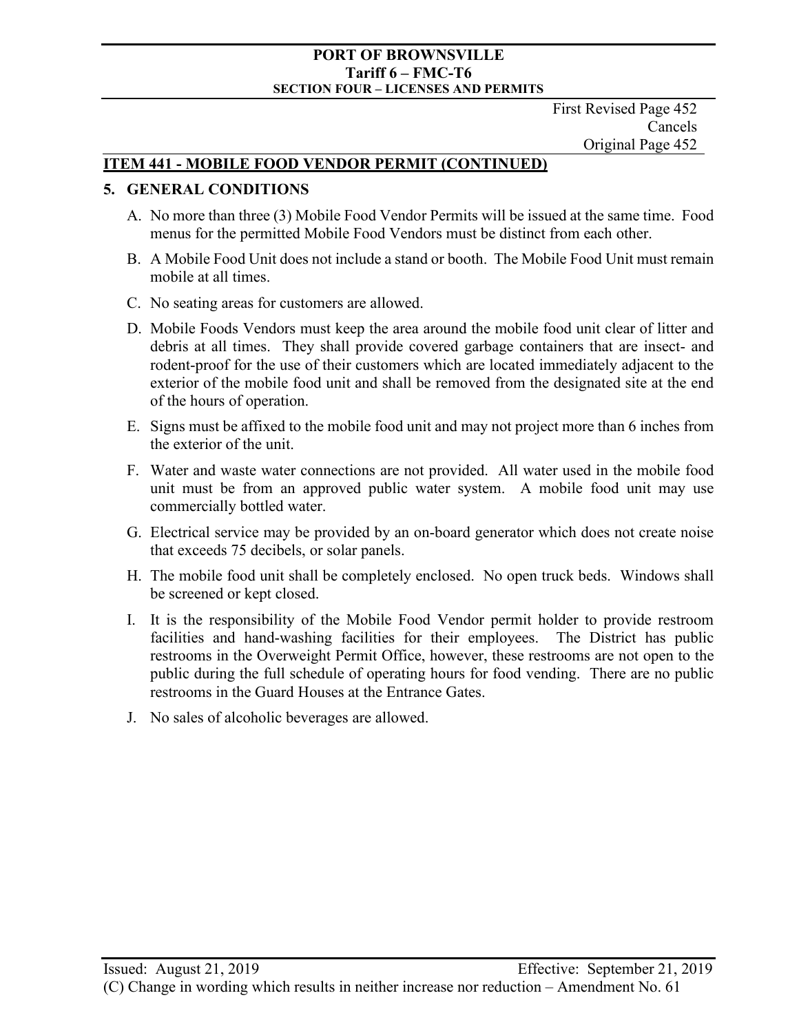First Revised Page 452
Cancels
Original Page 452

## ITEM 441 - MOBILE FOOD VENDOR PERMIT (CONTINUED)

### 5. GENERAL CONDITIONS

A. No more than three (3) Mobile Food Vendor Permits will be issued at the same time. Food menus for the permitted Mobile Food Vendors must be distinct from each other.

B. A Mobile Food Unit does not include a stand or booth. The Mobile Food Unit must remain mobile at all times.

C. No seating areas for customers are allowed.

D. Mobile Foods Vendors must keep the area around the mobile food unit clear of litter and debris at all times. They shall provide covered garbage containers that are insect- and rodent-proof for the use of their customers which are located immediately adjacent to the exterior of the mobile food unit and shall be removed from the designated site at the end of the hours of operation.

E. Signs must be affixed to the mobile food unit and may not project more than 6 inches from the exterior of the unit.

F. Water and waste water connections are not provided. All water used in the mobile food unit must be from an approved public water system. A mobile food unit may use commercially bottled water.

G. Electrical service may be provided by an on-board generator which does not create noise that exceeds 75 decibels, or solar panels.

H. The mobile food unit shall be completely enclosed. No open truck beds. Windows shall be screened or kept closed.

I. It is the responsibility of the Mobile Food Vendor permit holder to provide restroom facilities and hand-washing facilities for their employees. The District has public restrooms in the Overweight Permit Office, however, these restrooms are not open to the public during the full schedule of operating hours for food vending. There are no public restrooms in the Guard Houses at the Entrance Gates.

J. No sales of alcoholic beverages are allowed.

Issued: August 21, 2019 Effective: September 21, 2019

(C) Change in wording which results in neither increase nor reduction – Amendment No. 61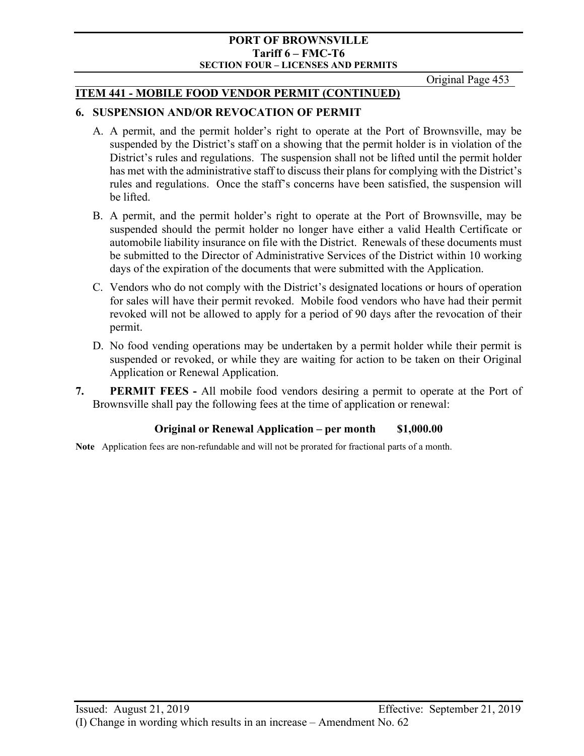## ITEM 441 - MOBILE FOOD VENDOR PERMIT (CONTINUED)

### 6. SUSPENSION AND/OR REVOCATION OF PERMIT

A. A permit, and the permit holder's right to operate at the Port of Brownsville, may be suspended by the District's staff on a showing that the permit holder is in violation of the District's rules and regulations. The suspension shall not be lifted until the permit holder has met with the administrative staff to discuss their plans for complying with the District's rules and regulations. Once the staff's concerns have been satisfied, the suspension will be lifted.

B. A permit, and the permit holder's right to operate at the Port of Brownsville, may be suspended should the permit holder no longer have either a valid Health Certificate or automobile liability insurance on file with the District. Renewals of these documents must be submitted to the Director of Administrative Services of the District within 10 working days of the expiration of the documents that were submitted with the Application.

C. Vendors who do not comply with the District's designated locations or hours of operation for sales will have their permit revoked. Mobile food vendors who have had their permit revoked will not be allowed to apply for a period of 90 days after the revocation of their permit.

D. No food vending operations may be undertaken by a permit holder while their permit is suspended or revoked, or while they are waiting for action to be taken on their Original Application or Renewal Application.

**7. PERMIT FEES -** All mobile food vendors desiring a permit to operate at the Port of Brownsville shall pay the following fees at the time of application or renewal:

**Original or Renewal Application – per month $1,000.00**

**Note** Application fees are non-refundable and will not be prorated for fractional parts of a month.

Issued: August 21, 2019 Effective: September 21, 2019

(I) Change in wording which results in an increase – Amendment No. 62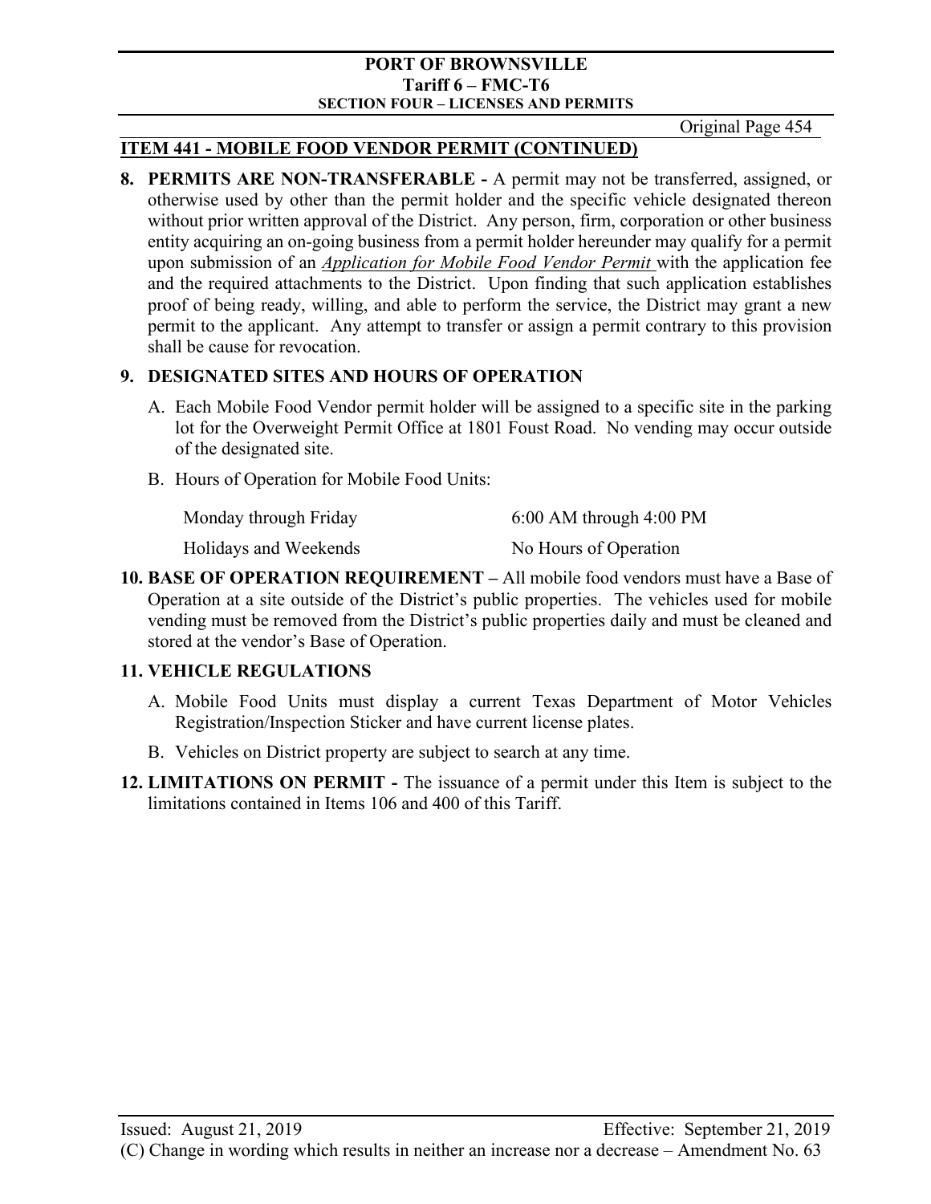## ITEM 441 - MOBILE FOOD VENDOR PERMIT (CONTINUED)

8. **PERMITS ARE NON-TRANSFERABLE -** A permit may not be transferred, assigned, or otherwise used by other than the permit holder and the specific vehicle designated thereon without prior written approval of the District. Any person, firm, corporation or other business entity acquiring an on-going business from a permit holder hereunder may qualify for a permit upon submission of an *Application for Mobile Food Vendor Permit* with the application fee and the required attachments to the District. Upon finding that such application establishes proof of being ready, willing, and able to perform the service, the District may grant a new permit to the applicant. Any attempt to transfer or assign a permit contrary to this provision shall be cause for revocation.

9. **DESIGNATED SITES AND HOURS OF OPERATION**

   A. Each Mobile Food Vendor permit holder will be assigned to a specific site in the parking lot for the Overweight Permit Office at 1801 Foust Road. No vending may occur outside of the designated site.

   B. Hours of Operation for Mobile Food Units:

   | | |
   |---|---|
   | Monday through Friday | 6:00 AM through 4:00 PM |
   | Holidays and Weekends | No Hours of Operation |

10. **BASE OF OPERATION REQUIREMENT –** All mobile food vendors must have a Base of Operation at a site outside of the District's public properties. The vehicles used for mobile vending must be removed from the District's public properties daily and must be cleaned and stored at the vendor's Base of Operation.

11. **VEHICLE REGULATIONS**

    A. Mobile Food Units must display a current Texas Department of Motor Vehicles Registration/Inspection Sticker and have current license plates.

    B. Vehicles on District property are subject to search at any time.

12. **LIMITATIONS ON PERMIT -** The issuance of a permit under this Item is subject to the limitations contained in Items 106 and 400 of this Tariff.

Issued: August 21, 2019 Effective: September 21, 2019

(C) Change in wording which results in neither an increase nor a decrease – Amendment No. 63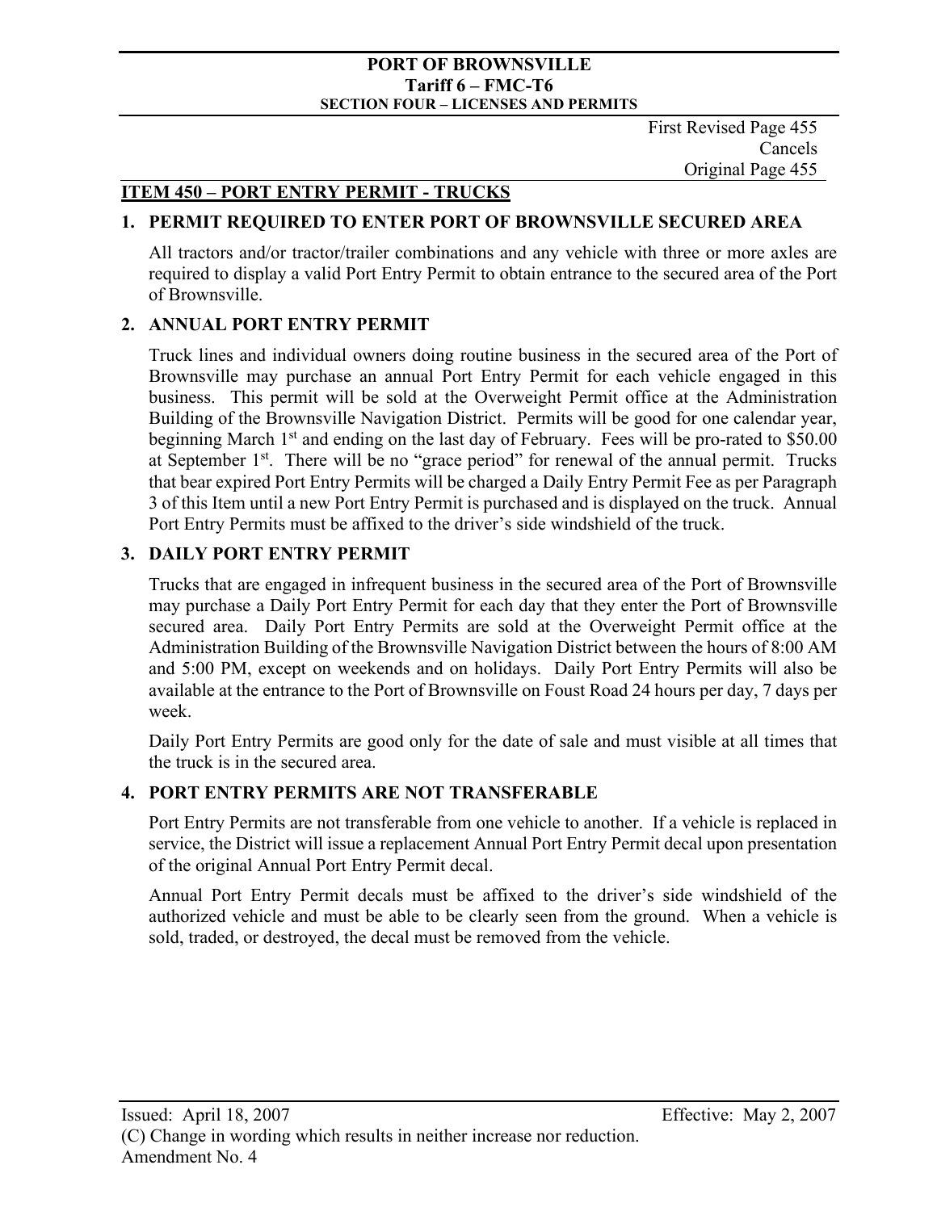First Revised Page 455
Cancels
Original Page 455

## ITEM 450 – PORT ENTRY PERMIT - TRUCKS

### 1. PERMIT REQUIRED TO ENTER PORT OF BROWNSVILLE SECURED AREA

All tractors and/or tractor/trailer combinations and any vehicle with three or more axles are required to display a valid Port Entry Permit to obtain entrance to the secured area of the Port of Brownsville.

### 2. ANNUAL PORT ENTRY PERMIT

Truck lines and individual owners doing routine business in the secured area of the Port of Brownsville may purchase an annual Port Entry Permit for each vehicle engaged in this business. This permit will be sold at the Overweight Permit office at the Administration Building of the Brownsville Navigation District. Permits will be good for one calendar year, beginning March 1st and ending on the last day of February. Fees will be pro-rated to $50.00 at September 1st. There will be no "grace period" for renewal of the annual permit. Trucks that bear expired Port Entry Permits will be charged a Daily Entry Permit Fee as per Paragraph 3 of this Item until a new Port Entry Permit is purchased and is displayed on the truck. Annual Port Entry Permits must be affixed to the driver's side windshield of the truck.

### 3. DAILY PORT ENTRY PERMIT

Trucks that are engaged in infrequent business in the secured area of the Port of Brownsville may purchase a Daily Port Entry Permit for each day that they enter the Port of Brownsville secured area. Daily Port Entry Permits are sold at the Overweight Permit office at the Administration Building of the Brownsville Navigation District between the hours of 8:00 AM and 5:00 PM, except on weekends and on holidays. Daily Port Entry Permits will also be available at the entrance to the Port of Brownsville on Foust Road 24 hours per day, 7 days per week.

Daily Port Entry Permits are good only for the date of sale and must visible at all times that the truck is in the secured area.

### 4. PORT ENTRY PERMITS ARE NOT TRANSFERABLE

Port Entry Permits are not transferable from one vehicle to another. If a vehicle is replaced in service, the District will issue a replacement Annual Port Entry Permit decal upon presentation of the original Annual Port Entry Permit decal.

Annual Port Entry Permit decals must be affixed to the driver's side windshield of the authorized vehicle and must be able to be clearly seen from the ground. When a vehicle is sold, traded, or destroyed, the decal must be removed from the vehicle.

Issued: April 18, 2007 Effective: May 2, 2007

(C) Change in wording which results in neither increase nor reduction.

Amendment No. 4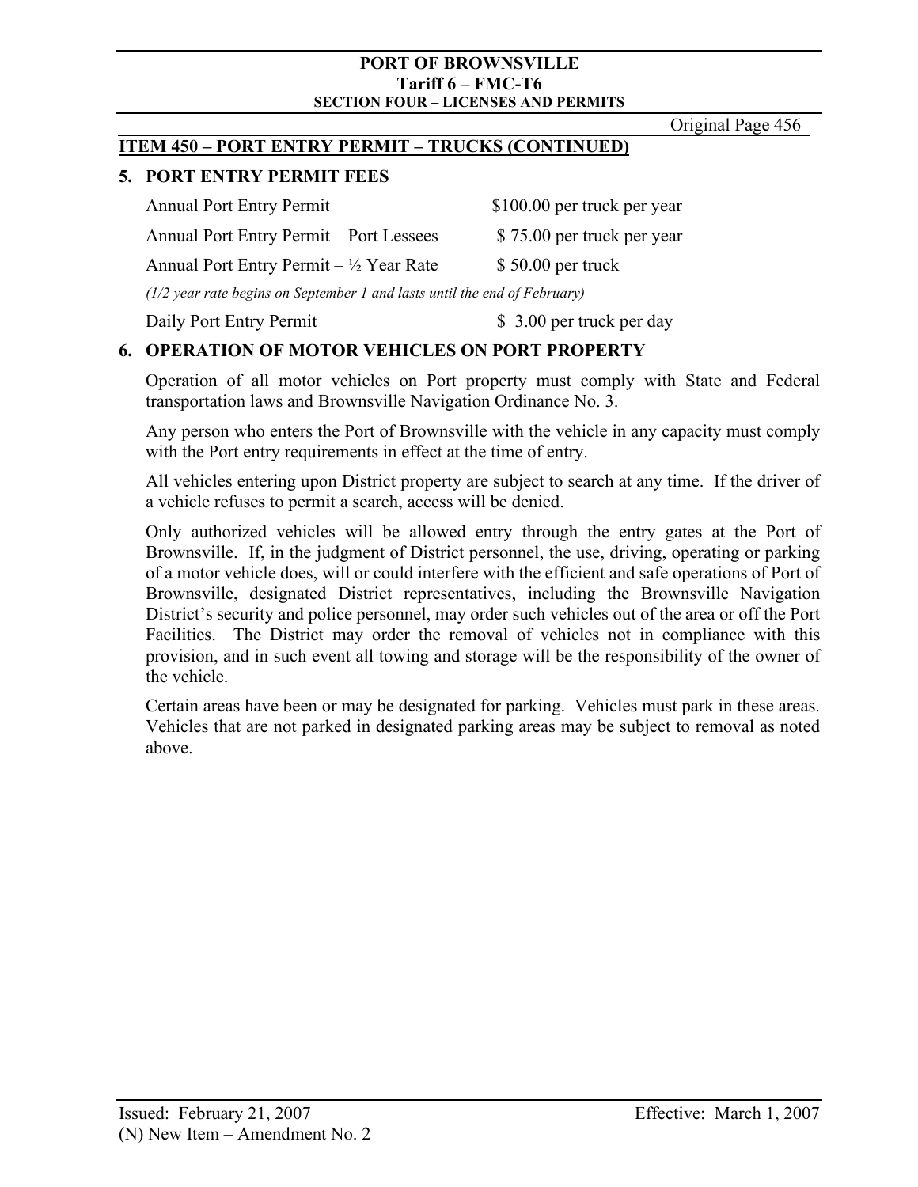## ITEM 450 – PORT ENTRY PERMIT – TRUCKS (CONTINUED)

### 5. PORT ENTRY PERMIT FEES

| | |
|---|---|
| Annual Port Entry Permit | $100.00 per truck per year |
| Annual Port Entry Permit – Port Lessees | $ 75.00 per truck per year |
| Annual Port Entry Permit – ½ Year Rate | $ 50.00 per truck |

*(1/2 year rate begins on September 1 and lasts until the end of February)*

| | |
|---|---|
| Daily Port Entry Permit | $ 3.00 per truck per day |

### 6. OPERATION OF MOTOR VEHICLES ON PORT PROPERTY

Operation of all motor vehicles on Port property must comply with State and Federal transportation laws and Brownsville Navigation Ordinance No. 3.

Any person who enters the Port of Brownsville with the vehicle in any capacity must comply with the Port entry requirements in effect at the time of entry.

All vehicles entering upon District property are subject to search at any time. If the driver of a vehicle refuses to permit a search, access will be denied.

Only authorized vehicles will be allowed entry through the entry gates at the Port of Brownsville. If, in the judgment of District personnel, the use, driving, operating or parking of a motor vehicle does, will or could interfere with the efficient and safe operations of Port of Brownsville, designated District representatives, including the Brownsville Navigation District's security and police personnel, may order such vehicles out of the area or off the Port Facilities. The District may order the removal of vehicles not in compliance with this provision, and in such event all towing and storage will be the responsibility of the owner of the vehicle.

Certain areas have been or may be designated for parking. Vehicles must park in these areas. Vehicles that are not parked in designated parking areas may be subject to removal as noted above.

Issued: February 21, 2007 Effective: March 1, 2007

(N) New Item – Amendment No. 2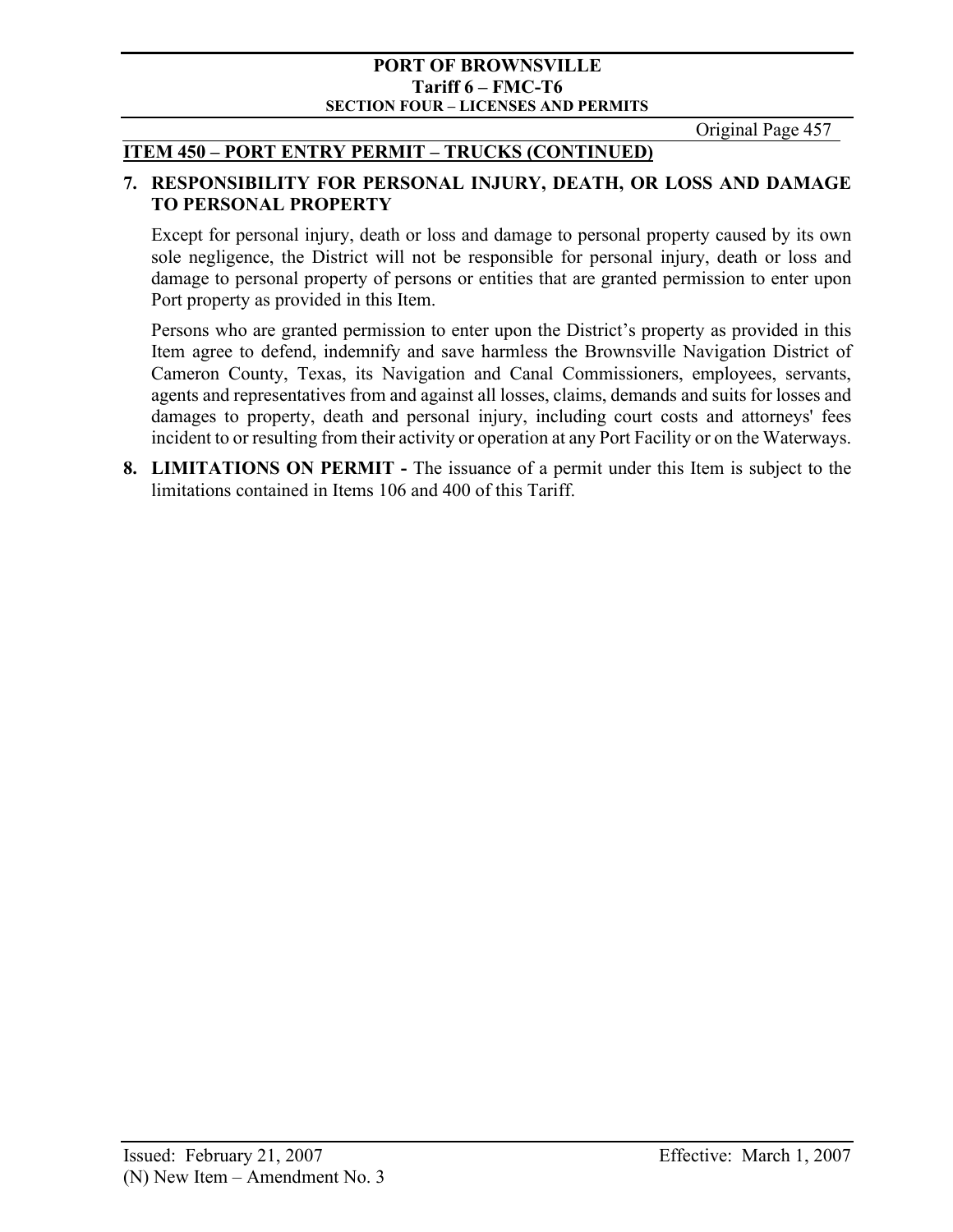## ITEM 450 – PORT ENTRY PERMIT – TRUCKS (CONTINUED)

**7. RESPONSIBILITY FOR PERSONAL INJURY, DEATH, OR LOSS AND DAMAGE TO PERSONAL PROPERTY**

Except for personal injury, death or loss and damage to personal property caused by its own sole negligence, the District will not be responsible for personal injury, death or loss and damage to personal property of persons or entities that are granted permission to enter upon Port property as provided in this Item.

Persons who are granted permission to enter upon the District's property as provided in this Item agree to defend, indemnify and save harmless the Brownsville Navigation District of Cameron County, Texas, its Navigation and Canal Commissioners, employees, servants, agents and representatives from and against all losses, claims, demands and suits for losses and damages to property, death and personal injury, including court costs and attorneys' fees incident to or resulting from their activity or operation at any Port Facility or on the Waterways.

**8. LIMITATIONS ON PERMIT -** The issuance of a permit under this Item is subject to the limitations contained in Items 106 and 400 of this Tariff.

Issued: February 21, 2007 | Effective: March 1, 2007

(N) New Item – Amendment No. 3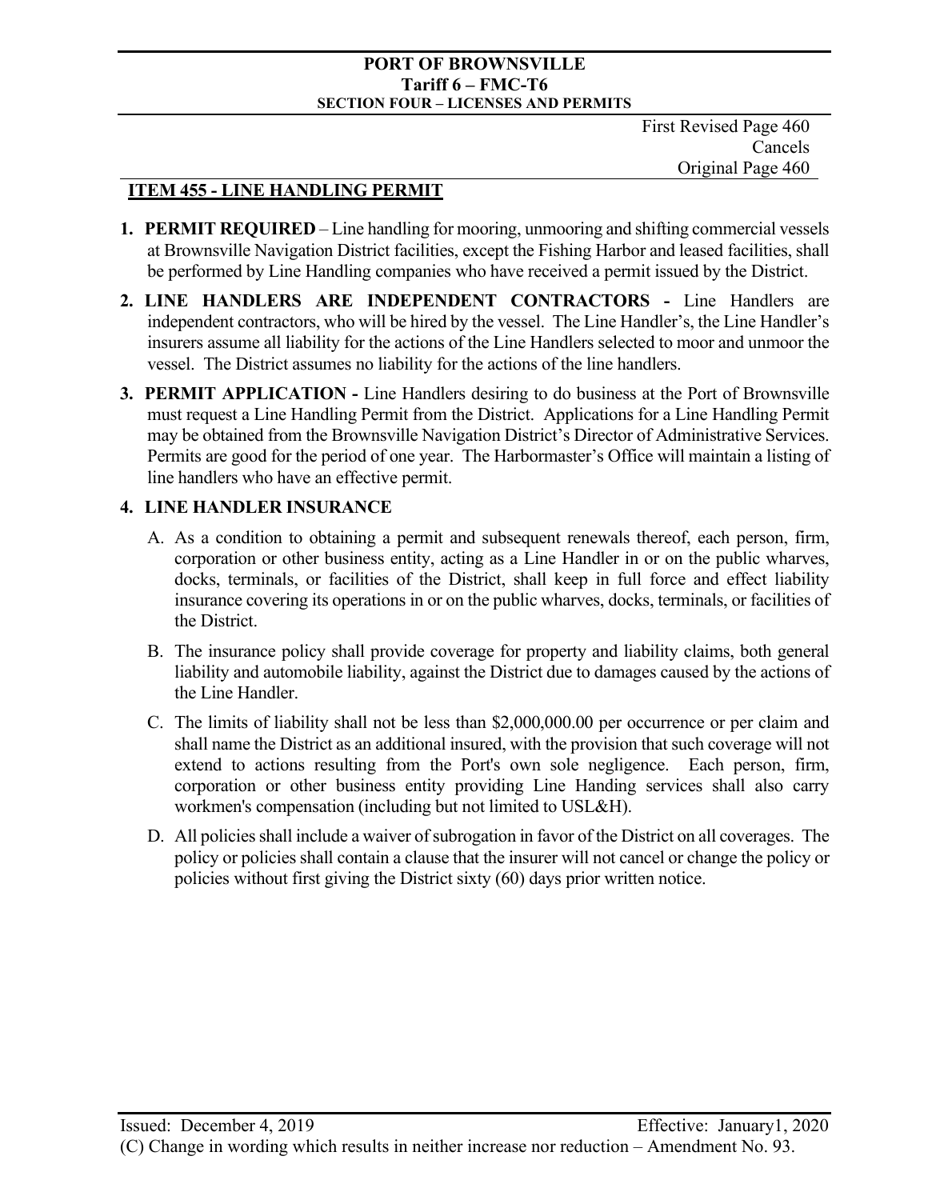First Revised Page 460
Cancels
Original Page 460

## ITEM 455 - LINE HANDLING PERMIT

1. **PERMIT REQUIRED** – Line handling for mooring, unmooring and shifting commercial vessels at Brownsville Navigation District facilities, except the Fishing Harbor and leased facilities, shall be performed by Line Handling companies who have received a permit issued by the District.

2. **LINE HANDLERS ARE INDEPENDENT CONTRACTORS -** Line Handlers are independent contractors, who will be hired by the vessel. The Line Handler's, the Line Handler's insurers assume all liability for the actions of the Line Handlers selected to moor and unmoor the vessel. The District assumes no liability for the actions of the line handlers.

3. **PERMIT APPLICATION -** Line Handlers desiring to do business at the Port of Brownsville must request a Line Handling Permit from the District. Applications for a Line Handling Permit may be obtained from the Brownsville Navigation District's Director of Administrative Services. Permits are good for the period of one year. The Harbormaster's Office will maintain a listing of line handlers who have an effective permit.

4. **LINE HANDLER INSURANCE**

   A. As a condition to obtaining a permit and subsequent renewals thereof, each person, firm, corporation or other business entity, acting as a Line Handler in or on the public wharves, docks, terminals, or facilities of the District, shall keep in full force and effect liability insurance covering its operations in or on the public wharves, docks, terminals, or facilities of the District.

   B. The insurance policy shall provide coverage for property and liability claims, both general liability and automobile liability, against the District due to damages caused by the actions of the Line Handler.

   C. The limits of liability shall not be less than $2,000,000.00 per occurrence or per claim and shall name the District as an additional insured, with the provision that such coverage will not extend to actions resulting from the Port's own sole negligence. Each person, firm, corporation or other business entity providing Line Handing services shall also carry workmen's compensation (including but not limited to USL&H).

   D. All policies shall include a waiver of subrogation in favor of the District on all coverages. The policy or policies shall contain a clause that the insurer will not cancel or change the policy or policies without first giving the District sixty (60) days prior written notice.

Issued: December 4, 2019 Effective: January1, 2020

(C) Change in wording which results in neither increase nor reduction – Amendment No. 93.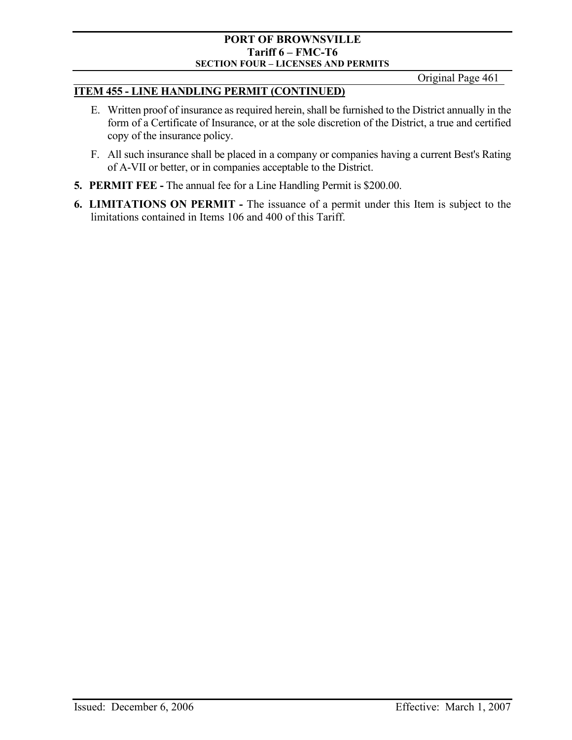## ITEM 455 - LINE HANDLING PERMIT (CONTINUED)

E. Written proof of insurance as required herein, shall be furnished to the District annually in the form of a Certificate of Insurance, or at the sole discretion of the District, a true and certified copy of the insurance policy.

F. All such insurance shall be placed in a company or companies having a current Best's Rating of A-VII or better, or in companies acceptable to the District.

**5. PERMIT FEE -** The annual fee for a Line Handling Permit is $200.00.

**6. LIMITATIONS ON PERMIT -** The issuance of a permit under this Item is subject to the limitations contained in Items 106 and 400 of this Tariff.